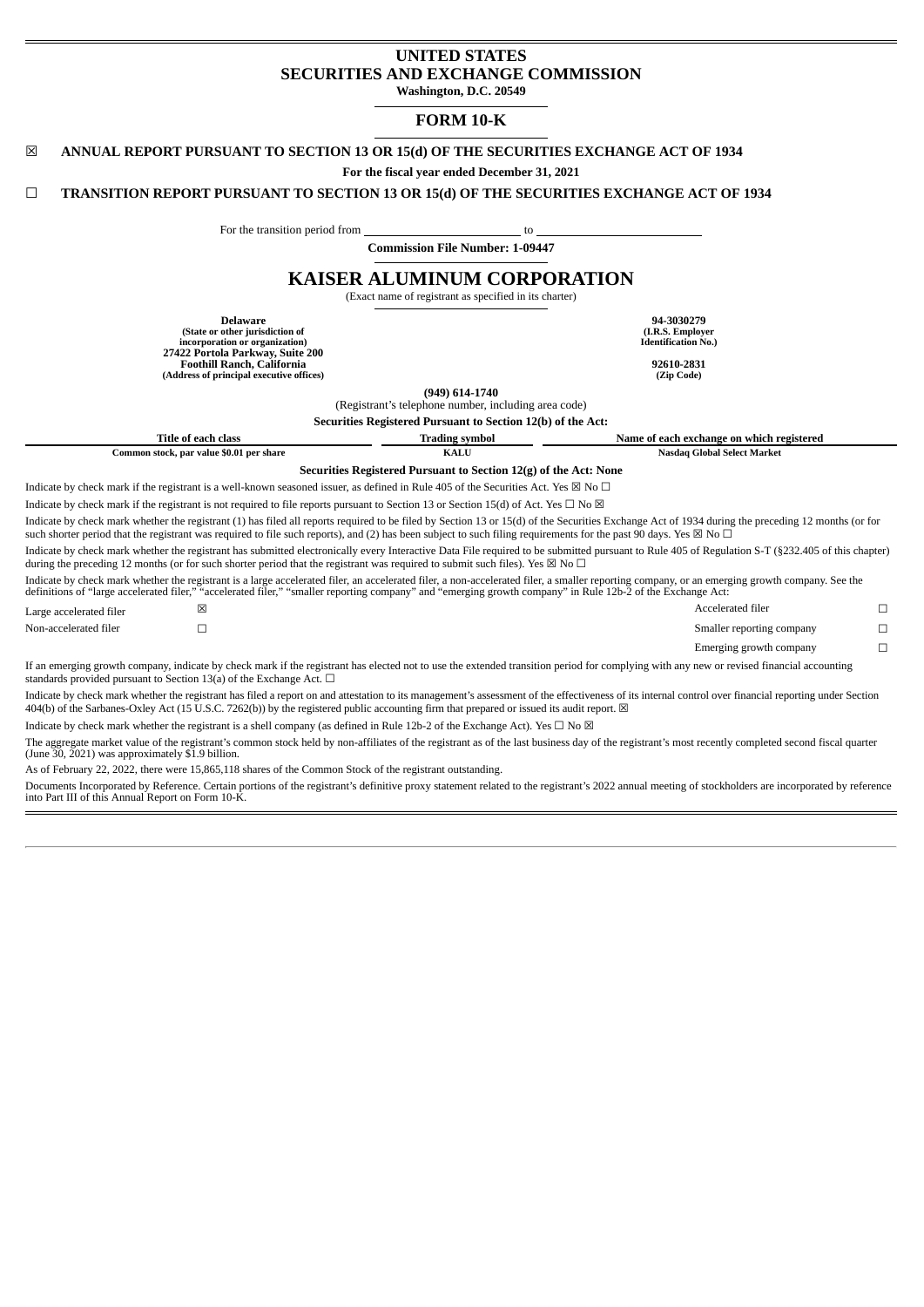# UNITED STATES
# SECURITIES AND EXCHANGE COMMISSION

**Washington, D.C. 20549**

## FORM 10-K

☒ **ANNUAL REPORT PURSUANT TO SECTION 13 OR 15(d) OF THE SECURITIES EXCHANGE ACT OF 1934**

**For the fiscal year ended December 31, 2021**

☐ **TRANSITION REPORT PURSUANT TO SECTION 13 OR 15(d) OF THE SECURITIES EXCHANGE ACT OF 1934**

For the transition period from ______________ to ______________

**Commission File Number: 1-09447**

# KAISER ALUMINUM CORPORATION

(Exact name of registrant as specified in its charter)

| | |
|---|---|
| **Delaware** | **94-3030279** |
| **(State or other jurisdiction of incorporation or organization)** | **(I.R.S. Employer Identification No.)** |
| **27422 Portola Parkway, Suite 200 Foothill Ranch, California** | **92610-2831** |
| **(Address of principal executive offices)** | **(Zip Code)** |

**(949) 614-1740**

(Registrant's telephone number, including area code)

**Securities Registered Pursuant to Section 12(b) of the Act:**

| Title of each class | Trading symbol | Name of each exchange on which registered |
|---|---|---|
| **Common stock, par value $0.01 per share** | **KALU** | **Nasdaq Global Select Market** |

**Securities Registered Pursuant to Section 12(g) of the Act: None**

Indicate by check mark if the registrant is a well-known seasoned issuer, as defined in Rule 405 of the Securities Act. Yes ☒ No ☐

Indicate by check mark if the registrant is not required to file reports pursuant to Section 13 or Section 15(d) of Act. Yes ☐ No ☒

Indicate by check mark whether the registrant (1) has filed all reports required to be filed by Section 13 or 15(d) of the Securities Exchange Act of 1934 during the preceding 12 months (or for such shorter period that the registrant was required to file such reports), and (2) has been subject to such filing requirements for the past 90 days. Yes ☒ No ☐

Indicate by check mark whether the registrant has submitted electronically every Interactive Data File required to be submitted pursuant to Rule 405 of Regulation S-T (§232.405 of this chapter) during the preceding 12 months (or for such shorter period that the registrant was required to submit such files). Yes ☒ No ☐

Indicate by check mark whether the registrant is a large accelerated filer, an accelerated filer, a non-accelerated filer, a smaller reporting company, or an emerging growth company. See the definitions of "large accelerated filer," "accelerated filer," "smaller reporting company" and "emerging growth company" in Rule 12b-2 of the Exchange Act:

| | | | |
|---|---|---|---|
| Large accelerated filer | ☒ | Accelerated filer | ☐ |
| Non-accelerated filer | ☐ | Smaller reporting company | ☐ |
| | | Emerging growth company | ☐ |

If an emerging growth company, indicate by check mark if the registrant has elected not to use the extended transition period for complying with any new or revised financial accounting standards provided pursuant to Section 13(a) of the Exchange Act. ☐

Indicate by check mark whether the registrant has filed a report on and attestation to its management's assessment of the effectiveness of its internal control over financial reporting under Section 404(b) of the Sarbanes-Oxley Act (15 U.S.C. 7262(b)) by the registered public accounting firm that prepared or issued its audit report. ☒

Indicate by check mark whether the registrant is a shell company (as defined in Rule 12b-2 of the Exchange Act). Yes ☐ No ☒

The aggregate market value of the registrant's common stock held by non-affiliates of the registrant as of the last business day of the registrant's most recently completed second fiscal quarter (June 30, 2021) was approximately $1.9 billion.

As of February 22, 2022, there were 15,865,118 shares of the Common Stock of the registrant outstanding.

Documents Incorporated by Reference. Certain portions of the registrant's definitive proxy statement related to the registrant's 2022 annual meeting of stockholders are incorporated by reference into Part III of this Annual Report on Form 10-K.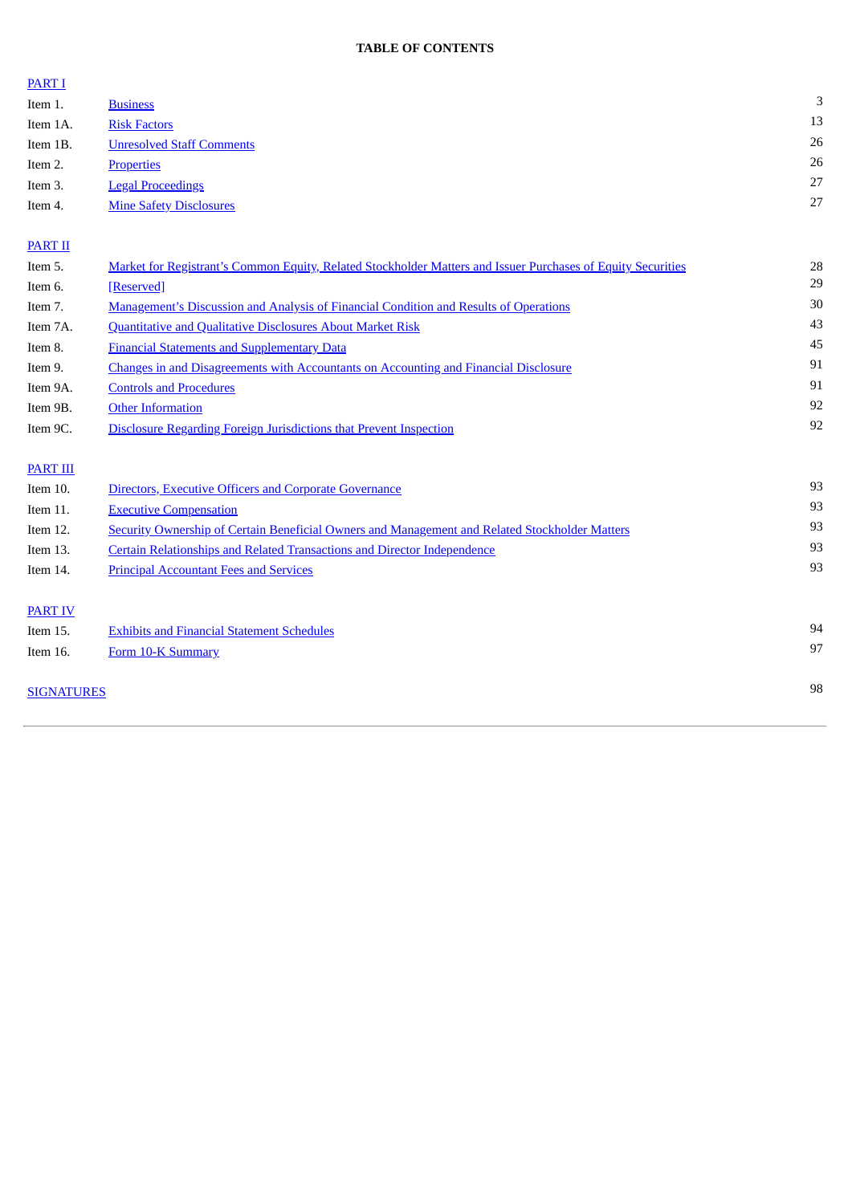**TABLE OF CONTENTS**

| | | |
|---|---|---|
| PART I | | |
| Item 1. | Business | 3 |
| Item 1A. | Risk Factors | 13 |
| Item 1B. | Unresolved Staff Comments | 26 |
| Item 2. | Properties | 26 |
| Item 3. | Legal Proceedings | 27 |
| Item 4. | Mine Safety Disclosures | 27 |
| PART II | | |
| Item 5. | Market for Registrant's Common Equity, Related Stockholder Matters and Issuer Purchases of Equity Securities | 28 |
| Item 6. | [Reserved] | 29 |
| Item 7. | Management's Discussion and Analysis of Financial Condition and Results of Operations | 30 |
| Item 7A. | Quantitative and Qualitative Disclosures About Market Risk | 43 |
| Item 8. | Financial Statements and Supplementary Data | 45 |
| Item 9. | Changes in and Disagreements with Accountants on Accounting and Financial Disclosure | 91 |
| Item 9A. | Controls and Procedures | 91 |
| Item 9B. | Other Information | 92 |
| Item 9C. | Disclosure Regarding Foreign Jurisdictions that Prevent Inspection | 92 |
| PART III | | |
| Item 10. | Directors, Executive Officers and Corporate Governance | 93 |
| Item 11. | Executive Compensation | 93 |
| Item 12. | Security Ownership of Certain Beneficial Owners and Management and Related Stockholder Matters | 93 |
| Item 13. | Certain Relationships and Related Transactions and Director Independence | 93 |
| Item 14. | Principal Accountant Fees and Services | 93 |
| PART IV | | |
| Item 15. | Exhibits and Financial Statement Schedules | 94 |
| Item 16. | Form 10-K Summary | 97 |
| SIGNATURES | | 98 |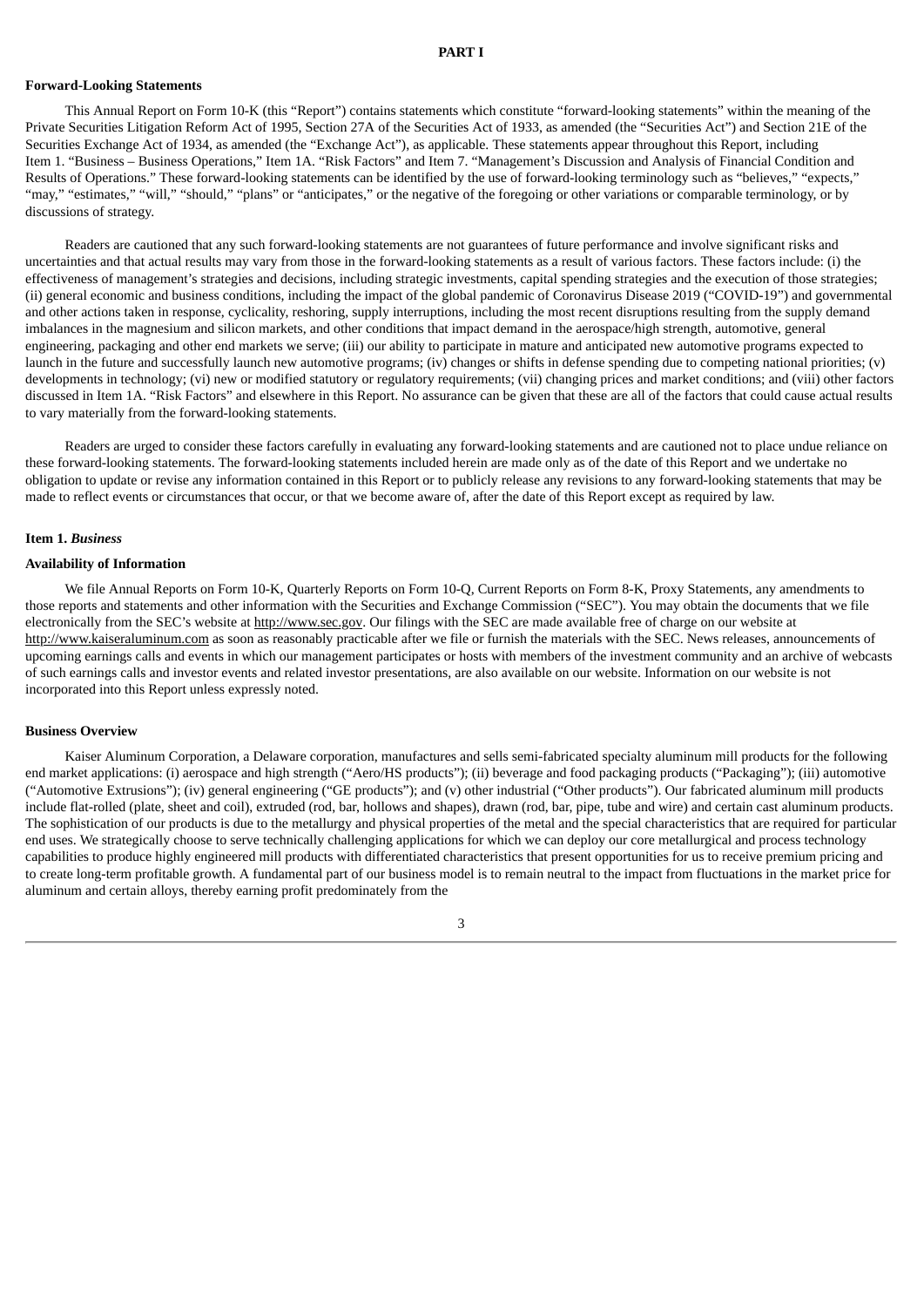# PART I

**Forward-Looking Statements**

This Annual Report on Form 10-K (this "Report") contains statements which constitute "forward-looking statements" within the meaning of the Private Securities Litigation Reform Act of 1995, Section 27A of the Securities Act of 1933, as amended (the "Securities Act") and Section 21E of the Securities Exchange Act of 1934, as amended (the "Exchange Act"), as applicable. These statements appear throughout this Report, including Item 1. "Business – Business Operations," Item 1A. "Risk Factors" and Item 7. "Management's Discussion and Analysis of Financial Condition and Results of Operations." These forward-looking statements can be identified by the use of forward-looking terminology such as "believes," "expects," "may," "estimates," "will," "should," "plans" or "anticipates," or the negative of the foregoing or other variations or comparable terminology, or by discussions of strategy.

Readers are cautioned that any such forward-looking statements are not guarantees of future performance and involve significant risks and uncertainties and that actual results may vary from those in the forward-looking statements as a result of various factors. These factors include: (i) the effectiveness of management's strategies and decisions, including strategic investments, capital spending strategies and the execution of those strategies; (ii) general economic and business conditions, including the impact of the global pandemic of Coronavirus Disease 2019 ("COVID-19") and governmental and other actions taken in response, cyclicality, reshoring, supply interruptions, including the most recent disruptions resulting from the supply demand imbalances in the magnesium and silicon markets, and other conditions that impact demand in the aerospace/high strength, automotive, general engineering, packaging and other end markets we serve; (iii) our ability to participate in mature and anticipated new automotive programs expected to launch in the future and successfully launch new automotive programs; (iv) changes or shifts in defense spending due to competing national priorities; (v) developments in technology; (vi) new or modified statutory or regulatory requirements; (vii) changing prices and market conditions; and (viii) other factors discussed in Item 1A. "Risk Factors" and elsewhere in this Report. No assurance can be given that these are all of the factors that could cause actual results to vary materially from the forward-looking statements.

Readers are urged to consider these factors carefully in evaluating any forward-looking statements and are cautioned not to place undue reliance on these forward-looking statements. The forward-looking statements included herein are made only as of the date of this Report and we undertake no obligation to update or revise any information contained in this Report or to publicly release any revisions to any forward-looking statements that may be made to reflect events or circumstances that occur, or that we become aware of, after the date of this Report except as required by law.

## Item 1. *Business*

**Availability of Information**

We file Annual Reports on Form 10-K, Quarterly Reports on Form 10-Q, Current Reports on Form 8-K, Proxy Statements, any amendments to those reports and statements and other information with the Securities and Exchange Commission ("SEC"). You may obtain the documents that we file electronically from the SEC's website at http://www.sec.gov. Our filings with the SEC are made available free of charge on our website at http://www.kaiseraluminum.com as soon as reasonably practicable after we file or furnish the materials with the SEC. News releases, announcements of upcoming earnings calls and events in which our management participates or hosts with members of the investment community and an archive of webcasts of such earnings calls and investor events and related investor presentations, are also available on our website. Information on our website is not incorporated into this Report unless expressly noted.

**Business Overview**

Kaiser Aluminum Corporation, a Delaware corporation, manufactures and sells semi-fabricated specialty aluminum mill products for the following end market applications: (i) aerospace and high strength ("Aero/HS products"); (ii) beverage and food packaging products ("Packaging"); (iii) automotive ("Automotive Extrusions"); (iv) general engineering ("GE products"); and (v) other industrial ("Other products"). Our fabricated aluminum mill products include flat-rolled (plate, sheet and coil), extruded (rod, bar, hollows and shapes), drawn (rod, bar, pipe, tube and wire) and certain cast aluminum products. The sophistication of our products is due to the metallurgy and physical properties of the metal and the special characteristics that are required for particular end uses. We strategically choose to serve technically challenging applications for which we can deploy our core metallurgical and process technology capabilities to produce highly engineered mill products with differentiated characteristics that present opportunities for us to receive premium pricing and to create long-term profitable growth. A fundamental part of our business model is to remain neutral to the impact from fluctuations in the market price for aluminum and certain alloys, thereby earning profit predominately from the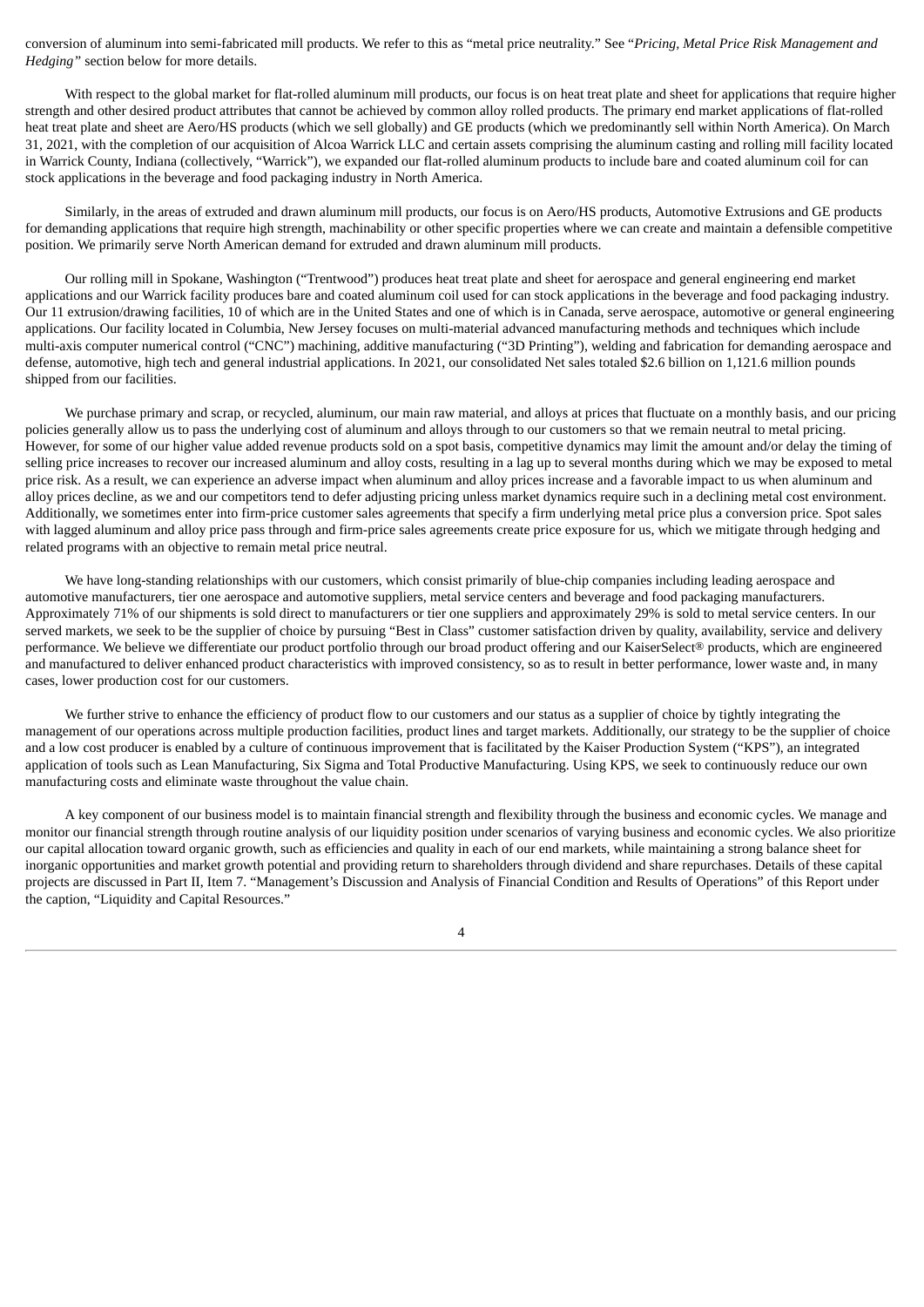conversion of aluminum into semi-fabricated mill products. We refer to this as "metal price neutrality." See "*Pricing, Metal Price Risk Management and Hedging"* section below for more details.

With respect to the global market for flat-rolled aluminum mill products, our focus is on heat treat plate and sheet for applications that require higher strength and other desired product attributes that cannot be achieved by common alloy rolled products. The primary end market applications of flat-rolled heat treat plate and sheet are Aero/HS products (which we sell globally) and GE products (which we predominantly sell within North America). On March 31, 2021, with the completion of our acquisition of Alcoa Warrick LLC and certain assets comprising the aluminum casting and rolling mill facility located in Warrick County, Indiana (collectively, "Warrick"), we expanded our flat-rolled aluminum products to include bare and coated aluminum coil for can stock applications in the beverage and food packaging industry in North America.

Similarly, in the areas of extruded and drawn aluminum mill products, our focus is on Aero/HS products, Automotive Extrusions and GE products for demanding applications that require high strength, machinability or other specific properties where we can create and maintain a defensible competitive position. We primarily serve North American demand for extruded and drawn aluminum mill products.

Our rolling mill in Spokane, Washington ("Trentwood") produces heat treat plate and sheet for aerospace and general engineering end market applications and our Warrick facility produces bare and coated aluminum coil used for can stock applications in the beverage and food packaging industry. Our 11 extrusion/drawing facilities, 10 of which are in the United States and one of which is in Canada, serve aerospace, automotive or general engineering applications. Our facility located in Columbia, New Jersey focuses on multi-material advanced manufacturing methods and techniques which include multi-axis computer numerical control ("CNC") machining, additive manufacturing ("3D Printing"), welding and fabrication for demanding aerospace and defense, automotive, high tech and general industrial applications. In 2021, our consolidated Net sales totaled $2.6 billion on 1,121.6 million pounds shipped from our facilities.

We purchase primary and scrap, or recycled, aluminum, our main raw material, and alloys at prices that fluctuate on a monthly basis, and our pricing policies generally allow us to pass the underlying cost of aluminum and alloys through to our customers so that we remain neutral to metal pricing. However, for some of our higher value added revenue products sold on a spot basis, competitive dynamics may limit the amount and/or delay the timing of selling price increases to recover our increased aluminum and alloy costs, resulting in a lag up to several months during which we may be exposed to metal price risk. As a result, we can experience an adverse impact when aluminum and alloy prices increase and a favorable impact to us when aluminum and alloy prices decline, as we and our competitors tend to defer adjusting pricing unless market dynamics require such in a declining metal cost environment. Additionally, we sometimes enter into firm-price customer sales agreements that specify a firm underlying metal price plus a conversion price. Spot sales with lagged aluminum and alloy price pass through and firm-price sales agreements create price exposure for us, which we mitigate through hedging and related programs with an objective to remain metal price neutral.

We have long-standing relationships with our customers, which consist primarily of blue-chip companies including leading aerospace and automotive manufacturers, tier one aerospace and automotive suppliers, metal service centers and beverage and food packaging manufacturers. Approximately 71% of our shipments is sold direct to manufacturers or tier one suppliers and approximately 29% is sold to metal service centers. In our served markets, we seek to be the supplier of choice by pursuing "Best in Class" customer satisfaction driven by quality, availability, service and delivery performance. We believe we differentiate our product portfolio through our broad product offering and our KaiserSelect® products, which are engineered and manufactured to deliver enhanced product characteristics with improved consistency, so as to result in better performance, lower waste and, in many cases, lower production cost for our customers.

We further strive to enhance the efficiency of product flow to our customers and our status as a supplier of choice by tightly integrating the management of our operations across multiple production facilities, product lines and target markets. Additionally, our strategy to be the supplier of choice and a low cost producer is enabled by a culture of continuous improvement that is facilitated by the Kaiser Production System ("KPS"), an integrated application of tools such as Lean Manufacturing, Six Sigma and Total Productive Manufacturing. Using KPS, we seek to continuously reduce our own manufacturing costs and eliminate waste throughout the value chain.

A key component of our business model is to maintain financial strength and flexibility through the business and economic cycles. We manage and monitor our financial strength through routine analysis of our liquidity position under scenarios of varying business and economic cycles. We also prioritize our capital allocation toward organic growth, such as efficiencies and quality in each of our end markets, while maintaining a strong balance sheet for inorganic opportunities and market growth potential and providing return to shareholders through dividend and share repurchases. Details of these capital projects are discussed in Part II, Item 7. "Management's Discussion and Analysis of Financial Condition and Results of Operations" of this Report under the caption, "Liquidity and Capital Resources."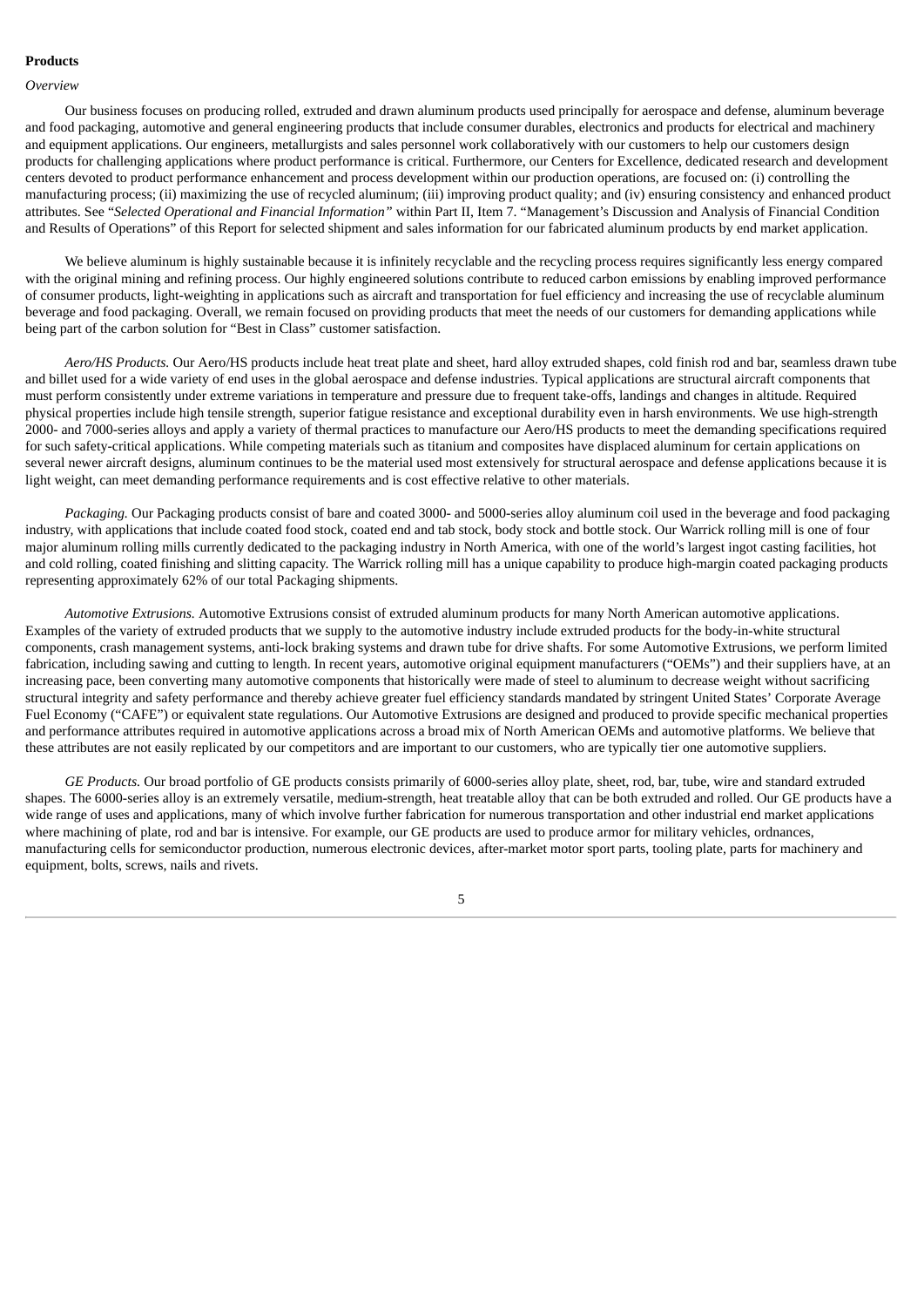**Products**

*Overview*

Our business focuses on producing rolled, extruded and drawn aluminum products used principally for aerospace and defense, aluminum beverage and food packaging, automotive and general engineering products that include consumer durables, electronics and products for electrical and machinery and equipment applications. Our engineers, metallurgists and sales personnel work collaboratively with our customers to help our customers design products for challenging applications where product performance is critical. Furthermore, our Centers for Excellence, dedicated research and development centers devoted to product performance enhancement and process development within our production operations, are focused on: (i) controlling the manufacturing process; (ii) maximizing the use of recycled aluminum; (iii) improving product quality; and (iv) ensuring consistency and enhanced product attributes. See "*Selected Operational and Financial Information"* within Part II, Item 7. "Management's Discussion and Analysis of Financial Condition and Results of Operations" of this Report for selected shipment and sales information for our fabricated aluminum products by end market application.

We believe aluminum is highly sustainable because it is infinitely recyclable and the recycling process requires significantly less energy compared with the original mining and refining process. Our highly engineered solutions contribute to reduced carbon emissions by enabling improved performance of consumer products, light-weighting in applications such as aircraft and transportation for fuel efficiency and increasing the use of recyclable aluminum beverage and food packaging. Overall, we remain focused on providing products that meet the needs of our customers for demanding applications while being part of the carbon solution for "Best in Class" customer satisfaction.

*Aero/HS Products.* Our Aero/HS products include heat treat plate and sheet, hard alloy extruded shapes, cold finish rod and bar, seamless drawn tube and billet used for a wide variety of end uses in the global aerospace and defense industries. Typical applications are structural aircraft components that must perform consistently under extreme variations in temperature and pressure due to frequent take-offs, landings and changes in altitude. Required physical properties include high tensile strength, superior fatigue resistance and exceptional durability even in harsh environments. We use high-strength 2000- and 7000-series alloys and apply a variety of thermal practices to manufacture our Aero/HS products to meet the demanding specifications required for such safety-critical applications. While competing materials such as titanium and composites have displaced aluminum for certain applications on several newer aircraft designs, aluminum continues to be the material used most extensively for structural aerospace and defense applications because it is light weight, can meet demanding performance requirements and is cost effective relative to other materials.

*Packaging.* Our Packaging products consist of bare and coated 3000- and 5000-series alloy aluminum coil used in the beverage and food packaging industry, with applications that include coated food stock, coated end and tab stock, body stock and bottle stock. Our Warrick rolling mill is one of four major aluminum rolling mills currently dedicated to the packaging industry in North America, with one of the world's largest ingot casting facilities, hot and cold rolling, coated finishing and slitting capacity. The Warrick rolling mill has a unique capability to produce high-margin coated packaging products representing approximately 62% of our total Packaging shipments.

*Automotive Extrusions.* Automotive Extrusions consist of extruded aluminum products for many North American automotive applications. Examples of the variety of extruded products that we supply to the automotive industry include extruded products for the body-in-white structural components, crash management systems, anti-lock braking systems and drawn tube for drive shafts. For some Automotive Extrusions, we perform limited fabrication, including sawing and cutting to length. In recent years, automotive original equipment manufacturers ("OEMs") and their suppliers have, at an increasing pace, been converting many automotive components that historically were made of steel to aluminum to decrease weight without sacrificing structural integrity and safety performance and thereby achieve greater fuel efficiency standards mandated by stringent United States' Corporate Average Fuel Economy ("CAFE") or equivalent state regulations. Our Automotive Extrusions are designed and produced to provide specific mechanical properties and performance attributes required in automotive applications across a broad mix of North American OEMs and automotive platforms. We believe that these attributes are not easily replicated by our competitors and are important to our customers, who are typically tier one automotive suppliers.

*GE Products.* Our broad portfolio of GE products consists primarily of 6000-series alloy plate, sheet, rod, bar, tube, wire and standard extruded shapes. The 6000-series alloy is an extremely versatile, medium-strength, heat treatable alloy that can be both extruded and rolled. Our GE products have a wide range of uses and applications, many of which involve further fabrication for numerous transportation and other industrial end market applications where machining of plate, rod and bar is intensive. For example, our GE products are used to produce armor for military vehicles, ordnances, manufacturing cells for semiconductor production, numerous electronic devices, after-market motor sport parts, tooling plate, parts for machinery and equipment, bolts, screws, nails and rivets.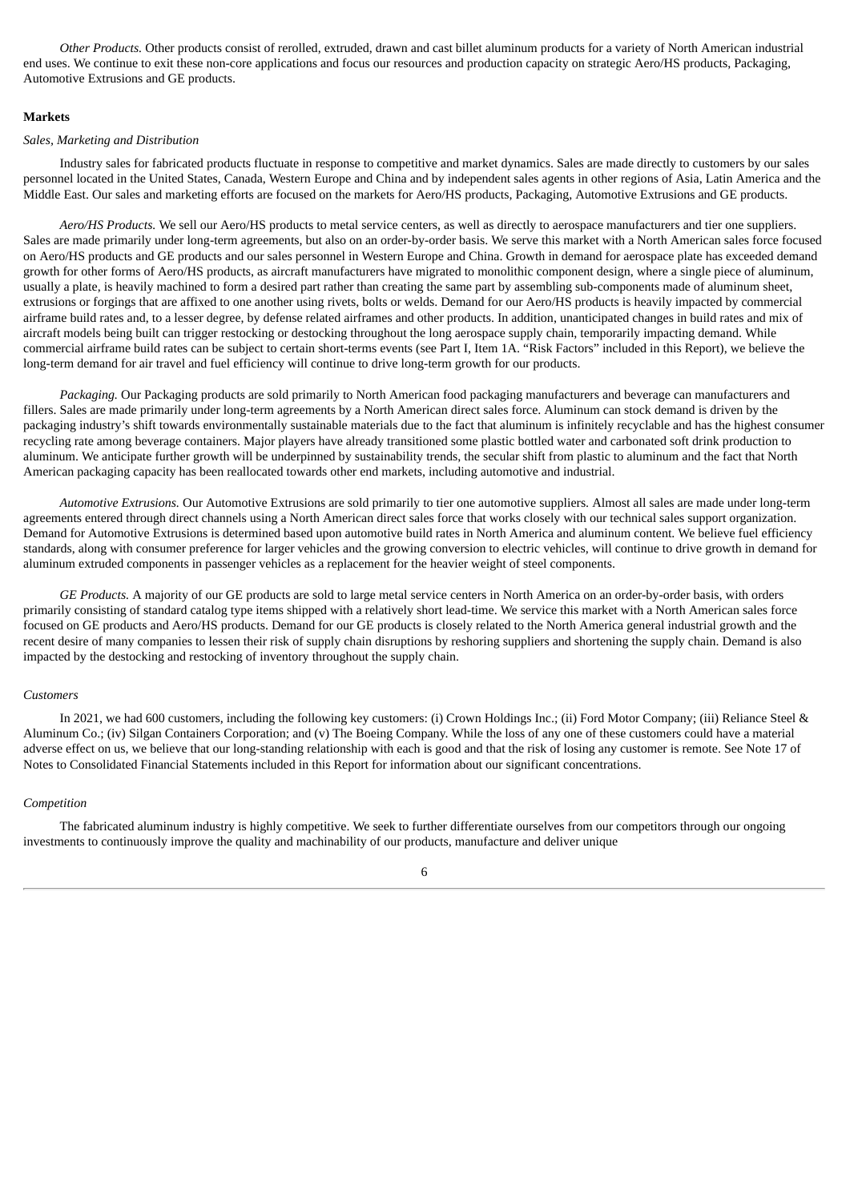*Other Products.* Other products consist of rerolled, extruded, drawn and cast billet aluminum products for a variety of North American industrial end uses. We continue to exit these non-core applications and focus our resources and production capacity on strategic Aero/HS products, Packaging, Automotive Extrusions and GE products.

**Markets**

*Sales, Marketing and Distribution*

Industry sales for fabricated products fluctuate in response to competitive and market dynamics. Sales are made directly to customers by our sales personnel located in the United States, Canada, Western Europe and China and by independent sales agents in other regions of Asia, Latin America and the Middle East. Our sales and marketing efforts are focused on the markets for Aero/HS products, Packaging, Automotive Extrusions and GE products.

*Aero/HS Products.* We sell our Aero/HS products to metal service centers, as well as directly to aerospace manufacturers and tier one suppliers. Sales are made primarily under long-term agreements, but also on an order-by-order basis. We serve this market with a North American sales force focused on Aero/HS products and GE products and our sales personnel in Western Europe and China. Growth in demand for aerospace plate has exceeded demand growth for other forms of Aero/HS products, as aircraft manufacturers have migrated to monolithic component design, where a single piece of aluminum, usually a plate, is heavily machined to form a desired part rather than creating the same part by assembling sub-components made of aluminum sheet, extrusions or forgings that are affixed to one another using rivets, bolts or welds. Demand for our Aero/HS products is heavily impacted by commercial airframe build rates and, to a lesser degree, by defense related airframes and other products. In addition, unanticipated changes in build rates and mix of aircraft models being built can trigger restocking or destocking throughout the long aerospace supply chain, temporarily impacting demand. While commercial airframe build rates can be subject to certain short-terms events (see Part I, Item 1A. "Risk Factors" included in this Report), we believe the long-term demand for air travel and fuel efficiency will continue to drive long-term growth for our products.

*Packaging.* Our Packaging products are sold primarily to North American food packaging manufacturers and beverage can manufacturers and fillers. Sales are made primarily under long-term agreements by a North American direct sales force. Aluminum can stock demand is driven by the packaging industry's shift towards environmentally sustainable materials due to the fact that aluminum is infinitely recyclable and has the highest consumer recycling rate among beverage containers. Major players have already transitioned some plastic bottled water and carbonated soft drink production to aluminum. We anticipate further growth will be underpinned by sustainability trends, the secular shift from plastic to aluminum and the fact that North American packaging capacity has been reallocated towards other end markets, including automotive and industrial.

*Automotive Extrusions.* Our Automotive Extrusions are sold primarily to tier one automotive suppliers. Almost all sales are made under long-term agreements entered through direct channels using a North American direct sales force that works closely with our technical sales support organization. Demand for Automotive Extrusions is determined based upon automotive build rates in North America and aluminum content. We believe fuel efficiency standards, along with consumer preference for larger vehicles and the growing conversion to electric vehicles, will continue to drive growth in demand for aluminum extruded components in passenger vehicles as a replacement for the heavier weight of steel components.

*GE Products.* A majority of our GE products are sold to large metal service centers in North America on an order-by-order basis, with orders primarily consisting of standard catalog type items shipped with a relatively short lead-time. We service this market with a North American sales force focused on GE products and Aero/HS products. Demand for our GE products is closely related to the North America general industrial growth and the recent desire of many companies to lessen their risk of supply chain disruptions by reshoring suppliers and shortening the supply chain. Demand is also impacted by the destocking and restocking of inventory throughout the supply chain.

*Customers*

In 2021, we had 600 customers, including the following key customers: (i) Crown Holdings Inc.; (ii) Ford Motor Company; (iii) Reliance Steel & Aluminum Co.; (iv) Silgan Containers Corporation; and (v) The Boeing Company. While the loss of any one of these customers could have a material adverse effect on us, we believe that our long-standing relationship with each is good and that the risk of losing any customer is remote. See Note 17 of Notes to Consolidated Financial Statements included in this Report for information about our significant concentrations.

*Competition*

The fabricated aluminum industry is highly competitive. We seek to further differentiate ourselves from our competitors through our ongoing investments to continuously improve the quality and machinability of our products, manufacture and deliver unique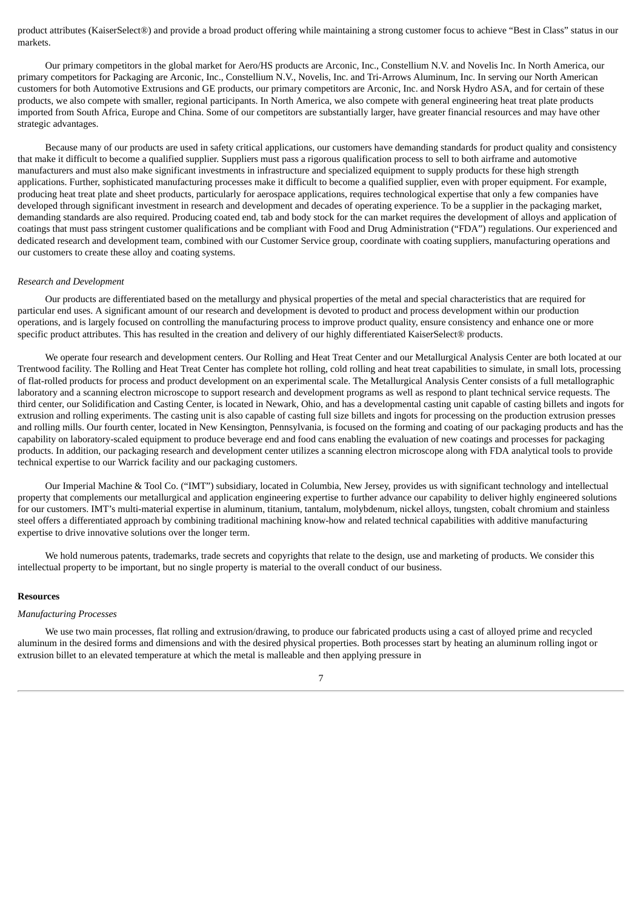product attributes (KaiserSelect®) and provide a broad product offering while maintaining a strong customer focus to achieve "Best in Class" status in our markets.

Our primary competitors in the global market for Aero/HS products are Arconic, Inc., Constellium N.V. and Novelis Inc. In North America, our primary competitors for Packaging are Arconic, Inc., Constellium N.V., Novelis, Inc. and Tri-Arrows Aluminum, Inc. In serving our North American customers for both Automotive Extrusions and GE products, our primary competitors are Arconic, Inc. and Norsk Hydro ASA, and for certain of these products, we also compete with smaller, regional participants. In North America, we also compete with general engineering heat treat plate products imported from South Africa, Europe and China. Some of our competitors are substantially larger, have greater financial resources and may have other strategic advantages.

Because many of our products are used in safety critical applications, our customers have demanding standards for product quality and consistency that make it difficult to become a qualified supplier. Suppliers must pass a rigorous qualification process to sell to both airframe and automotive manufacturers and must also make significant investments in infrastructure and specialized equipment to supply products for these high strength applications. Further, sophisticated manufacturing processes make it difficult to become a qualified supplier, even with proper equipment. For example, producing heat treat plate and sheet products, particularly for aerospace applications, requires technological expertise that only a few companies have developed through significant investment in research and development and decades of operating experience. To be a supplier in the packaging market, demanding standards are also required. Producing coated end, tab and body stock for the can market requires the development of alloys and application of coatings that must pass stringent customer qualifications and be compliant with Food and Drug Administration ("FDA") regulations. Our experienced and dedicated research and development team, combined with our Customer Service group, coordinate with coating suppliers, manufacturing operations and our customers to create these alloy and coating systems.

*Research and Development*

Our products are differentiated based on the metallurgy and physical properties of the metal and special characteristics that are required for particular end uses. A significant amount of our research and development is devoted to product and process development within our production operations, and is largely focused on controlling the manufacturing process to improve product quality, ensure consistency and enhance one or more specific product attributes. This has resulted in the creation and delivery of our highly differentiated KaiserSelect® products.

We operate four research and development centers. Our Rolling and Heat Treat Center and our Metallurgical Analysis Center are both located at our Trentwood facility. The Rolling and Heat Treat Center has complete hot rolling, cold rolling and heat treat capabilities to simulate, in small lots, processing of flat-rolled products for process and product development on an experimental scale. The Metallurgical Analysis Center consists of a full metallographic laboratory and a scanning electron microscope to support research and development programs as well as respond to plant technical service requests. The third center, our Solidification and Casting Center, is located in Newark, Ohio, and has a developmental casting unit capable of casting billets and ingots for extrusion and rolling experiments. The casting unit is also capable of casting full size billets and ingots for processing on the production extrusion presses and rolling mills. Our fourth center, located in New Kensington, Pennsylvania, is focused on the forming and coating of our packaging products and has the capability on laboratory-scaled equipment to produce beverage end and food cans enabling the evaluation of new coatings and processes for packaging products. In addition, our packaging research and development center utilizes a scanning electron microscope along with FDA analytical tools to provide technical expertise to our Warrick facility and our packaging customers.

Our Imperial Machine & Tool Co. ("IMT") subsidiary, located in Columbia, New Jersey, provides us with significant technology and intellectual property that complements our metallurgical and application engineering expertise to further advance our capability to deliver highly engineered solutions for our customers. IMT's multi-material expertise in aluminum, titanium, tantalum, molybdenum, nickel alloys, tungsten, cobalt chromium and stainless steel offers a differentiated approach by combining traditional machining know-how and related technical capabilities with additive manufacturing expertise to drive innovative solutions over the longer term.

We hold numerous patents, trademarks, trade secrets and copyrights that relate to the design, use and marketing of products. We consider this intellectual property to be important, but no single property is material to the overall conduct of our business.

**Resources**

*Manufacturing Processes*

We use two main processes, flat rolling and extrusion/drawing, to produce our fabricated products using a cast of alloyed prime and recycled aluminum in the desired forms and dimensions and with the desired physical properties. Both processes start by heating an aluminum rolling ingot or extrusion billet to an elevated temperature at which the metal is malleable and then applying pressure in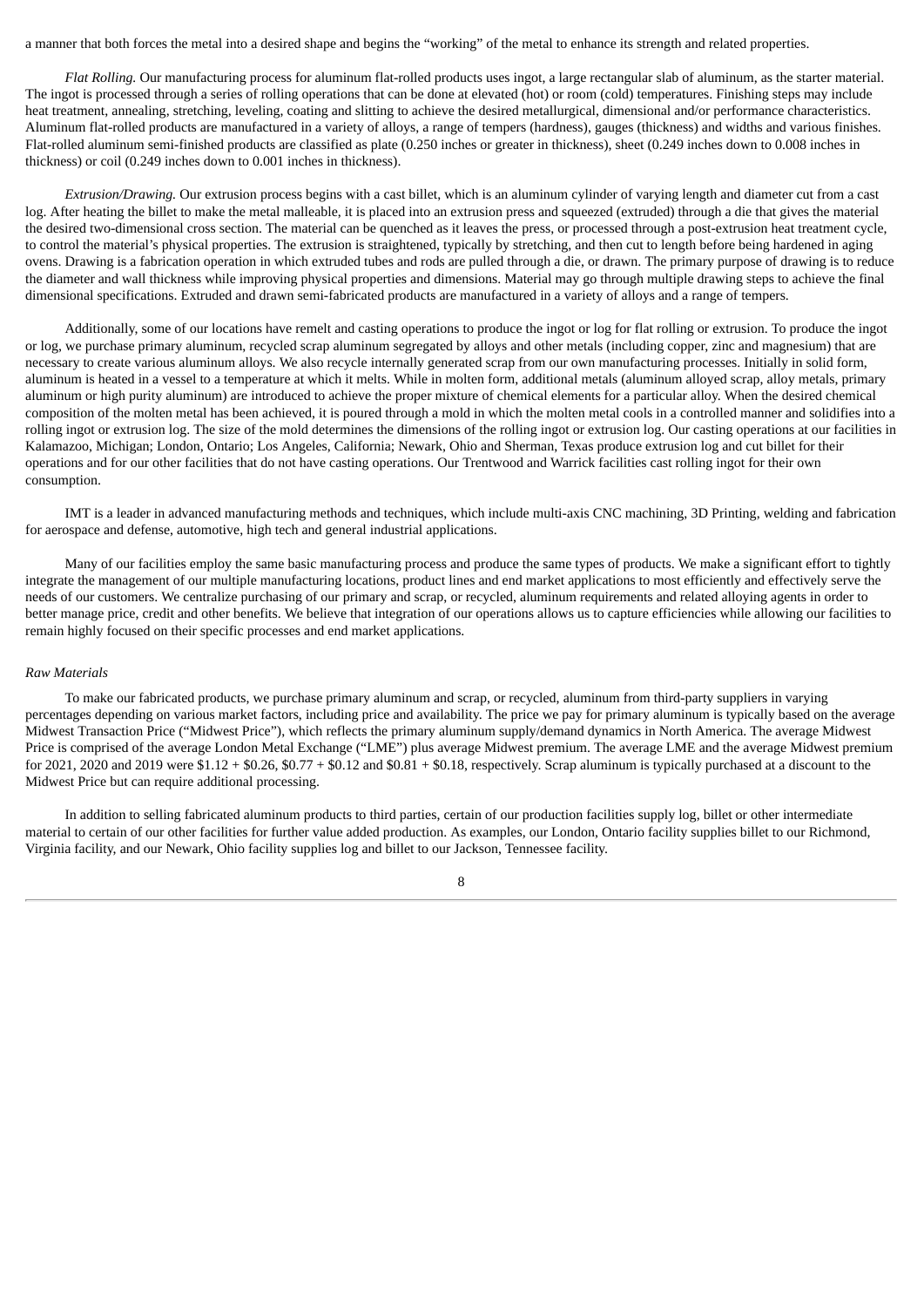a manner that both forces the metal into a desired shape and begins the "working" of the metal to enhance its strength and related properties.

*Flat Rolling.* Our manufacturing process for aluminum flat-rolled products uses ingot, a large rectangular slab of aluminum, as the starter material. The ingot is processed through a series of rolling operations that can be done at elevated (hot) or room (cold) temperatures. Finishing steps may include heat treatment, annealing, stretching, leveling, coating and slitting to achieve the desired metallurgical, dimensional and/or performance characteristics. Aluminum flat-rolled products are manufactured in a variety of alloys, a range of tempers (hardness), gauges (thickness) and widths and various finishes. Flat-rolled aluminum semi-finished products are classified as plate (0.250 inches or greater in thickness), sheet (0.249 inches down to 0.008 inches in thickness) or coil (0.249 inches down to 0.001 inches in thickness).

*Extrusion/Drawing.* Our extrusion process begins with a cast billet, which is an aluminum cylinder of varying length and diameter cut from a cast log. After heating the billet to make the metal malleable, it is placed into an extrusion press and squeezed (extruded) through a die that gives the material the desired two-dimensional cross section. The material can be quenched as it leaves the press, or processed through a post-extrusion heat treatment cycle, to control the material's physical properties. The extrusion is straightened, typically by stretching, and then cut to length before being hardened in aging ovens. Drawing is a fabrication operation in which extruded tubes and rods are pulled through a die, or drawn. The primary purpose of drawing is to reduce the diameter and wall thickness while improving physical properties and dimensions. Material may go through multiple drawing steps to achieve the final dimensional specifications. Extruded and drawn semi-fabricated products are manufactured in a variety of alloys and a range of tempers.

Additionally, some of our locations have remelt and casting operations to produce the ingot or log for flat rolling or extrusion. To produce the ingot or log, we purchase primary aluminum, recycled scrap aluminum segregated by alloys and other metals (including copper, zinc and magnesium) that are necessary to create various aluminum alloys. We also recycle internally generated scrap from our own manufacturing processes. Initially in solid form, aluminum is heated in a vessel to a temperature at which it melts. While in molten form, additional metals (aluminum alloyed scrap, alloy metals, primary aluminum or high purity aluminum) are introduced to achieve the proper mixture of chemical elements for a particular alloy. When the desired chemical composition of the molten metal has been achieved, it is poured through a mold in which the molten metal cools in a controlled manner and solidifies into a rolling ingot or extrusion log. The size of the mold determines the dimensions of the rolling ingot or extrusion log. Our casting operations at our facilities in Kalamazoo, Michigan; London, Ontario; Los Angeles, California; Newark, Ohio and Sherman, Texas produce extrusion log and cut billet for their operations and for our other facilities that do not have casting operations. Our Trentwood and Warrick facilities cast rolling ingot for their own consumption.

IMT is a leader in advanced manufacturing methods and techniques, which include multi-axis CNC machining, 3D Printing, welding and fabrication for aerospace and defense, automotive, high tech and general industrial applications.

Many of our facilities employ the same basic manufacturing process and produce the same types of products. We make a significant effort to tightly integrate the management of our multiple manufacturing locations, product lines and end market applications to most efficiently and effectively serve the needs of our customers. We centralize purchasing of our primary and scrap, or recycled, aluminum requirements and related alloying agents in order to better manage price, credit and other benefits. We believe that integration of our operations allows us to capture efficiencies while allowing our facilities to remain highly focused on their specific processes and end market applications.

*Raw Materials*

To make our fabricated products, we purchase primary aluminum and scrap, or recycled, aluminum from third-party suppliers in varying percentages depending on various market factors, including price and availability. The price we pay for primary aluminum is typically based on the average Midwest Transaction Price ("Midwest Price"), which reflects the primary aluminum supply/demand dynamics in North America. The average Midwest Price is comprised of the average London Metal Exchange ("LME") plus average Midwest premium. The average LME and the average Midwest premium for 2021, 2020 and 2019 were $1.12 + $0.26, $0.77 + $0.12 and $0.81 + $0.18, respectively. Scrap aluminum is typically purchased at a discount to the Midwest Price but can require additional processing.

In addition to selling fabricated aluminum products to third parties, certain of our production facilities supply log, billet or other intermediate material to certain of our other facilities for further value added production. As examples, our London, Ontario facility supplies billet to our Richmond, Virginia facility, and our Newark, Ohio facility supplies log and billet to our Jackson, Tennessee facility.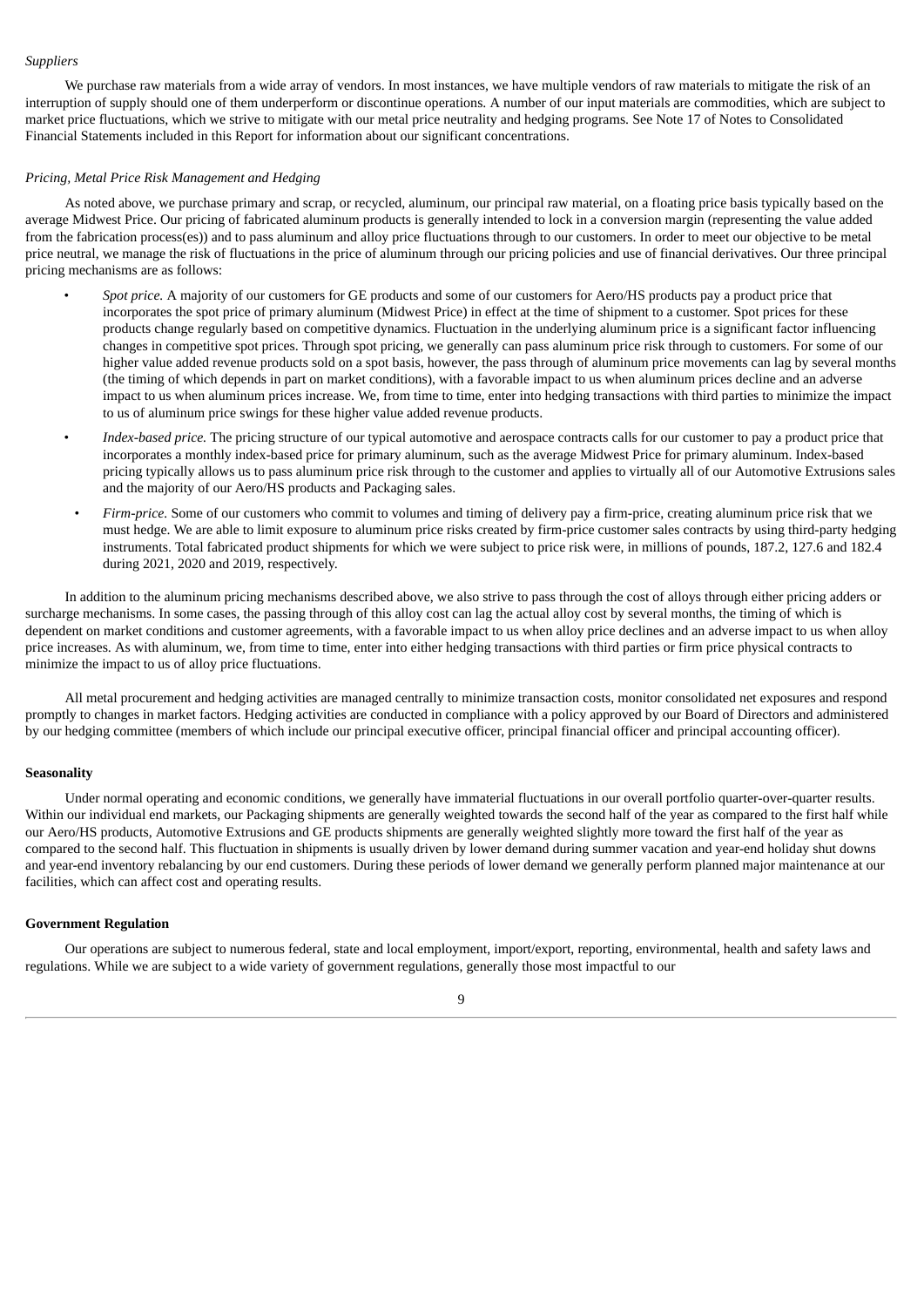*Suppliers*

We purchase raw materials from a wide array of vendors. In most instances, we have multiple vendors of raw materials to mitigate the risk of an interruption of supply should one of them underperform or discontinue operations. A number of our input materials are commodities, which are subject to market price fluctuations, which we strive to mitigate with our metal price neutrality and hedging programs. See Note 17 of Notes to Consolidated Financial Statements included in this Report for information about our significant concentrations.

*Pricing, Metal Price Risk Management and Hedging*

As noted above, we purchase primary and scrap, or recycled, aluminum, our principal raw material, on a floating price basis typically based on the average Midwest Price. Our pricing of fabricated aluminum products is generally intended to lock in a conversion margin (representing the value added from the fabrication process(es)) and to pass aluminum and alloy price fluctuations through to our customers. In order to meet our objective to be metal price neutral, we manage the risk of fluctuations in the price of aluminum through our pricing policies and use of financial derivatives. Our three principal pricing mechanisms are as follows:

- *Spot price.* A majority of our customers for GE products and some of our customers for Aero/HS products pay a product price that incorporates the spot price of primary aluminum (Midwest Price) in effect at the time of shipment to a customer. Spot prices for these products change regularly based on competitive dynamics. Fluctuation in the underlying aluminum price is a significant factor influencing changes in competitive spot prices. Through spot pricing, we generally can pass aluminum price risk through to customers. For some of our higher value added revenue products sold on a spot basis, however, the pass through of aluminum price movements can lag by several months (the timing of which depends in part on market conditions), with a favorable impact to us when aluminum prices decline and an adverse impact to us when aluminum prices increase. We, from time to time, enter into hedging transactions with third parties to minimize the impact to us of aluminum price swings for these higher value added revenue products.
- *Index-based price.* The pricing structure of our typical automotive and aerospace contracts calls for our customer to pay a product price that incorporates a monthly index-based price for primary aluminum, such as the average Midwest Price for primary aluminum. Index-based pricing typically allows us to pass aluminum price risk through to the customer and applies to virtually all of our Automotive Extrusions sales and the majority of our Aero/HS products and Packaging sales.
- *Firm-price.* Some of our customers who commit to volumes and timing of delivery pay a firm-price, creating aluminum price risk that we must hedge. We are able to limit exposure to aluminum price risks created by firm-price customer sales contracts by using third-party hedging instruments. Total fabricated product shipments for which we were subject to price risk were, in millions of pounds, 187.2, 127.6 and 182.4 during 2021, 2020 and 2019, respectively.

In addition to the aluminum pricing mechanisms described above, we also strive to pass through the cost of alloys through either pricing adders or surcharge mechanisms. In some cases, the passing through of this alloy cost can lag the actual alloy cost by several months, the timing of which is dependent on market conditions and customer agreements, with a favorable impact to us when alloy price declines and an adverse impact to us when alloy price increases. As with aluminum, we, from time to time, enter into either hedging transactions with third parties or firm price physical contracts to minimize the impact to us of alloy price fluctuations.

All metal procurement and hedging activities are managed centrally to minimize transaction costs, monitor consolidated net exposures and respond promptly to changes in market factors. Hedging activities are conducted in compliance with a policy approved by our Board of Directors and administered by our hedging committee (members of which include our principal executive officer, principal financial officer and principal accounting officer).

**Seasonality**

Under normal operating and economic conditions, we generally have immaterial fluctuations in our overall portfolio quarter-over-quarter results. Within our individual end markets, our Packaging shipments are generally weighted towards the second half of the year as compared to the first half while our Aero/HS products, Automotive Extrusions and GE products shipments are generally weighted slightly more toward the first half of the year as compared to the second half. This fluctuation in shipments is usually driven by lower demand during summer vacation and year-end holiday shut downs and year-end inventory rebalancing by our end customers. During these periods of lower demand we generally perform planned major maintenance at our facilities, which can affect cost and operating results.

**Government Regulation**

Our operations are subject to numerous federal, state and local employment, import/export, reporting, environmental, health and safety laws and regulations. While we are subject to a wide variety of government regulations, generally those most impactful to our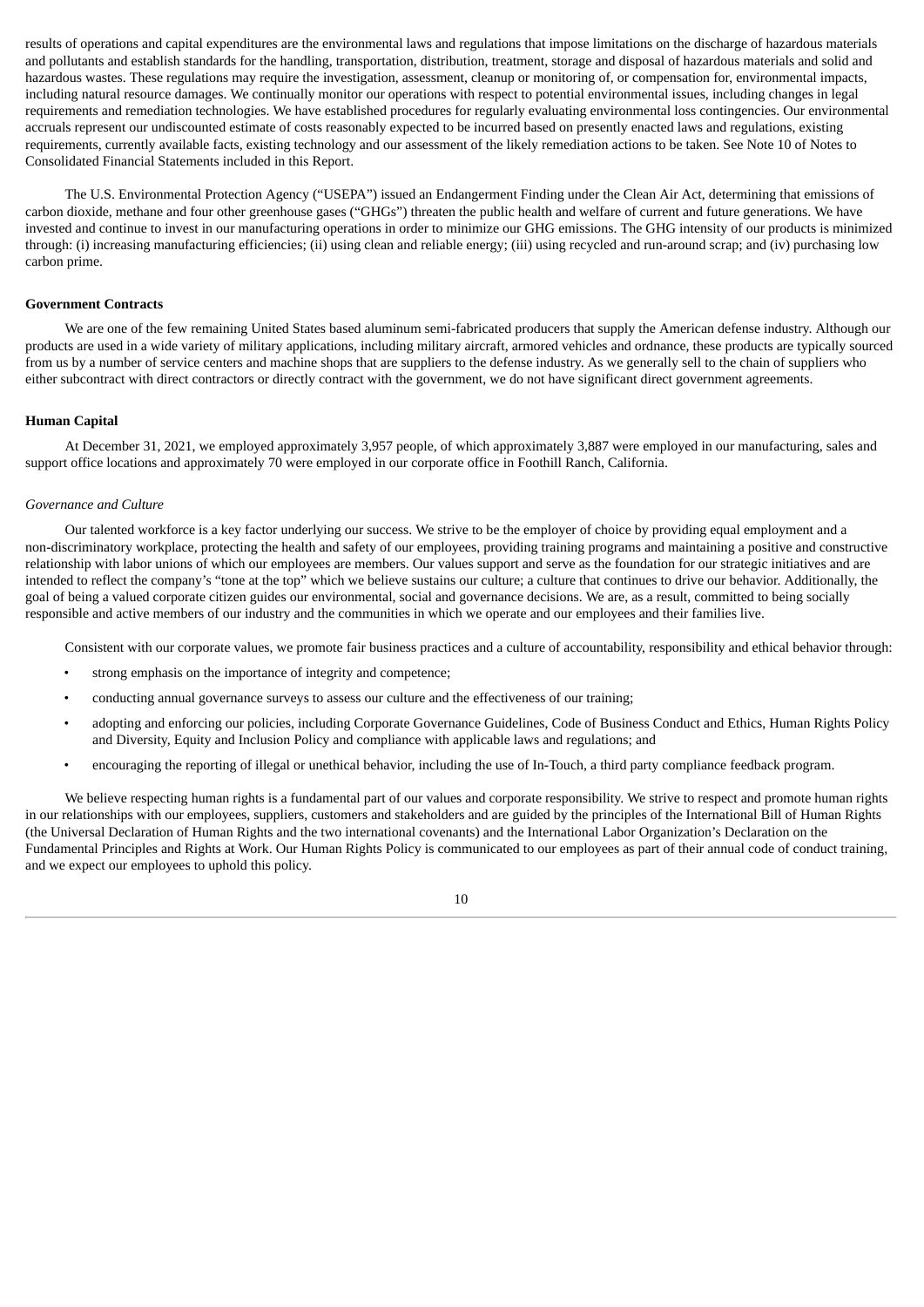results of operations and capital expenditures are the environmental laws and regulations that impose limitations on the discharge of hazardous materials and pollutants and establish standards for the handling, transportation, distribution, treatment, storage and disposal of hazardous materials and solid and hazardous wastes. These regulations may require the investigation, assessment, cleanup or monitoring of, or compensation for, environmental impacts, including natural resource damages. We continually monitor our operations with respect to potential environmental issues, including changes in legal requirements and remediation technologies. We have established procedures for regularly evaluating environmental loss contingencies. Our environmental accruals represent our undiscounted estimate of costs reasonably expected to be incurred based on presently enacted laws and regulations, existing requirements, currently available facts, existing technology and our assessment of the likely remediation actions to be taken. See Note 10 of Notes to Consolidated Financial Statements included in this Report.

The U.S. Environmental Protection Agency ("USEPA") issued an Endangerment Finding under the Clean Air Act, determining that emissions of carbon dioxide, methane and four other greenhouse gases ("GHGs") threaten the public health and welfare of current and future generations. We have invested and continue to invest in our manufacturing operations in order to minimize our GHG emissions. The GHG intensity of our products is minimized through: (i) increasing manufacturing efficiencies; (ii) using clean and reliable energy; (iii) using recycled and run-around scrap; and (iv) purchasing low carbon prime.

**Government Contracts**

We are one of the few remaining United States based aluminum semi-fabricated producers that supply the American defense industry. Although our products are used in a wide variety of military applications, including military aircraft, armored vehicles and ordnance, these products are typically sourced from us by a number of service centers and machine shops that are suppliers to the defense industry. As we generally sell to the chain of suppliers who either subcontract with direct contractors or directly contract with the government, we do not have significant direct government agreements.

**Human Capital**

At December 31, 2021, we employed approximately 3,957 people, of which approximately 3,887 were employed in our manufacturing, sales and support office locations and approximately 70 were employed in our corporate office in Foothill Ranch, California.

*Governance and Culture*

Our talented workforce is a key factor underlying our success. We strive to be the employer of choice by providing equal employment and a non-discriminatory workplace, protecting the health and safety of our employees, providing training programs and maintaining a positive and constructive relationship with labor unions of which our employees are members. Our values support and serve as the foundation for our strategic initiatives and are intended to reflect the company's "tone at the top" which we believe sustains our culture; a culture that continues to drive our behavior. Additionally, the goal of being a valued corporate citizen guides our environmental, social and governance decisions. We are, as a result, committed to being socially responsible and active members of our industry and the communities in which we operate and our employees and their families live.

Consistent with our corporate values, we promote fair business practices and a culture of accountability, responsibility and ethical behavior through:

- strong emphasis on the importance of integrity and competence;
- conducting annual governance surveys to assess our culture and the effectiveness of our training;
- adopting and enforcing our policies, including Corporate Governance Guidelines, Code of Business Conduct and Ethics, Human Rights Policy and Diversity, Equity and Inclusion Policy and compliance with applicable laws and regulations; and
- encouraging the reporting of illegal or unethical behavior, including the use of In-Touch, a third party compliance feedback program.

We believe respecting human rights is a fundamental part of our values and corporate responsibility. We strive to respect and promote human rights in our relationships with our employees, suppliers, customers and stakeholders and are guided by the principles of the International Bill of Human Rights (the Universal Declaration of Human Rights and the two international covenants) and the International Labor Organization's Declaration on the Fundamental Principles and Rights at Work. Our Human Rights Policy is communicated to our employees as part of their annual code of conduct training, and we expect our employees to uphold this policy.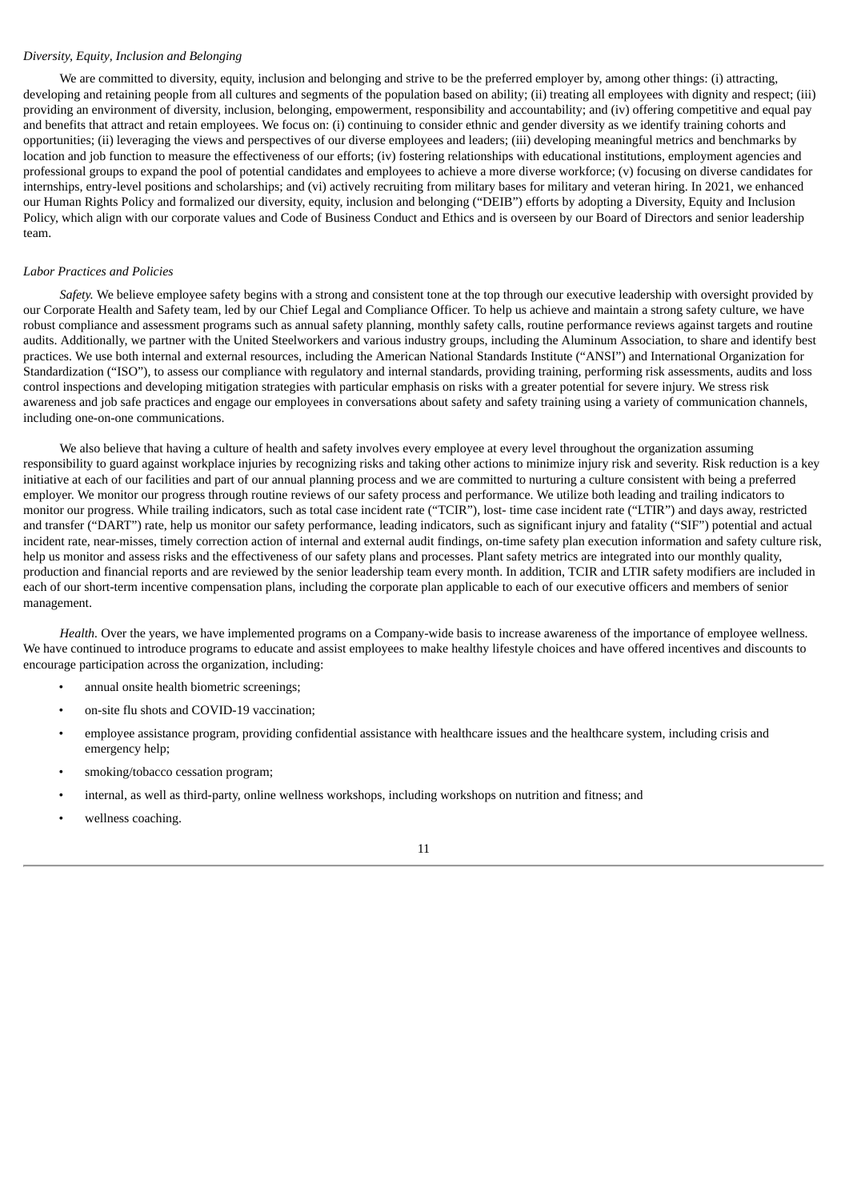*Diversity, Equity, Inclusion and Belonging*

We are committed to diversity, equity, inclusion and belonging and strive to be the preferred employer by, among other things: (i) attracting, developing and retaining people from all cultures and segments of the population based on ability; (ii) treating all employees with dignity and respect; (iii) providing an environment of diversity, inclusion, belonging, empowerment, responsibility and accountability; and (iv) offering competitive and equal pay and benefits that attract and retain employees. We focus on: (i) continuing to consider ethnic and gender diversity as we identify training cohorts and opportunities; (ii) leveraging the views and perspectives of our diverse employees and leaders; (iii) developing meaningful metrics and benchmarks by location and job function to measure the effectiveness of our efforts; (iv) fostering relationships with educational institutions, employment agencies and professional groups to expand the pool of potential candidates and employees to achieve a more diverse workforce; (v) focusing on diverse candidates for internships, entry-level positions and scholarships; and (vi) actively recruiting from military bases for military and veteran hiring. In 2021, we enhanced our Human Rights Policy and formalized our diversity, equity, inclusion and belonging ("DEIB") efforts by adopting a Diversity, Equity and Inclusion Policy, which align with our corporate values and Code of Business Conduct and Ethics and is overseen by our Board of Directors and senior leadership team.

*Labor Practices and Policies*

*Safety.* We believe employee safety begins with a strong and consistent tone at the top through our executive leadership with oversight provided by our Corporate Health and Safety team, led by our Chief Legal and Compliance Officer. To help us achieve and maintain a strong safety culture, we have robust compliance and assessment programs such as annual safety planning, monthly safety calls, routine performance reviews against targets and routine audits. Additionally, we partner with the United Steelworkers and various industry groups, including the Aluminum Association, to share and identify best practices. We use both internal and external resources, including the American National Standards Institute ("ANSI") and International Organization for Standardization ("ISO"), to assess our compliance with regulatory and internal standards, providing training, performing risk assessments, audits and loss control inspections and developing mitigation strategies with particular emphasis on risks with a greater potential for severe injury. We stress risk awareness and job safe practices and engage our employees in conversations about safety and safety training using a variety of communication channels, including one-on-one communications.

We also believe that having a culture of health and safety involves every employee at every level throughout the organization assuming responsibility to guard against workplace injuries by recognizing risks and taking other actions to minimize injury risk and severity. Risk reduction is a key initiative at each of our facilities and part of our annual planning process and we are committed to nurturing a culture consistent with being a preferred employer. We monitor our progress through routine reviews of our safety process and performance. We utilize both leading and trailing indicators to monitor our progress. While trailing indicators, such as total case incident rate ("TCIR"), lost- time case incident rate ("LTIR") and days away, restricted and transfer ("DART") rate, help us monitor our safety performance, leading indicators, such as significant injury and fatality ("SIF") potential and actual incident rate, near-misses, timely correction action of internal and external audit findings, on-time safety plan execution information and safety culture risk, help us monitor and assess risks and the effectiveness of our safety plans and processes. Plant safety metrics are integrated into our monthly quality, production and financial reports and are reviewed by the senior leadership team every month. In addition, TCIR and LTIR safety modifiers are included in each of our short-term incentive compensation plans, including the corporate plan applicable to each of our executive officers and members of senior management.

*Health.* Over the years, we have implemented programs on a Company-wide basis to increase awareness of the importance of employee wellness. We have continued to introduce programs to educate and assist employees to make healthy lifestyle choices and have offered incentives and discounts to encourage participation across the organization, including:

- annual onsite health biometric screenings;
- on-site flu shots and COVID-19 vaccination;
- employee assistance program, providing confidential assistance with healthcare issues and the healthcare system, including crisis and emergency help;
- smoking/tobacco cessation program;
- internal, as well as third-party, online wellness workshops, including workshops on nutrition and fitness; and
- wellness coaching.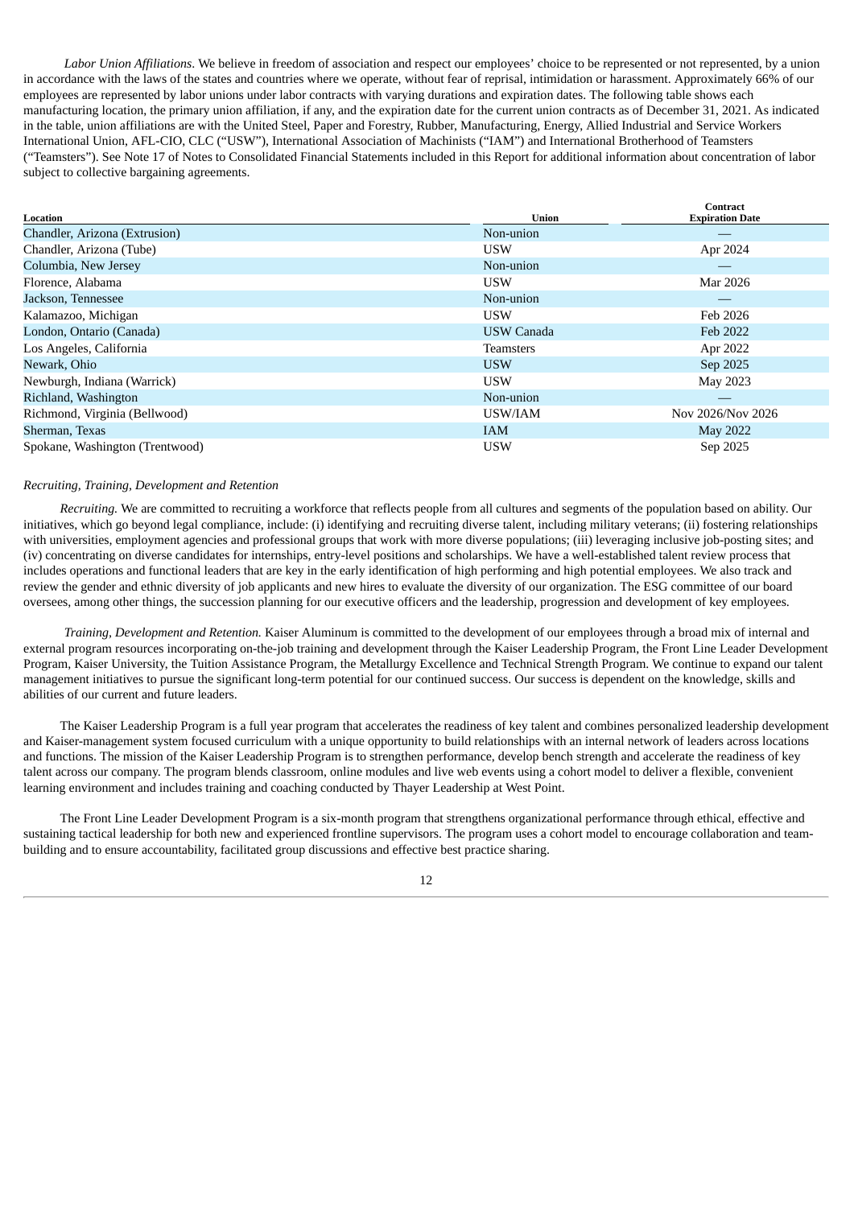*Labor Union Affiliations*. We believe in freedom of association and respect our employees' choice to be represented or not represented, by a union in accordance with the laws of the states and countries where we operate, without fear of reprisal, intimidation or harassment. Approximately 66% of our employees are represented by labor unions under labor contracts with varying durations and expiration dates. The following table shows each manufacturing location, the primary union affiliation, if any, and the expiration date for the current union contracts as of December 31, 2021. As indicated in the table, union affiliations are with the United Steel, Paper and Forestry, Rubber, Manufacturing, Energy, Allied Industrial and Service Workers International Union, AFL-CIO, CLC ("USW"), International Association of Machinists ("IAM") and International Brotherhood of Teamsters ("Teamsters"). See Note 17 of Notes to Consolidated Financial Statements included in this Report for additional information about concentration of labor subject to collective bargaining agreements.

| Location | Union | Contract Expiration Date |
|---|---|---|
| Chandler, Arizona (Extrusion) | Non-union | — |
| Chandler, Arizona (Tube) | USW | Apr 2024 |
| Columbia, New Jersey | Non-union | — |
| Florence, Alabama | USW | Mar 2026 |
| Jackson, Tennessee | Non-union | — |
| Kalamazoo, Michigan | USW | Feb 2026 |
| London, Ontario (Canada) | USW Canada | Feb 2022 |
| Los Angeles, California | Teamsters | Apr 2022 |
| Newark, Ohio | USW | Sep 2025 |
| Newburgh, Indiana (Warrick) | USW | May 2023 |
| Richland, Washington | Non-union | — |
| Richmond, Virginia (Bellwood) | USW/IAM | Nov 2026/Nov 2026 |
| Sherman, Texas | IAM | May 2022 |
| Spokane, Washington (Trentwood) | USW | Sep 2025 |

*Recruiting, Training, Development and Retention*

*Recruiting.* We are committed to recruiting a workforce that reflects people from all cultures and segments of the population based on ability. Our initiatives, which go beyond legal compliance, include: (i) identifying and recruiting diverse talent, including military veterans; (ii) fostering relationships with universities, employment agencies and professional groups that work with more diverse populations; (iii) leveraging inclusive job-posting sites; and (iv) concentrating on diverse candidates for internships, entry-level positions and scholarships. We have a well-established talent review process that includes operations and functional leaders that are key in the early identification of high performing and high potential employees. We also track and review the gender and ethnic diversity of job applicants and new hires to evaluate the diversity of our organization. The ESG committee of our board oversees, among other things, the succession planning for our executive officers and the leadership, progression and development of key employees.

*Training, Development and Retention.* Kaiser Aluminum is committed to the development of our employees through a broad mix of internal and external program resources incorporating on-the-job training and development through the Kaiser Leadership Program, the Front Line Leader Development Program, Kaiser University, the Tuition Assistance Program, the Metallurgy Excellence and Technical Strength Program. We continue to expand our talent management initiatives to pursue the significant long-term potential for our continued success. Our success is dependent on the knowledge, skills and abilities of our current and future leaders.

The Kaiser Leadership Program is a full year program that accelerates the readiness of key talent and combines personalized leadership development and Kaiser-management system focused curriculum with a unique opportunity to build relationships with an internal network of leaders across locations and functions. The mission of the Kaiser Leadership Program is to strengthen performance, develop bench strength and accelerate the readiness of key talent across our company. The program blends classroom, online modules and live web events using a cohort model to deliver a flexible, convenient learning environment and includes training and coaching conducted by Thayer Leadership at West Point.

The Front Line Leader Development Program is a six-month program that strengthens organizational performance through ethical, effective and sustaining tactical leadership for both new and experienced frontline supervisors. The program uses a cohort model to encourage collaboration and team-building and to ensure accountability, facilitated group discussions and effective best practice sharing.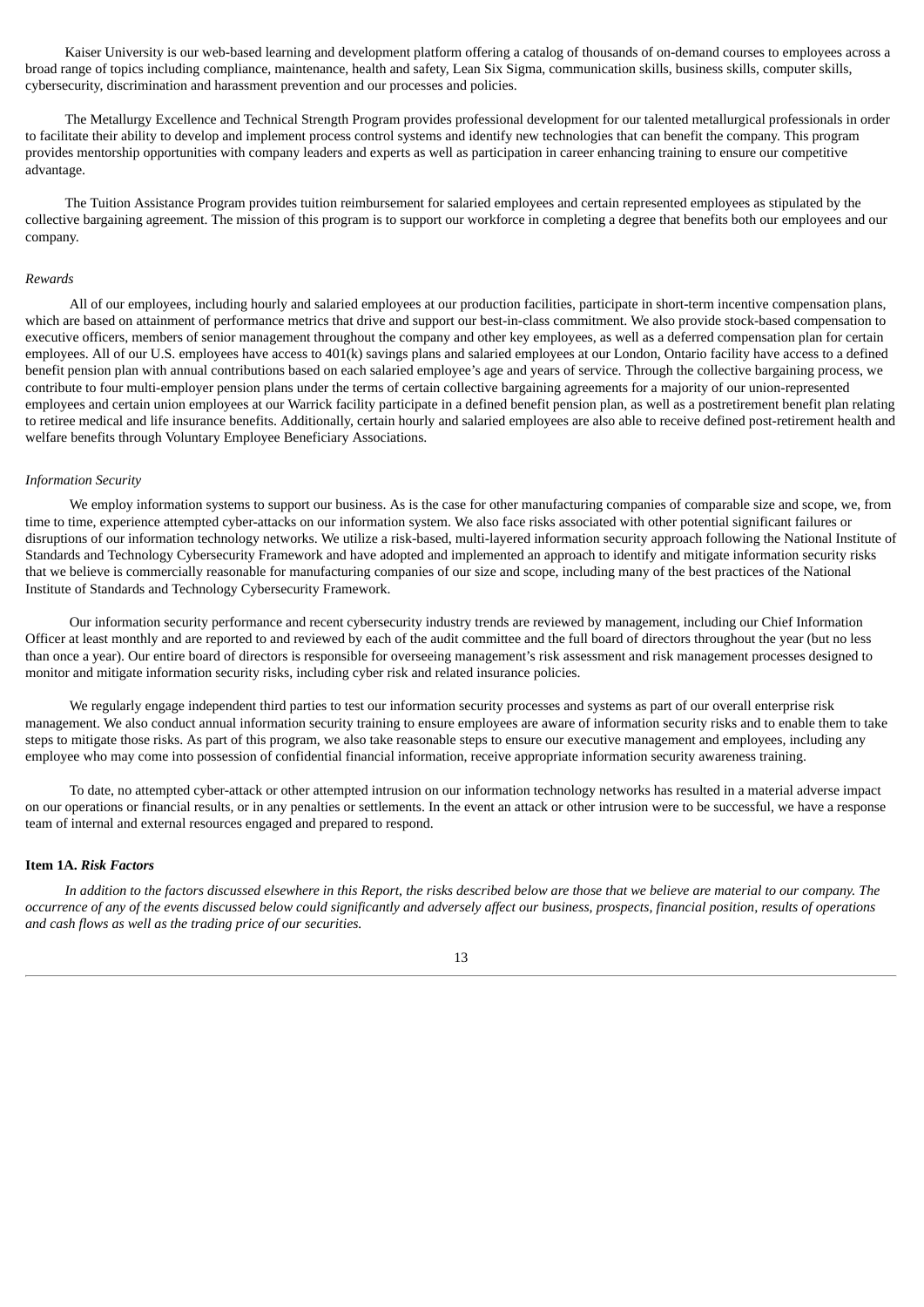Kaiser University is our web-based learning and development platform offering a catalog of thousands of on-demand courses to employees across a broad range of topics including compliance, maintenance, health and safety, Lean Six Sigma, communication skills, business skills, computer skills, cybersecurity, discrimination and harassment prevention and our processes and policies.

The Metallurgy Excellence and Technical Strength Program provides professional development for our talented metallurgical professionals in order to facilitate their ability to develop and implement process control systems and identify new technologies that can benefit the company. This program provides mentorship opportunities with company leaders and experts as well as participation in career enhancing training to ensure our competitive advantage.

The Tuition Assistance Program provides tuition reimbursement for salaried employees and certain represented employees as stipulated by the collective bargaining agreement. The mission of this program is to support our workforce in completing a degree that benefits both our employees and our company.

*Rewards*

All of our employees, including hourly and salaried employees at our production facilities, participate in short-term incentive compensation plans, which are based on attainment of performance metrics that drive and support our best-in-class commitment. We also provide stock-based compensation to executive officers, members of senior management throughout the company and other key employees, as well as a deferred compensation plan for certain employees. All of our U.S. employees have access to 401(k) savings plans and salaried employees at our London, Ontario facility have access to a defined benefit pension plan with annual contributions based on each salaried employee's age and years of service. Through the collective bargaining process, we contribute to four multi-employer pension plans under the terms of certain collective bargaining agreements for a majority of our union-represented employees and certain union employees at our Warrick facility participate in a defined benefit pension plan, as well as a postretirement benefit plan relating to retiree medical and life insurance benefits. Additionally, certain hourly and salaried employees are also able to receive defined post-retirement health and welfare benefits through Voluntary Employee Beneficiary Associations.

*Information Security*

We employ information systems to support our business. As is the case for other manufacturing companies of comparable size and scope, we, from time to time, experience attempted cyber-attacks on our information system. We also face risks associated with other potential significant failures or disruptions of our information technology networks. We utilize a risk-based, multi-layered information security approach following the National Institute of Standards and Technology Cybersecurity Framework and have adopted and implemented an approach to identify and mitigate information security risks that we believe is commercially reasonable for manufacturing companies of our size and scope, including many of the best practices of the National Institute of Standards and Technology Cybersecurity Framework.

Our information security performance and recent cybersecurity industry trends are reviewed by management, including our Chief Information Officer at least monthly and are reported to and reviewed by each of the audit committee and the full board of directors throughout the year (but no less than once a year). Our entire board of directors is responsible for overseeing management's risk assessment and risk management processes designed to monitor and mitigate information security risks, including cyber risk and related insurance policies.

We regularly engage independent third parties to test our information security processes and systems as part of our overall enterprise risk management. We also conduct annual information security training to ensure employees are aware of information security risks and to enable them to take steps to mitigate those risks. As part of this program, we also take reasonable steps to ensure our executive management and employees, including any employee who may come into possession of confidential financial information, receive appropriate information security awareness training.

To date, no attempted cyber-attack or other attempted intrusion on our information technology networks has resulted in a material adverse impact on our operations or financial results, or in any penalties or settlements. In the event an attack or other intrusion were to be successful, we have a response team of internal and external resources engaged and prepared to respond.

## Item 1A. *Risk Factors*

*In addition to the factors discussed elsewhere in this Report, the risks described below are those that we believe are material to our company. The occurrence of any of the events discussed below could significantly and adversely affect our business, prospects, financial position, results of operations and cash flows as well as the trading price of our securities.*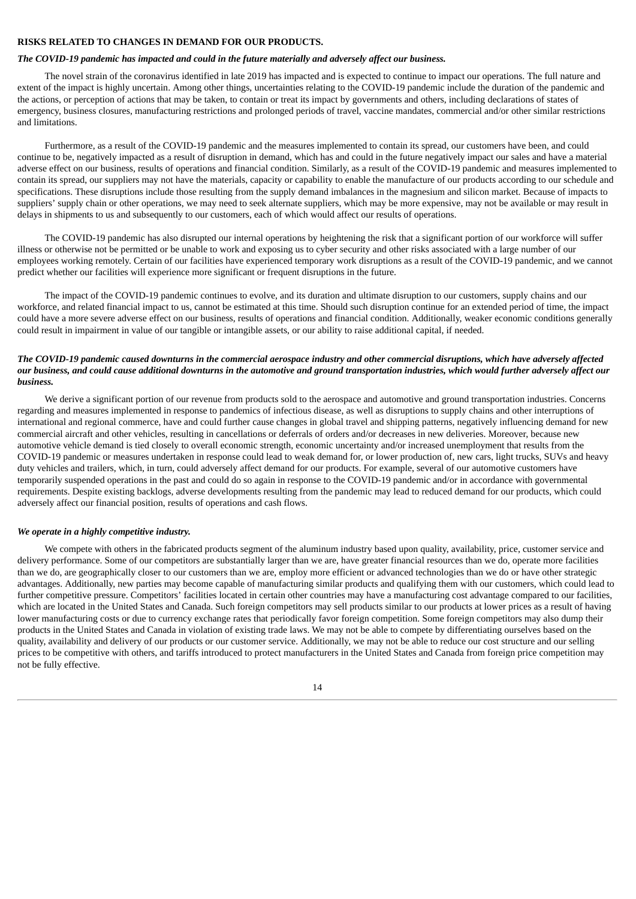**RISKS RELATED TO CHANGES IN DEMAND FOR OUR PRODUCTS.**

***The COVID-19 pandemic has impacted and could in the future materially and adversely affect our business.***

The novel strain of the coronavirus identified in late 2019 has impacted and is expected to continue to impact our operations. The full nature and extent of the impact is highly uncertain. Among other things, uncertainties relating to the COVID-19 pandemic include the duration of the pandemic and the actions, or perception of actions that may be taken, to contain or treat its impact by governments and others, including declarations of states of emergency, business closures, manufacturing restrictions and prolonged periods of travel, vaccine mandates, commercial and/or other similar restrictions and limitations.

Furthermore, as a result of the COVID-19 pandemic and the measures implemented to contain its spread, our customers have been, and could continue to be, negatively impacted as a result of disruption in demand, which has and could in the future negatively impact our sales and have a material adverse effect on our business, results of operations and financial condition. Similarly, as a result of the COVID-19 pandemic and measures implemented to contain its spread, our suppliers may not have the materials, capacity or capability to enable the manufacture of our products according to our schedule and specifications. These disruptions include those resulting from the supply demand imbalances in the magnesium and silicon market. Because of impacts to suppliers' supply chain or other operations, we may need to seek alternate suppliers, which may be more expensive, may not be available or may result in delays in shipments to us and subsequently to our customers, each of which would affect our results of operations.

The COVID-19 pandemic has also disrupted our internal operations by heightening the risk that a significant portion of our workforce will suffer illness or otherwise not be permitted or be unable to work and exposing us to cyber security and other risks associated with a large number of our employees working remotely. Certain of our facilities have experienced temporary work disruptions as a result of the COVID-19 pandemic, and we cannot predict whether our facilities will experience more significant or frequent disruptions in the future.

The impact of the COVID-19 pandemic continues to evolve, and its duration and ultimate disruption to our customers, supply chains and our workforce, and related financial impact to us, cannot be estimated at this time. Should such disruption continue for an extended period of time, the impact could have a more severe adverse effect on our business, results of operations and financial condition. Additionally, weaker economic conditions generally could result in impairment in value of our tangible or intangible assets, or our ability to raise additional capital, if needed.

***The COVID-19 pandemic caused downturns in the commercial aerospace industry and other commercial disruptions, which have adversely affected our business, and could cause additional downturns in the automotive and ground transportation industries, which would further adversely affect our business.***

We derive a significant portion of our revenue from products sold to the aerospace and automotive and ground transportation industries. Concerns regarding and measures implemented in response to pandemics of infectious disease, as well as disruptions to supply chains and other interruptions of international and regional commerce, have and could further cause changes in global travel and shipping patterns, negatively influencing demand for new commercial aircraft and other vehicles, resulting in cancellations or deferrals of orders and/or decreases in new deliveries. Moreover, because new automotive vehicle demand is tied closely to overall economic strength, economic uncertainty and/or increased unemployment that results from the COVID-19 pandemic or measures undertaken in response could lead to weak demand for, or lower production of, new cars, light trucks, SUVs and heavy duty vehicles and trailers, which, in turn, could adversely affect demand for our products. For example, several of our automotive customers have temporarily suspended operations in the past and could do so again in response to the COVID-19 pandemic and/or in accordance with governmental requirements. Despite existing backlogs, adverse developments resulting from the pandemic may lead to reduced demand for our products, which could adversely affect our financial position, results of operations and cash flows.

***We operate in a highly competitive industry.***

We compete with others in the fabricated products segment of the aluminum industry based upon quality, availability, price, customer service and delivery performance. Some of our competitors are substantially larger than we are, have greater financial resources than we do, operate more facilities than we do, are geographically closer to our customers than we are, employ more efficient or advanced technologies than we do or have other strategic advantages. Additionally, new parties may become capable of manufacturing similar products and qualifying them with our customers, which could lead to further competitive pressure. Competitors' facilities located in certain other countries may have a manufacturing cost advantage compared to our facilities, which are located in the United States and Canada. Such foreign competitors may sell products similar to our products at lower prices as a result of having lower manufacturing costs or due to currency exchange rates that periodically favor foreign competition. Some foreign competitors may also dump their products in the United States and Canada in violation of existing trade laws. We may not be able to compete by differentiating ourselves based on the quality, availability and delivery of our products or our customer service. Additionally, we may not be able to reduce our cost structure and our selling prices to be competitive with others, and tariffs introduced to protect manufacturers in the United States and Canada from foreign price competition may not be fully effective.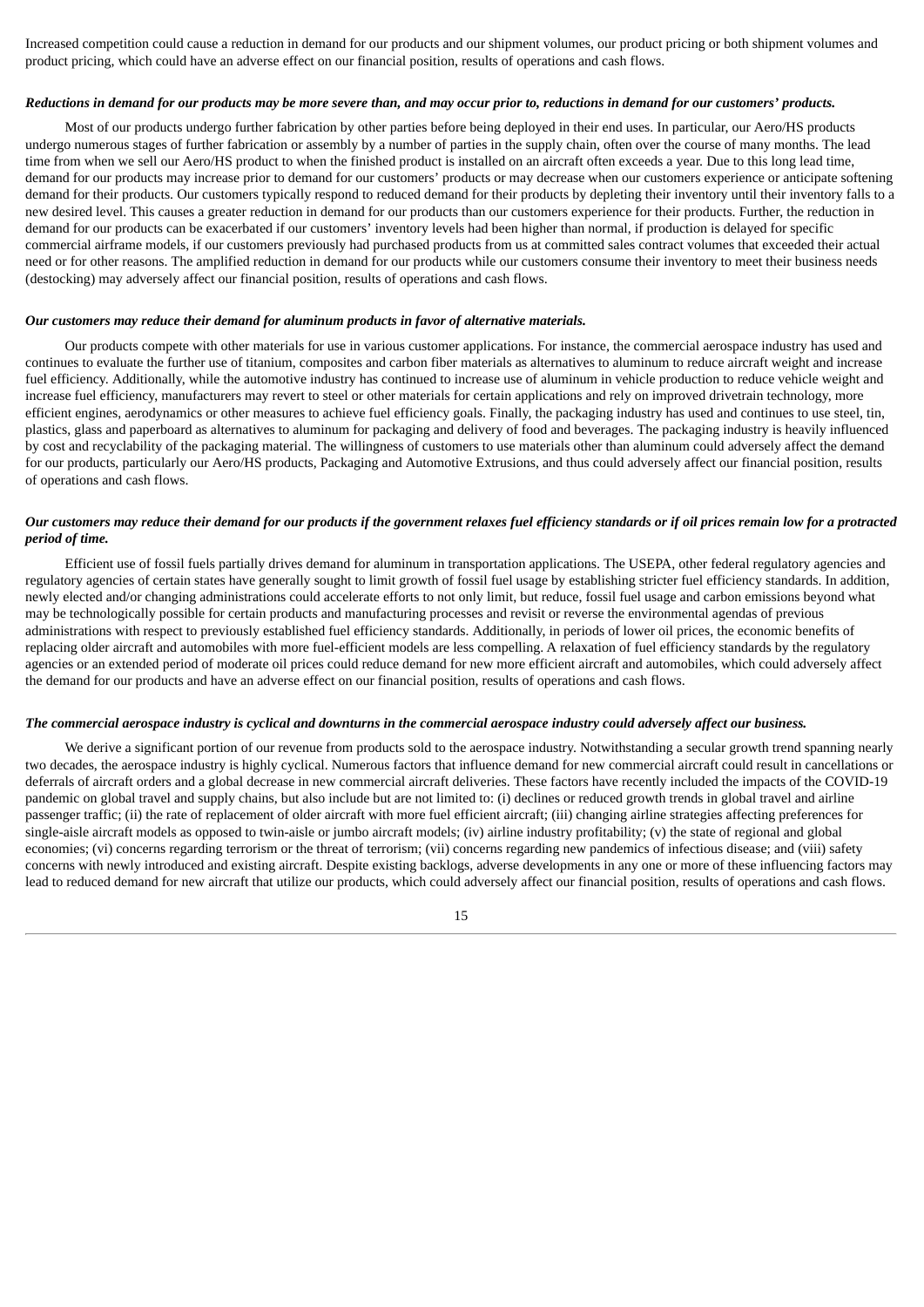Increased competition could cause a reduction in demand for our products and our shipment volumes, our product pricing or both shipment volumes and product pricing, which could have an adverse effect on our financial position, results of operations and cash flows.

***Reductions in demand for our products may be more severe than, and may occur prior to, reductions in demand for our customers' products.***

Most of our products undergo further fabrication by other parties before being deployed in their end uses. In particular, our Aero/HS products undergo numerous stages of further fabrication or assembly by a number of parties in the supply chain, often over the course of many months. The lead time from when we sell our Aero/HS product to when the finished product is installed on an aircraft often exceeds a year. Due to this long lead time, demand for our products may increase prior to demand for our customers' products or may decrease when our customers experience or anticipate softening demand for their products. Our customers typically respond to reduced demand for their products by depleting their inventory until their inventory falls to a new desired level. This causes a greater reduction in demand for our products than our customers experience for their products. Further, the reduction in demand for our products can be exacerbated if our customers' inventory levels had been higher than normal, if production is delayed for specific commercial airframe models, if our customers previously had purchased products from us at committed sales contract volumes that exceeded their actual need or for other reasons. The amplified reduction in demand for our products while our customers consume their inventory to meet their business needs (destocking) may adversely affect our financial position, results of operations and cash flows.

***Our customers may reduce their demand for aluminum products in favor of alternative materials.***

Our products compete with other materials for use in various customer applications. For instance, the commercial aerospace industry has used and continues to evaluate the further use of titanium, composites and carbon fiber materials as alternatives to aluminum to reduce aircraft weight and increase fuel efficiency. Additionally, while the automotive industry has continued to increase use of aluminum in vehicle production to reduce vehicle weight and increase fuel efficiency, manufacturers may revert to steel or other materials for certain applications and rely on improved drivetrain technology, more efficient engines, aerodynamics or other measures to achieve fuel efficiency goals. Finally, the packaging industry has used and continues to use steel, tin, plastics, glass and paperboard as alternatives to aluminum for packaging and delivery of food and beverages. The packaging industry is heavily influenced by cost and recyclability of the packaging material. The willingness of customers to use materials other than aluminum could adversely affect the demand for our products, particularly our Aero/HS products, Packaging and Automotive Extrusions, and thus could adversely affect our financial position, results of operations and cash flows.

***Our customers may reduce their demand for our products if the government relaxes fuel efficiency standards or if oil prices remain low for a protracted period of time.***

Efficient use of fossil fuels partially drives demand for aluminum in transportation applications. The USEPA, other federal regulatory agencies and regulatory agencies of certain states have generally sought to limit growth of fossil fuel usage by establishing stricter fuel efficiency standards. In addition, newly elected and/or changing administrations could accelerate efforts to not only limit, but reduce, fossil fuel usage and carbon emissions beyond what may be technologically possible for certain products and manufacturing processes and revisit or reverse the environmental agendas of previous administrations with respect to previously established fuel efficiency standards. Additionally, in periods of lower oil prices, the economic benefits of replacing older aircraft and automobiles with more fuel-efficient models are less compelling. A relaxation of fuel efficiency standards by the regulatory agencies or an extended period of moderate oil prices could reduce demand for new more efficient aircraft and automobiles, which could adversely affect the demand for our products and have an adverse effect on our financial position, results of operations and cash flows.

***The commercial aerospace industry is cyclical and downturns in the commercial aerospace industry could adversely affect our business.***

We derive a significant portion of our revenue from products sold to the aerospace industry. Notwithstanding a secular growth trend spanning nearly two decades, the aerospace industry is highly cyclical. Numerous factors that influence demand for new commercial aircraft could result in cancellations or deferrals of aircraft orders and a global decrease in new commercial aircraft deliveries. These factors have recently included the impacts of the COVID-19 pandemic on global travel and supply chains, but also include but are not limited to: (i) declines or reduced growth trends in global travel and airline passenger traffic; (ii) the rate of replacement of older aircraft with more fuel efficient aircraft; (iii) changing airline strategies affecting preferences for single-aisle aircraft models as opposed to twin-aisle or jumbo aircraft models; (iv) airline industry profitability; (v) the state of regional and global economies; (vi) concerns regarding terrorism or the threat of terrorism; (vii) concerns regarding new pandemics of infectious disease; and (viii) safety concerns with newly introduced and existing aircraft. Despite existing backlogs, adverse developments in any one or more of these influencing factors may lead to reduced demand for new aircraft that utilize our products, which could adversely affect our financial position, results of operations and cash flows.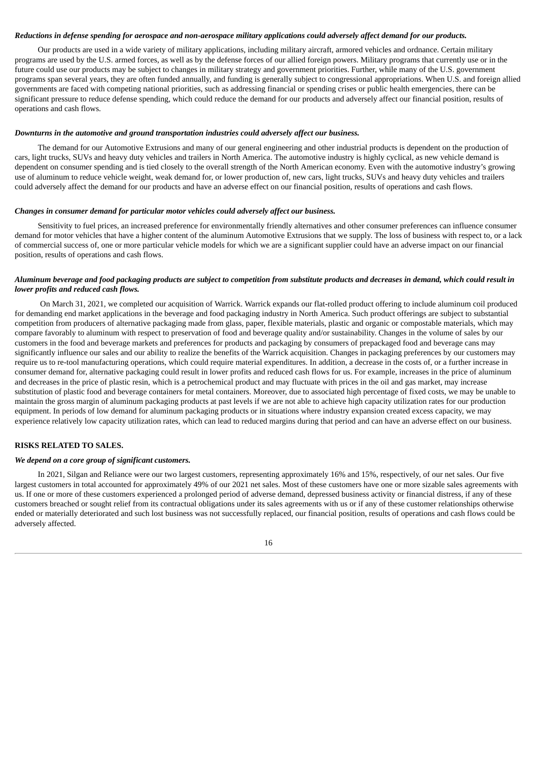***Reductions in defense spending for aerospace and non-aerospace military applications could adversely affect demand for our products.***

Our products are used in a wide variety of military applications, including military aircraft, armored vehicles and ordnance. Certain military programs are used by the U.S. armed forces, as well as by the defense forces of our allied foreign powers. Military programs that currently use or in the future could use our products may be subject to changes in military strategy and government priorities. Further, while many of the U.S. government programs span several years, they are often funded annually, and funding is generally subject to congressional appropriations. When U.S. and foreign allied governments are faced with competing national priorities, such as addressing financial or spending crises or public health emergencies, there can be significant pressure to reduce defense spending, which could reduce the demand for our products and adversely affect our financial position, results of operations and cash flows.

***Downturns in the automotive and ground transportation industries could adversely affect our business.***

The demand for our Automotive Extrusions and many of our general engineering and other industrial products is dependent on the production of cars, light trucks, SUVs and heavy duty vehicles and trailers in North America. The automotive industry is highly cyclical, as new vehicle demand is dependent on consumer spending and is tied closely to the overall strength of the North American economy. Even with the automotive industry's growing use of aluminum to reduce vehicle weight, weak demand for, or lower production of, new cars, light trucks, SUVs and heavy duty vehicles and trailers could adversely affect the demand for our products and have an adverse effect on our financial position, results of operations and cash flows.

***Changes in consumer demand for particular motor vehicles could adversely affect our business.***

Sensitivity to fuel prices, an increased preference for environmentally friendly alternatives and other consumer preferences can influence consumer demand for motor vehicles that have a higher content of the aluminum Automotive Extrusions that we supply. The loss of business with respect to, or a lack of commercial success of, one or more particular vehicle models for which we are a significant supplier could have an adverse impact on our financial position, results of operations and cash flows.

***Aluminum beverage and food packaging products are subject to competition from substitute products and decreases in demand, which could result in lower profits and reduced cash flows.***

On March 31, 2021, we completed our acquisition of Warrick. Warrick expands our flat-rolled product offering to include aluminum coil produced for demanding end market applications in the beverage and food packaging industry in North America. Such product offerings are subject to substantial competition from producers of alternative packaging made from glass, paper, flexible materials, plastic and organic or compostable materials, which may compare favorably to aluminum with respect to preservation of food and beverage quality and/or sustainability. Changes in the volume of sales by our customers in the food and beverage markets and preferences for products and packaging by consumers of prepackaged food and beverage cans may significantly influence our sales and our ability to realize the benefits of the Warrick acquisition. Changes in packaging preferences by our customers may require us to re-tool manufacturing operations, which could require material expenditures. In addition, a decrease in the costs of, or a further increase in consumer demand for, alternative packaging could result in lower profits and reduced cash flows for us. For example, increases in the price of aluminum and decreases in the price of plastic resin, which is a petrochemical product and may fluctuate with prices in the oil and gas market, may increase substitution of plastic food and beverage containers for metal containers. Moreover, due to associated high percentage of fixed costs, we may be unable to maintain the gross margin of aluminum packaging products at past levels if we are not able to achieve high capacity utilization rates for our production equipment. In periods of low demand for aluminum packaging products or in situations where industry expansion created excess capacity, we may experience relatively low capacity utilization rates, which can lead to reduced margins during that period and can have an adverse effect on our business.

**RISKS RELATED TO SALES.**

***We depend on a core group of significant customers.***

In 2021, Silgan and Reliance were our two largest customers, representing approximately 16% and 15%, respectively, of our net sales. Our five largest customers in total accounted for approximately 49% of our 2021 net sales. Most of these customers have one or more sizable sales agreements with us. If one or more of these customers experienced a prolonged period of adverse demand, depressed business activity or financial distress, if any of these customers breached or sought relief from its contractual obligations under its sales agreements with us or if any of these customer relationships otherwise ended or materially deteriorated and such lost business was not successfully replaced, our financial position, results of operations and cash flows could be adversely affected.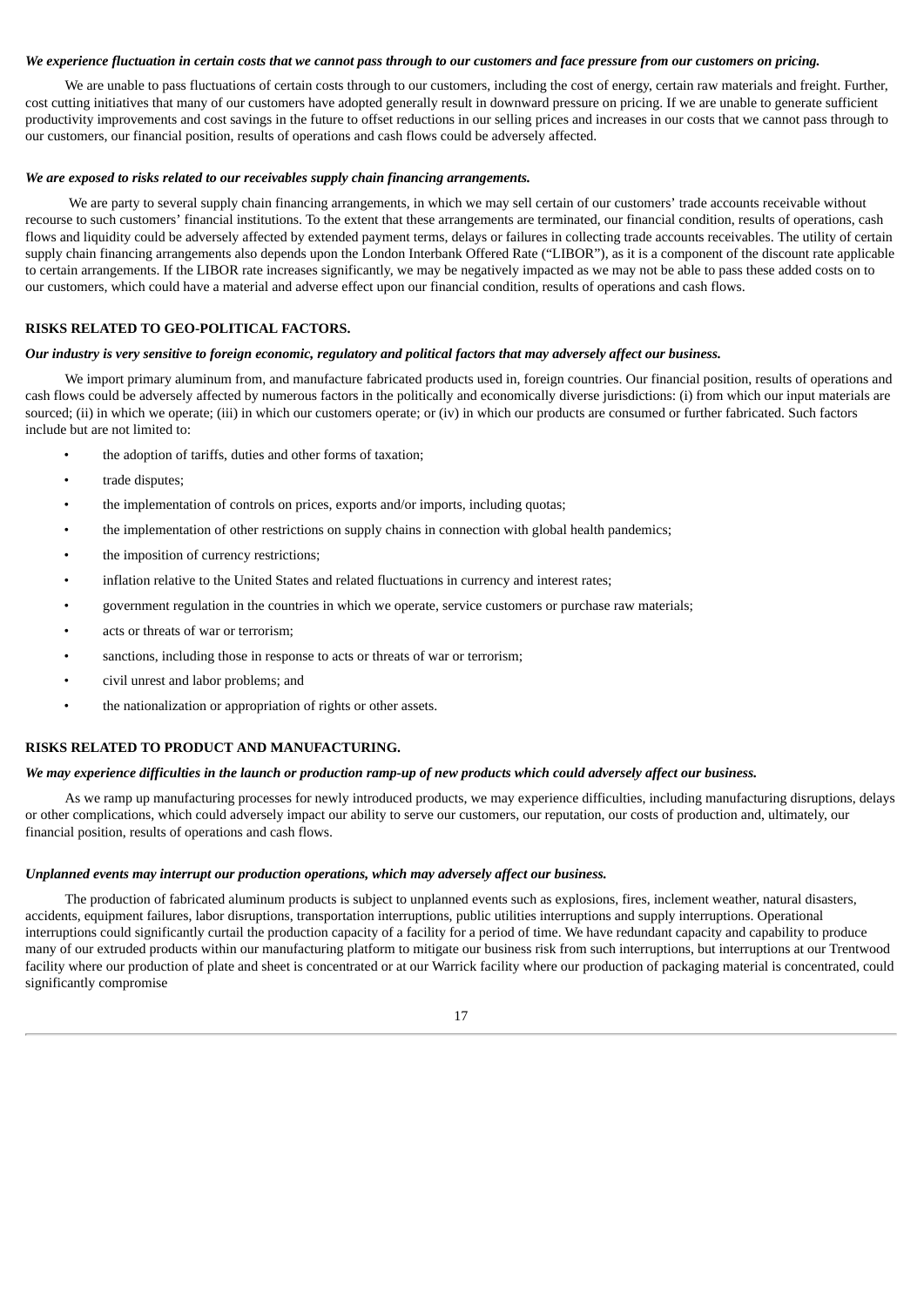***We experience fluctuation in certain costs that we cannot pass through to our customers and face pressure from our customers on pricing.***

We are unable to pass fluctuations of certain costs through to our customers, including the cost of energy, certain raw materials and freight. Further, cost cutting initiatives that many of our customers have adopted generally result in downward pressure on pricing. If we are unable to generate sufficient productivity improvements and cost savings in the future to offset reductions in our selling prices and increases in our costs that we cannot pass through to our customers, our financial position, results of operations and cash flows could be adversely affected.

***We are exposed to risks related to our receivables supply chain financing arrangements.***

We are party to several supply chain financing arrangements, in which we may sell certain of our customers' trade accounts receivable without recourse to such customers' financial institutions. To the extent that these arrangements are terminated, our financial condition, results of operations, cash flows and liquidity could be adversely affected by extended payment terms, delays or failures in collecting trade accounts receivables. The utility of certain supply chain financing arrangements also depends upon the London Interbank Offered Rate ("LIBOR"), as it is a component of the discount rate applicable to certain arrangements. If the LIBOR rate increases significantly, we may be negatively impacted as we may not be able to pass these added costs on to our customers, which could have a material and adverse effect upon our financial condition, results of operations and cash flows.

## RISKS RELATED TO GEO-POLITICAL FACTORS.

***Our industry is very sensitive to foreign economic, regulatory and political factors that may adversely affect our business.***

We import primary aluminum from, and manufacture fabricated products used in, foreign countries. Our financial position, results of operations and cash flows could be adversely affected by numerous factors in the politically and economically diverse jurisdictions: (i) from which our input materials are sourced; (ii) in which we operate; (iii) in which our customers operate; or (iv) in which our products are consumed or further fabricated. Such factors include but are not limited to:

- the adoption of tariffs, duties and other forms of taxation;
- trade disputes;
- the implementation of controls on prices, exports and/or imports, including quotas;
- the implementation of other restrictions on supply chains in connection with global health pandemics;
- the imposition of currency restrictions;
- inflation relative to the United States and related fluctuations in currency and interest rates;
- government regulation in the countries in which we operate, service customers or purchase raw materials;
- acts or threats of war or terrorism;
- sanctions, including those in response to acts or threats of war or terrorism;
- civil unrest and labor problems; and
- the nationalization or appropriation of rights or other assets.

## RISKS RELATED TO PRODUCT AND MANUFACTURING.

***We may experience difficulties in the launch or production ramp-up of new products which could adversely affect our business.***

As we ramp up manufacturing processes for newly introduced products, we may experience difficulties, including manufacturing disruptions, delays or other complications, which could adversely impact our ability to serve our customers, our reputation, our costs of production and, ultimately, our financial position, results of operations and cash flows.

***Unplanned events may interrupt our production operations, which may adversely affect our business.***

The production of fabricated aluminum products is subject to unplanned events such as explosions, fires, inclement weather, natural disasters, accidents, equipment failures, labor disruptions, transportation interruptions, public utilities interruptions and supply interruptions. Operational interruptions could significantly curtail the production capacity of a facility for a period of time. We have redundant capacity and capability to produce many of our extruded products within our manufacturing platform to mitigate our business risk from such interruptions, but interruptions at our Trentwood facility where our production of plate and sheet is concentrated or at our Warrick facility where our production of packaging material is concentrated, could significantly compromise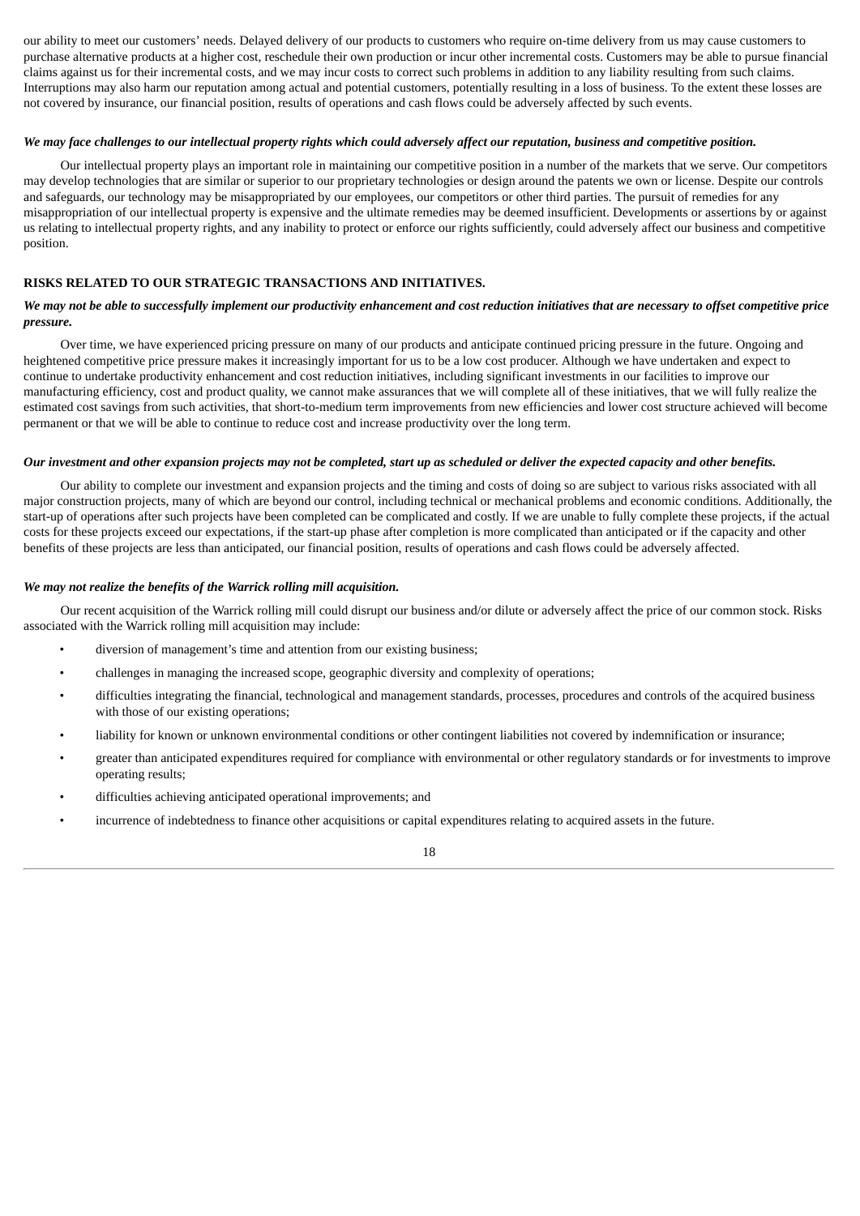our ability to meet our customers' needs. Delayed delivery of our products to customers who require on-time delivery from us may cause customers to purchase alternative products at a higher cost, reschedule their own production or incur other incremental costs. Customers may be able to pursue financial claims against us for their incremental costs, and we may incur costs to correct such problems in addition to any liability resulting from such claims. Interruptions may also harm our reputation among actual and potential customers, potentially resulting in a loss of business. To the extent these losses are not covered by insurance, our financial position, results of operations and cash flows could be adversely affected by such events.

***We may face challenges to our intellectual property rights which could adversely affect our reputation, business and competitive position.***

Our intellectual property plays an important role in maintaining our competitive position in a number of the markets that we serve. Our competitors may develop technologies that are similar or superior to our proprietary technologies or design around the patents we own or license. Despite our controls and safeguards, our technology may be misappropriated by our employees, our competitors or other third parties. The pursuit of remedies for any misappropriation of our intellectual property is expensive and the ultimate remedies may be deemed insufficient. Developments or assertions by or against us relating to intellectual property rights, and any inability to protect or enforce our rights sufficiently, could adversely affect our business and competitive position.

**RISKS RELATED TO OUR STRATEGIC TRANSACTIONS AND INITIATIVES.**

***We may not be able to successfully implement our productivity enhancement and cost reduction initiatives that are necessary to offset competitive price pressure.***

Over time, we have experienced pricing pressure on many of our products and anticipate continued pricing pressure in the future. Ongoing and heightened competitive price pressure makes it increasingly important for us to be a low cost producer. Although we have undertaken and expect to continue to undertake productivity enhancement and cost reduction initiatives, including significant investments in our facilities to improve our manufacturing efficiency, cost and product quality, we cannot make assurances that we will complete all of these initiatives, that we will fully realize the estimated cost savings from such activities, that short-to-medium term improvements from new efficiencies and lower cost structure achieved will become permanent or that we will be able to continue to reduce cost and increase productivity over the long term.

***Our investment and other expansion projects may not be completed, start up as scheduled or deliver the expected capacity and other benefits.***

Our ability to complete our investment and expansion projects and the timing and costs of doing so are subject to various risks associated with all major construction projects, many of which are beyond our control, including technical or mechanical problems and economic conditions. Additionally, the start-up of operations after such projects have been completed can be complicated and costly. If we are unable to fully complete these projects, if the actual costs for these projects exceed our expectations, if the start-up phase after completion is more complicated than anticipated or if the capacity and other benefits of these projects are less than anticipated, our financial position, results of operations and cash flows could be adversely affected.

***We may not realize the benefits of the Warrick rolling mill acquisition.***

Our recent acquisition of the Warrick rolling mill could disrupt our business and/or dilute or adversely affect the price of our common stock. Risks associated with the Warrick rolling mill acquisition may include:

- diversion of management's time and attention from our existing business;
- challenges in managing the increased scope, geographic diversity and complexity of operations;
- difficulties integrating the financial, technological and management standards, processes, procedures and controls of the acquired business with those of our existing operations;
- liability for known or unknown environmental conditions or other contingent liabilities not covered by indemnification or insurance;
- greater than anticipated expenditures required for compliance with environmental or other regulatory standards or for investments to improve operating results;
- difficulties achieving anticipated operational improvements; and
- incurrence of indebtedness to finance other acquisitions or capital expenditures relating to acquired assets in the future.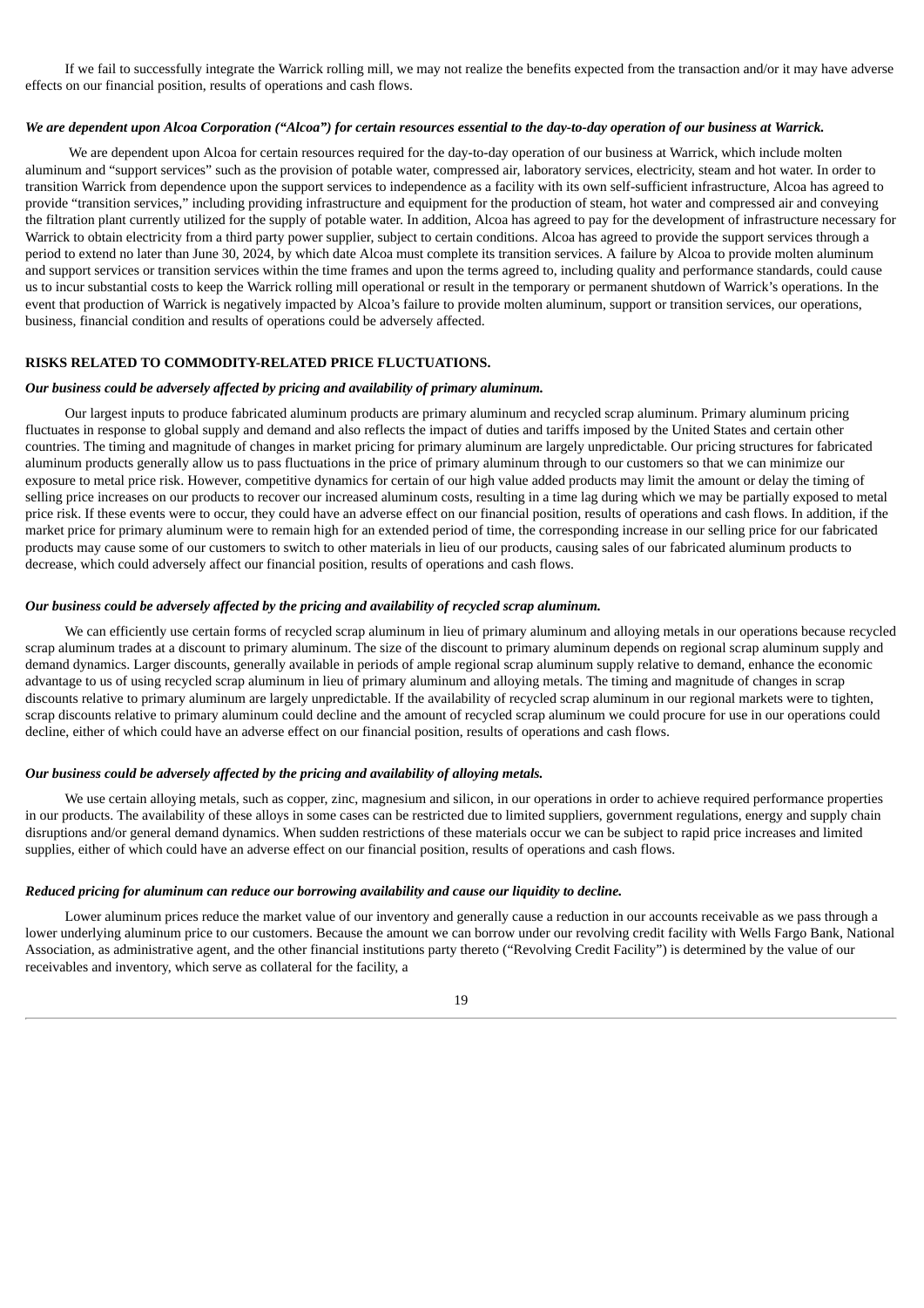If we fail to successfully integrate the Warrick rolling mill, we may not realize the benefits expected from the transaction and/or it may have adverse effects on our financial position, results of operations and cash flows.

***We are dependent upon Alcoa Corporation ("Alcoa") for certain resources essential to the day-to-day operation of our business at Warrick.***

We are dependent upon Alcoa for certain resources required for the day-to-day operation of our business at Warrick, which include molten aluminum and "support services" such as the provision of potable water, compressed air, laboratory services, electricity, steam and hot water. In order to transition Warrick from dependence upon the support services to independence as a facility with its own self-sufficient infrastructure, Alcoa has agreed to provide "transition services," including providing infrastructure and equipment for the production of steam, hot water and compressed air and conveying the filtration plant currently utilized for the supply of potable water. In addition, Alcoa has agreed to pay for the development of infrastructure necessary for Warrick to obtain electricity from a third party power supplier, subject to certain conditions. Alcoa has agreed to provide the support services through a period to extend no later than June 30, 2024, by which date Alcoa must complete its transition services. A failure by Alcoa to provide molten aluminum and support services or transition services within the time frames and upon the terms agreed to, including quality and performance standards, could cause us to incur substantial costs to keep the Warrick rolling mill operational or result in the temporary or permanent shutdown of Warrick's operations. In the event that production of Warrick is negatively impacted by Alcoa's failure to provide molten aluminum, support or transition services, our operations, business, financial condition and results of operations could be adversely affected.

**RISKS RELATED TO COMMODITY-RELATED PRICE FLUCTUATIONS.**

***Our business could be adversely affected by pricing and availability of primary aluminum.***

Our largest inputs to produce fabricated aluminum products are primary aluminum and recycled scrap aluminum. Primary aluminum pricing fluctuates in response to global supply and demand and also reflects the impact of duties and tariffs imposed by the United States and certain other countries. The timing and magnitude of changes in market pricing for primary aluminum are largely unpredictable. Our pricing structures for fabricated aluminum products generally allow us to pass fluctuations in the price of primary aluminum through to our customers so that we can minimize our exposure to metal price risk. However, competitive dynamics for certain of our high value added products may limit the amount or delay the timing of selling price increases on our products to recover our increased aluminum costs, resulting in a time lag during which we may be partially exposed to metal price risk. If these events were to occur, they could have an adverse effect on our financial position, results of operations and cash flows. In addition, if the market price for primary aluminum were to remain high for an extended period of time, the corresponding increase in our selling price for our fabricated products may cause some of our customers to switch to other materials in lieu of our products, causing sales of our fabricated aluminum products to decrease, which could adversely affect our financial position, results of operations and cash flows.

***Our business could be adversely affected by the pricing and availability of recycled scrap aluminum.***

We can efficiently use certain forms of recycled scrap aluminum in lieu of primary aluminum and alloying metals in our operations because recycled scrap aluminum trades at a discount to primary aluminum. The size of the discount to primary aluminum depends on regional scrap aluminum supply and demand dynamics. Larger discounts, generally available in periods of ample regional scrap aluminum supply relative to demand, enhance the economic advantage to us of using recycled scrap aluminum in lieu of primary aluminum and alloying metals. The timing and magnitude of changes in scrap discounts relative to primary aluminum are largely unpredictable. If the availability of recycled scrap aluminum in our regional markets were to tighten, scrap discounts relative to primary aluminum could decline and the amount of recycled scrap aluminum we could procure for use in our operations could decline, either of which could have an adverse effect on our financial position, results of operations and cash flows.

***Our business could be adversely affected by the pricing and availability of alloying metals.***

We use certain alloying metals, such as copper, zinc, magnesium and silicon, in our operations in order to achieve required performance properties in our products. The availability of these alloys in some cases can be restricted due to limited suppliers, government regulations, energy and supply chain disruptions and/or general demand dynamics. When sudden restrictions of these materials occur we can be subject to rapid price increases and limited supplies, either of which could have an adverse effect on our financial position, results of operations and cash flows.

***Reduced pricing for aluminum can reduce our borrowing availability and cause our liquidity to decline.***

Lower aluminum prices reduce the market value of our inventory and generally cause a reduction in our accounts receivable as we pass through a lower underlying aluminum price to our customers. Because the amount we can borrow under our revolving credit facility with Wells Fargo Bank, National Association, as administrative agent, and the other financial institutions party thereto ("Revolving Credit Facility") is determined by the value of our receivables and inventory, which serve as collateral for the facility, a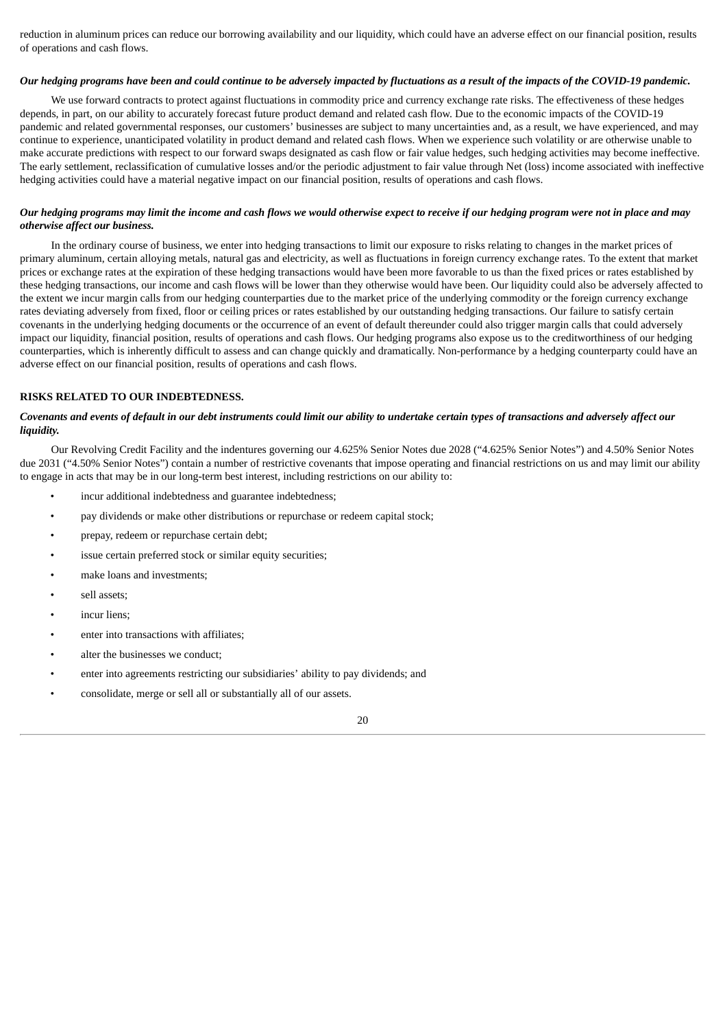reduction in aluminum prices can reduce our borrowing availability and our liquidity, which could have an adverse effect on our financial position, results of operations and cash flows.

***Our hedging programs have been and could continue to be adversely impacted by fluctuations as a result of the impacts of the COVID-19 pandemic.***

We use forward contracts to protect against fluctuations in commodity price and currency exchange rate risks. The effectiveness of these hedges depends, in part, on our ability to accurately forecast future product demand and related cash flow. Due to the economic impacts of the COVID-19 pandemic and related governmental responses, our customers' businesses are subject to many uncertainties and, as a result, we have experienced, and may continue to experience, unanticipated volatility in product demand and related cash flows. When we experience such volatility or are otherwise unable to make accurate predictions with respect to our forward swaps designated as cash flow or fair value hedges, such hedging activities may become ineffective. The early settlement, reclassification of cumulative losses and/or the periodic adjustment to fair value through Net (loss) income associated with ineffective hedging activities could have a material negative impact on our financial position, results of operations and cash flows.

***Our hedging programs may limit the income and cash flows we would otherwise expect to receive if our hedging program were not in place and may otherwise affect our business.***

In the ordinary course of business, we enter into hedging transactions to limit our exposure to risks relating to changes in the market prices of primary aluminum, certain alloying metals, natural gas and electricity, as well as fluctuations in foreign currency exchange rates. To the extent that market prices or exchange rates at the expiration of these hedging transactions would have been more favorable to us than the fixed prices or rates established by these hedging transactions, our income and cash flows will be lower than they otherwise would have been. Our liquidity could also be adversely affected to the extent we incur margin calls from our hedging counterparties due to the market price of the underlying commodity or the foreign currency exchange rates deviating adversely from fixed, floor or ceiling prices or rates established by our outstanding hedging transactions. Our failure to satisfy certain covenants in the underlying hedging documents or the occurrence of an event of default thereunder could also trigger margin calls that could adversely impact our liquidity, financial position, results of operations and cash flows. Our hedging programs also expose us to the creditworthiness of our hedging counterparties, which is inherently difficult to assess and can change quickly and dramatically. Non-performance by a hedging counterparty could have an adverse effect on our financial position, results of operations and cash flows.

**RISKS RELATED TO OUR INDEBTEDNESS.**

***Covenants and events of default in our debt instruments could limit our ability to undertake certain types of transactions and adversely affect our liquidity.***

Our Revolving Credit Facility and the indentures governing our 4.625% Senior Notes due 2028 ("4.625% Senior Notes") and 4.50% Senior Notes due 2031 ("4.50% Senior Notes") contain a number of restrictive covenants that impose operating and financial restrictions on us and may limit our ability to engage in acts that may be in our long-term best interest, including restrictions on our ability to:

- incur additional indebtedness and guarantee indebtedness;
- pay dividends or make other distributions or repurchase or redeem capital stock;
- prepay, redeem or repurchase certain debt;
- issue certain preferred stock or similar equity securities;
- make loans and investments;
- sell assets;
- incur liens;
- enter into transactions with affiliates;
- alter the businesses we conduct;
- enter into agreements restricting our subsidiaries' ability to pay dividends; and
- consolidate, merge or sell all or substantially all of our assets.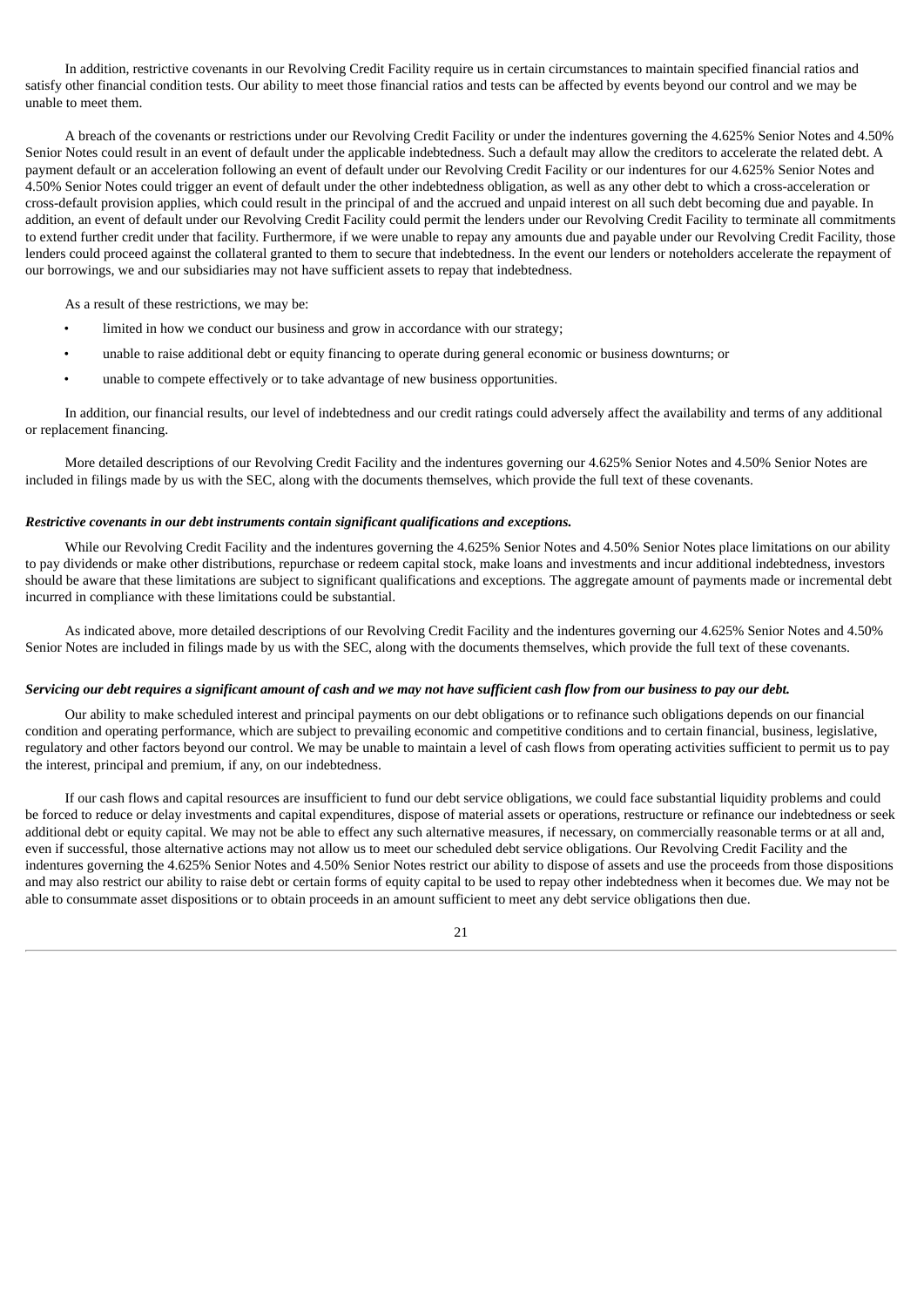In addition, restrictive covenants in our Revolving Credit Facility require us in certain circumstances to maintain specified financial ratios and satisfy other financial condition tests. Our ability to meet those financial ratios and tests can be affected by events beyond our control and we may be unable to meet them.

A breach of the covenants or restrictions under our Revolving Credit Facility or under the indentures governing the 4.625% Senior Notes and 4.50% Senior Notes could result in an event of default under the applicable indebtedness. Such a default may allow the creditors to accelerate the related debt. A payment default or an acceleration following an event of default under our Revolving Credit Facility or our indentures for our 4.625% Senior Notes and 4.50% Senior Notes could trigger an event of default under the other indebtedness obligation, as well as any other debt to which a cross-acceleration or cross-default provision applies, which could result in the principal of and the accrued and unpaid interest on all such debt becoming due and payable. In addition, an event of default under our Revolving Credit Facility could permit the lenders under our Revolving Credit Facility to terminate all commitments to extend further credit under that facility. Furthermore, if we were unable to repay any amounts due and payable under our Revolving Credit Facility, those lenders could proceed against the collateral granted to them to secure that indebtedness. In the event our lenders or noteholders accelerate the repayment of our borrowings, we and our subsidiaries may not have sufficient assets to repay that indebtedness.

As a result of these restrictions, we may be:

- limited in how we conduct our business and grow in accordance with our strategy;
- unable to raise additional debt or equity financing to operate during general economic or business downturns; or
- unable to compete effectively or to take advantage of new business opportunities.

In addition, our financial results, our level of indebtedness and our credit ratings could adversely affect the availability and terms of any additional or replacement financing.

More detailed descriptions of our Revolving Credit Facility and the indentures governing our 4.625% Senior Notes and 4.50% Senior Notes are included in filings made by us with the SEC, along with the documents themselves, which provide the full text of these covenants.

***Restrictive covenants in our debt instruments contain significant qualifications and exceptions.***

While our Revolving Credit Facility and the indentures governing the 4.625% Senior Notes and 4.50% Senior Notes place limitations on our ability to pay dividends or make other distributions, repurchase or redeem capital stock, make loans and investments and incur additional indebtedness, investors should be aware that these limitations are subject to significant qualifications and exceptions. The aggregate amount of payments made or incremental debt incurred in compliance with these limitations could be substantial.

As indicated above, more detailed descriptions of our Revolving Credit Facility and the indentures governing our 4.625% Senior Notes and 4.50% Senior Notes are included in filings made by us with the SEC, along with the documents themselves, which provide the full text of these covenants.

***Servicing our debt requires a significant amount of cash and we may not have sufficient cash flow from our business to pay our debt.***

Our ability to make scheduled interest and principal payments on our debt obligations or to refinance such obligations depends on our financial condition and operating performance, which are subject to prevailing economic and competitive conditions and to certain financial, business, legislative, regulatory and other factors beyond our control. We may be unable to maintain a level of cash flows from operating activities sufficient to permit us to pay the interest, principal and premium, if any, on our indebtedness.

If our cash flows and capital resources are insufficient to fund our debt service obligations, we could face substantial liquidity problems and could be forced to reduce or delay investments and capital expenditures, dispose of material assets or operations, restructure or refinance our indebtedness or seek additional debt or equity capital. We may not be able to effect any such alternative measures, if necessary, on commercially reasonable terms or at all and, even if successful, those alternative actions may not allow us to meet our scheduled debt service obligations. Our Revolving Credit Facility and the indentures governing the 4.625% Senior Notes and 4.50% Senior Notes restrict our ability to dispose of assets and use the proceeds from those dispositions and may also restrict our ability to raise debt or certain forms of equity capital to be used to repay other indebtedness when it becomes due. We may not be able to consummate asset dispositions or to obtain proceeds in an amount sufficient to meet any debt service obligations then due.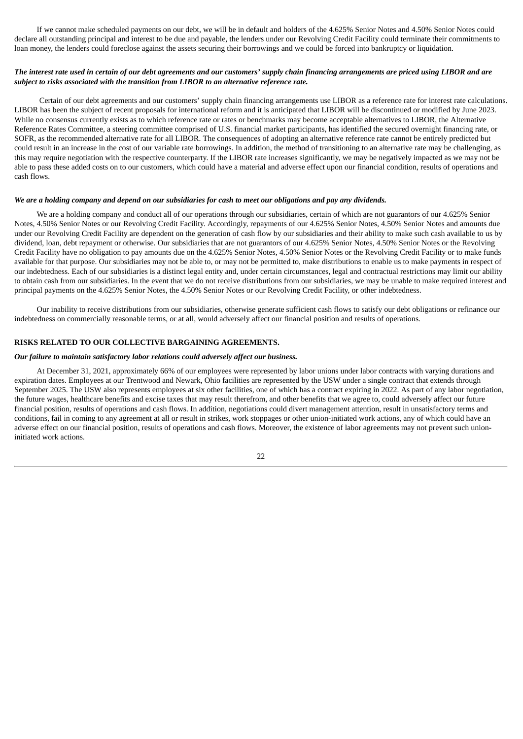If we cannot make scheduled payments on our debt, we will be in default and holders of the 4.625% Senior Notes and 4.50% Senior Notes could declare all outstanding principal and interest to be due and payable, the lenders under our Revolving Credit Facility could terminate their commitments to loan money, the lenders could foreclose against the assets securing their borrowings and we could be forced into bankruptcy or liquidation.

***The interest rate used in certain of our debt agreements and our customers' supply chain financing arrangements are priced using LIBOR and are subject to risks associated with the transition from LIBOR to an alternative reference rate.***

Certain of our debt agreements and our customers' supply chain financing arrangements use LIBOR as a reference rate for interest rate calculations. LIBOR has been the subject of recent proposals for international reform and it is anticipated that LIBOR will be discontinued or modified by June 2023. While no consensus currently exists as to which reference rate or rates or benchmarks may become acceptable alternatives to LIBOR, the Alternative Reference Rates Committee, a steering committee comprised of U.S. financial market participants, has identified the secured overnight financing rate, or SOFR, as the recommended alternative rate for all LIBOR. The consequences of adopting an alternative reference rate cannot be entirely predicted but could result in an increase in the cost of our variable rate borrowings. In addition, the method of transitioning to an alternative rate may be challenging, as this may require negotiation with the respective counterparty. If the LIBOR rate increases significantly, we may be negatively impacted as we may not be able to pass these added costs on to our customers, which could have a material and adverse effect upon our financial condition, results of operations and cash flows.

***We are a holding company and depend on our subsidiaries for cash to meet our obligations and pay any dividends.***

We are a holding company and conduct all of our operations through our subsidiaries, certain of which are not guarantors of our 4.625% Senior Notes, 4.50% Senior Notes or our Revolving Credit Facility. Accordingly, repayments of our 4.625% Senior Notes, 4.50% Senior Notes and amounts due under our Revolving Credit Facility are dependent on the generation of cash flow by our subsidiaries and their ability to make such cash available to us by dividend, loan, debt repayment or otherwise. Our subsidiaries that are not guarantors of our 4.625% Senior Notes, 4.50% Senior Notes or the Revolving Credit Facility have no obligation to pay amounts due on the 4.625% Senior Notes, 4.50% Senior Notes or the Revolving Credit Facility or to make funds available for that purpose. Our subsidiaries may not be able to, or may not be permitted to, make distributions to enable us to make payments in respect of our indebtedness. Each of our subsidiaries is a distinct legal entity and, under certain circumstances, legal and contractual restrictions may limit our ability to obtain cash from our subsidiaries. In the event that we do not receive distributions from our subsidiaries, we may be unable to make required interest and principal payments on the 4.625% Senior Notes, the 4.50% Senior Notes or our Revolving Credit Facility, or other indebtedness.

Our inability to receive distributions from our subsidiaries, otherwise generate sufficient cash flows to satisfy our debt obligations or refinance our indebtedness on commercially reasonable terms, or at all, would adversely affect our financial position and results of operations.

**RISKS RELATED TO OUR COLLECTIVE BARGAINING AGREEMENTS.**

***Our failure to maintain satisfactory labor relations could adversely affect our business.***

At December 31, 2021, approximately 66% of our employees were represented by labor unions under labor contracts with varying durations and expiration dates. Employees at our Trentwood and Newark, Ohio facilities are represented by the USW under a single contract that extends through September 2025. The USW also represents employees at six other facilities, one of which has a contract expiring in 2022. As part of any labor negotiation, the future wages, healthcare benefits and excise taxes that may result therefrom, and other benefits that we agree to, could adversely affect our future financial position, results of operations and cash flows. In addition, negotiations could divert management attention, result in unsatisfactory terms and conditions, fail in coming to any agreement at all or result in strikes, work stoppages or other union-initiated work actions, any of which could have an adverse effect on our financial position, results of operations and cash flows. Moreover, the existence of labor agreements may not prevent such union-initiated work actions.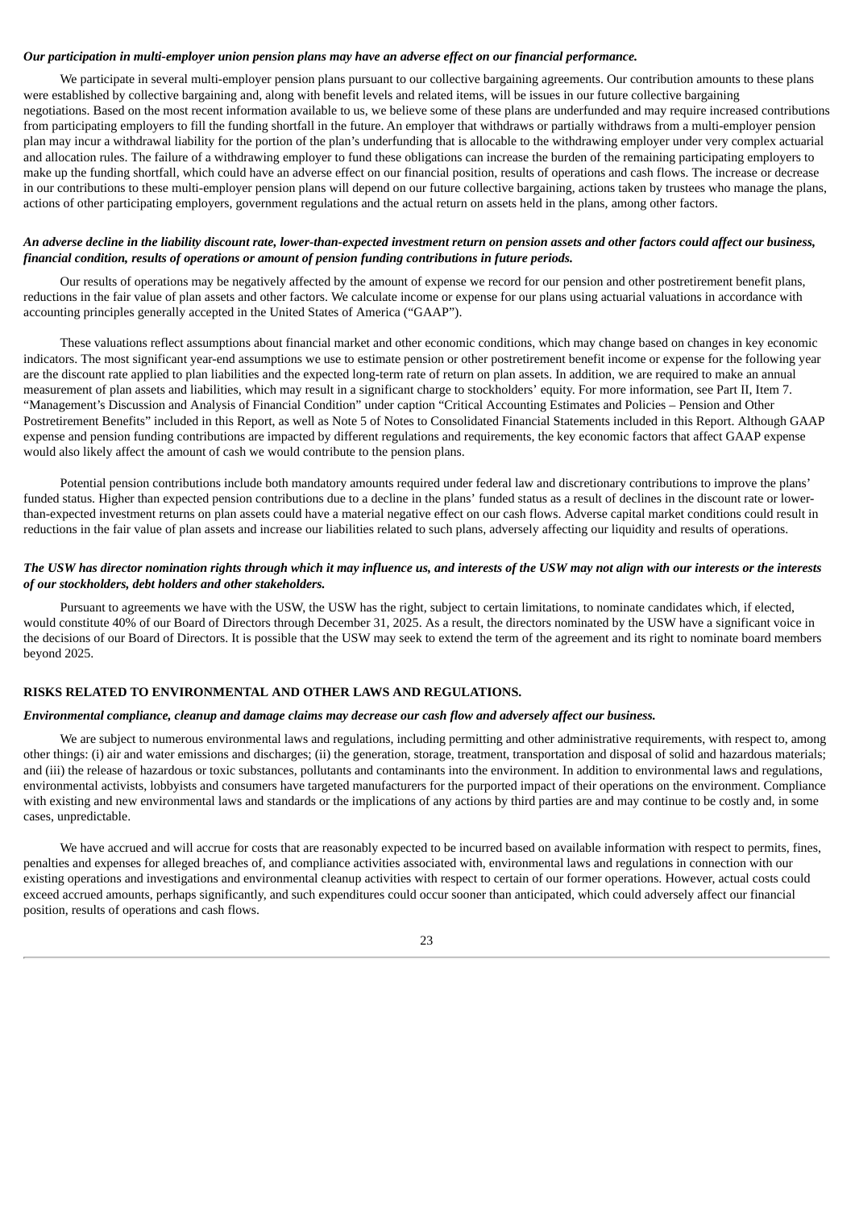***Our participation in multi-employer union pension plans may have an adverse effect on our financial performance.***

We participate in several multi-employer pension plans pursuant to our collective bargaining agreements. Our contribution amounts to these plans were established by collective bargaining and, along with benefit levels and related items, will be issues in our future collective bargaining negotiations. Based on the most recent information available to us, we believe some of these plans are underfunded and may require increased contributions from participating employers to fill the funding shortfall in the future. An employer that withdraws or partially withdraws from a multi-employer pension plan may incur a withdrawal liability for the portion of the plan's underfunding that is allocable to the withdrawing employer under very complex actuarial and allocation rules. The failure of a withdrawing employer to fund these obligations can increase the burden of the remaining participating employers to make up the funding shortfall, which could have an adverse effect on our financial position, results of operations and cash flows. The increase or decrease in our contributions to these multi-employer pension plans will depend on our future collective bargaining, actions taken by trustees who manage the plans, actions of other participating employers, government regulations and the actual return on assets held in the plans, among other factors.

***An adverse decline in the liability discount rate, lower-than-expected investment return on pension assets and other factors could affect our business, financial condition, results of operations or amount of pension funding contributions in future periods.***

Our results of operations may be negatively affected by the amount of expense we record for our pension and other postretirement benefit plans, reductions in the fair value of plan assets and other factors. We calculate income or expense for our plans using actuarial valuations in accordance with accounting principles generally accepted in the United States of America ("GAAP").

These valuations reflect assumptions about financial market and other economic conditions, which may change based on changes in key economic indicators. The most significant year-end assumptions we use to estimate pension or other postretirement benefit income or expense for the following year are the discount rate applied to plan liabilities and the expected long-term rate of return on plan assets. In addition, we are required to make an annual measurement of plan assets and liabilities, which may result in a significant charge to stockholders' equity. For more information, see Part II, Item 7. "Management's Discussion and Analysis of Financial Condition" under caption "Critical Accounting Estimates and Policies – Pension and Other Postretirement Benefits" included in this Report, as well as Note 5 of Notes to Consolidated Financial Statements included in this Report. Although GAAP expense and pension funding contributions are impacted by different regulations and requirements, the key economic factors that affect GAAP expense would also likely affect the amount of cash we would contribute to the pension plans.

Potential pension contributions include both mandatory amounts required under federal law and discretionary contributions to improve the plans' funded status. Higher than expected pension contributions due to a decline in the plans' funded status as a result of declines in the discount rate or lower-than-expected investment returns on plan assets could have a material negative effect on our cash flows. Adverse capital market conditions could result in reductions in the fair value of plan assets and increase our liabilities related to such plans, adversely affecting our liquidity and results of operations.

***The USW has director nomination rights through which it may influence us, and interests of the USW may not align with our interests or the interests of our stockholders, debt holders and other stakeholders.***

Pursuant to agreements we have with the USW, the USW has the right, subject to certain limitations, to nominate candidates which, if elected, would constitute 40% of our Board of Directors through December 31, 2025. As a result, the directors nominated by the USW have a significant voice in the decisions of our Board of Directors. It is possible that the USW may seek to extend the term of the agreement and its right to nominate board members beyond 2025.

**RISKS RELATED TO ENVIRONMENTAL AND OTHER LAWS AND REGULATIONS.**

***Environmental compliance, cleanup and damage claims may decrease our cash flow and adversely affect our business.***

We are subject to numerous environmental laws and regulations, including permitting and other administrative requirements, with respect to, among other things: (i) air and water emissions and discharges; (ii) the generation, storage, treatment, transportation and disposal of solid and hazardous materials; and (iii) the release of hazardous or toxic substances, pollutants and contaminants into the environment. In addition to environmental laws and regulations, environmental activists, lobbyists and consumers have targeted manufacturers for the purported impact of their operations on the environment. Compliance with existing and new environmental laws and standards or the implications of any actions by third parties are and may continue to be costly and, in some cases, unpredictable.

We have accrued and will accrue for costs that are reasonably expected to be incurred based on available information with respect to permits, fines, penalties and expenses for alleged breaches of, and compliance activities associated with, environmental laws and regulations in connection with our existing operations and investigations and environmental cleanup activities with respect to certain of our former operations. However, actual costs could exceed accrued amounts, perhaps significantly, and such expenditures could occur sooner than anticipated, which could adversely affect our financial position, results of operations and cash flows.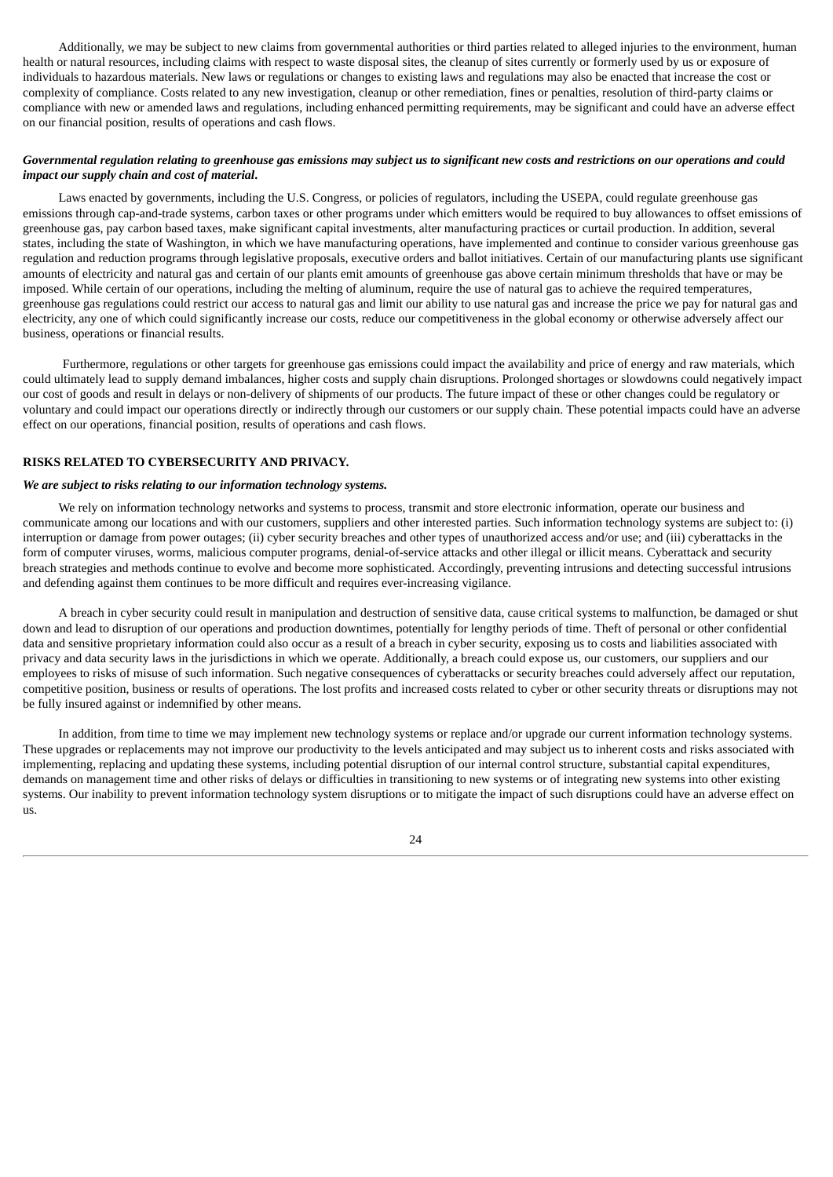Additionally, we may be subject to new claims from governmental authorities or third parties related to alleged injuries to the environment, human health or natural resources, including claims with respect to waste disposal sites, the cleanup of sites currently or formerly used by us or exposure of individuals to hazardous materials. New laws or regulations or changes to existing laws and regulations may also be enacted that increase the cost or complexity of compliance. Costs related to any new investigation, cleanup or other remediation, fines or penalties, resolution of third-party claims or compliance with new or amended laws and regulations, including enhanced permitting requirements, may be significant and could have an adverse effect on our financial position, results of operations and cash flows.

***Governmental regulation relating to greenhouse gas emissions may subject us to significant new costs and restrictions on our operations and could impact our supply chain and cost of material.***

Laws enacted by governments, including the U.S. Congress, or policies of regulators, including the USEPA, could regulate greenhouse gas emissions through cap-and-trade systems, carbon taxes or other programs under which emitters would be required to buy allowances to offset emissions of greenhouse gas, pay carbon based taxes, make significant capital investments, alter manufacturing practices or curtail production. In addition, several states, including the state of Washington, in which we have manufacturing operations, have implemented and continue to consider various greenhouse gas regulation and reduction programs through legislative proposals, executive orders and ballot initiatives. Certain of our manufacturing plants use significant amounts of electricity and natural gas and certain of our plants emit amounts of greenhouse gas above certain minimum thresholds that have or may be imposed. While certain of our operations, including the melting of aluminum, require the use of natural gas to achieve the required temperatures, greenhouse gas regulations could restrict our access to natural gas and limit our ability to use natural gas and increase the price we pay for natural gas and electricity, any one of which could significantly increase our costs, reduce our competitiveness in the global economy or otherwise adversely affect our business, operations or financial results.

Furthermore, regulations or other targets for greenhouse gas emissions could impact the availability and price of energy and raw materials, which could ultimately lead to supply demand imbalances, higher costs and supply chain disruptions. Prolonged shortages or slowdowns could negatively impact our cost of goods and result in delays or non-delivery of shipments of our products. The future impact of these or other changes could be regulatory or voluntary and could impact our operations directly or indirectly through our customers or our supply chain. These potential impacts could have an adverse effect on our operations, financial position, results of operations and cash flows.

**RISKS RELATED TO CYBERSECURITY AND PRIVACY.**

***We are subject to risks relating to our information technology systems.***

We rely on information technology networks and systems to process, transmit and store electronic information, operate our business and communicate among our locations and with our customers, suppliers and other interested parties. Such information technology systems are subject to: (i) interruption or damage from power outages; (ii) cyber security breaches and other types of unauthorized access and/or use; and (iii) cyberattacks in the form of computer viruses, worms, malicious computer programs, denial-of-service attacks and other illegal or illicit means. Cyberattack and security breach strategies and methods continue to evolve and become more sophisticated. Accordingly, preventing intrusions and detecting successful intrusions and defending against them continues to be more difficult and requires ever-increasing vigilance.

A breach in cyber security could result in manipulation and destruction of sensitive data, cause critical systems to malfunction, be damaged or shut down and lead to disruption of our operations and production downtimes, potentially for lengthy periods of time. Theft of personal or other confidential data and sensitive proprietary information could also occur as a result of a breach in cyber security, exposing us to costs and liabilities associated with privacy and data security laws in the jurisdictions in which we operate. Additionally, a breach could expose us, our customers, our suppliers and our employees to risks of misuse of such information. Such negative consequences of cyberattacks or security breaches could adversely affect our reputation, competitive position, business or results of operations. The lost profits and increased costs related to cyber or other security threats or disruptions may not be fully insured against or indemnified by other means.

In addition, from time to time we may implement new technology systems or replace and/or upgrade our current information technology systems. These upgrades or replacements may not improve our productivity to the levels anticipated and may subject us to inherent costs and risks associated with implementing, replacing and updating these systems, including potential disruption of our internal control structure, substantial capital expenditures, demands on management time and other risks of delays or difficulties in transitioning to new systems or of integrating new systems into other existing systems. Our inability to prevent information technology system disruptions or to mitigate the impact of such disruptions could have an adverse effect on us.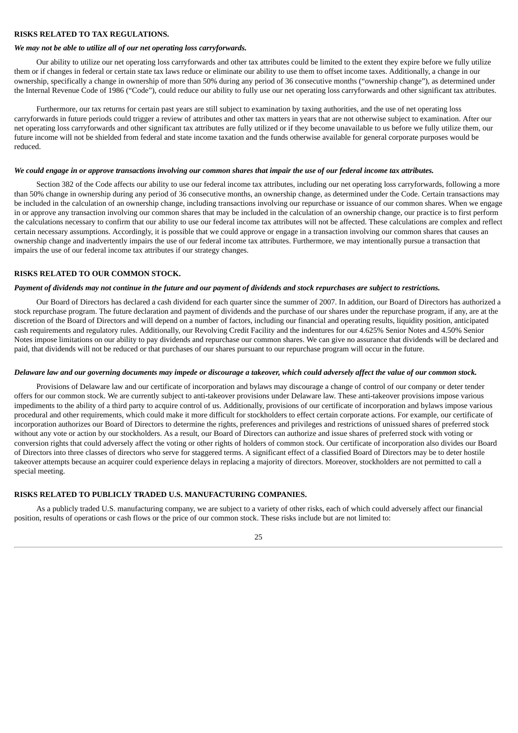## RISKS RELATED TO TAX REGULATIONS.

***We may not be able to utilize all of our net operating loss carryforwards.***

Our ability to utilize our net operating loss carryforwards and other tax attributes could be limited to the extent they expire before we fully utilize them or if changes in federal or certain state tax laws reduce or eliminate our ability to use them to offset income taxes. Additionally, a change in our ownership, specifically a change in ownership of more than 50% during any period of 36 consecutive months ("ownership change"), as determined under the Internal Revenue Code of 1986 ("Code"), could reduce our ability to fully use our net operating loss carryforwards and other significant tax attributes.

Furthermore, our tax returns for certain past years are still subject to examination by taxing authorities, and the use of net operating loss carryforwards in future periods could trigger a review of attributes and other tax matters in years that are not otherwise subject to examination. After our net operating loss carryforwards and other significant tax attributes are fully utilized or if they become unavailable to us before we fully utilize them, our future income will not be shielded from federal and state income taxation and the funds otherwise available for general corporate purposes would be reduced.

***We could engage in or approve transactions involving our common shares that impair the use of our federal income tax attributes.***

Section 382 of the Code affects our ability to use our federal income tax attributes, including our net operating loss carryforwards, following a more than 50% change in ownership during any period of 36 consecutive months, an ownership change, as determined under the Code. Certain transactions may be included in the calculation of an ownership change, including transactions involving our repurchase or issuance of our common shares. When we engage in or approve any transaction involving our common shares that may be included in the calculation of an ownership change, our practice is to first perform the calculations necessary to confirm that our ability to use our federal income tax attributes will not be affected. These calculations are complex and reflect certain necessary assumptions. Accordingly, it is possible that we could approve or engage in a transaction involving our common shares that causes an ownership change and inadvertently impairs the use of our federal income tax attributes. Furthermore, we may intentionally pursue a transaction that impairs the use of our federal income tax attributes if our strategy changes.

## RISKS RELATED TO OUR COMMON STOCK.

***Payment of dividends may not continue in the future and our payment of dividends and stock repurchases are subject to restrictions.***

Our Board of Directors has declared a cash dividend for each quarter since the summer of 2007. In addition, our Board of Directors has authorized a stock repurchase program. The future declaration and payment of dividends and the purchase of our shares under the repurchase program, if any, are at the discretion of the Board of Directors and will depend on a number of factors, including our financial and operating results, liquidity position, anticipated cash requirements and regulatory rules. Additionally, our Revolving Credit Facility and the indentures for our 4.625% Senior Notes and 4.50% Senior Notes impose limitations on our ability to pay dividends and repurchase our common shares. We can give no assurance that dividends will be declared and paid, that dividends will not be reduced or that purchases of our shares pursuant to our repurchase program will occur in the future.

***Delaware law and our governing documents may impede or discourage a takeover, which could adversely affect the value of our common stock.***

Provisions of Delaware law and our certificate of incorporation and bylaws may discourage a change of control of our company or deter tender offers for our common stock. We are currently subject to anti-takeover provisions under Delaware law. These anti-takeover provisions impose various impediments to the ability of a third party to acquire control of us. Additionally, provisions of our certificate of incorporation and bylaws impose various procedural and other requirements, which could make it more difficult for stockholders to effect certain corporate actions. For example, our certificate of incorporation authorizes our Board of Directors to determine the rights, preferences and privileges and restrictions of unissued shares of preferred stock without any vote or action by our stockholders. As a result, our Board of Directors can authorize and issue shares of preferred stock with voting or conversion rights that could adversely affect the voting or other rights of holders of common stock. Our certificate of incorporation also divides our Board of Directors into three classes of directors who serve for staggered terms. A significant effect of a classified Board of Directors may be to deter hostile takeover attempts because an acquirer could experience delays in replacing a majority of directors. Moreover, stockholders are not permitted to call a special meeting.

## RISKS RELATED TO PUBLICLY TRADED U.S. MANUFACTURING COMPANIES.

As a publicly traded U.S. manufacturing company, we are subject to a variety of other risks, each of which could adversely affect our financial position, results of operations or cash flows or the price of our common stock. These risks include but are not limited to: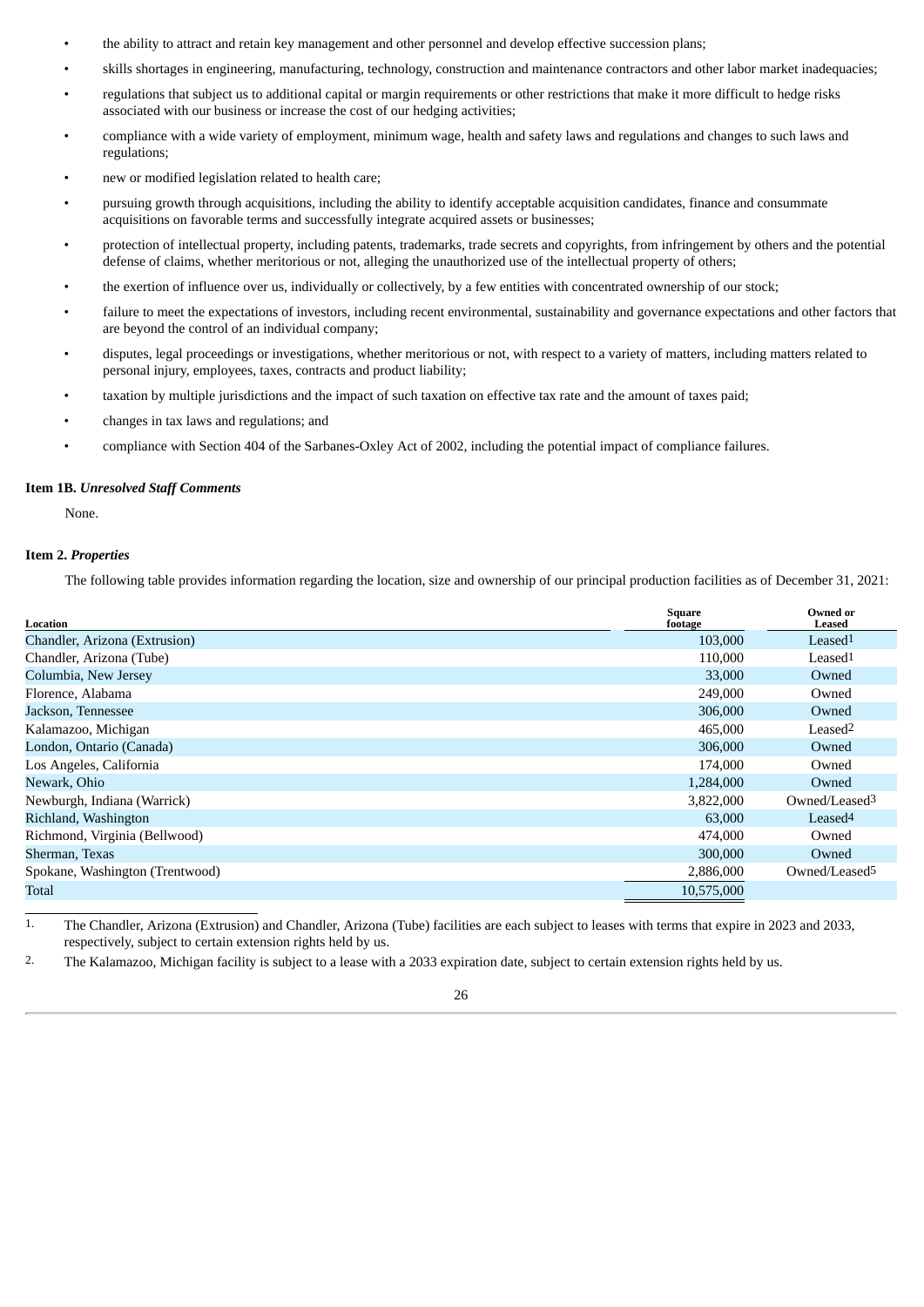- the ability to attract and retain key management and other personnel and develop effective succession plans;
- skills shortages in engineering, manufacturing, technology, construction and maintenance contractors and other labor market inadequacies;
- regulations that subject us to additional capital or margin requirements or other restrictions that make it more difficult to hedge risks associated with our business or increase the cost of our hedging activities;
- compliance with a wide variety of employment, minimum wage, health and safety laws and regulations and changes to such laws and regulations;
- new or modified legislation related to health care;
- pursuing growth through acquisitions, including the ability to identify acceptable acquisition candidates, finance and consummate acquisitions on favorable terms and successfully integrate acquired assets or businesses;
- protection of intellectual property, including patents, trademarks, trade secrets and copyrights, from infringement by others and the potential defense of claims, whether meritorious or not, alleging the unauthorized use of the intellectual property of others;
- the exertion of influence over us, individually or collectively, by a few entities with concentrated ownership of our stock;
- failure to meet the expectations of investors, including recent environmental, sustainability and governance expectations and other factors that are beyond the control of an individual company;
- disputes, legal proceedings or investigations, whether meritorious or not, with respect to a variety of matters, including matters related to personal injury, employees, taxes, contracts and product liability;
- taxation by multiple jurisdictions and the impact of such taxation on effective tax rate and the amount of taxes paid;
- changes in tax laws and regulations; and
- compliance with Section 404 of the Sarbanes-Oxley Act of 2002, including the potential impact of compliance failures.

### Item 1B. *Unresolved Staff Comments*

None.

### Item 2. *Properties*

The following table provides information regarding the location, size and ownership of our principal production facilities as of December 31, 2021:

| Location | Square footage | Owned or Leased |
|---|---|---|
| Chandler, Arizona (Extrusion) | 103,000 | Leased[1] |
| Chandler, Arizona (Tube) | 110,000 | Leased[1] |
| Columbia, New Jersey | 33,000 | Owned |
| Florence, Alabama | 249,000 | Owned |
| Jackson, Tennessee | 306,000 | Owned |
| Kalamazoo, Michigan | 465,000 | Leased[2] |
| London, Ontario (Canada) | 306,000 | Owned |
| Los Angeles, California | 174,000 | Owned |
| Newark, Ohio | 1,284,000 | Owned |
| Newburgh, Indiana (Warrick) | 3,822,000 | Owned/Leased[3] |
| Richland, Washington | 63,000 | Leased[4] |
| Richmond, Virginia (Bellwood) | 474,000 | Owned |
| Sherman, Texas | 300,000 | Owned |
| Spokane, Washington (Trentwood) | 2,886,000 | Owned/Leased[5] |
| Total | 10,575,000 | |

1. The Chandler, Arizona (Extrusion) and Chandler, Arizona (Tube) facilities are each subject to leases with terms that expire in 2023 and 2033, respectively, subject to certain extension rights held by us.
2. The Kalamazoo, Michigan facility is subject to a lease with a 2033 expiration date, subject to certain extension rights held by us.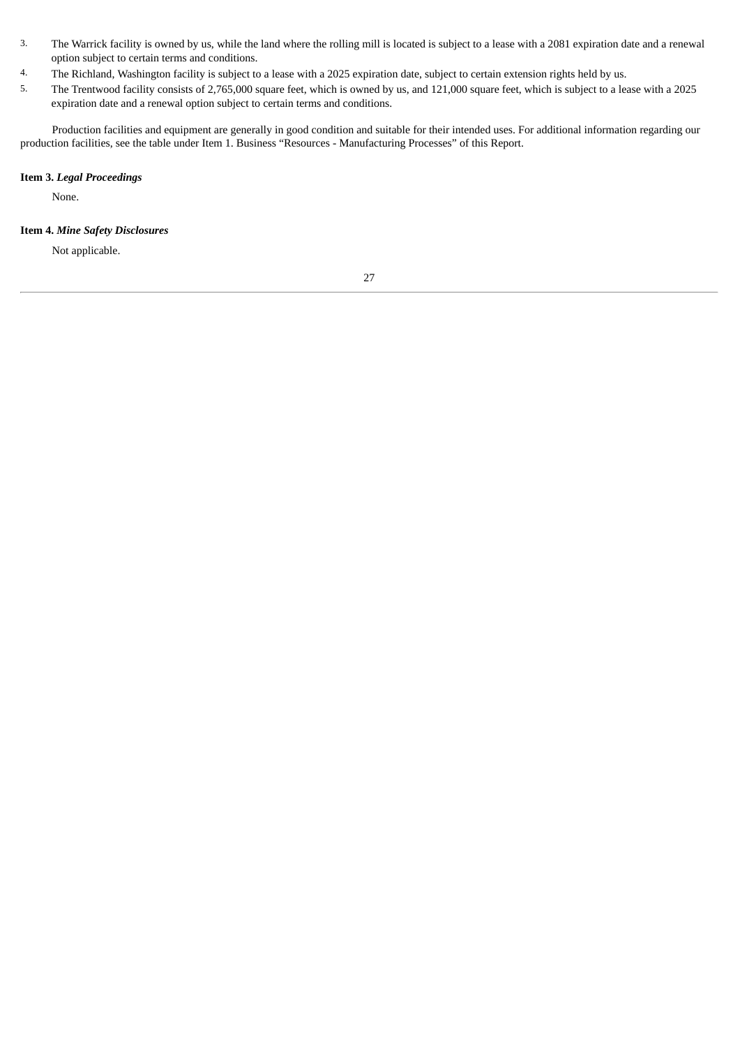3. The Warrick facility is owned by us, while the land where the rolling mill is located is subject to a lease with a 2081 expiration date and a renewal option subject to certain terms and conditions.
4. The Richland, Washington facility is subject to a lease with a 2025 expiration date, subject to certain extension rights held by us.
5. The Trentwood facility consists of 2,765,000 square feet, which is owned by us, and 121,000 square feet, which is subject to a lease with a 2025 expiration date and a renewal option subject to certain terms and conditions.

Production facilities and equipment are generally in good condition and suitable for their intended uses. For additional information regarding our production facilities, see the table under Item 1. Business "Resources - Manufacturing Processes" of this Report.

**Item 3. *Legal Proceedings***

None.

**Item 4. *Mine Safety Disclosures***

Not applicable.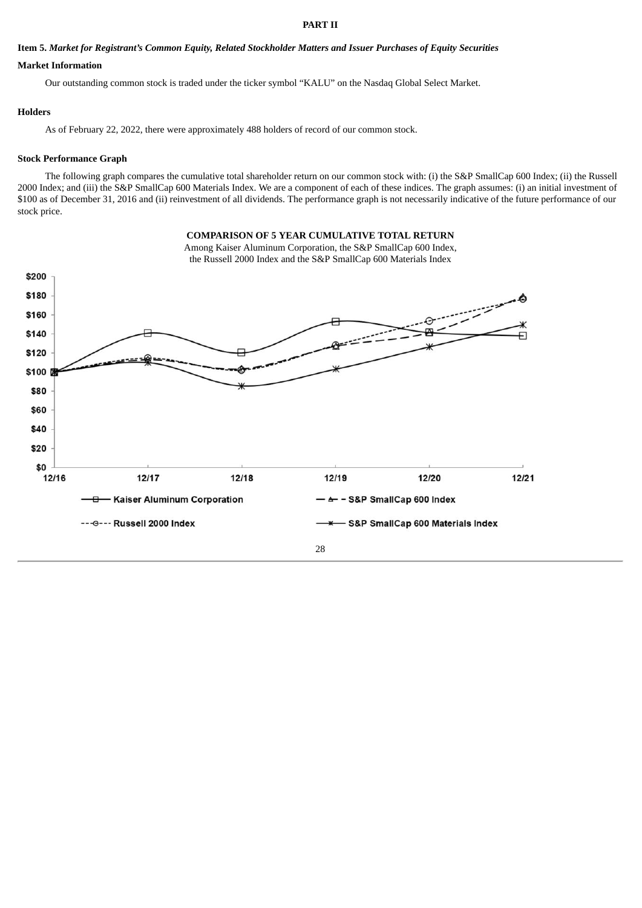# PART II

## Item 5. *Market for Registrant's Common Equity, Related Stockholder Matters and Issuer Purchases of Equity Securities*

### Market Information

Our outstanding common stock is traded under the ticker symbol "KALU" on the Nasdaq Global Select Market.

### Holders

As of February 22, 2022, there were approximately 488 holders of record of our common stock.

### Stock Performance Graph

The following graph compares the cumulative total shareholder return on our common stock with: (i) the S&P SmallCap 600 Index; (ii) the Russell 2000 Index; and (iii) the S&P SmallCap 600 Materials Index. We are a component of each of these indices. The graph assumes: (i) an initial investment of $100 as of December 31, 2016 and (ii) reinvestment of all dividends. The performance graph is not necessarily indicative of the future performance of our stock price.

**COMPARISON OF 5 YEAR CUMULATIVE TOTAL RETURN**

Among Kaiser Aluminum Corporation, the S&P SmallCap 600 Index, the Russell 2000 Index and the S&P SmallCap 600 Materials Index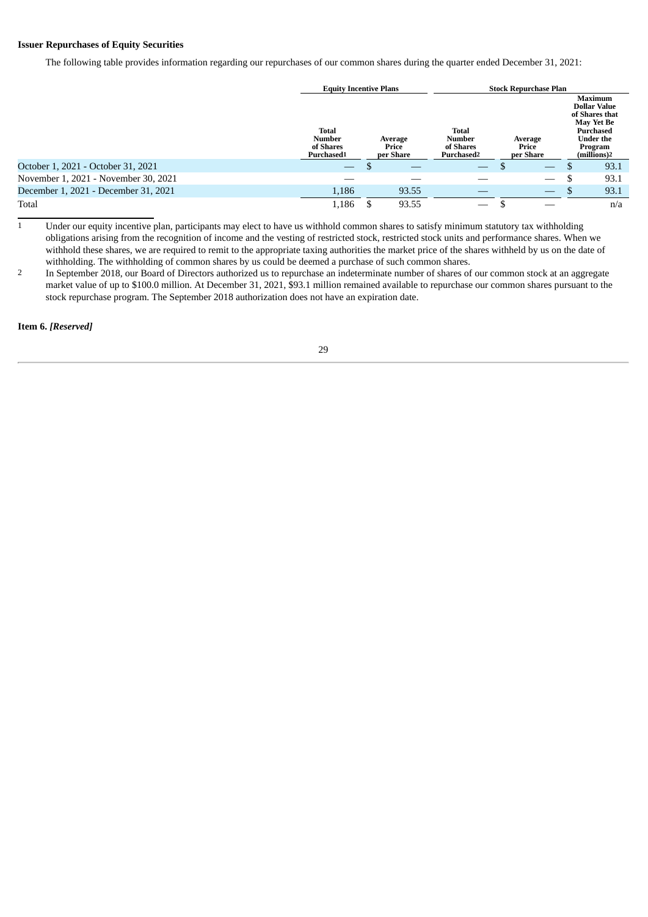**Issuer Repurchases of Equity Securities**

The following table provides information regarding our repurchases of our common shares during the quarter ended December 31, 2021:

| | Equity Incentive Plans | | Stock Repurchase Plan | | |
|---|---|---|---|---|---|
| | Total Number of Shares Purchased[1] | Average Price per Share | Total Number of Shares Purchased[2] | Average Price per Share | Maximum Dollar Value of Shares that May Yet Be Purchased Under the Program (millions)[2] |
| October 1, 2021 - October 31, 2021 | — | $ — | — | $ — | $ 93.1 |
| November 1, 2021 - November 30, 2021 | — | — | — | — | $ 93.1 |
| December 1, 2021 - December 31, 2021 | 1,186 | 93.55 | — | — | $ 93.1 |
| Total | 1,186 | $ 93.55 | — | $ — | n/a |

1 Under our equity incentive plan, participants may elect to have us withhold common shares to satisfy minimum statutory tax withholding obligations arising from the recognition of income and the vesting of restricted stock, restricted stock units and performance shares. When we withhold these shares, we are required to remit to the appropriate taxing authorities the market price of the shares withheld by us on the date of withholding. The withholding of common shares by us could be deemed a purchase of such common shares.

2 In September 2018, our Board of Directors authorized us to repurchase an indeterminate number of shares of our common stock at an aggregate market value of up to $100.0 million. At December 31, 2021, $93.1 million remained available to repurchase our common shares pursuant to the stock repurchase program. The September 2018 authorization does not have an expiration date.

**Item 6.** ***[Reserved]***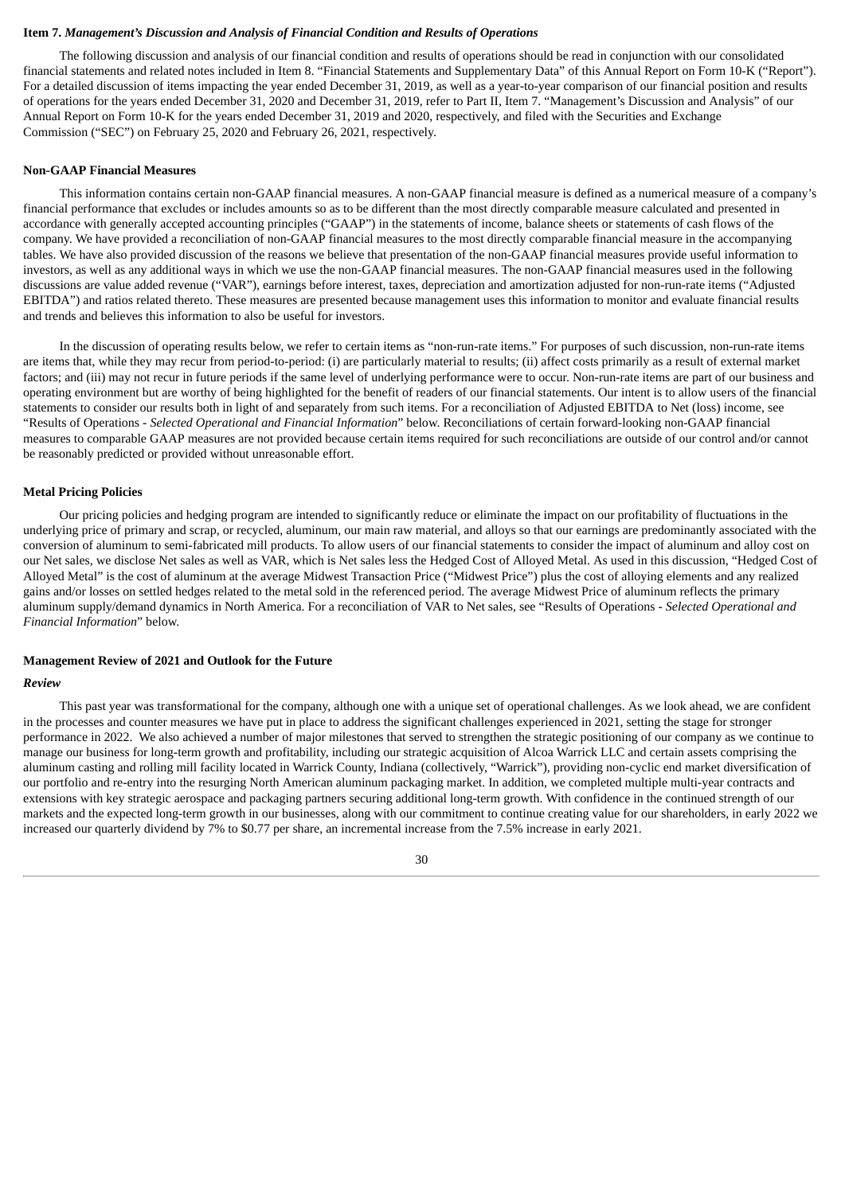## Item 7. *Management's Discussion and Analysis of Financial Condition and Results of Operations*

The following discussion and analysis of our financial condition and results of operations should be read in conjunction with our consolidated financial statements and related notes included in Item 8. "Financial Statements and Supplementary Data" of this Annual Report on Form 10-K ("Report"). For a detailed discussion of items impacting the year ended December 31, 2019, as well as a year-to-year comparison of our financial position and results of operations for the years ended December 31, 2020 and December 31, 2019, refer to Part II, Item 7. "Management's Discussion and Analysis" of our Annual Report on Form 10-K for the years ended December 31, 2019 and 2020, respectively, and filed with the Securities and Exchange Commission ("SEC") on February 25, 2020 and February 26, 2021, respectively.

### Non-GAAP Financial Measures

This information contains certain non-GAAP financial measures. A non-GAAP financial measure is defined as a numerical measure of a company's financial performance that excludes or includes amounts so as to be different than the most directly comparable measure calculated and presented in accordance with generally accepted accounting principles ("GAAP") in the statements of income, balance sheets or statements of cash flows of the company. We have provided a reconciliation of non-GAAP financial measures to the most directly comparable financial measure in the accompanying tables. We have also provided discussion of the reasons we believe that presentation of the non-GAAP financial measures provide useful information to investors, as well as any additional ways in which we use the non-GAAP financial measures. The non-GAAP financial measures used in the following discussions are value added revenue ("VAR"), earnings before interest, taxes, depreciation and amortization adjusted for non-run-rate items ("Adjusted EBITDA") and ratios related thereto. These measures are presented because management uses this information to monitor and evaluate financial results and trends and believes this information to also be useful for investors.

In the discussion of operating results below, we refer to certain items as "non-run-rate items." For purposes of such discussion, non-run-rate items are items that, while they may recur from period-to-period: (i) are particularly material to results; (ii) affect costs primarily as a result of external market factors; and (iii) may not recur in future periods if the same level of underlying performance were to occur. Non-run-rate items are part of our business and operating environment but are worthy of being highlighted for the benefit of readers of our financial statements. Our intent is to allow users of the financial statements to consider our results both in light of and separately from such items. For a reconciliation of Adjusted EBITDA to Net (loss) income, see "Results of Operations - *Selected Operational and Financial Information*" below. Reconciliations of certain forward-looking non-GAAP financial measures to comparable GAAP measures are not provided because certain items required for such reconciliations are outside of our control and/or cannot be reasonably predicted or provided without unreasonable effort.

### Metal Pricing Policies

Our pricing policies and hedging program are intended to significantly reduce or eliminate the impact on our profitability of fluctuations in the underlying price of primary and scrap, or recycled, aluminum, our main raw material, and alloys so that our earnings are predominantly associated with the conversion of aluminum to semi-fabricated mill products. To allow users of our financial statements to consider the impact of aluminum and alloy cost on our Net sales, we disclose Net sales as well as VAR, which is Net sales less the Hedged Cost of Alloyed Metal. As used in this discussion, "Hedged Cost of Alloyed Metal" is the cost of aluminum at the average Midwest Transaction Price ("Midwest Price") plus the cost of alloying elements and any realized gains and/or losses on settled hedges related to the metal sold in the referenced period. The average Midwest Price of aluminum reflects the primary aluminum supply/demand dynamics in North America. For a reconciliation of VAR to Net sales, see "Results of Operations - *Selected Operational and Financial Information*" below.

### Management Review of 2021 and Outlook for the Future

#### *Review*

This past year was transformational for the company, although one with a unique set of operational challenges. As we look ahead, we are confident in the processes and counter measures we have put in place to address the significant challenges experienced in 2021, setting the stage for stronger performance in 2022. We also achieved a number of major milestones that served to strengthen the strategic positioning of our company as we continue to manage our business for long-term growth and profitability, including our strategic acquisition of Alcoa Warrick LLC and certain assets comprising the aluminum casting and rolling mill facility located in Warrick County, Indiana (collectively, "Warrick"), providing non-cyclic end market diversification of our portfolio and re-entry into the resurging North American aluminum packaging market. In addition, we completed multiple multi-year contracts and extensions with key strategic aerospace and packaging partners securing additional long-term growth. With confidence in the continued strength of our markets and the expected long-term growth in our businesses, along with our commitment to continue creating value for our shareholders, in early 2022 we increased our quarterly dividend by 7% to $0.77 per share, an incremental increase from the 7.5% increase in early 2021.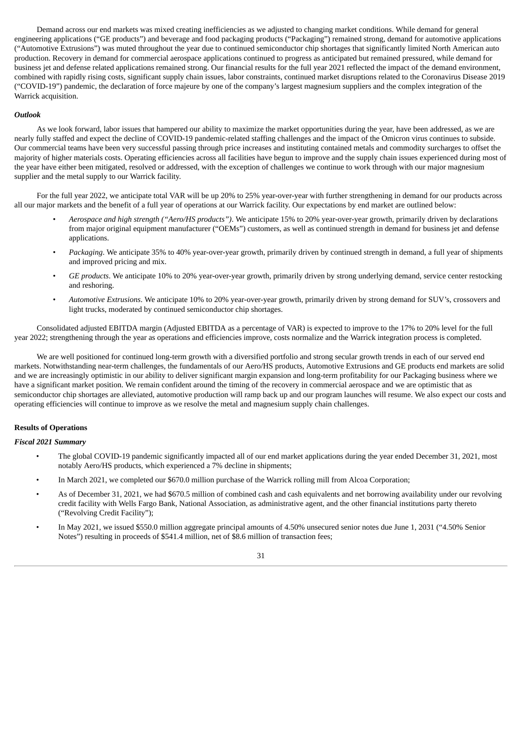Demand across our end markets was mixed creating inefficiencies as we adjusted to changing market conditions. While demand for general engineering applications ("GE products") and beverage and food packaging products ("Packaging") remained strong, demand for automotive applications ("Automotive Extrusions") was muted throughout the year due to continued semiconductor chip shortages that significantly limited North American auto production. Recovery in demand for commercial aerospace applications continued to progress as anticipated but remained pressured, while demand for business jet and defense related applications remained strong. Our financial results for the full year 2021 reflected the impact of the demand environment, combined with rapidly rising costs, significant supply chain issues, labor constraints, continued market disruptions related to the Coronavirus Disease 2019 ("COVID-19") pandemic, the declaration of force majeure by one of the company's largest magnesium suppliers and the complex integration of the Warrick acquisition.

***Outlook***

As we look forward, labor issues that hampered our ability to maximize the market opportunities during the year, have been addressed, as we are nearly fully staffed and expect the decline of COVID-19 pandemic-related staffing challenges and the impact of the Omicron virus continues to subside. Our commercial teams have been very successful passing through price increases and instituting contained metals and commodity surcharges to offset the majority of higher materials costs. Operating efficiencies across all facilities have begun to improve and the supply chain issues experienced during most of the year have either been mitigated, resolved or addressed, with the exception of challenges we continue to work through with our major magnesium supplier and the metal supply to our Warrick facility.

For the full year 2022, we anticipate total VAR will be up 20% to 25% year-over-year with further strengthening in demand for our products across all our major markets and the benefit of a full year of operations at our Warrick facility. Our expectations by end market are outlined below:

- *Aerospace and high strength ("Aero/HS products")*. We anticipate 15% to 20% year-over-year growth, primarily driven by declarations from major original equipment manufacturer ("OEMs") customers, as well as continued strength in demand for business jet and defense applications.
- *Packaging*. We anticipate 35% to 40% year-over-year growth, primarily driven by continued strength in demand, a full year of shipments and improved pricing and mix.
- *GE products*. We anticipate 10% to 20% year-over-year growth, primarily driven by strong underlying demand, service center restocking and reshoring.
- *Automotive Extrusions*. We anticipate 10% to 20% year-over-year growth, primarily driven by strong demand for SUV's, crossovers and light trucks, moderated by continued semiconductor chip shortages.

Consolidated adjusted EBITDA margin (Adjusted EBITDA as a percentage of VAR) is expected to improve to the 17% to 20% level for the full year 2022; strengthening through the year as operations and efficiencies improve, costs normalize and the Warrick integration process is completed.

We are well positioned for continued long-term growth with a diversified portfolio and strong secular growth trends in each of our served end markets. Notwithstanding near-term challenges, the fundamentals of our Aero/HS products, Automotive Extrusions and GE products end markets are solid and we are increasingly optimistic in our ability to deliver significant margin expansion and long-term profitability for our Packaging business where we have a significant market position. We remain confident around the timing of the recovery in commercial aerospace and we are optimistic that as semiconductor chip shortages are alleviated, automotive production will ramp back up and our program launches will resume. We also expect our costs and operating efficiencies will continue to improve as we resolve the metal and magnesium supply chain challenges.

**Results of Operations**

***Fiscal 2021 Summary***

- The global COVID-19 pandemic significantly impacted all of our end market applications during the year ended December 31, 2021, most notably Aero/HS products, which experienced a 7% decline in shipments;
- In March 2021, we completed our $670.0 million purchase of the Warrick rolling mill from Alcoa Corporation;
- As of December 31, 2021, we had $670.5 million of combined cash and cash equivalents and net borrowing availability under our revolving credit facility with Wells Fargo Bank, National Association, as administrative agent, and the other financial institutions party thereto ("Revolving Credit Facility");
- In May 2021, we issued $550.0 million aggregate principal amounts of 4.50% unsecured senior notes due June 1, 2031 ("4.50% Senior Notes") resulting in proceeds of $541.4 million, net of $8.6 million of transaction fees;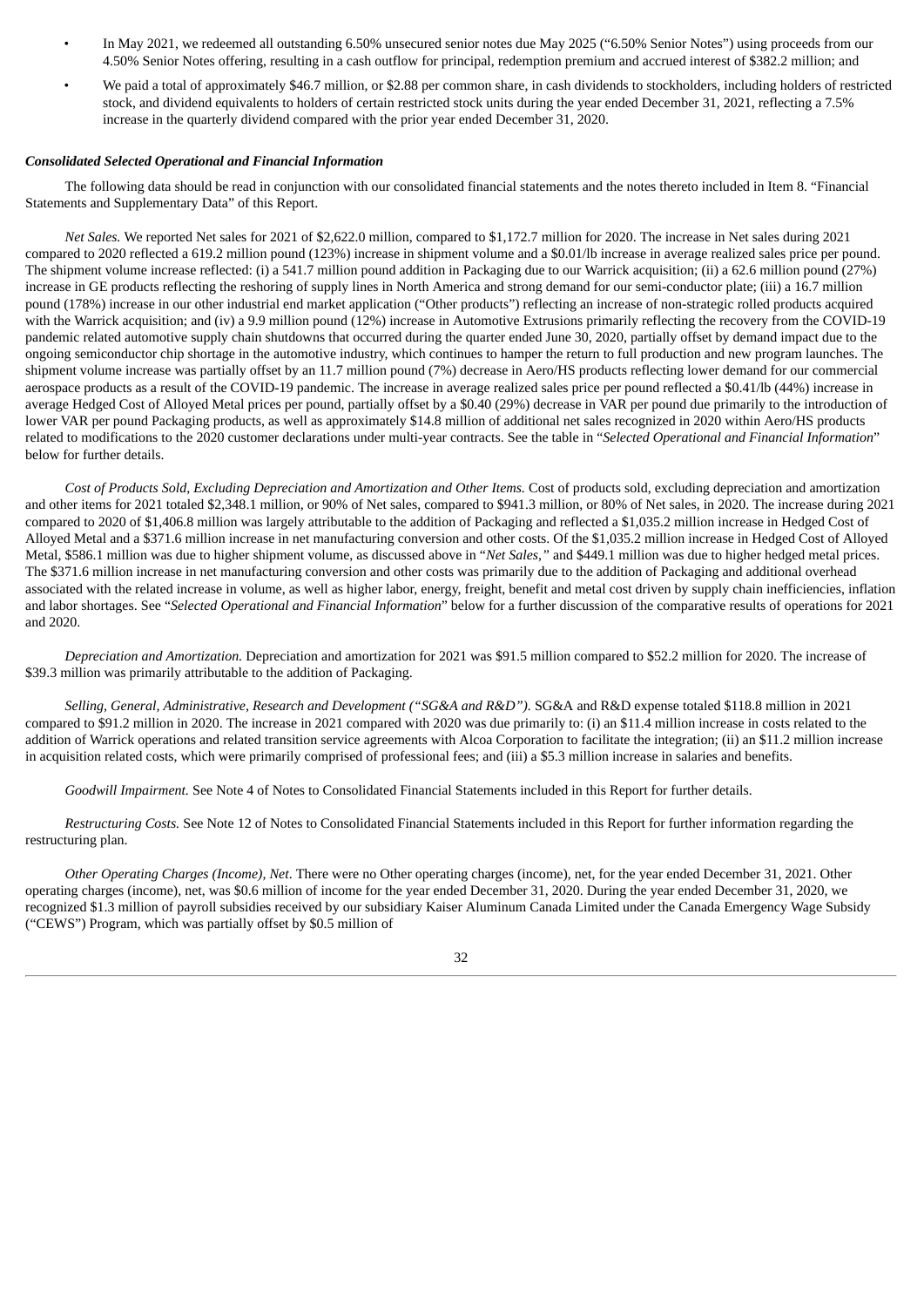- In May 2021, we redeemed all outstanding 6.50% unsecured senior notes due May 2025 ("6.50% Senior Notes") using proceeds from our 4.50% Senior Notes offering, resulting in a cash outflow for principal, redemption premium and accrued interest of $382.2 million; and
- We paid a total of approximately $46.7 million, or $2.88 per common share, in cash dividends to stockholders, including holders of restricted stock, and dividend equivalents to holders of certain restricted stock units during the year ended December 31, 2021, reflecting a 7.5% increase in the quarterly dividend compared with the prior year ended December 31, 2020.

***Consolidated Selected Operational and Financial Information***

The following data should be read in conjunction with our consolidated financial statements and the notes thereto included in Item 8. "Financial Statements and Supplementary Data" of this Report.

*Net Sales.* We reported Net sales for 2021 of $2,622.0 million, compared to $1,172.7 million for 2020. The increase in Net sales during 2021 compared to 2020 reflected a 619.2 million pound (123%) increase in shipment volume and a $0.01/lb increase in average realized sales price per pound. The shipment volume increase reflected: (i) a 541.7 million pound addition in Packaging due to our Warrick acquisition; (ii) a 62.6 million pound (27%) increase in GE products reflecting the reshoring of supply lines in North America and strong demand for our semi-conductor plate; (iii) a 16.7 million pound (178%) increase in our other industrial end market application ("Other products") reflecting an increase of non-strategic rolled products acquired with the Warrick acquisition; and (iv) a 9.9 million pound (12%) increase in Automotive Extrusions primarily reflecting the recovery from the COVID-19 pandemic related automotive supply chain shutdowns that occurred during the quarter ended June 30, 2020, partially offset by demand impact due to the ongoing semiconductor chip shortage in the automotive industry, which continues to hamper the return to full production and new program launches. The shipment volume increase was partially offset by an 11.7 million pound (7%) decrease in Aero/HS products reflecting lower demand for our commercial aerospace products as a result of the COVID-19 pandemic. The increase in average realized sales price per pound reflected a $0.41/lb (44%) increase in average Hedged Cost of Alloyed Metal prices per pound, partially offset by a $0.40 (29%) decrease in VAR per pound due primarily to the introduction of lower VAR per pound Packaging products, as well as approximately $14.8 million of additional net sales recognized in 2020 within Aero/HS products related to modifications to the 2020 customer declarations under multi-year contracts. See the table in "*Selected Operational and Financial Information*" below for further details.

*Cost of Products Sold, Excluding Depreciation and Amortization and Other Items.* Cost of products sold, excluding depreciation and amortization and other items for 2021 totaled $2,348.1 million, or 90% of Net sales, compared to $941.3 million, or 80% of Net sales, in 2020. The increase during 2021 compared to 2020 of $1,406.8 million was largely attributable to the addition of Packaging and reflected a $1,035.2 million increase in Hedged Cost of Alloyed Metal and a $371.6 million increase in net manufacturing conversion and other costs. Of the $1,035.2 million increase in Hedged Cost of Alloyed Metal, $586.1 million was due to higher shipment volume, as discussed above in "*Net Sales*," and $449.1 million was due to higher hedged metal prices. The $371.6 million increase in net manufacturing conversion and other costs was primarily due to the addition of Packaging and additional overhead associated with the related increase in volume, as well as higher labor, energy, freight, benefit and metal cost driven by supply chain inefficiencies, inflation and labor shortages. See "*Selected Operational and Financial Information*" below for a further discussion of the comparative results of operations for 2021 and 2020.

*Depreciation and Amortization.* Depreciation and amortization for 2021 was $91.5 million compared to $52.2 million for 2020. The increase of $39.3 million was primarily attributable to the addition of Packaging.

*Selling, General, Administrative, Research and Development ("SG&A and R&D").* SG&A and R&D expense totaled $118.8 million in 2021 compared to $91.2 million in 2020. The increase in 2021 compared with 2020 was due primarily to: (i) an $11.4 million increase in costs related to the addition of Warrick operations and related transition service agreements with Alcoa Corporation to facilitate the integration; (ii) an $11.2 million increase in acquisition related costs, which were primarily comprised of professional fees; and (iii) a $5.3 million increase in salaries and benefits.

*Goodwill Impairment.* See Note 4 of Notes to Consolidated Financial Statements included in this Report for further details.

*Restructuring Costs.* See Note 12 of Notes to Consolidated Financial Statements included in this Report for further information regarding the restructuring plan.

*Other Operating Charges (Income), Net*. There were no Other operating charges (income), net, for the year ended December 31, 2021. Other operating charges (income), net, was $0.6 million of income for the year ended December 31, 2020. During the year ended December 31, 2020, we recognized $1.3 million of payroll subsidies received by our subsidiary Kaiser Aluminum Canada Limited under the Canada Emergency Wage Subsidy ("CEWS") Program, which was partially offset by $0.5 million of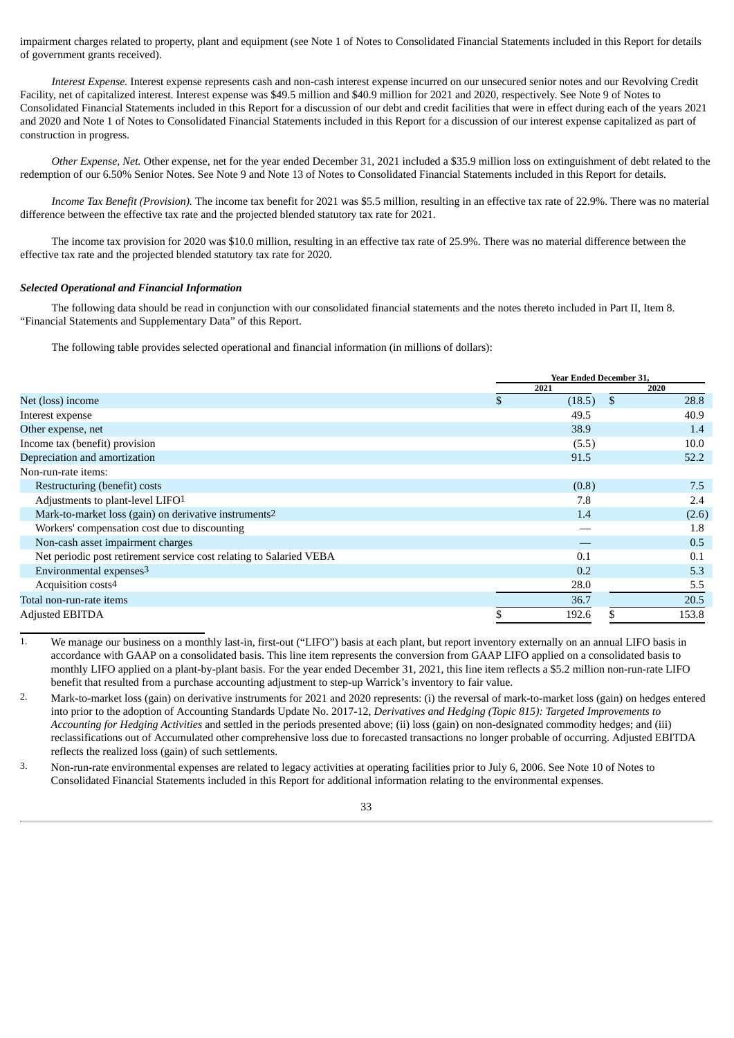impairment charges related to property, plant and equipment (see Note 1 of Notes to Consolidated Financial Statements included in this Report for details of government grants received).

*Interest Expense.* Interest expense represents cash and non-cash interest expense incurred on our unsecured senior notes and our Revolving Credit Facility, net of capitalized interest. Interest expense was $49.5 million and $40.9 million for 2021 and 2020, respectively. See Note 9 of Notes to Consolidated Financial Statements included in this Report for a discussion of our debt and credit facilities that were in effect during each of the years 2021 and 2020 and Note 1 of Notes to Consolidated Financial Statements included in this Report for a discussion of our interest expense capitalized as part of construction in progress.

*Other Expense, Net.* Other expense, net for the year ended December 31, 2021 included a $35.9 million loss on extinguishment of debt related to the redemption of our 6.50% Senior Notes. See Note 9 and Note 13 of Notes to Consolidated Financial Statements included in this Report for details.

*Income Tax Benefit (Provision).* The income tax benefit for 2021 was $5.5 million, resulting in an effective tax rate of 22.9%. There was no material difference between the effective tax rate and the projected blended statutory tax rate for 2021.

The income tax provision for 2020 was $10.0 million, resulting in an effective tax rate of 25.9%. There was no material difference between the effective tax rate and the projected blended statutory tax rate for 2020.

***Selected Operational and Financial Information***

The following data should be read in conjunction with our consolidated financial statements and the notes thereto included in Part II, Item 8. "Financial Statements and Supplementary Data" of this Report.

The following table provides selected operational and financial information (in millions of dollars):

| | Year Ended December 31, | |
|---|---|---|
| | 2021 | 2020 |
| Net (loss) income | $ (18.5) | $ 28.8 |
| Interest expense | 49.5 | 40.9 |
| Other expense, net | 38.9 | 1.4 |
| Income tax (benefit) provision | (5.5) | 10.0 |
| Depreciation and amortization | 91.5 | 52.2 |
| Non-run-rate items: | | |
| Restructuring (benefit) costs | (0.8) | 7.5 |
| Adjustments to plant-level LIFO[1] | 7.8 | 2.4 |
| Mark-to-market loss (gain) on derivative instruments[2] | 1.4 | (2.6) |
| Workers' compensation cost due to discounting | — | 1.8 |
| Non-cash asset impairment charges | — | 0.5 |
| Net periodic post retirement service cost relating to Salaried VEBA | 0.1 | 0.1 |
| Environmental expenses[3] | 0.2 | 5.3 |
| Acquisition costs[4] | 28.0 | 5.5 |
| Total non-run-rate items | 36.7 | 20.5 |
| Adjusted EBITDA | $ 192.6 | $ 153.8 |

1. We manage our business on a monthly last-in, first-out ("LIFO") basis at each plant, but report inventory externally on an annual LIFO basis in accordance with GAAP on a consolidated basis. This line item represents the conversion from GAAP LIFO applied on a consolidated basis to monthly LIFO applied on a plant-by-plant basis. For the year ended December 31, 2021, this line item reflects a $5.2 million non-run-rate LIFO benefit that resulted from a purchase accounting adjustment to step-up Warrick's inventory to fair value.

2. Mark-to-market loss (gain) on derivative instruments for 2021 and 2020 represents: (i) the reversal of mark-to-market loss (gain) on hedges entered into prior to the adoption of Accounting Standards Update No. 2017-12, *Derivatives and Hedging (Topic 815): Targeted Improvements to Accounting for Hedging Activities* and settled in the periods presented above; (ii) loss (gain) on non-designated commodity hedges; and (iii) reclassifications out of Accumulated other comprehensive loss due to forecasted transactions no longer probable of occurring. Adjusted EBITDA reflects the realized loss (gain) of such settlements.

3. Non-run-rate environmental expenses are related to legacy activities at operating facilities prior to July 6, 2006. See Note 10 of Notes to Consolidated Financial Statements included in this Report for additional information relating to the environmental expenses.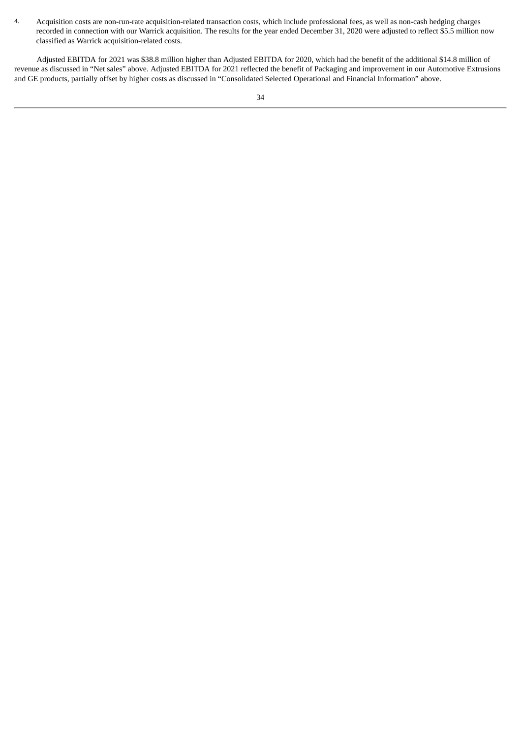4. Acquisition costs are non-run-rate acquisition-related transaction costs, which include professional fees, as well as non-cash hedging charges recorded in connection with our Warrick acquisition. The results for the year ended December 31, 2020 were adjusted to reflect $5.5 million now classified as Warrick acquisition-related costs.

Adjusted EBITDA for 2021 was $38.8 million higher than Adjusted EBITDA for 2020, which had the benefit of the additional $14.8 million of revenue as discussed in "Net sales" above. Adjusted EBITDA for 2021 reflected the benefit of Packaging and improvement in our Automotive Extrusions and GE products, partially offset by higher costs as discussed in "Consolidated Selected Operational and Financial Information" above.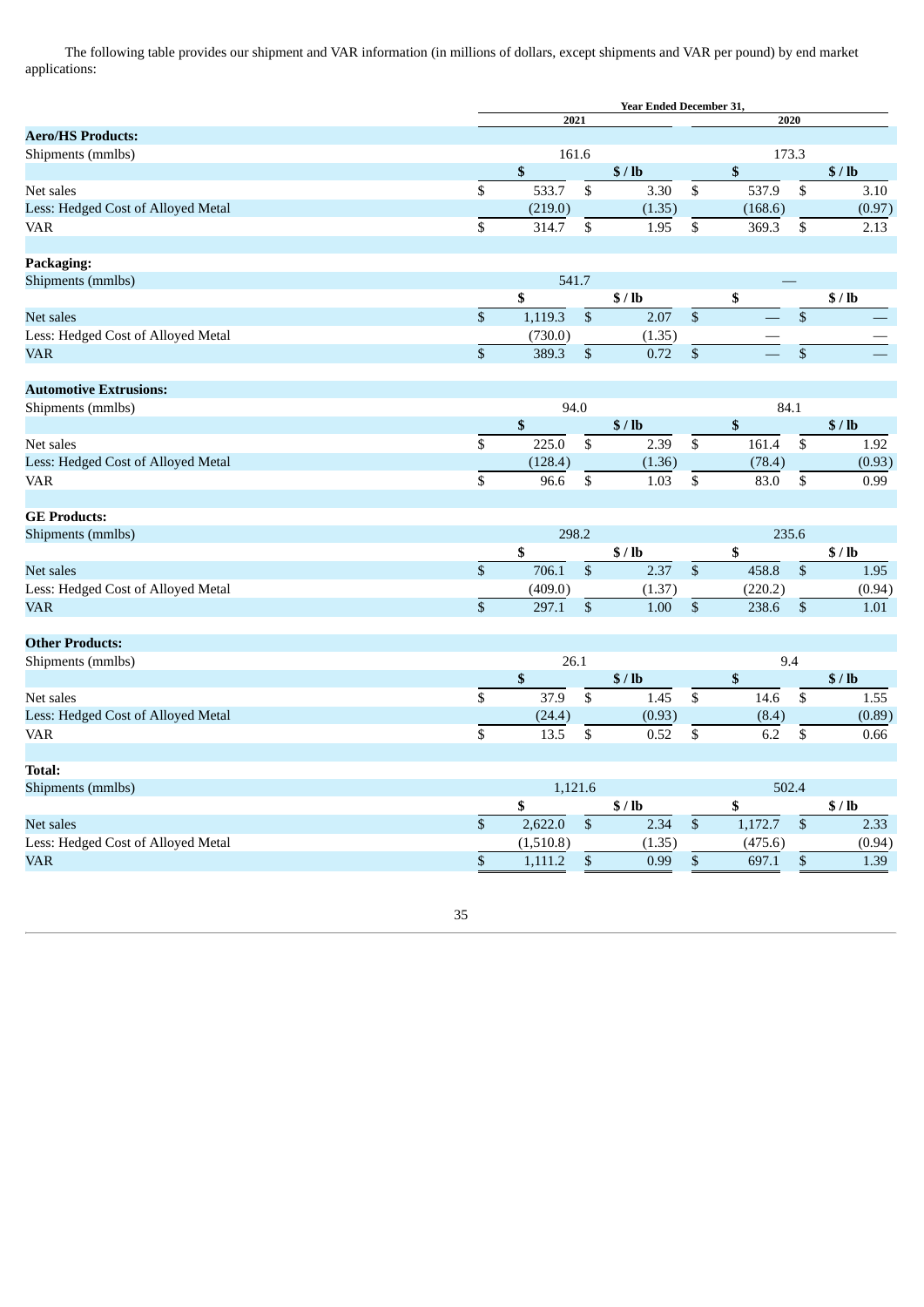The following table provides our shipment and VAR information (in millions of dollars, except shipments and VAR per pound) by end market applications:

| | Year Ended December 31, | | | |
|---|---|---|---|---|
| | 2021 | | 2020 | |
| **Aero/HS Products:** | | | | |
| Shipments (mmlbs) | 161.6 | | 173.3 | |
| | $ | $ / lb | $ | $ / lb |
| Net sales | $ 533.7 | $ 3.30 | $ 537.9 | $ 3.10 |
| Less: Hedged Cost of Alloyed Metal | (219.0) | (1.35) | (168.6) | (0.97) |
| VAR | $ 314.7 | $ 1.95 | $ 369.3 | $ 2.13 |
| | | | | |
| **Packaging:** | | | | |
| Shipments (mmlbs) | 541.7 | | — | |
| | $ | $ / lb | $ | $ / lb |
| Net sales | $ 1,119.3 | $ 2.07 | $ — | $ — |
| Less: Hedged Cost of Alloyed Metal | (730.0) | (1.35) | — | — |
| VAR | $ 389.3 | $ 0.72 | $ — | $ — |
| | | | | |
| **Automotive Extrusions:** | | | | |
| Shipments (mmlbs) | 94.0 | | 84.1 | |
| | $ | $ / lb | $ | $ / lb |
| Net sales | $ 225.0 | $ 2.39 | $ 161.4 | $ 1.92 |
| Less: Hedged Cost of Alloyed Metal | (128.4) | (1.36) | (78.4) | (0.93) |
| VAR | $ 96.6 | $ 1.03 | $ 83.0 | $ 0.99 |
| | | | | |
| **GE Products:** | | | | |
| Shipments (mmlbs) | 298.2 | | 235.6 | |
| | $ | $ / lb | $ | $ / lb |
| Net sales | $ 706.1 | $ 2.37 | $ 458.8 | $ 1.95 |
| Less: Hedged Cost of Alloyed Metal | (409.0) | (1.37) | (220.2) | (0.94) |
| VAR | $ 297.1 | $ 1.00 | $ 238.6 | $ 1.01 |
| | | | | |
| **Other Products:** | | | | |
| Shipments (mmlbs) | 26.1 | | 9.4 | |
| | $ | $ / lb | $ | $ / lb |
| Net sales | $ 37.9 | $ 1.45 | $ 14.6 | $ 1.55 |
| Less: Hedged Cost of Alloyed Metal | (24.4) | (0.93) | (8.4) | (0.89) |
| VAR | $ 13.5 | $ 0.52 | $ 6.2 | $ 0.66 |
| | | | | |
| **Total:** | | | | |
| Shipments (mmlbs) | 1,121.6 | | 502.4 | |
| | $ | $ / lb | $ | $ / lb |
| Net sales | $ 2,622.0 | $ 2.34 | $ 1,172.7 | $ 2.33 |
| Less: Hedged Cost of Alloyed Metal | (1,510.8) | (1.35) | (475.6) | (0.94) |
| VAR | $ 1,111.2 | $ 0.99 | $ 697.1 | $ 1.39 |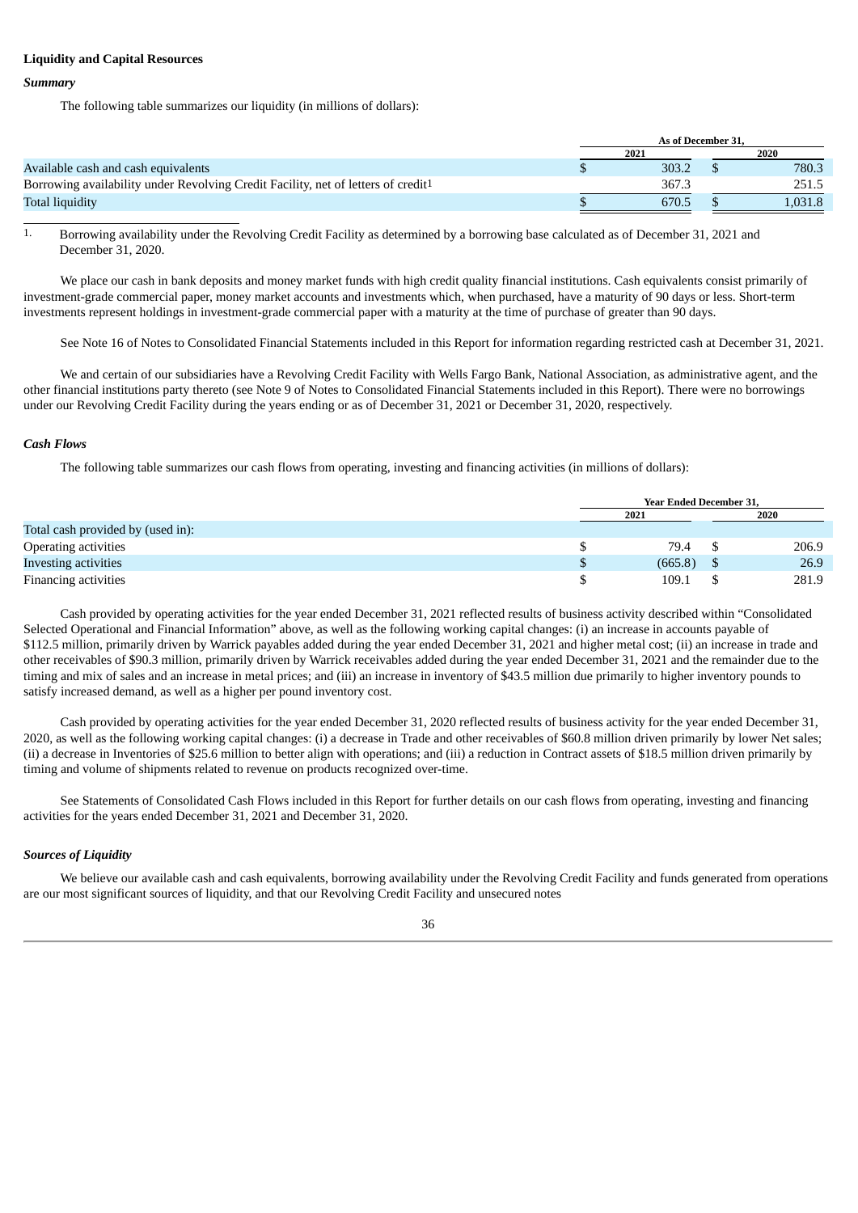**Liquidity and Capital Resources**

***Summary***

The following table summarizes our liquidity (in millions of dollars):

| | As of December 31, | |
|---|---|---|
| | 2021 | 2020 |
| Available cash and cash equivalents | $ 303.2 | $ 780.3 |
| Borrowing availability under Revolving Credit Facility, net of letters of credit[1] | 367.3 | 251.5 |
| Total liquidity | $ 670.5 | $ 1,031.8 |

1. Borrowing availability under the Revolving Credit Facility as determined by a borrowing base calculated as of December 31, 2021 and December 31, 2020.

We place our cash in bank deposits and money market funds with high credit quality financial institutions. Cash equivalents consist primarily of investment-grade commercial paper, money market accounts and investments which, when purchased, have a maturity of 90 days or less. Short-term investments represent holdings in investment-grade commercial paper with a maturity at the time of purchase of greater than 90 days.

See Note 16 of Notes to Consolidated Financial Statements included in this Report for information regarding restricted cash at December 31, 2021.

We and certain of our subsidiaries have a Revolving Credit Facility with Wells Fargo Bank, National Association, as administrative agent, and the other financial institutions party thereto (see Note 9 of Notes to Consolidated Financial Statements included in this Report). There were no borrowings under our Revolving Credit Facility during the years ending or as of December 31, 2021 or December 31, 2020, respectively.

***Cash Flows***

The following table summarizes our cash flows from operating, investing and financing activities (in millions of dollars):

| | Year Ended December 31, | |
|---|---|---|
| | 2021 | 2020 |
| Total cash provided by (used in): | | |
| Operating activities | $ 79.4 | $ 206.9 |
| Investing activities | $ (665.8) | $ 26.9 |
| Financing activities | $ 109.1 | $ 281.9 |

Cash provided by operating activities for the year ended December 31, 2021 reflected results of business activity described within "Consolidated Selected Operational and Financial Information" above, as well as the following working capital changes: (i) an increase in accounts payable of $112.5 million, primarily driven by Warrick payables added during the year ended December 31, 2021 and higher metal cost; (ii) an increase in trade and other receivables of $90.3 million, primarily driven by Warrick receivables added during the year ended December 31, 2021 and the remainder due to the timing and mix of sales and an increase in metal prices; and (iii) an increase in inventory of $43.5 million due primarily to higher inventory pounds to satisfy increased demand, as well as a higher per pound inventory cost.

Cash provided by operating activities for the year ended December 31, 2020 reflected results of business activity for the year ended December 31, 2020, as well as the following working capital changes: (i) a decrease in Trade and other receivables of $60.8 million driven primarily by lower Net sales; (ii) a decrease in Inventories of $25.6 million to better align with operations; and (iii) a reduction in Contract assets of $18.5 million driven primarily by timing and volume of shipments related to revenue on products recognized over-time.

See Statements of Consolidated Cash Flows included in this Report for further details on our cash flows from operating, investing and financing activities for the years ended December 31, 2021 and December 31, 2020.

***Sources of Liquidity***

We believe our available cash and cash equivalents, borrowing availability under the Revolving Credit Facility and funds generated from operations are our most significant sources of liquidity, and that our Revolving Credit Facility and unsecured notes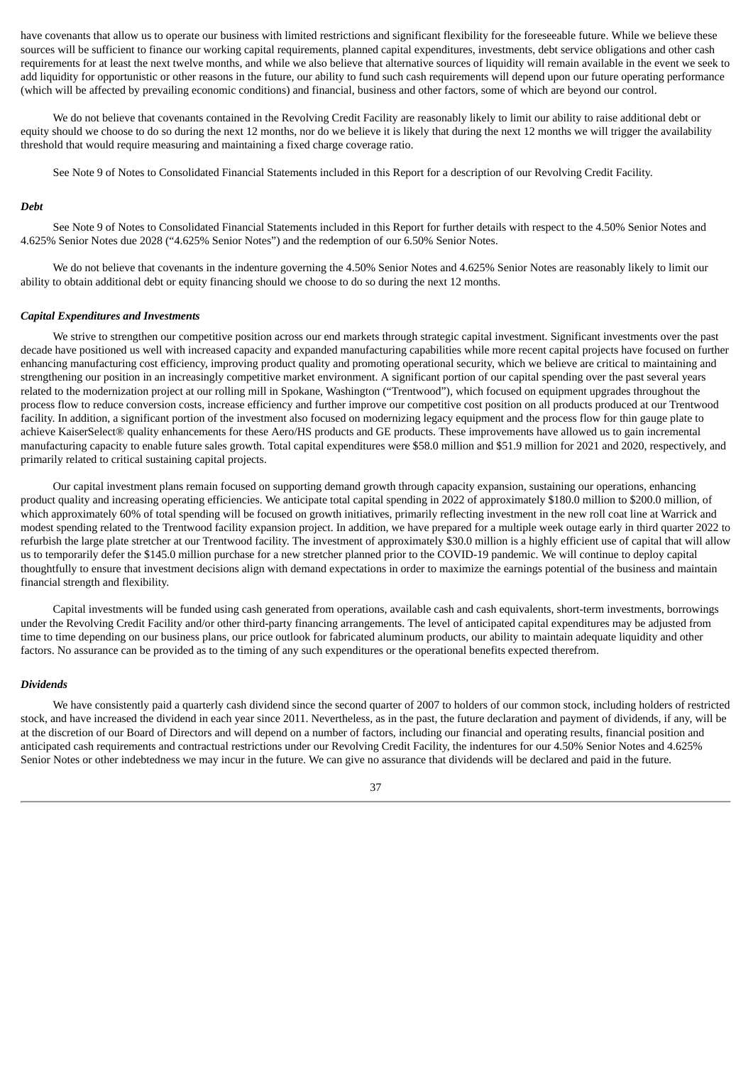have covenants that allow us to operate our business with limited restrictions and significant flexibility for the foreseeable future. While we believe these sources will be sufficient to finance our working capital requirements, planned capital expenditures, investments, debt service obligations and other cash requirements for at least the next twelve months, and while we also believe that alternative sources of liquidity will remain available in the event we seek to add liquidity for opportunistic or other reasons in the future, our ability to fund such cash requirements will depend upon our future operating performance (which will be affected by prevailing economic conditions) and financial, business and other factors, some of which are beyond our control.

We do not believe that covenants contained in the Revolving Credit Facility are reasonably likely to limit our ability to raise additional debt or equity should we choose to do so during the next 12 months, nor do we believe it is likely that during the next 12 months we will trigger the availability threshold that would require measuring and maintaining a fixed charge coverage ratio.

See Note 9 of Notes to Consolidated Financial Statements included in this Report for a description of our Revolving Credit Facility.

***Debt***

See Note 9 of Notes to Consolidated Financial Statements included in this Report for further details with respect to the 4.50% Senior Notes and 4.625% Senior Notes due 2028 ("4.625% Senior Notes") and the redemption of our 6.50% Senior Notes.

We do not believe that covenants in the indenture governing the 4.50% Senior Notes and 4.625% Senior Notes are reasonably likely to limit our ability to obtain additional debt or equity financing should we choose to do so during the next 12 months.

***Capital Expenditures and Investments***

We strive to strengthen our competitive position across our end markets through strategic capital investment. Significant investments over the past decade have positioned us well with increased capacity and expanded manufacturing capabilities while more recent capital projects have focused on further enhancing manufacturing cost efficiency, improving product quality and promoting operational security, which we believe are critical to maintaining and strengthening our position in an increasingly competitive market environment. A significant portion of our capital spending over the past several years related to the modernization project at our rolling mill in Spokane, Washington ("Trentwood"), which focused on equipment upgrades throughout the process flow to reduce conversion costs, increase efficiency and further improve our competitive cost position on all products produced at our Trentwood facility. In addition, a significant portion of the investment also focused on modernizing legacy equipment and the process flow for thin gauge plate to achieve KaiserSelect® quality enhancements for these Aero/HS products and GE products. These improvements have allowed us to gain incremental manufacturing capacity to enable future sales growth. Total capital expenditures were $58.0 million and $51.9 million for 2021 and 2020, respectively, and primarily related to critical sustaining capital projects.

Our capital investment plans remain focused on supporting demand growth through capacity expansion, sustaining our operations, enhancing product quality and increasing operating efficiencies. We anticipate total capital spending in 2022 of approximately $180.0 million to $200.0 million, of which approximately 60% of total spending will be focused on growth initiatives, primarily reflecting investment in the new roll coat line at Warrick and modest spending related to the Trentwood facility expansion project. In addition, we have prepared for a multiple week outage early in third quarter 2022 to refurbish the large plate stretcher at our Trentwood facility. The investment of approximately $30.0 million is a highly efficient use of capital that will allow us to temporarily defer the $145.0 million purchase for a new stretcher planned prior to the COVID-19 pandemic. We will continue to deploy capital thoughtfully to ensure that investment decisions align with demand expectations in order to maximize the earnings potential of the business and maintain financial strength and flexibility.

Capital investments will be funded using cash generated from operations, available cash and cash equivalents, short-term investments, borrowings under the Revolving Credit Facility and/or other third-party financing arrangements. The level of anticipated capital expenditures may be adjusted from time to time depending on our business plans, our price outlook for fabricated aluminum products, our ability to maintain adequate liquidity and other factors. No assurance can be provided as to the timing of any such expenditures or the operational benefits expected therefrom.

***Dividends***

We have consistently paid a quarterly cash dividend since the second quarter of 2007 to holders of our common stock, including holders of restricted stock, and have increased the dividend in each year since 2011. Nevertheless, as in the past, the future declaration and payment of dividends, if any, will be at the discretion of our Board of Directors and will depend on a number of factors, including our financial and operating results, financial position and anticipated cash requirements and contractual restrictions under our Revolving Credit Facility, the indentures for our 4.50% Senior Notes and 4.625% Senior Notes or other indebtedness we may incur in the future. We can give no assurance that dividends will be declared and paid in the future.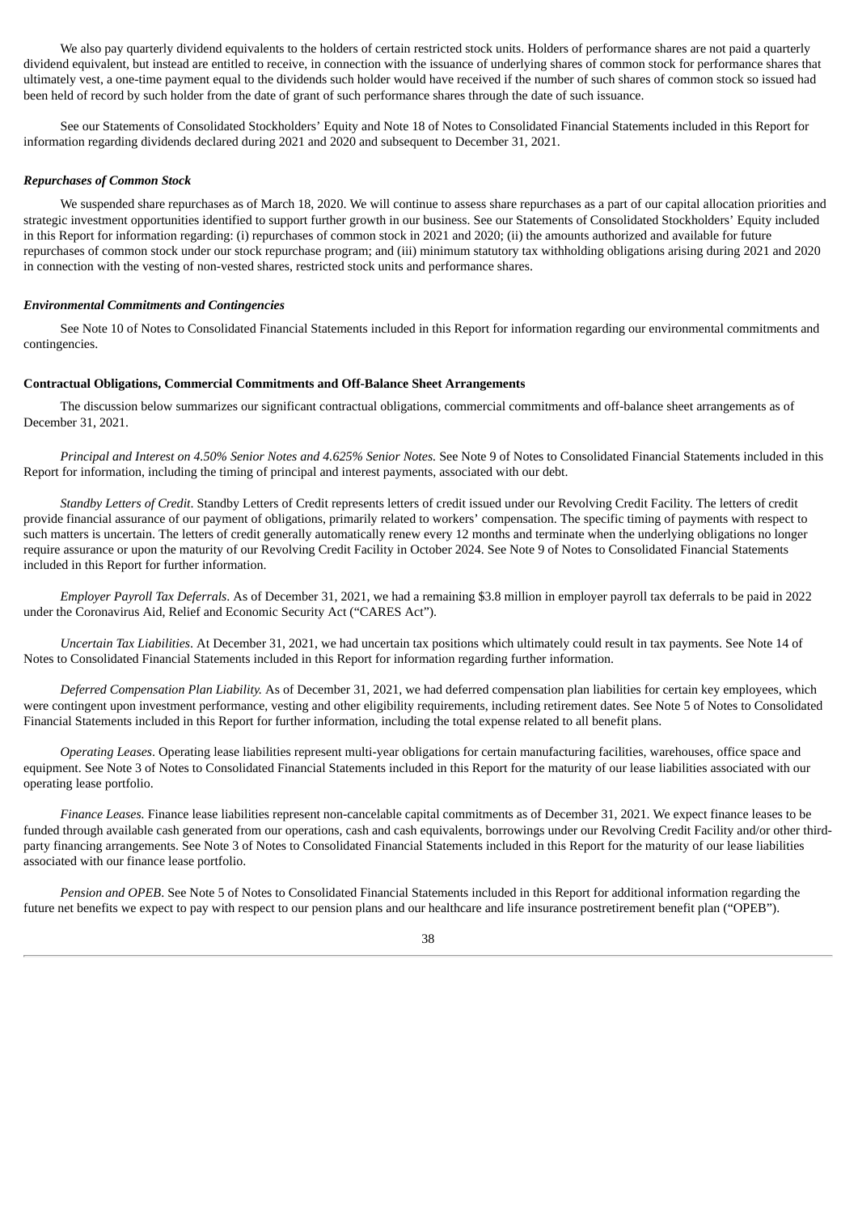We also pay quarterly dividend equivalents to the holders of certain restricted stock units. Holders of performance shares are not paid a quarterly dividend equivalent, but instead are entitled to receive, in connection with the issuance of underlying shares of common stock for performance shares that ultimately vest, a one-time payment equal to the dividends such holder would have received if the number of such shares of common stock so issued had been held of record by such holder from the date of grant of such performance shares through the date of such issuance.

See our Statements of Consolidated Stockholders' Equity and Note 18 of Notes to Consolidated Financial Statements included in this Report for information regarding dividends declared during 2021 and 2020 and subsequent to December 31, 2021.

***Repurchases of Common Stock***

We suspended share repurchases as of March 18, 2020. We will continue to assess share repurchases as a part of our capital allocation priorities and strategic investment opportunities identified to support further growth in our business. See our Statements of Consolidated Stockholders' Equity included in this Report for information regarding: (i) repurchases of common stock in 2021 and 2020; (ii) the amounts authorized and available for future repurchases of common stock under our stock repurchase program; and (iii) minimum statutory tax withholding obligations arising during 2021 and 2020 in connection with the vesting of non-vested shares, restricted stock units and performance shares.

***Environmental Commitments and Contingencies***

See Note 10 of Notes to Consolidated Financial Statements included in this Report for information regarding our environmental commitments and contingencies.

**Contractual Obligations, Commercial Commitments and Off-Balance Sheet Arrangements**

The discussion below summarizes our significant contractual obligations, commercial commitments and off-balance sheet arrangements as of December 31, 2021.

*Principal and Interest on 4.50% Senior Notes and 4.625% Senior Notes.* See Note 9 of Notes to Consolidated Financial Statements included in this Report for information, including the timing of principal and interest payments, associated with our debt.

*Standby Letters of Credit*. Standby Letters of Credit represents letters of credit issued under our Revolving Credit Facility. The letters of credit provide financial assurance of our payment of obligations, primarily related to workers' compensation. The specific timing of payments with respect to such matters is uncertain. The letters of credit generally automatically renew every 12 months and terminate when the underlying obligations no longer require assurance or upon the maturity of our Revolving Credit Facility in October 2024. See Note 9 of Notes to Consolidated Financial Statements included in this Report for further information.

*Employer Payroll Tax Deferrals*. As of December 31, 2021, we had a remaining $3.8 million in employer payroll tax deferrals to be paid in 2022 under the Coronavirus Aid, Relief and Economic Security Act ("CARES Act").

*Uncertain Tax Liabilities*. At December 31, 2021, we had uncertain tax positions which ultimately could result in tax payments. See Note 14 of Notes to Consolidated Financial Statements included in this Report for information regarding further information.

*Deferred Compensation Plan Liability.* As of December 31, 2021, we had deferred compensation plan liabilities for certain key employees, which were contingent upon investment performance, vesting and other eligibility requirements, including retirement dates. See Note 5 of Notes to Consolidated Financial Statements included in this Report for further information, including the total expense related to all benefit plans.

*Operating Leases*. Operating lease liabilities represent multi-year obligations for certain manufacturing facilities, warehouses, office space and equipment. See Note 3 of Notes to Consolidated Financial Statements included in this Report for the maturity of our lease liabilities associated with our operating lease portfolio.

*Finance Leases.* Finance lease liabilities represent non-cancelable capital commitments as of December 31, 2021. We expect finance leases to be funded through available cash generated from our operations, cash and cash equivalents, borrowings under our Revolving Credit Facility and/or other third-party financing arrangements. See Note 3 of Notes to Consolidated Financial Statements included in this Report for the maturity of our lease liabilities associated with our finance lease portfolio.

*Pension and OPEB*. See Note 5 of Notes to Consolidated Financial Statements included in this Report for additional information regarding the future net benefits we expect to pay with respect to our pension plans and our healthcare and life insurance postretirement benefit plan ("OPEB").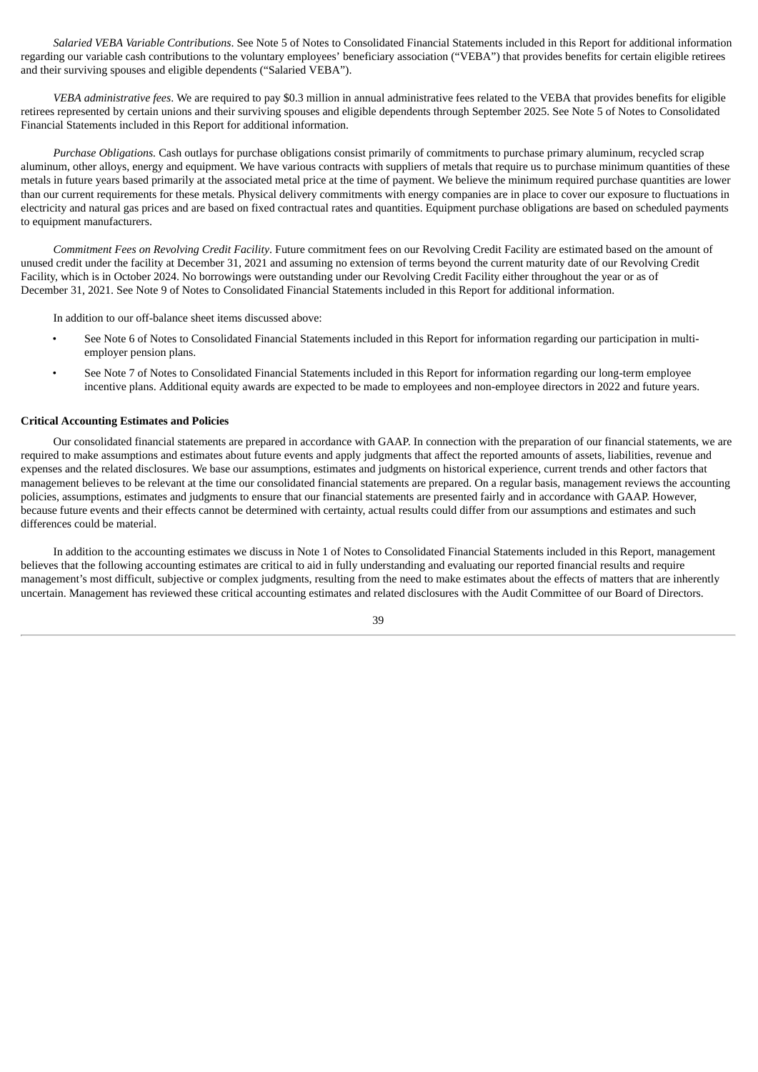*Salaried VEBA Variable Contributions*. See Note 5 of Notes to Consolidated Financial Statements included in this Report for additional information regarding our variable cash contributions to the voluntary employees' beneficiary association ("VEBA") that provides benefits for certain eligible retirees and their surviving spouses and eligible dependents ("Salaried VEBA").

*VEBA administrative fees*. We are required to pay $0.3 million in annual administrative fees related to the VEBA that provides benefits for eligible retirees represented by certain unions and their surviving spouses and eligible dependents through September 2025. See Note 5 of Notes to Consolidated Financial Statements included in this Report for additional information.

*Purchase Obligations.* Cash outlays for purchase obligations consist primarily of commitments to purchase primary aluminum, recycled scrap aluminum, other alloys, energy and equipment. We have various contracts with suppliers of metals that require us to purchase minimum quantities of these metals in future years based primarily at the associated metal price at the time of payment. We believe the minimum required purchase quantities are lower than our current requirements for these metals. Physical delivery commitments with energy companies are in place to cover our exposure to fluctuations in electricity and natural gas prices and are based on fixed contractual rates and quantities. Equipment purchase obligations are based on scheduled payments to equipment manufacturers.

*Commitment Fees on Revolving Credit Facility*. Future commitment fees on our Revolving Credit Facility are estimated based on the amount of unused credit under the facility at December 31, 2021 and assuming no extension of terms beyond the current maturity date of our Revolving Credit Facility, which is in October 2024. No borrowings were outstanding under our Revolving Credit Facility either throughout the year or as of December 31, 2021. See Note 9 of Notes to Consolidated Financial Statements included in this Report for additional information.

In addition to our off-balance sheet items discussed above:

- See Note 6 of Notes to Consolidated Financial Statements included in this Report for information regarding our participation in multi-employer pension plans.
- See Note 7 of Notes to Consolidated Financial Statements included in this Report for information regarding our long-term employee incentive plans. Additional equity awards are expected to be made to employees and non-employee directors in 2022 and future years.

**Critical Accounting Estimates and Policies**

Our consolidated financial statements are prepared in accordance with GAAP. In connection with the preparation of our financial statements, we are required to make assumptions and estimates about future events and apply judgments that affect the reported amounts of assets, liabilities, revenue and expenses and the related disclosures. We base our assumptions, estimates and judgments on historical experience, current trends and other factors that management believes to be relevant at the time our consolidated financial statements are prepared. On a regular basis, management reviews the accounting policies, assumptions, estimates and judgments to ensure that our financial statements are presented fairly and in accordance with GAAP. However, because future events and their effects cannot be determined with certainty, actual results could differ from our assumptions and estimates and such differences could be material.

In addition to the accounting estimates we discuss in Note 1 of Notes to Consolidated Financial Statements included in this Report, management believes that the following accounting estimates are critical to aid in fully understanding and evaluating our reported financial results and require management's most difficult, subjective or complex judgments, resulting from the need to make estimates about the effects of matters that are inherently uncertain. Management has reviewed these critical accounting estimates and related disclosures with the Audit Committee of our Board of Directors.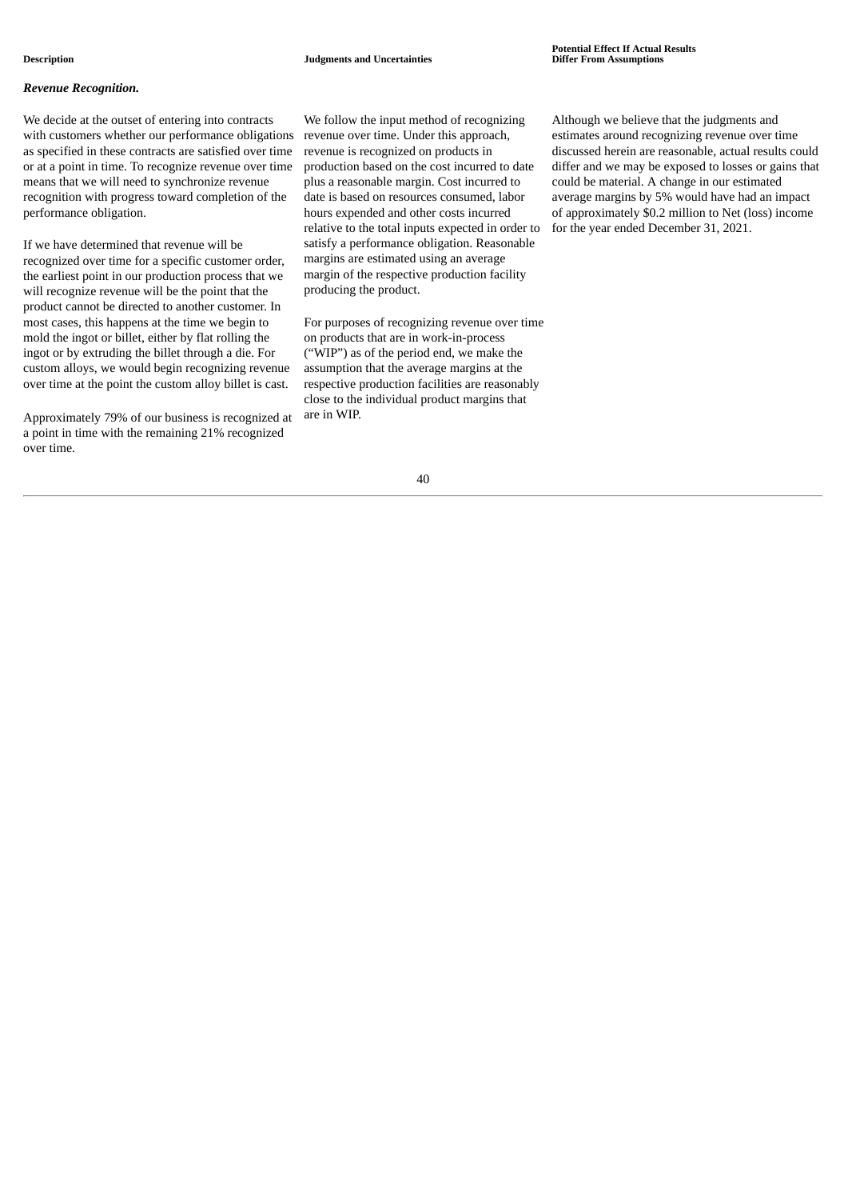| Description | Judgments and Uncertainties | Potential Effect If Actual Results Differ From Assumptions |
|---|---|---|
| ***Revenue Recognition.*** | | |
| We decide at the outset of entering into contracts with customers whether our performance obligations as specified in these contracts are satisfied over time or at a point in time. To recognize revenue over time means that we will need to synchronize revenue recognition with progress toward completion of the performance obligation.<br><br>If we have determined that revenue will be recognized over time for a specific customer order, the earliest point in our production process that we will recognize revenue will be the point that the product cannot be directed to another customer. In most cases, this happens at the time we begin to mold the ingot or billet, either by flat rolling the ingot or by extruding the billet through a die. For custom alloys, we would begin recognizing revenue over time at the point the custom alloy billet is cast.<br><br>Approximately 79% of our business is recognized at a point in time with the remaining 21% recognized over time. | We follow the input method of recognizing revenue over time. Under this approach, revenue is recognized on products in production based on the cost incurred to date plus a reasonable margin. Cost incurred to date is based on resources consumed, labor hours expended and other costs incurred relative to the total inputs expected in order to satisfy a performance obligation. Reasonable margins are estimated using an average margin of the respective production facility producing the product.<br><br>For purposes of recognizing revenue over time on products that are in work-in-process ("WIP") as of the period end, we make the assumption that the average margins at the respective production facilities are reasonably close to the individual product margins that are in WIP. | Although we believe that the judgments and estimates around recognizing revenue over time discussed herein are reasonable, actual results could differ and we may be exposed to losses or gains that could be material. A change in our estimated average margins by 5% would have had an impact of approximately $0.2 million to Net (loss) income for the year ended December 31, 2021. |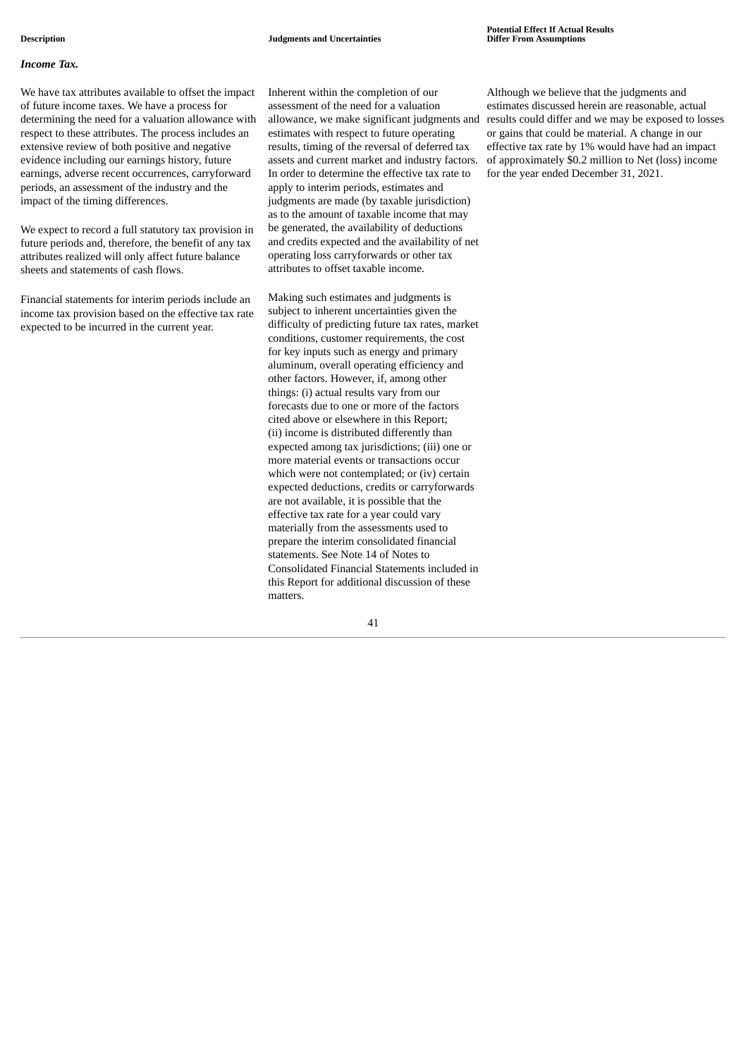| Description | Judgments and Uncertainties | Potential Effect If Actual Results Differ From Assumptions |
|---|---|---|
| ***Income Tax.*** | | |
| We have tax attributes available to offset the impact of future income taxes. We have a process for determining the need for a valuation allowance with respect to these attributes. The process includes an extensive review of both positive and negative evidence including our earnings history, future earnings, adverse recent occurrences, carryforward periods, an assessment of the industry and the impact of the timing differences.<br><br>We expect to record a full statutory tax provision in future periods and, therefore, the benefit of any tax attributes realized will only affect future balance sheets and statements of cash flows.<br><br>Financial statements for interim periods include an income tax provision based on the effective tax rate expected to be incurred in the current year. | Inherent within the completion of our assessment of the need for a valuation allowance, we make significant judgments and estimates with respect to future operating results, timing of the reversal of deferred tax assets and current market and industry factors. In order to determine the effective tax rate to apply to interim periods, estimates and judgments are made (by taxable jurisdiction) as to the amount of taxable income that may be generated, the availability of deductions and credits expected and the availability of net operating loss carryforwards or other tax attributes to offset taxable income.<br><br>Making such estimates and judgments is subject to inherent uncertainties given the difficulty of predicting future tax rates, market conditions, customer requirements, the cost for key inputs such as energy and primary aluminum, overall operating efficiency and other factors. However, if, among other things: (i) actual results vary from our forecasts due to one or more of the factors cited above or elsewhere in this Report; (ii) income is distributed differently than expected among tax jurisdictions; (iii) one or more material events or transactions occur which were not contemplated; or (iv) certain expected deductions, credits or carryforwards are not available, it is possible that the effective tax rate for a year could vary materially from the assessments used to prepare the interim consolidated financial statements. See Note 14 of Notes to Consolidated Financial Statements included in this Report for additional discussion of these matters. | Although we believe that the judgments and estimates discussed herein are reasonable, actual results could differ and we may be exposed to losses or gains that could be material. A change in our effective tax rate by 1% would have had an impact of approximately $0.2 million to Net (loss) income for the year ended December 31, 2021. |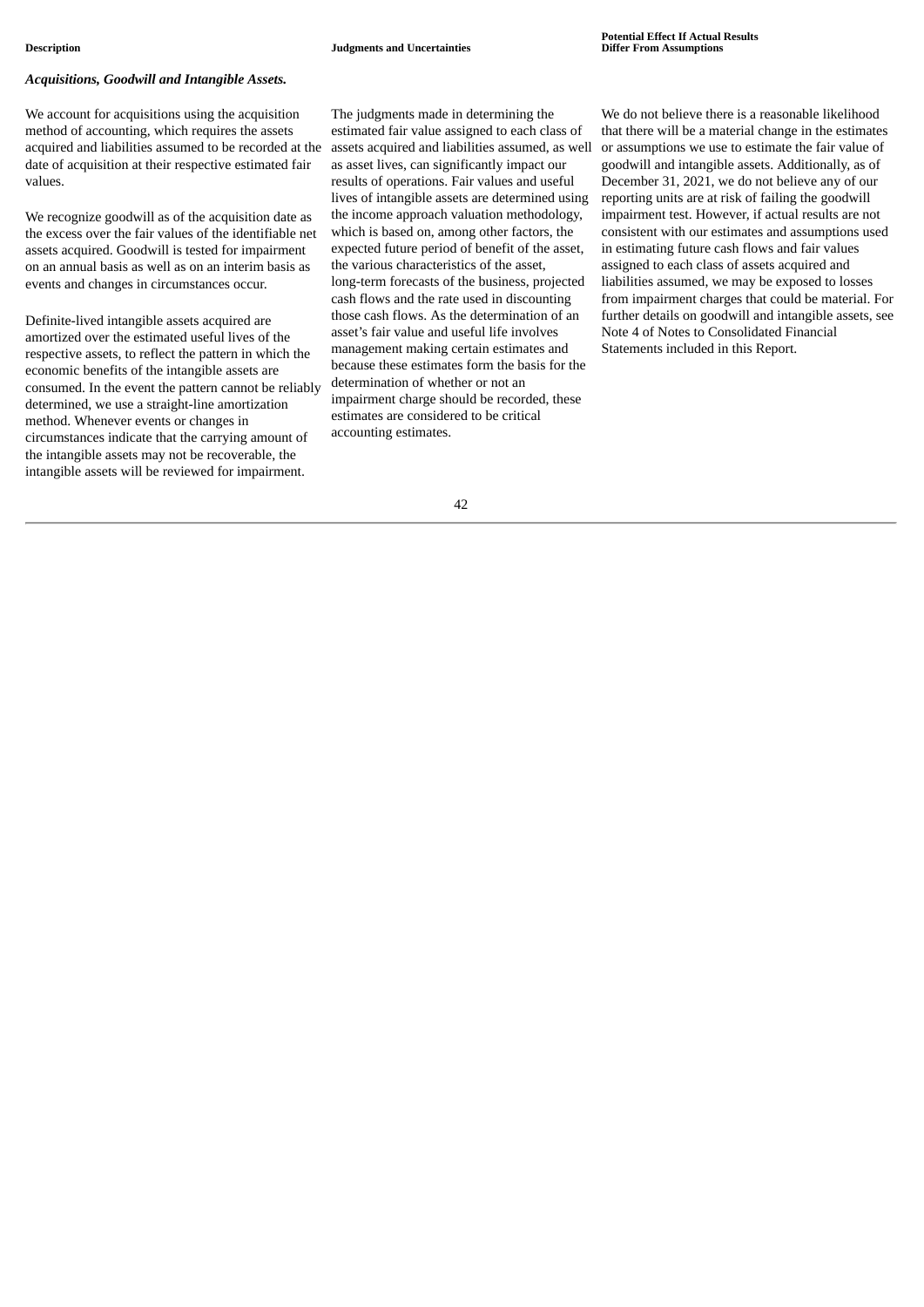| Description | Judgments and Uncertainties | Potential Effect If Actual Results Differ From Assumptions |
|---|---|---|
| ***Acquisitions, Goodwill and Intangible Assets.*** | | |
| We account for acquisitions using the acquisition method of accounting, which requires the assets acquired and liabilities assumed to be recorded at the date of acquisition at their respective estimated fair values.<br><br>We recognize goodwill as of the acquisition date as the excess over the fair values of the identifiable net assets acquired. Goodwill is tested for impairment on an annual basis as well as on an interim basis as events and changes in circumstances occur.<br><br>Definite-lived intangible assets acquired are amortized over the estimated useful lives of the respective assets, to reflect the pattern in which the economic benefits of the intangible assets are consumed. In the event the pattern cannot be reliably determined, we use a straight-line amortization method. Whenever events or changes in circumstances indicate that the carrying amount of the intangible assets may not be recoverable, the intangible assets will be reviewed for impairment. | The judgments made in determining the estimated fair value assigned to each class of assets acquired and liabilities assumed, as well as asset lives, can significantly impact our results of operations. Fair values and useful lives of intangible assets are determined using the income approach valuation methodology, which is based on, among other factors, the expected future period of benefit of the asset, the various characteristics of the asset, long-term forecasts of the business, projected cash flows and the rate used in discounting those cash flows. As the determination of an asset's fair value and useful life involves management making certain estimates and because these estimates form the basis for the determination of whether or not an impairment charge should be recorded, these estimates are considered to be critical accounting estimates. | We do not believe there is a reasonable likelihood that there will be a material change in the estimates or assumptions we use to estimate the fair value of goodwill and intangible assets. Additionally, as of December 31, 2021, we do not believe any of our reporting units are at risk of failing the goodwill impairment test. However, if actual results are not consistent with our estimates and assumptions used in estimating future cash flows and fair values assigned to each class of assets acquired and liabilities assumed, we may be exposed to losses from impairment charges that could be material. For further details on goodwill and intangible assets, see Note 4 of Notes to Consolidated Financial Statements included in this Report. |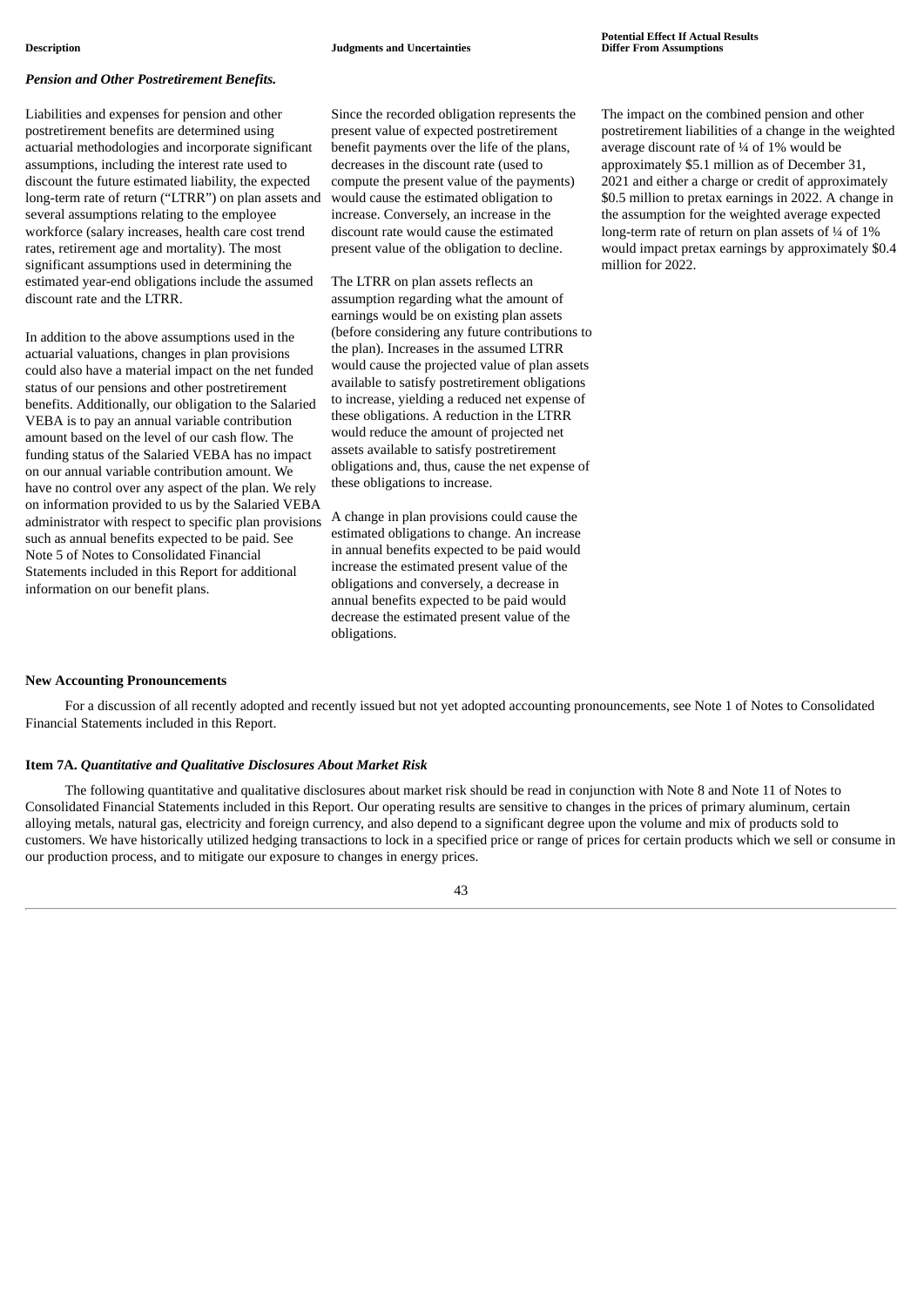| Description | Judgments and Uncertainties | Potential Effect If Actual Results Differ From Assumptions |
|---|---|---|
| ***Pension and Other Postretirement Benefits.*** | | |
| Liabilities and expenses for pension and other postretirement benefits are determined using actuarial methodologies and incorporate significant assumptions, including the interest rate used to discount the future estimated liability, the expected long-term rate of return (“LTRR”) on plan assets and several assumptions relating to the employee workforce (salary increases, health care cost trend rates, retirement age and mortality). The most significant assumptions used in determining the estimated year-end obligations include the assumed discount rate and the LTRR.<br><br>In addition to the above assumptions used in the actuarial valuations, changes in plan provisions could also have a material impact on the net funded status of our pensions and other postretirement benefits. Additionally, our obligation to the Salaried VEBA is to pay an annual variable contribution amount based on the level of our cash flow. The funding status of the Salaried VEBA has no impact on our annual variable contribution amount. We have no control over any aspect of the plan. We rely on information provided to us by the Salaried VEBA administrator with respect to specific plan provisions such as annual benefits expected to be paid. See Note 5 of Notes to Consolidated Financial Statements included in this Report for additional information on our benefit plans. | Since the recorded obligation represents the present value of expected postretirement benefit payments over the life of the plans, decreases in the discount rate (used to compute the present value of the payments) would cause the estimated obligation to increase. Conversely, an increase in the discount rate would cause the estimated present value of the obligation to decline.<br><br>The LTRR on plan assets reflects an assumption regarding what the amount of earnings would be on existing plan assets (before considering any future contributions to the plan). Increases in the assumed LTRR would cause the projected value of plan assets available to satisfy postretirement obligations to increase, yielding a reduced net expense of these obligations. A reduction in the LTRR would reduce the amount of projected net assets available to satisfy postretirement obligations and, thus, cause the net expense of these obligations to increase.<br><br>A change in plan provisions could cause the estimated obligations to change. An increase in annual benefits expected to be paid would increase the estimated present value of the obligations and conversely, a decrease in annual benefits expected to be paid would decrease the estimated present value of the obligations. | The impact on the combined pension and other postretirement liabilities of a change in the weighted average discount rate of ¼ of 1% would be approximately $5.1 million as of December 31, 2021 and either a charge or credit of approximately $0.5 million to pretax earnings in 2022. A change in the assumption for the weighted average expected long-term rate of return on plan assets of ¼ of 1% would impact pretax earnings by approximately $0.4 million for 2022. |

**New Accounting Pronouncements**

For a discussion of all recently adopted and recently issued but not yet adopted accounting pronouncements, see Note 1 of Notes to Consolidated Financial Statements included in this Report.

**Item 7A.** ***Quantitative and Qualitative Disclosures About Market Risk***

The following quantitative and qualitative disclosures about market risk should be read in conjunction with Note 8 and Note 11 of Notes to Consolidated Financial Statements included in this Report. Our operating results are sensitive to changes in the prices of primary aluminum, certain alloying metals, natural gas, electricity and foreign currency, and also depend to a significant degree upon the volume and mix of products sold to customers. We have historically utilized hedging transactions to lock in a specified price or range of prices for certain products which we sell or consume in our production process, and to mitigate our exposure to changes in energy prices.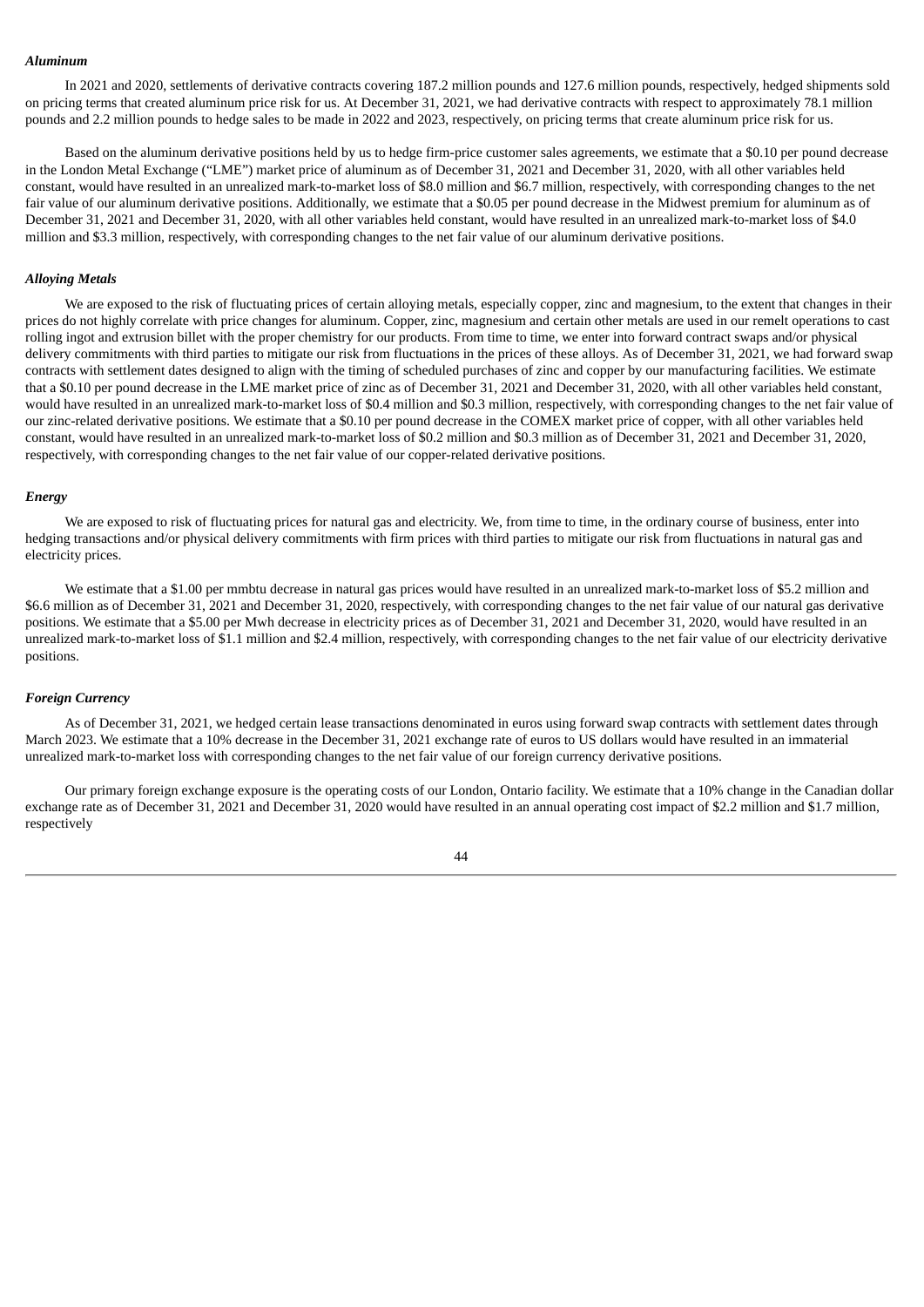***Aluminum***

In 2021 and 2020, settlements of derivative contracts covering 187.2 million pounds and 127.6 million pounds, respectively, hedged shipments sold on pricing terms that created aluminum price risk for us. At December 31, 2021, we had derivative contracts with respect to approximately 78.1 million pounds and 2.2 million pounds to hedge sales to be made in 2022 and 2023, respectively, on pricing terms that create aluminum price risk for us.

Based on the aluminum derivative positions held by us to hedge firm-price customer sales agreements, we estimate that a $0.10 per pound decrease in the London Metal Exchange ("LME") market price of aluminum as of December 31, 2021 and December 31, 2020, with all other variables held constant, would have resulted in an unrealized mark-to-market loss of $8.0 million and $6.7 million, respectively, with corresponding changes to the net fair value of our aluminum derivative positions. Additionally, we estimate that a $0.05 per pound decrease in the Midwest premium for aluminum as of December 31, 2021 and December 31, 2020, with all other variables held constant, would have resulted in an unrealized mark-to-market loss of $4.0 million and $3.3 million, respectively, with corresponding changes to the net fair value of our aluminum derivative positions.

***Alloying Metals***

We are exposed to the risk of fluctuating prices of certain alloying metals, especially copper, zinc and magnesium, to the extent that changes in their prices do not highly correlate with price changes for aluminum. Copper, zinc, magnesium and certain other metals are used in our remelt operations to cast rolling ingot and extrusion billet with the proper chemistry for our products. From time to time, we enter into forward contract swaps and/or physical delivery commitments with third parties to mitigate our risk from fluctuations in the prices of these alloys. As of December 31, 2021, we had forward swap contracts with settlement dates designed to align with the timing of scheduled purchases of zinc and copper by our manufacturing facilities. We estimate that a $0.10 per pound decrease in the LME market price of zinc as of December 31, 2021 and December 31, 2020, with all other variables held constant, would have resulted in an unrealized mark-to-market loss of $0.4 million and $0.3 million, respectively, with corresponding changes to the net fair value of our zinc-related derivative positions. We estimate that a $0.10 per pound decrease in the COMEX market price of copper, with all other variables held constant, would have resulted in an unrealized mark-to-market loss of $0.2 million and $0.3 million as of December 31, 2021 and December 31, 2020, respectively, with corresponding changes to the net fair value of our copper-related derivative positions.

***Energy***

We are exposed to risk of fluctuating prices for natural gas and electricity. We, from time to time, in the ordinary course of business, enter into hedging transactions and/or physical delivery commitments with firm prices with third parties to mitigate our risk from fluctuations in natural gas and electricity prices.

We estimate that a $1.00 per mmbtu decrease in natural gas prices would have resulted in an unrealized mark-to-market loss of $5.2 million and $6.6 million as of December 31, 2021 and December 31, 2020, respectively, with corresponding changes to the net fair value of our natural gas derivative positions. We estimate that a $5.00 per Mwh decrease in electricity prices as of December 31, 2021 and December 31, 2020, would have resulted in an unrealized mark-to-market loss of $1.1 million and $2.4 million, respectively, with corresponding changes to the net fair value of our electricity derivative positions.

***Foreign Currency***

As of December 31, 2021, we hedged certain lease transactions denominated in euros using forward swap contracts with settlement dates through March 2023. We estimate that a 10% decrease in the December 31, 2021 exchange rate of euros to US dollars would have resulted in an immaterial unrealized mark-to-market loss with corresponding changes to the net fair value of our foreign currency derivative positions.

Our primary foreign exchange exposure is the operating costs of our London, Ontario facility. We estimate that a 10% change in the Canadian dollar exchange rate as of December 31, 2021 and December 31, 2020 would have resulted in an annual operating cost impact of $2.2 million and $1.7 million, respectively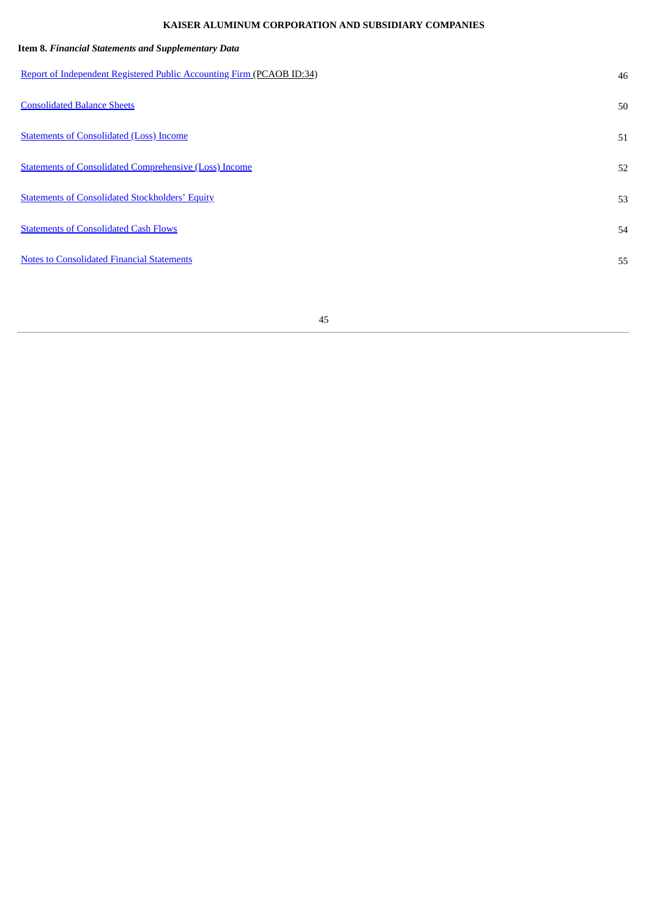**KAISER ALUMINUM CORPORATION AND SUBSIDIARY COMPANIES**

**Item 8.** ***Financial Statements and Supplementary Data***

| | |
|---|---|
| Report of Independent Registered Public Accounting Firm (PCAOB ID:34) | 46 |
| Consolidated Balance Sheets | 50 |
| Statements of Consolidated (Loss) Income | 51 |
| Statements of Consolidated Comprehensive (Loss) Income | 52 |
| Statements of Consolidated Stockholders' Equity | 53 |
| Statements of Consolidated Cash Flows | 54 |
| Notes to Consolidated Financial Statements | 55 |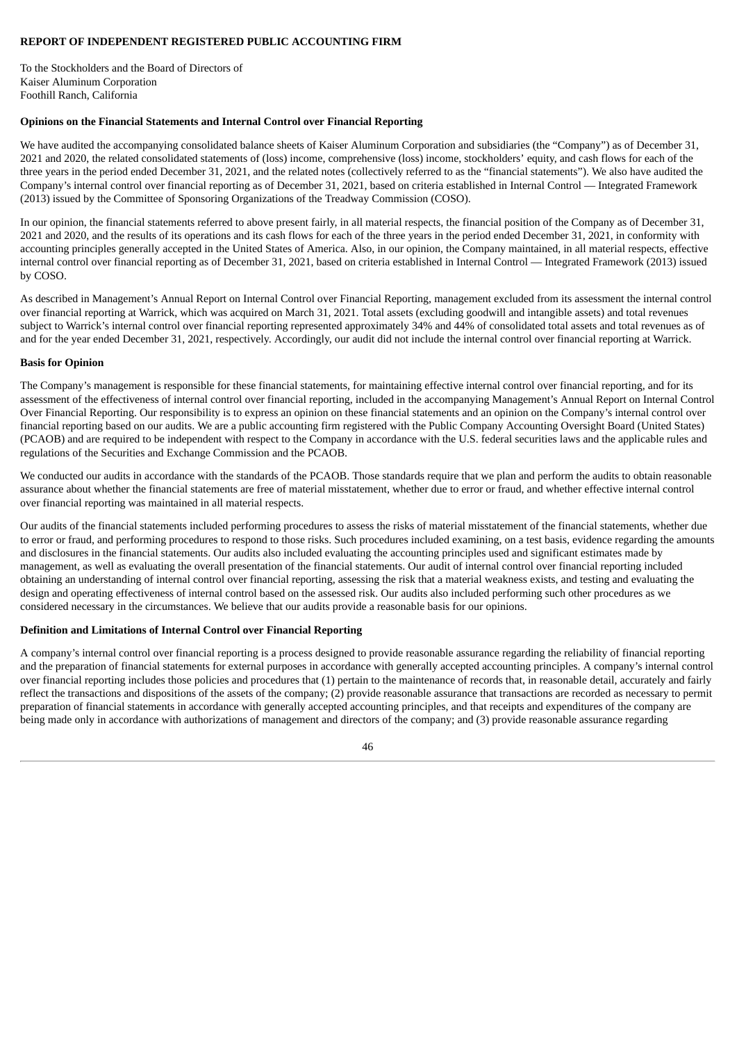**REPORT OF INDEPENDENT REGISTERED PUBLIC ACCOUNTING FIRM**

To the Stockholders and the Board of Directors of
Kaiser Aluminum Corporation
Foothill Ranch, California

**Opinions on the Financial Statements and Internal Control over Financial Reporting**

We have audited the accompanying consolidated balance sheets of Kaiser Aluminum Corporation and subsidiaries (the "Company") as of December 31, 2021 and 2020, the related consolidated statements of (loss) income, comprehensive (loss) income, stockholders' equity, and cash flows for each of the three years in the period ended December 31, 2021, and the related notes (collectively referred to as the "financial statements"). We also have audited the Company's internal control over financial reporting as of December 31, 2021, based on criteria established in Internal Control — Integrated Framework (2013) issued by the Committee of Sponsoring Organizations of the Treadway Commission (COSO).

In our opinion, the financial statements referred to above present fairly, in all material respects, the financial position of the Company as of December 31, 2021 and 2020, and the results of its operations and its cash flows for each of the three years in the period ended December 31, 2021, in conformity with accounting principles generally accepted in the United States of America. Also, in our opinion, the Company maintained, in all material respects, effective internal control over financial reporting as of December 31, 2021, based on criteria established in Internal Control — Integrated Framework (2013) issued by COSO.

As described in Management's Annual Report on Internal Control over Financial Reporting, management excluded from its assessment the internal control over financial reporting at Warrick, which was acquired on March 31, 2021. Total assets (excluding goodwill and intangible assets) and total revenues subject to Warrick's internal control over financial reporting represented approximately 34% and 44% of consolidated total assets and total revenues as of and for the year ended December 31, 2021, respectively. Accordingly, our audit did not include the internal control over financial reporting at Warrick.

**Basis for Opinion**

The Company's management is responsible for these financial statements, for maintaining effective internal control over financial reporting, and for its assessment of the effectiveness of internal control over financial reporting, included in the accompanying Management's Annual Report on Internal Control Over Financial Reporting. Our responsibility is to express an opinion on these financial statements and an opinion on the Company's internal control over financial reporting based on our audits. We are a public accounting firm registered with the Public Company Accounting Oversight Board (United States) (PCAOB) and are required to be independent with respect to the Company in accordance with the U.S. federal securities laws and the applicable rules and regulations of the Securities and Exchange Commission and the PCAOB.

We conducted our audits in accordance with the standards of the PCAOB. Those standards require that we plan and perform the audits to obtain reasonable assurance about whether the financial statements are free of material misstatement, whether due to error or fraud, and whether effective internal control over financial reporting was maintained in all material respects.

Our audits of the financial statements included performing procedures to assess the risks of material misstatement of the financial statements, whether due to error or fraud, and performing procedures to respond to those risks. Such procedures included examining, on a test basis, evidence regarding the amounts and disclosures in the financial statements. Our audits also included evaluating the accounting principles used and significant estimates made by management, as well as evaluating the overall presentation of the financial statements. Our audit of internal control over financial reporting included obtaining an understanding of internal control over financial reporting, assessing the risk that a material weakness exists, and testing and evaluating the design and operating effectiveness of internal control based on the assessed risk. Our audits also included performing such other procedures as we considered necessary in the circumstances. We believe that our audits provide a reasonable basis for our opinions.

**Definition and Limitations of Internal Control over Financial Reporting**

A company's internal control over financial reporting is a process designed to provide reasonable assurance regarding the reliability of financial reporting and the preparation of financial statements for external purposes in accordance with generally accepted accounting principles. A company's internal control over financial reporting includes those policies and procedures that (1) pertain to the maintenance of records that, in reasonable detail, accurately and fairly reflect the transactions and dispositions of the assets of the company; (2) provide reasonable assurance that transactions are recorded as necessary to permit preparation of financial statements in accordance with generally accepted accounting principles, and that receipts and expenditures of the company are being made only in accordance with authorizations of management and directors of the company; and (3) provide reasonable assurance regarding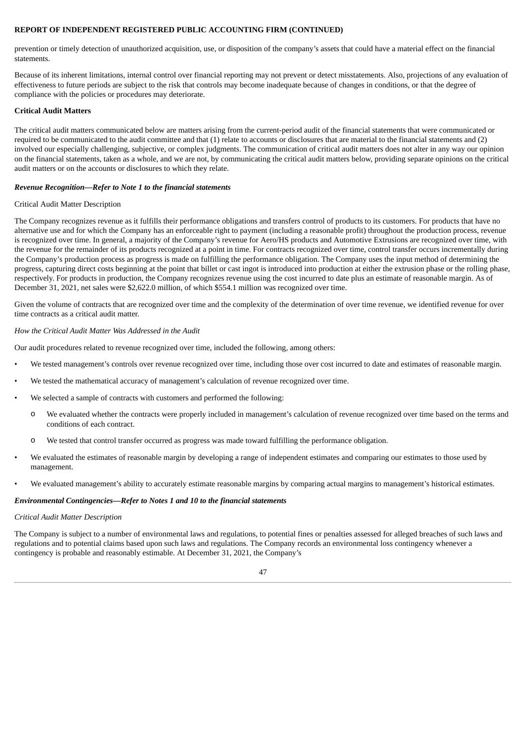prevention or timely detection of unauthorized acquisition, use, or disposition of the company's assets that could have a material effect on the financial statements.

Because of its inherent limitations, internal control over financial reporting may not prevent or detect misstatements. Also, projections of any evaluation of effectiveness to future periods are subject to the risk that controls may become inadequate because of changes in conditions, or that the degree of compliance with the policies or procedures may deteriorate.

**Critical Audit Matters**

The critical audit matters communicated below are matters arising from the current-period audit of the financial statements that were communicated or required to be communicated to the audit committee and that (1) relate to accounts or disclosures that are material to the financial statements and (2) involved our especially challenging, subjective, or complex judgments. The communication of critical audit matters does not alter in any way our opinion on the financial statements, taken as a whole, and we are not, by communicating the critical audit matters below, providing separate opinions on the critical audit matters or on the accounts or disclosures to which they relate.

***Revenue Recognition—Refer to Note 1 to the financial statements***

Critical Audit Matter Description

The Company recognizes revenue as it fulfills their performance obligations and transfers control of products to its customers. For products that have no alternative use and for which the Company has an enforceable right to payment (including a reasonable profit) throughout the production process, revenue is recognized over time. In general, a majority of the Company's revenue for Aero/HS products and Automotive Extrusions are recognized over time, with the revenue for the remainder of its products recognized at a point in time. For contracts recognized over time, control transfer occurs incrementally during the Company's production process as progress is made on fulfilling the performance obligation. The Company uses the input method of determining the progress, capturing direct costs beginning at the point that billet or cast ingot is introduced into production at either the extrusion phase or the rolling phase, respectively. For products in production, the Company recognizes revenue using the cost incurred to date plus an estimate of reasonable margin. As of December 31, 2021, net sales were $2,622.0 million, of which $554.1 million was recognized over time.

Given the volume of contracts that are recognized over time and the complexity of the determination of over time revenue, we identified revenue for over time contracts as a critical audit matter.

*How the Critical Audit Matter Was Addressed in the Audit*

Our audit procedures related to revenue recognized over time, included the following, among others:

- We tested management's controls over revenue recognized over time, including those over cost incurred to date and estimates of reasonable margin.
- We tested the mathematical accuracy of management's calculation of revenue recognized over time.
- We selected a sample of contracts with customers and performed the following:
  - We evaluated whether the contracts were properly included in management's calculation of revenue recognized over time based on the terms and conditions of each contract.
  - We tested that control transfer occurred as progress was made toward fulfilling the performance obligation.
- We evaluated the estimates of reasonable margin by developing a range of independent estimates and comparing our estimates to those used by management.
- We evaluated management's ability to accurately estimate reasonable margins by comparing actual margins to management's historical estimates.

***Environmental Contingencies—Refer to Notes 1 and 10 to the financial statements***

*Critical Audit Matter Description*

The Company is subject to a number of environmental laws and regulations, to potential fines or penalties assessed for alleged breaches of such laws and regulations and to potential claims based upon such laws and regulations. The Company records an environmental loss contingency whenever a contingency is probable and reasonably estimable. At December 31, 2021, the Company's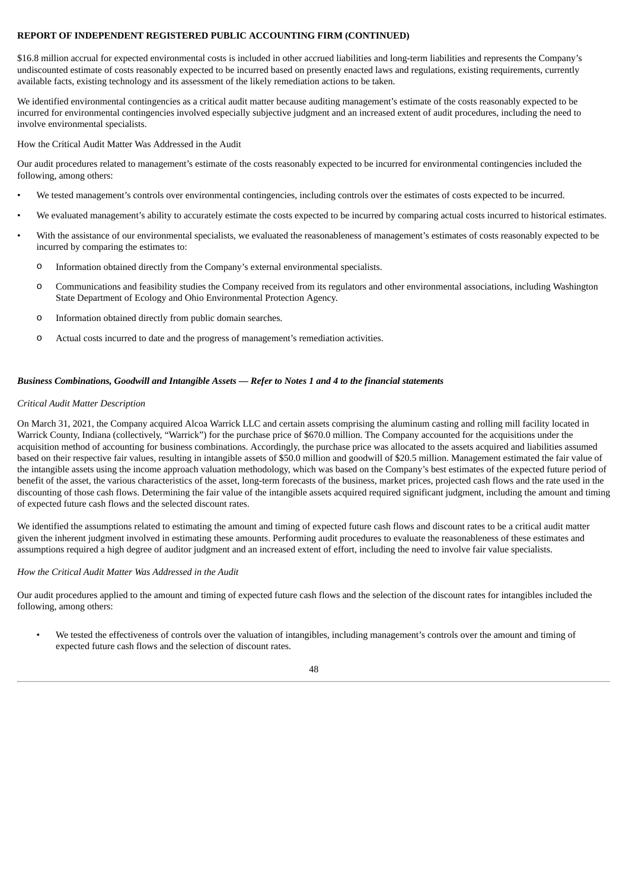**REPORT OF INDEPENDENT REGISTERED PUBLIC ACCOUNTING FIRM (CONTINUED)**

$16.8 million accrual for expected environmental costs is included in other accrued liabilities and long-term liabilities and represents the Company's undiscounted estimate of costs reasonably expected to be incurred based on presently enacted laws and regulations, existing requirements, currently available facts, existing technology and its assessment of the likely remediation actions to be taken.

We identified environmental contingencies as a critical audit matter because auditing management's estimate of the costs reasonably expected to be incurred for environmental contingencies involved especially subjective judgment and an increased extent of audit procedures, including the need to involve environmental specialists.

How the Critical Audit Matter Was Addressed in the Audit

Our audit procedures related to management's estimate of the costs reasonably expected to be incurred for environmental contingencies included the following, among others:

- We tested management's controls over environmental contingencies, including controls over the estimates of costs expected to be incurred.
- We evaluated management's ability to accurately estimate the costs expected to be incurred by comparing actual costs incurred to historical estimates.
- With the assistance of our environmental specialists, we evaluated the reasonableness of management's estimates of costs reasonably expected to be incurred by comparing the estimates to:
  - Information obtained directly from the Company's external environmental specialists.
  - Communications and feasibility studies the Company received from its regulators and other environmental associations, including Washington State Department of Ecology and Ohio Environmental Protection Agency.
  - Information obtained directly from public domain searches.
  - Actual costs incurred to date and the progress of management's remediation activities.

***Business Combinations, Goodwill and Intangible Assets — Refer to Notes 1 and 4 to the financial statements***

*Critical Audit Matter Description*

On March 31, 2021, the Company acquired Alcoa Warrick LLC and certain assets comprising the aluminum casting and rolling mill facility located in Warrick County, Indiana (collectively, "Warrick") for the purchase price of $670.0 million. The Company accounted for the acquisitions under the acquisition method of accounting for business combinations. Accordingly, the purchase price was allocated to the assets acquired and liabilities assumed based on their respective fair values, resulting in intangible assets of $50.0 million and goodwill of $20.5 million. Management estimated the fair value of the intangible assets using the income approach valuation methodology, which was based on the Company's best estimates of the expected future period of benefit of the asset, the various characteristics of the asset, long-term forecasts of the business, market prices, projected cash flows and the rate used in the discounting of those cash flows. Determining the fair value of the intangible assets acquired required significant judgment, including the amount and timing of expected future cash flows and the selected discount rates.

We identified the assumptions related to estimating the amount and timing of expected future cash flows and discount rates to be a critical audit matter given the inherent judgment involved in estimating these amounts. Performing audit procedures to evaluate the reasonableness of these estimates and assumptions required a high degree of auditor judgment and an increased extent of effort, including the need to involve fair value specialists.

*How the Critical Audit Matter Was Addressed in the Audit*

Our audit procedures applied to the amount and timing of expected future cash flows and the selection of the discount rates for intangibles included the following, among others:

- We tested the effectiveness of controls over the valuation of intangibles, including management's controls over the amount and timing of expected future cash flows and the selection of discount rates.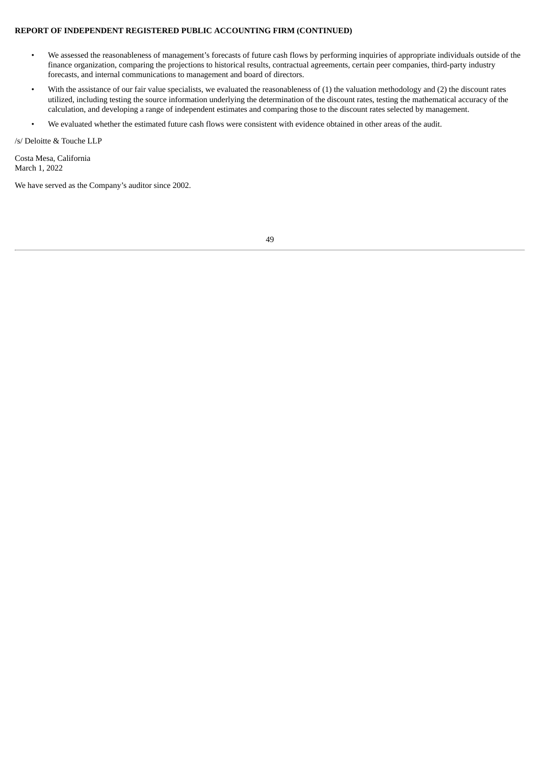**REPORT OF INDEPENDENT REGISTERED PUBLIC ACCOUNTING FIRM (CONTINUED)**

- We assessed the reasonableness of management's forecasts of future cash flows by performing inquiries of appropriate individuals outside of the finance organization, comparing the projections to historical results, contractual agreements, certain peer companies, third-party industry forecasts, and internal communications to management and board of directors.
- With the assistance of our fair value specialists, we evaluated the reasonableness of (1) the valuation methodology and (2) the discount rates utilized, including testing the source information underlying the determination of the discount rates, testing the mathematical accuracy of the calculation, and developing a range of independent estimates and comparing those to the discount rates selected by management.
- We evaluated whether the estimated future cash flows were consistent with evidence obtained in other areas of the audit.

/s/ Deloitte & Touche LLP

Costa Mesa, California
March 1, 2022

We have served as the Company's auditor since 2002.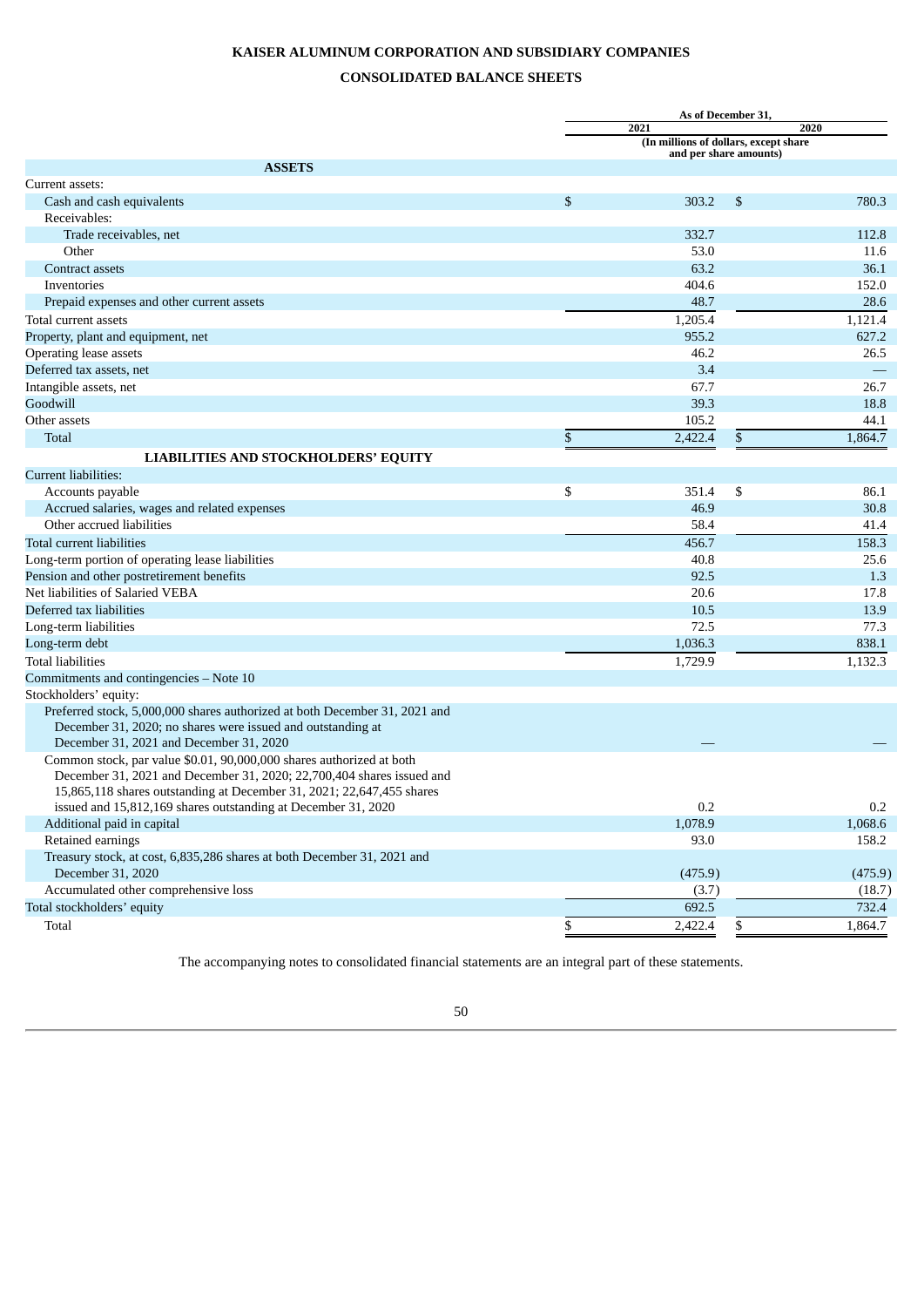# KAISER ALUMINUM CORPORATION AND SUBSIDIARY COMPANIES

## CONSOLIDATED BALANCE SHEETS

| | As of December 31, | |
|---|---|---|
| | 2021 | 2020 |
| | (In millions of dollars, except share and per share amounts) | |
| **ASSETS** | | |
| Current assets: | | |
| Cash and cash equivalents | $ 303.2 | $ 780.3 |
| Receivables: | | |
| Trade receivables, net | 332.7 | 112.8 |
| Other | 53.0 | 11.6 |
| Contract assets | 63.2 | 36.1 |
| Inventories | 404.6 | 152.0 |
| Prepaid expenses and other current assets | 48.7 | 28.6 |
| Total current assets | 1,205.4 | 1,121.4 |
| Property, plant and equipment, net | 955.2 | 627.2 |
| Operating lease assets | 46.2 | 26.5 |
| Deferred tax assets, net | 3.4 | — |
| Intangible assets, net | 67.7 | 26.7 |
| Goodwill | 39.3 | 18.8 |
| Other assets | 105.2 | 44.1 |
| Total | $ 2,422.4 | $ 1,864.7 |
| **LIABILITIES AND STOCKHOLDERS' EQUITY** | | |
| Current liabilities: | | |
| Accounts payable | $ 351.4 | $ 86.1 |
| Accrued salaries, wages and related expenses | 46.9 | 30.8 |
| Other accrued liabilities | 58.4 | 41.4 |
| Total current liabilities | 456.7 | 158.3 |
| Long-term portion of operating lease liabilities | 40.8 | 25.6 |
| Pension and other postretirement benefits | 92.5 | 1.3 |
| Net liabilities of Salaried VEBA | 20.6 | 17.8 |
| Deferred tax liabilities | 10.5 | 13.9 |
| Long-term liabilities | 72.5 | 77.3 |
| Long-term debt | 1,036.3 | 838.1 |
| Total liabilities | 1,729.9 | 1,132.3 |
| Commitments and contingencies – Note 10 | | |
| Stockholders' equity: | | |
| Preferred stock, 5,000,000 shares authorized at both December 31, 2021 and December 31, 2020; no shares were issued and outstanding at December 31, 2021 and December 31, 2020 | — | — |
| Common stock, par value $0.01, 90,000,000 shares authorized at both December 31, 2021 and December 31, 2020; 22,700,404 shares issued and 15,865,118 shares outstanding at December 31, 2021; 22,647,455 shares issued and 15,812,169 shares outstanding at December 31, 2020 | 0.2 | 0.2 |
| Additional paid in capital | 1,078.9 | 1,068.6 |
| Retained earnings | 93.0 | 158.2 |
| Treasury stock, at cost, 6,835,286 shares at both December 31, 2021 and December 31, 2020 | (475.9) | (475.9) |
| Accumulated other comprehensive loss | (3.7) | (18.7) |
| Total stockholders' equity | 692.5 | 732.4 |
| Total | $ 2,422.4 | $ 1,864.7 |

The accompanying notes to consolidated financial statements are an integral part of these statements.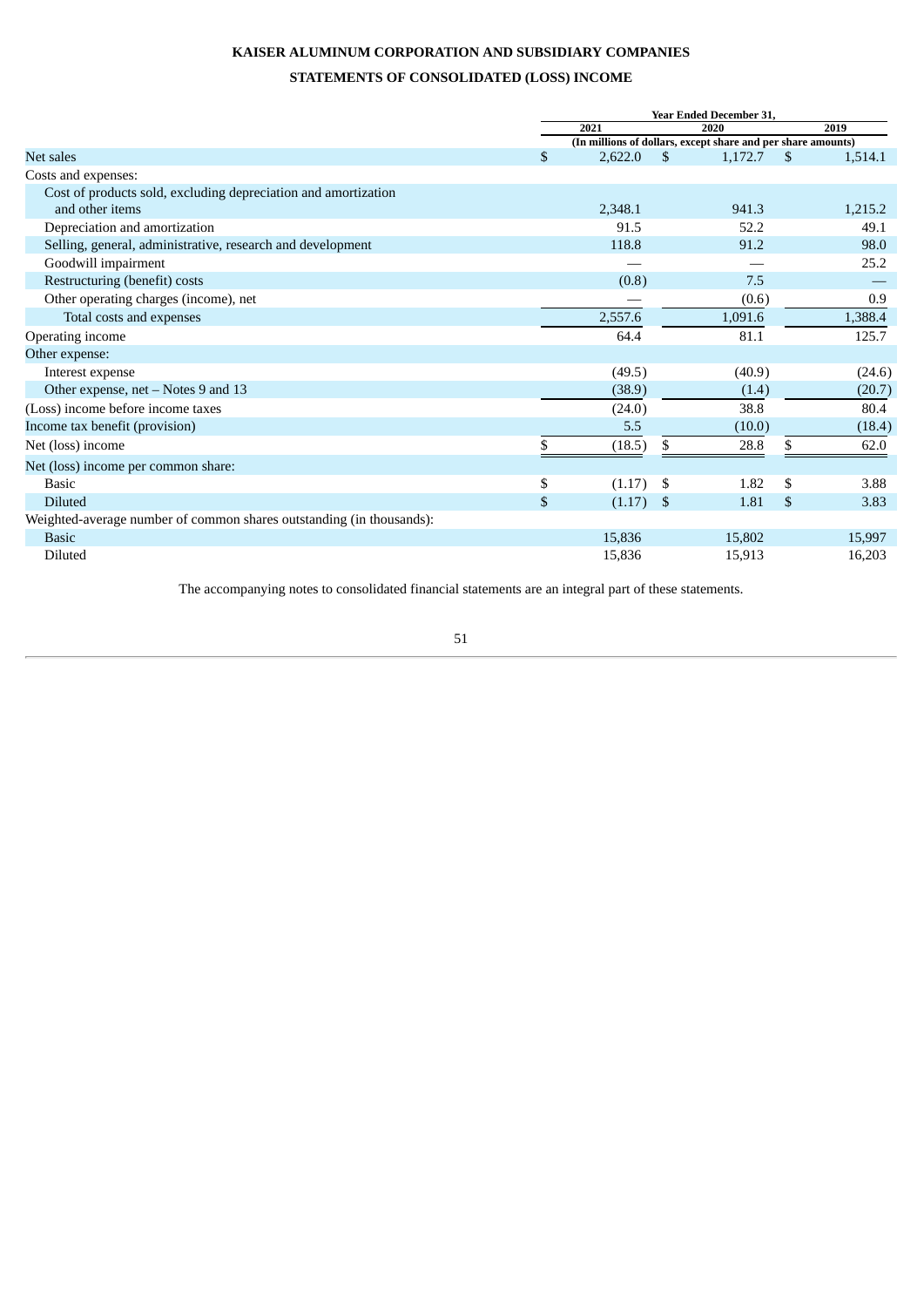**KAISER ALUMINUM CORPORATION AND SUBSIDIARY COMPANIES**

**STATEMENTS OF CONSOLIDATED (LOSS) INCOME**

| | Year Ended December 31, | | |
|---|---|---|---|
| | 2021 | 2020 | 2019 |
| | (In millions of dollars, except share and per share amounts) | | |
| Net sales | $ 2,622.0 | $ 1,172.7 | $ 1,514.1 |
| Costs and expenses: | | | |
| Cost of products sold, excluding depreciation and amortization and other items | 2,348.1 | 941.3 | 1,215.2 |
| Depreciation and amortization | 91.5 | 52.2 | 49.1 |
| Selling, general, administrative, research and development | 118.8 | 91.2 | 98.0 |
| Goodwill impairment | — | — | 25.2 |
| Restructuring (benefit) costs | (0.8) | 7.5 | — |
| Other operating charges (income), net | — | (0.6) | 0.9 |
| Total costs and expenses | 2,557.6 | 1,091.6 | 1,388.4 |
| Operating income | 64.4 | 81.1 | 125.7 |
| Other expense: | | | |
| Interest expense | (49.5) | (40.9) | (24.6) |
| Other expense, net – Notes 9 and 13 | (38.9) | (1.4) | (20.7) |
| (Loss) income before income taxes | (24.0) | 38.8 | 80.4 |
| Income tax benefit (provision) | 5.5 | (10.0) | (18.4) |
| Net (loss) income | $ (18.5) | $ 28.8 | $ 62.0 |
| Net (loss) income per common share: | | | |
| Basic | $ (1.17) | $ 1.82 | $ 3.88 |
| Diluted | $ (1.17) | $ 1.81 | $ 3.83 |
| Weighted-average number of common shares outstanding (in thousands): | | | |
| Basic | 15,836 | 15,802 | 15,997 |
| Diluted | 15,836 | 15,913 | 16,203 |

The accompanying notes to consolidated financial statements are an integral part of these statements.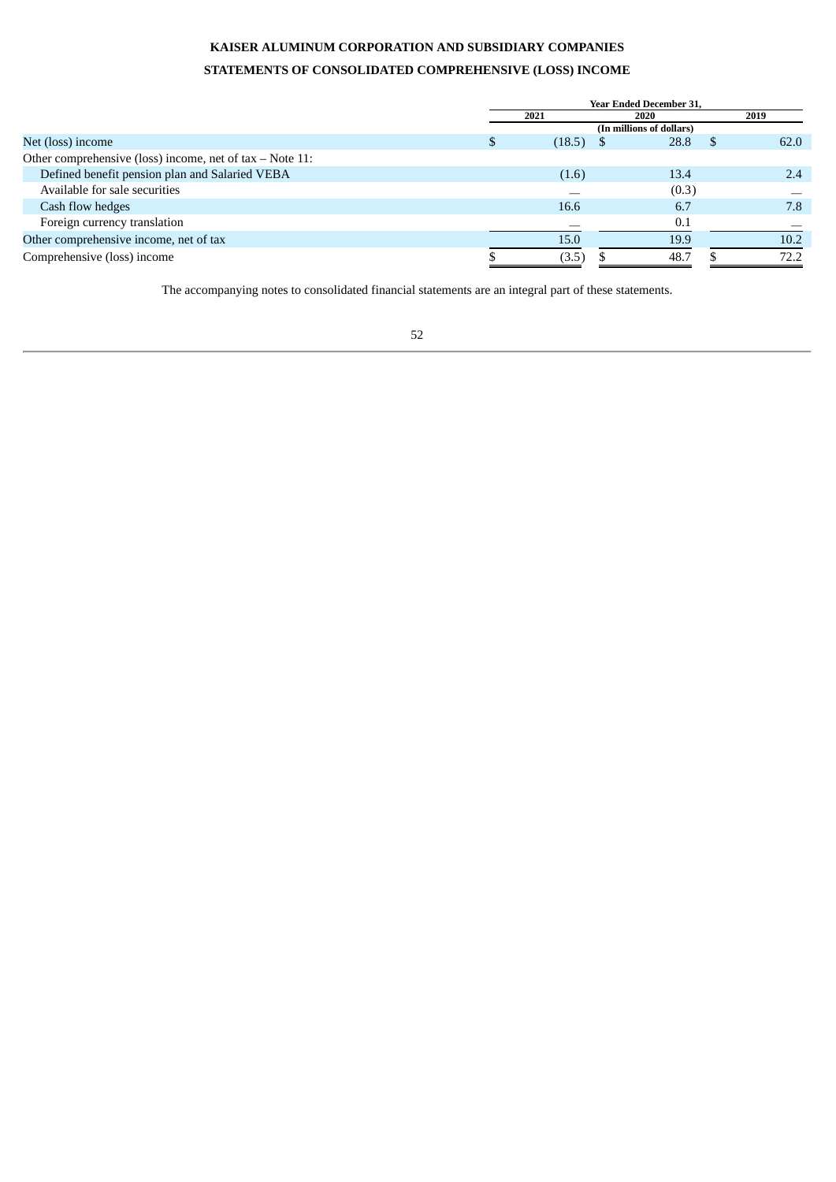**KAISER ALUMINUM CORPORATION AND SUBSIDIARY COMPANIES**

**STATEMENTS OF CONSOLIDATED COMPREHENSIVE (LOSS) INCOME**

| | Year Ended December 31, | | |
|---|---|---|---|
| | 2021 | 2020 | 2019 |
| | (In millions of dollars) | | |
| Net (loss) income | $ (18.5) | $ 28.8 | $ 62.0 |
| Other comprehensive (loss) income, net of tax – Note 11: | | | |
| Defined benefit pension plan and Salaried VEBA | (1.6) | 13.4 | 2.4 |
| Available for sale securities | — | (0.3) | — |
| Cash flow hedges | 16.6 | 6.7 | 7.8 |
| Foreign currency translation | — | 0.1 | — |
| Other comprehensive income, net of tax | 15.0 | 19.9 | 10.2 |
| Comprehensive (loss) income | $ (3.5) | $ 48.7 | $ 72.2 |

The accompanying notes to consolidated financial statements are an integral part of these statements.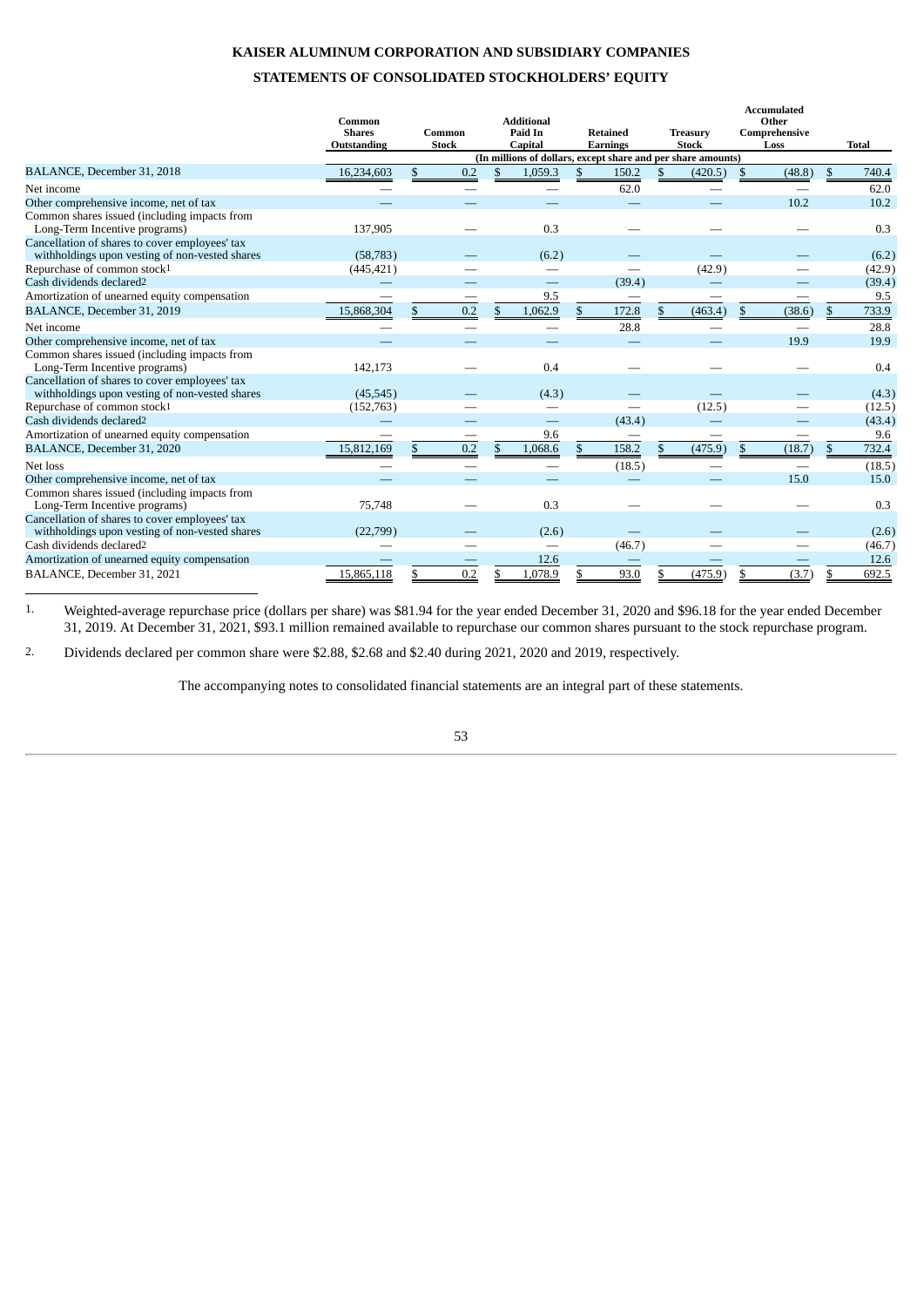**KAISER ALUMINUM CORPORATION AND SUBSIDIARY COMPANIES**

**STATEMENTS OF CONSOLIDATED STOCKHOLDERS' EQUITY**

| | Common Shares Outstanding | Common Stock | Additional Paid In Capital | Retained Earnings | Treasury Stock | Accumulated Other Comprehensive Loss | Total |
|---|---|---|---|---|---|---|---|
| | (In millions of dollars, except share and per share amounts) | | | | | | |
| BALANCE, December 31, 2018 | 16,234,603 | $ 0.2 | $ 1,059.3 | $ 150.2 | $ (420.5) | $ (48.8) | $ 740.4 |
| Net income | — | — | — | 62.0 | — | — | 62.0 |
| Other comprehensive income, net of tax | — | — | — | — | — | 10.2 | 10.2 |
| Common shares issued (including impacts from Long-Term Incentive programs) | 137,905 | — | 0.3 | — | — | — | 0.3 |
| Cancellation of shares to cover employees' tax withholdings upon vesting of non-vested shares | (58,783) | — | (6.2) | — | — | — | (6.2) |
| Repurchase of common stock[1] | (445,421) | — | — | — | (42.9) | — | (42.9) |
| Cash dividends declared[2] | — | — | — | (39.4) | — | — | (39.4) |
| Amortization of unearned equity compensation | — | — | 9.5 | — | — | — | 9.5 |
| BALANCE, December 31, 2019 | 15,868,304 | $ 0.2 | $ 1,062.9 | $ 172.8 | $ (463.4) | $ (38.6) | $ 733.9 |
| Net income | — | — | — | 28.8 | — | — | 28.8 |
| Other comprehensive income, net of tax | — | — | — | — | — | 19.9 | 19.9 |
| Common shares issued (including impacts from Long-Term Incentive programs) | 142,173 | — | 0.4 | — | — | — | 0.4 |
| Cancellation of shares to cover employees' tax withholdings upon vesting of non-vested shares | (45,545) | — | (4.3) | — | — | — | (4.3) |
| Repurchase of common stock[1] | (152,763) | — | — | — | (12.5) | — | (12.5) |
| Cash dividends declared[2] | — | — | — | (43.4) | — | — | (43.4) |
| Amortization of unearned equity compensation | — | — | 9.6 | — | — | — | 9.6 |
| BALANCE, December 31, 2020 | 15,812,169 | $ 0.2 | $ 1,068.6 | $ 158.2 | $ (475.9) | $ (18.7) | $ 732.4 |
| Net loss | — | — | — | (18.5) | — | — | (18.5) |
| Other comprehensive income, net of tax | — | — | — | — | — | 15.0 | 15.0 |
| Common shares issued (including impacts from Long-Term Incentive programs) | 75,748 | — | 0.3 | — | — | — | 0.3 |
| Cancellation of shares to cover employees' tax withholdings upon vesting of non-vested shares | (22,799) | — | (2.6) | — | — | — | (2.6) |
| Cash dividends declared[2] | — | — | — | (46.7) | — | — | (46.7) |
| Amortization of unearned equity compensation | — | — | 12.6 | — | — | — | 12.6 |
| BALANCE, December 31, 2021 | 15,865,118 | $ 0.2 | $ 1,078.9 | $ 93.0 | $ (475.9) | $ (3.7) | $ 692.5 |

1. Weighted-average repurchase price (dollars per share) was $81.94 for the year ended December 31, 2020 and $96.18 for the year ended December 31, 2019. At December 31, 2021, $93.1 million remained available to repurchase our common shares pursuant to the stock repurchase program.

2. Dividends declared per common share were $2.88, $2.68 and $2.40 during 2021, 2020 and 2019, respectively.

The accompanying notes to consolidated financial statements are an integral part of these statements.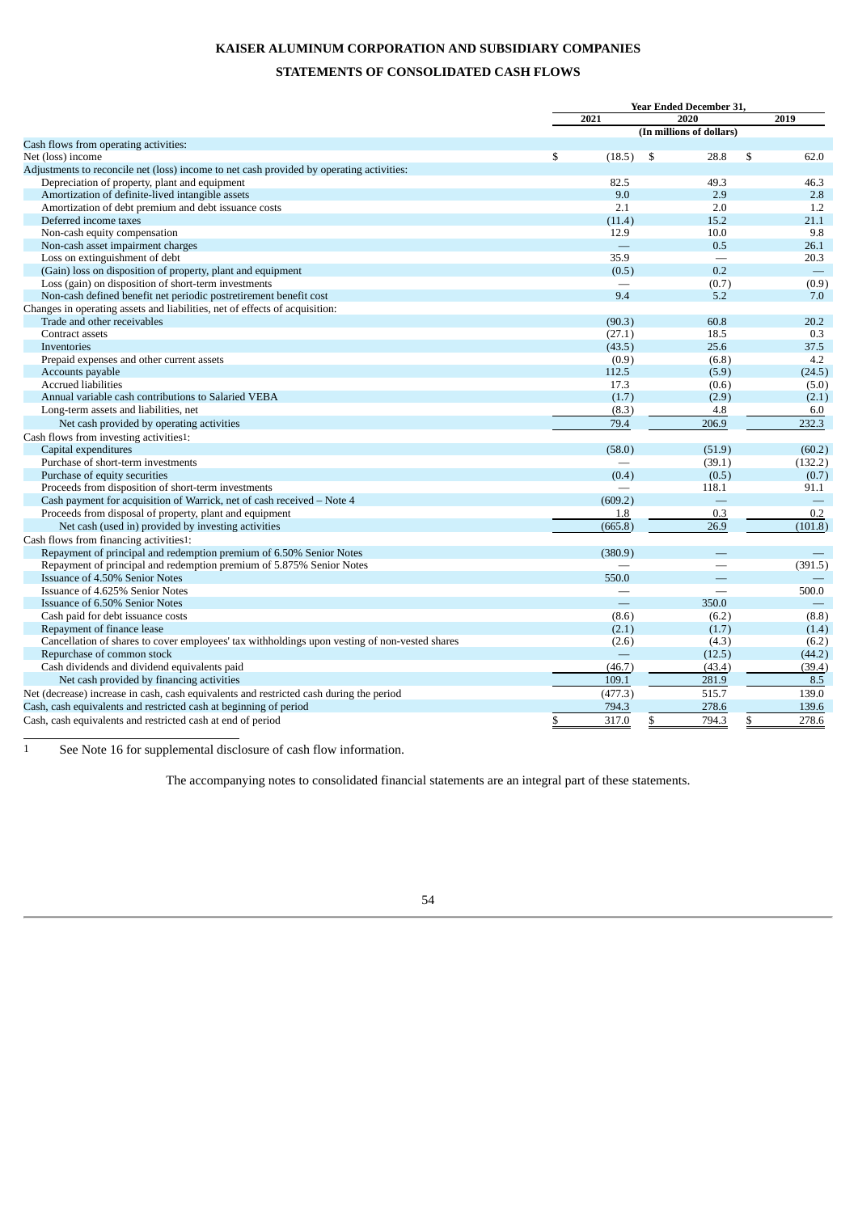**KAISER ALUMINUM CORPORATION AND SUBSIDIARY COMPANIES**

**STATEMENTS OF CONSOLIDATED CASH FLOWS**

| | Year Ended December 31, | | |
|---|---|---|---|
| | 2021 | 2020 | 2019 |
| | (In millions of dollars) | | |
| Cash flows from operating activities: | | | |
| Net (loss) income | $ (18.5) | $ 28.8 | $ 62.0 |
| Adjustments to reconcile net (loss) income to net cash provided by operating activities: | | | |
| Depreciation of property, plant and equipment | 82.5 | 49.3 | 46.3 |
| Amortization of definite-lived intangible assets | 9.0 | 2.9 | 2.8 |
| Amortization of debt premium and debt issuance costs | 2.1 | 2.0 | 1.2 |
| Deferred income taxes | (11.4) | 15.2 | 21.1 |
| Non-cash equity compensation | 12.9 | 10.0 | 9.8 |
| Non-cash asset impairment charges | — | 0.5 | 26.1 |
| Loss on extinguishment of debt | 35.9 | — | 20.3 |
| (Gain) loss on disposition of property, plant and equipment | (0.5) | 0.2 | — |
| Loss (gain) on disposition of short-term investments | — | (0.7) | (0.9) |
| Non-cash defined benefit net periodic postretirement benefit cost | 9.4 | 5.2 | 7.0 |
| Changes in operating assets and liabilities, net of effects of acquisition: | | | |
| Trade and other receivables | (90.3) | 60.8 | 20.2 |
| Contract assets | (27.1) | 18.5 | 0.3 |
| Inventories | (43.5) | 25.6 | 37.5 |
| Prepaid expenses and other current assets | (0.9) | (6.8) | 4.2 |
| Accounts payable | 112.5 | (5.9) | (24.5) |
| Accrued liabilities | 17.3 | (0.6) | (5.0) |
| Annual variable cash contributions to Salaried VEBA | (1.7) | (2.9) | (2.1) |
| Long-term assets and liabilities, net | (8.3) | 4.8 | 6.0 |
| Net cash provided by operating activities | 79.4 | 206.9 | 232.3 |
| Cash flows from investing activities[1]: | | | |
| Capital expenditures | (58.0) | (51.9) | (60.2) |
| Purchase of short-term investments | — | (39.1) | (132.2) |
| Purchase of equity securities | (0.4) | (0.5) | (0.7) |
| Proceeds from disposition of short-term investments | — | 118.1 | 91.1 |
| Cash payment for acquisition of Warrick, net of cash received – Note 4 | (609.2) | — | — |
| Proceeds from disposal of property, plant and equipment | 1.8 | 0.3 | 0.2 |
| Net cash (used in) provided by investing activities | (665.8) | 26.9 | (101.8) |
| Cash flows from financing activities[1]: | | | |
| Repayment of principal and redemption premium of 6.50% Senior Notes | (380.9) | — | — |
| Repayment of principal and redemption premium of 5.875% Senior Notes | — | — | (391.5) |
| Issuance of 4.50% Senior Notes | 550.0 | — | — |
| Issuance of 4.625% Senior Notes | — | — | 500.0 |
| Issuance of 6.50% Senior Notes | — | 350.0 | — |
| Cash paid for debt issuance costs | (8.6) | (6.2) | (8.8) |
| Repayment of finance lease | (2.1) | (1.7) | (1.4) |
| Cancellation of shares to cover employees' tax withholdings upon vesting of non-vested shares | (2.6) | (4.3) | (6.2) |
| Repurchase of common stock | — | (12.5) | (44.2) |
| Cash dividends and dividend equivalents paid | (46.7) | (43.4) | (39.4) |
| Net cash provided by financing activities | 109.1 | 281.9 | 8.5 |
| Net (decrease) increase in cash, cash equivalents and restricted cash during the period | (477.3) | 515.7 | 139.0 |
| Cash, cash equivalents and restricted cash at beginning of period | 794.3 | 278.6 | 139.6 |
| Cash, cash equivalents and restricted cash at end of period | $ 317.0 | $ 794.3 | $ 278.6 |

1 See Note 16 for supplemental disclosure of cash flow information.

The accompanying notes to consolidated financial statements are an integral part of these statements.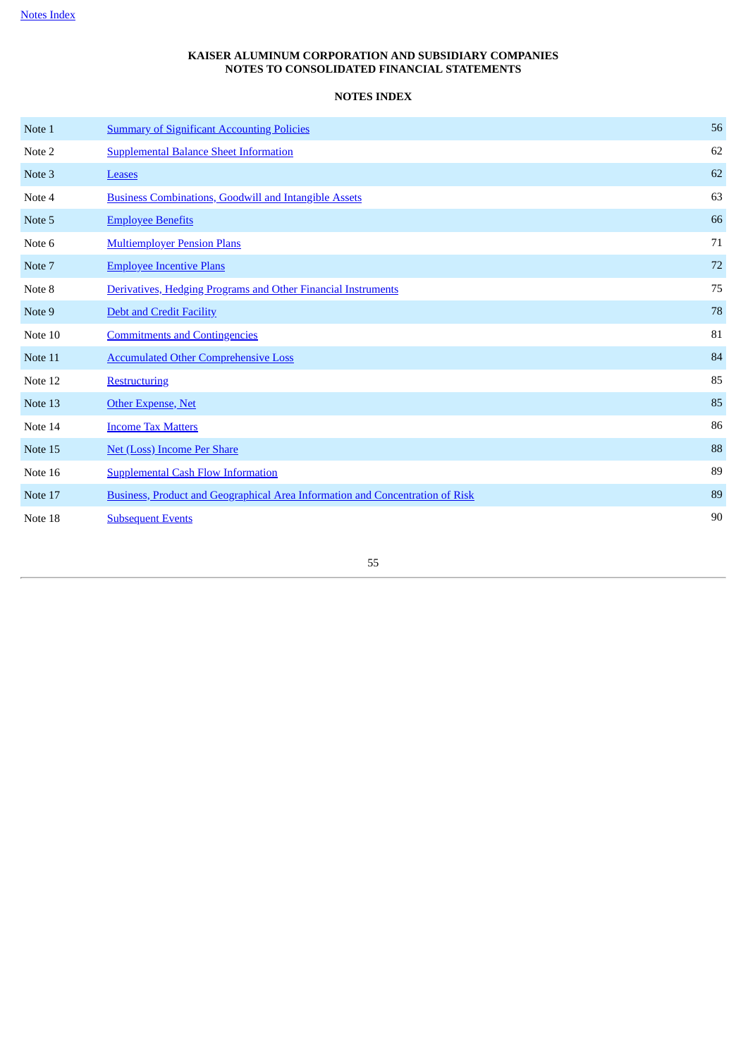**KAISER ALUMINUM CORPORATION AND SUBSIDIARY COMPANIES**
**NOTES TO CONSOLIDATED FINANCIAL STATEMENTS**

**NOTES INDEX**

| | | |
|---|---|---|
| Note 1 | Summary of Significant Accounting Policies | 56 |
| Note 2 | Supplemental Balance Sheet Information | 62 |
| Note 3 | Leases | 62 |
| Note 4 | Business Combinations, Goodwill and Intangible Assets | 63 |
| Note 5 | Employee Benefits | 66 |
| Note 6 | Multiemployer Pension Plans | 71 |
| Note 7 | Employee Incentive Plans | 72 |
| Note 8 | Derivatives, Hedging Programs and Other Financial Instruments | 75 |
| Note 9 | Debt and Credit Facility | 78 |
| Note 10 | Commitments and Contingencies | 81 |
| Note 11 | Accumulated Other Comprehensive Loss | 84 |
| Note 12 | Restructuring | 85 |
| Note 13 | Other Expense, Net | 85 |
| Note 14 | Income Tax Matters | 86 |
| Note 15 | Net (Loss) Income Per Share | 88 |
| Note 16 | Supplemental Cash Flow Information | 89 |
| Note 17 | Business, Product and Geographical Area Information and Concentration of Risk | 89 |
| Note 18 | Subsequent Events | 90 |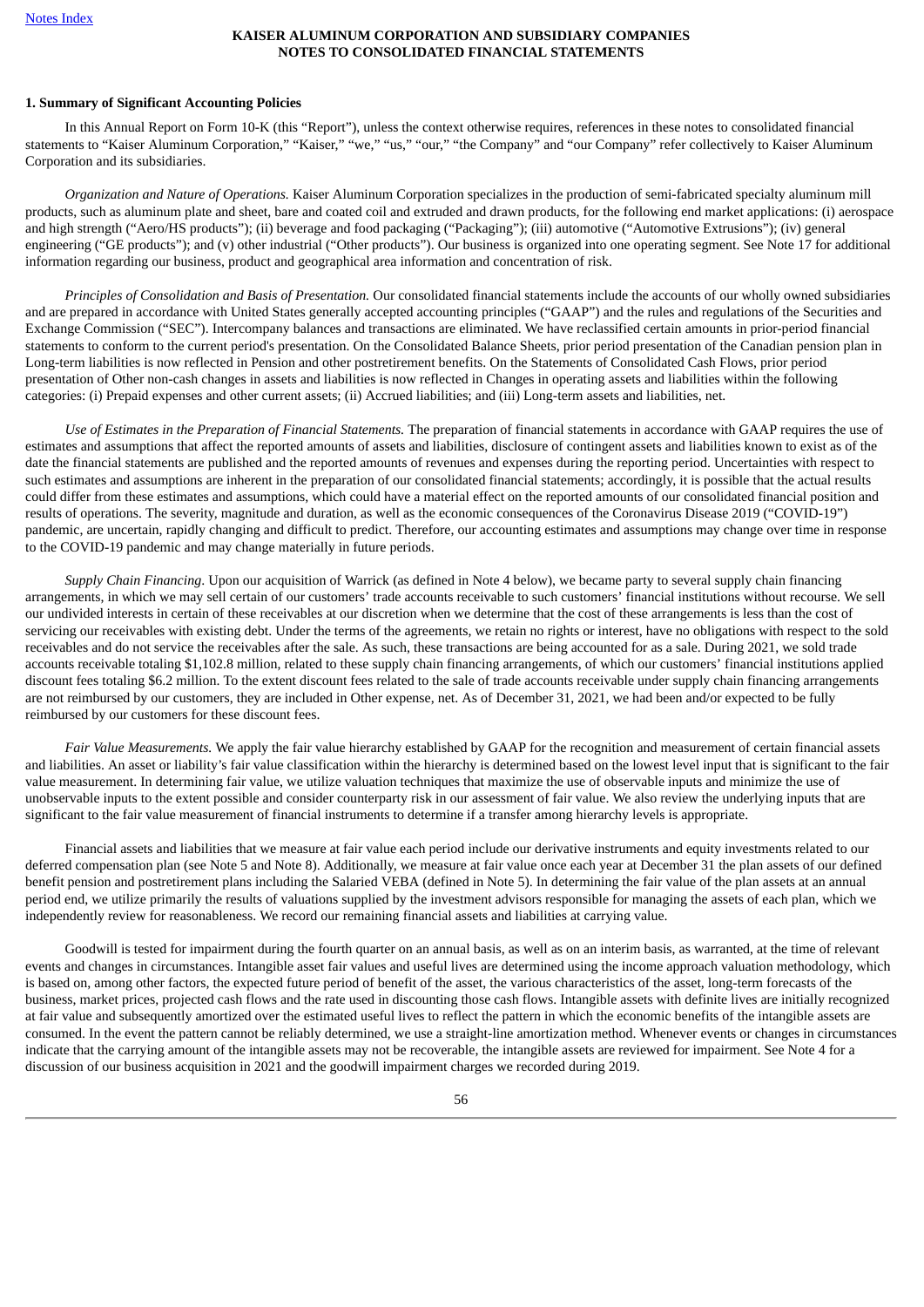[Notes Index](#)

**KAISER ALUMINUM CORPORATION AND SUBSIDIARY COMPANIES**
**NOTES TO CONSOLIDATED FINANCIAL STATEMENTS**

**1. Summary of Significant Accounting Policies**

In this Annual Report on Form 10-K (this "Report"), unless the context otherwise requires, references in these notes to consolidated financial statements to "Kaiser Aluminum Corporation," "Kaiser," "we," "us," "our," "the Company" and "our Company" refer collectively to Kaiser Aluminum Corporation and its subsidiaries.

*Organization and Nature of Operations.* Kaiser Aluminum Corporation specializes in the production of semi-fabricated specialty aluminum mill products, such as aluminum plate and sheet, bare and coated coil and extruded and drawn products, for the following end market applications: (i) aerospace and high strength ("Aero/HS products"); (ii) beverage and food packaging ("Packaging"); (iii) automotive ("Automotive Extrusions"); (iv) general engineering ("GE products"); and (v) other industrial ("Other products"). Our business is organized into one operating segment. See Note 17 for additional information regarding our business, product and geographical area information and concentration of risk.

*Principles of Consolidation and Basis of Presentation.* Our consolidated financial statements include the accounts of our wholly owned subsidiaries and are prepared in accordance with United States generally accepted accounting principles ("GAAP") and the rules and regulations of the Securities and Exchange Commission ("SEC"). Intercompany balances and transactions are eliminated. We have reclassified certain amounts in prior-period financial statements to conform to the current period's presentation. On the Consolidated Balance Sheets, prior period presentation of the Canadian pension plan in Long-term liabilities is now reflected in Pension and other postretirement benefits. On the Statements of Consolidated Cash Flows, prior period presentation of Other non-cash changes in assets and liabilities is now reflected in Changes in operating assets and liabilities within the following categories: (i) Prepaid expenses and other current assets; (ii) Accrued liabilities; and (iii) Long-term assets and liabilities, net.

*Use of Estimates in the Preparation of Financial Statements.* The preparation of financial statements in accordance with GAAP requires the use of estimates and assumptions that affect the reported amounts of assets and liabilities, disclosure of contingent assets and liabilities known to exist as of the date the financial statements are published and the reported amounts of revenues and expenses during the reporting period. Uncertainties with respect to such estimates and assumptions are inherent in the preparation of our consolidated financial statements; accordingly, it is possible that the actual results could differ from these estimates and assumptions, which could have a material effect on the reported amounts of our consolidated financial position and results of operations. The severity, magnitude and duration, as well as the economic consequences of the Coronavirus Disease 2019 ("COVID-19") pandemic, are uncertain, rapidly changing and difficult to predict. Therefore, our accounting estimates and assumptions may change over time in response to the COVID-19 pandemic and may change materially in future periods.

*Supply Chain Financing*. Upon our acquisition of Warrick (as defined in Note 4 below), we became party to several supply chain financing arrangements, in which we may sell certain of our customers' trade accounts receivable to such customers' financial institutions without recourse. We sell our undivided interests in certain of these receivables at our discretion when we determine that the cost of these arrangements is less than the cost of servicing our receivables with existing debt. Under the terms of the agreements, we retain no rights or interest, have no obligations with respect to the sold receivables and do not service the receivables after the sale. As such, these transactions are being accounted for as a sale. During 2021, we sold trade accounts receivable totaling $1,102.8 million, related to these supply chain financing arrangements, of which our customers' financial institutions applied discount fees totaling $6.2 million. To the extent discount fees related to the sale of trade accounts receivable under supply chain financing arrangements are not reimbursed by our customers, they are included in Other expense, net. As of December 31, 2021, we had been and/or expected to be fully reimbursed by our customers for these discount fees.

*Fair Value Measurements.* We apply the fair value hierarchy established by GAAP for the recognition and measurement of certain financial assets and liabilities. An asset or liability's fair value classification within the hierarchy is determined based on the lowest level input that is significant to the fair value measurement. In determining fair value, we utilize valuation techniques that maximize the use of observable inputs and minimize the use of unobservable inputs to the extent possible and consider counterparty risk in our assessment of fair value. We also review the underlying inputs that are significant to the fair value measurement of financial instruments to determine if a transfer among hierarchy levels is appropriate.

Financial assets and liabilities that we measure at fair value each period include our derivative instruments and equity investments related to our deferred compensation plan (see Note 5 and Note 8). Additionally, we measure at fair value once each year at December 31 the plan assets of our defined benefit pension and postretirement plans including the Salaried VEBA (defined in Note 5). In determining the fair value of the plan assets at an annual period end, we utilize primarily the results of valuations supplied by the investment advisors responsible for managing the assets of each plan, which we independently review for reasonableness. We record our remaining financial assets and liabilities at carrying value.

Goodwill is tested for impairment during the fourth quarter on an annual basis, as well as on an interim basis, as warranted, at the time of relevant events and changes in circumstances. Intangible asset fair values and useful lives are determined using the income approach valuation methodology, which is based on, among other factors, the expected future period of benefit of the asset, the various characteristics of the asset, long-term forecasts of the business, market prices, projected cash flows and the rate used in discounting those cash flows. Intangible assets with definite lives are initially recognized at fair value and subsequently amortized over the estimated useful lives to reflect the pattern in which the economic benefits of the intangible assets are consumed. In the event the pattern cannot be reliably determined, we use a straight-line amortization method. Whenever events or changes in circumstances indicate that the carrying amount of the intangible assets may not be recoverable, the intangible assets are reviewed for impairment. See Note 4 for a discussion of our business acquisition in 2021 and the goodwill impairment charges we recorded during 2019.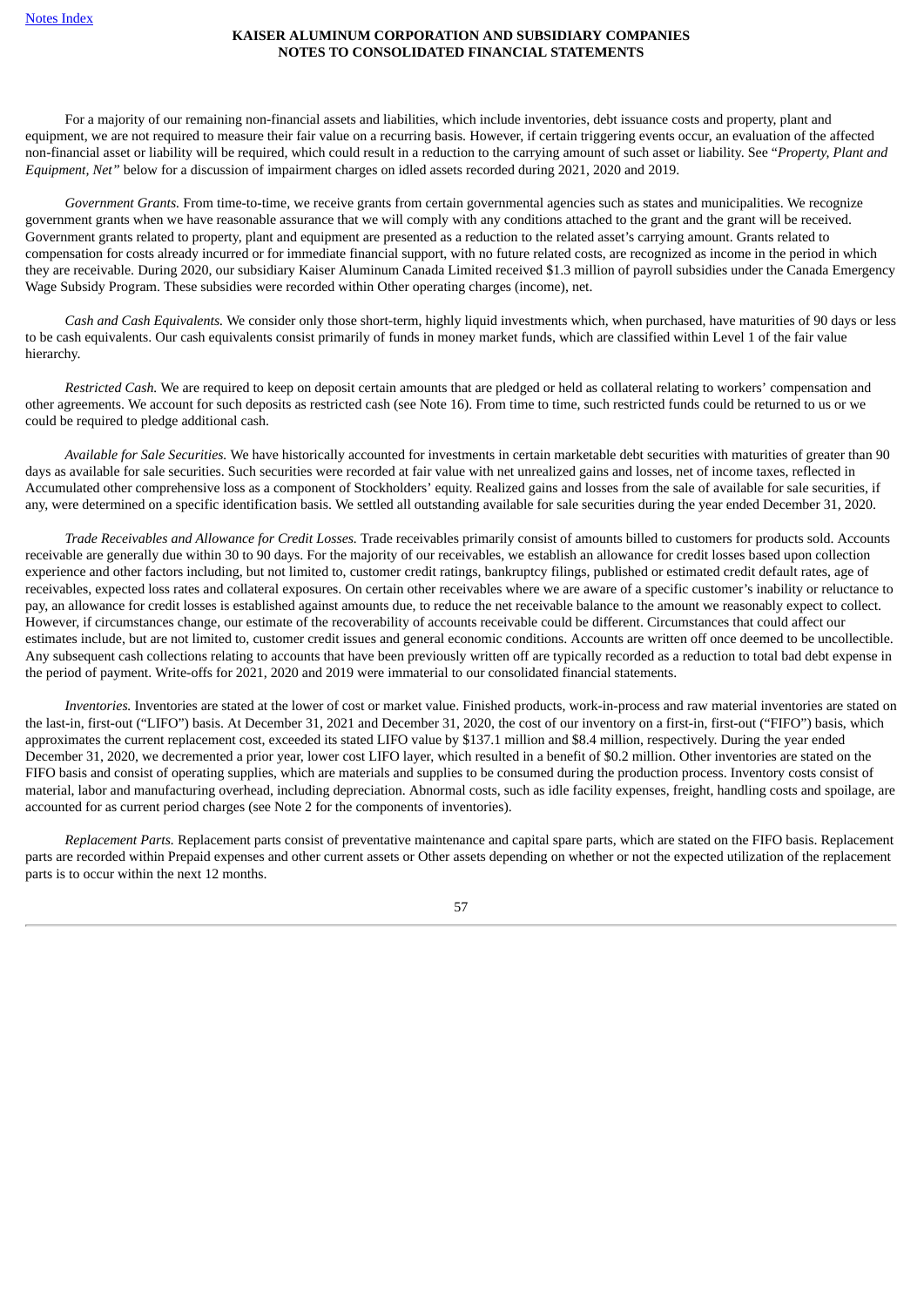For a majority of our remaining non-financial assets and liabilities, which include inventories, debt issuance costs and property, plant and equipment, we are not required to measure their fair value on a recurring basis. However, if certain triggering events occur, an evaluation of the affected non-financial asset or liability will be required, which could result in a reduction to the carrying amount of such asset or liability. See "*Property, Plant and Equipment, Net"* below for a discussion of impairment charges on idled assets recorded during 2021, 2020 and 2019.

*Government Grants.* From time-to-time, we receive grants from certain governmental agencies such as states and municipalities. We recognize government grants when we have reasonable assurance that we will comply with any conditions attached to the grant and the grant will be received. Government grants related to property, plant and equipment are presented as a reduction to the related asset's carrying amount. Grants related to compensation for costs already incurred or for immediate financial support, with no future related costs, are recognized as income in the period in which they are receivable. During 2020, our subsidiary Kaiser Aluminum Canada Limited received $1.3 million of payroll subsidies under the Canada Emergency Wage Subsidy Program. These subsidies were recorded within Other operating charges (income), net.

*Cash and Cash Equivalents.* We consider only those short-term, highly liquid investments which, when purchased, have maturities of 90 days or less to be cash equivalents. Our cash equivalents consist primarily of funds in money market funds, which are classified within Level 1 of the fair value hierarchy.

*Restricted Cash.* We are required to keep on deposit certain amounts that are pledged or held as collateral relating to workers' compensation and other agreements. We account for such deposits as restricted cash (see Note 16). From time to time, such restricted funds could be returned to us or we could be required to pledge additional cash.

*Available for Sale Securities.* We have historically accounted for investments in certain marketable debt securities with maturities of greater than 90 days as available for sale securities. Such securities were recorded at fair value with net unrealized gains and losses, net of income taxes, reflected in Accumulated other comprehensive loss as a component of Stockholders' equity. Realized gains and losses from the sale of available for sale securities, if any, were determined on a specific identification basis. We settled all outstanding available for sale securities during the year ended December 31, 2020.

*Trade Receivables and Allowance for Credit Losses.* Trade receivables primarily consist of amounts billed to customers for products sold. Accounts receivable are generally due within 30 to 90 days. For the majority of our receivables, we establish an allowance for credit losses based upon collection experience and other factors including, but not limited to, customer credit ratings, bankruptcy filings, published or estimated credit default rates, age of receivables, expected loss rates and collateral exposures. On certain other receivables where we are aware of a specific customer's inability or reluctance to pay, an allowance for credit losses is established against amounts due, to reduce the net receivable balance to the amount we reasonably expect to collect. However, if circumstances change, our estimate of the recoverability of accounts receivable could be different. Circumstances that could affect our estimates include, but are not limited to, customer credit issues and general economic conditions. Accounts are written off once deemed to be uncollectible. Any subsequent cash collections relating to accounts that have been previously written off are typically recorded as a reduction to total bad debt expense in the period of payment. Write-offs for 2021, 2020 and 2019 were immaterial to our consolidated financial statements.

*Inventories.* Inventories are stated at the lower of cost or market value. Finished products, work-in-process and raw material inventories are stated on the last-in, first-out ("LIFO") basis. At December 31, 2021 and December 31, 2020, the cost of our inventory on a first-in, first-out ("FIFO") basis, which approximates the current replacement cost, exceeded its stated LIFO value by $137.1 million and $8.4 million, respectively. During the year ended December 31, 2020, we decremented a prior year, lower cost LIFO layer, which resulted in a benefit of $0.2 million. Other inventories are stated on the FIFO basis and consist of operating supplies, which are materials and supplies to be consumed during the production process. Inventory costs consist of material, labor and manufacturing overhead, including depreciation. Abnormal costs, such as idle facility expenses, freight, handling costs and spoilage, are accounted for as current period charges (see Note 2 for the components of inventories).

*Replacement Parts.* Replacement parts consist of preventative maintenance and capital spare parts, which are stated on the FIFO basis. Replacement parts are recorded within Prepaid expenses and other current assets or Other assets depending on whether or not the expected utilization of the replacement parts is to occur within the next 12 months.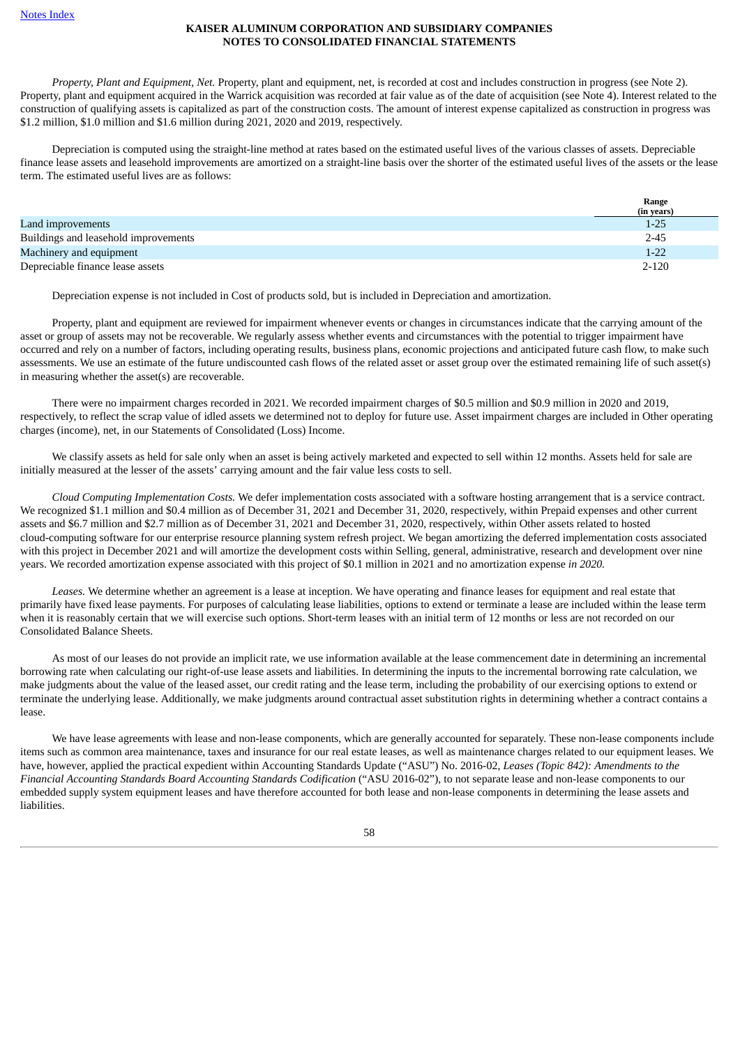*Property, Plant and Equipment, Net.* Property, plant and equipment, net, is recorded at cost and includes construction in progress (see Note 2). Property, plant and equipment acquired in the Warrick acquisition was recorded at fair value as of the date of acquisition (see Note 4). Interest related to the construction of qualifying assets is capitalized as part of the construction costs. The amount of interest expense capitalized as construction in progress was $1.2 million, $1.0 million and $1.6 million during 2021, 2020 and 2019, respectively.

Depreciation is computed using the straight-line method at rates based on the estimated useful lives of the various classes of assets. Depreciable finance lease assets and leasehold improvements are amortized on a straight-line basis over the shorter of the estimated useful lives of the assets or the lease term. The estimated useful lives are as follows:

| | Range (in years) |
|---|---|
| Land improvements | 1-25 |
| Buildings and leasehold improvements | 2-45 |
| Machinery and equipment | 1-22 |
| Depreciable finance lease assets | 2-120 |

Depreciation expense is not included in Cost of products sold, but is included in Depreciation and amortization.

Property, plant and equipment are reviewed for impairment whenever events or changes in circumstances indicate that the carrying amount of the asset or group of assets may not be recoverable. We regularly assess whether events and circumstances with the potential to trigger impairment have occurred and rely on a number of factors, including operating results, business plans, economic projections and anticipated future cash flow, to make such assessments. We use an estimate of the future undiscounted cash flows of the related asset or asset group over the estimated remaining life of such asset(s) in measuring whether the asset(s) are recoverable.

There were no impairment charges recorded in 2021. We recorded impairment charges of $0.5 million and $0.9 million in 2020 and 2019, respectively, to reflect the scrap value of idled assets we determined not to deploy for future use. Asset impairment charges are included in Other operating charges (income), net, in our Statements of Consolidated (Loss) Income.

We classify assets as held for sale only when an asset is being actively marketed and expected to sell within 12 months. Assets held for sale are initially measured at the lesser of the assets' carrying amount and the fair value less costs to sell.

*Cloud Computing Implementation Costs.* We defer implementation costs associated with a software hosting arrangement that is a service contract. We recognized $1.1 million and $0.4 million as of December 31, 2021 and December 31, 2020, respectively, within Prepaid expenses and other current assets and $6.7 million and $2.7 million as of December 31, 2021 and December 31, 2020, respectively, within Other assets related to hosted cloud-computing software for our enterprise resource planning system refresh project. We began amortizing the deferred implementation costs associated with this project in December 2021 and will amortize the development costs within Selling, general, administrative, research and development over nine years. We recorded amortization expense associated with this project of $0.1 million in 2021 and no amortization expense *in 2020.*

*Leases.* We determine whether an agreement is a lease at inception. We have operating and finance leases for equipment and real estate that primarily have fixed lease payments. For purposes of calculating lease liabilities, options to extend or terminate a lease are included within the lease term when it is reasonably certain that we will exercise such options. Short-term leases with an initial term of 12 months or less are not recorded on our Consolidated Balance Sheets.

As most of our leases do not provide an implicit rate, we use information available at the lease commencement date in determining an incremental borrowing rate when calculating our right-of-use lease assets and liabilities. In determining the inputs to the incremental borrowing rate calculation, we make judgments about the value of the leased asset, our credit rating and the lease term, including the probability of our exercising options to extend or terminate the underlying lease. Additionally, we make judgments around contractual asset substitution rights in determining whether a contract contains a lease.

We have lease agreements with lease and non-lease components, which are generally accounted for separately. These non-lease components include items such as common area maintenance, taxes and insurance for our real estate leases, as well as maintenance charges related to our equipment leases. We have, however, applied the practical expedient within Accounting Standards Update ("ASU") No. 2016-02, *Leases (Topic 842): Amendments to the Financial Accounting Standards Board Accounting Standards Codification* ("ASU 2016-02"), to not separate lease and non-lease components to our embedded supply system equipment leases and have therefore accounted for both lease and non-lease components in determining the lease assets and liabilities.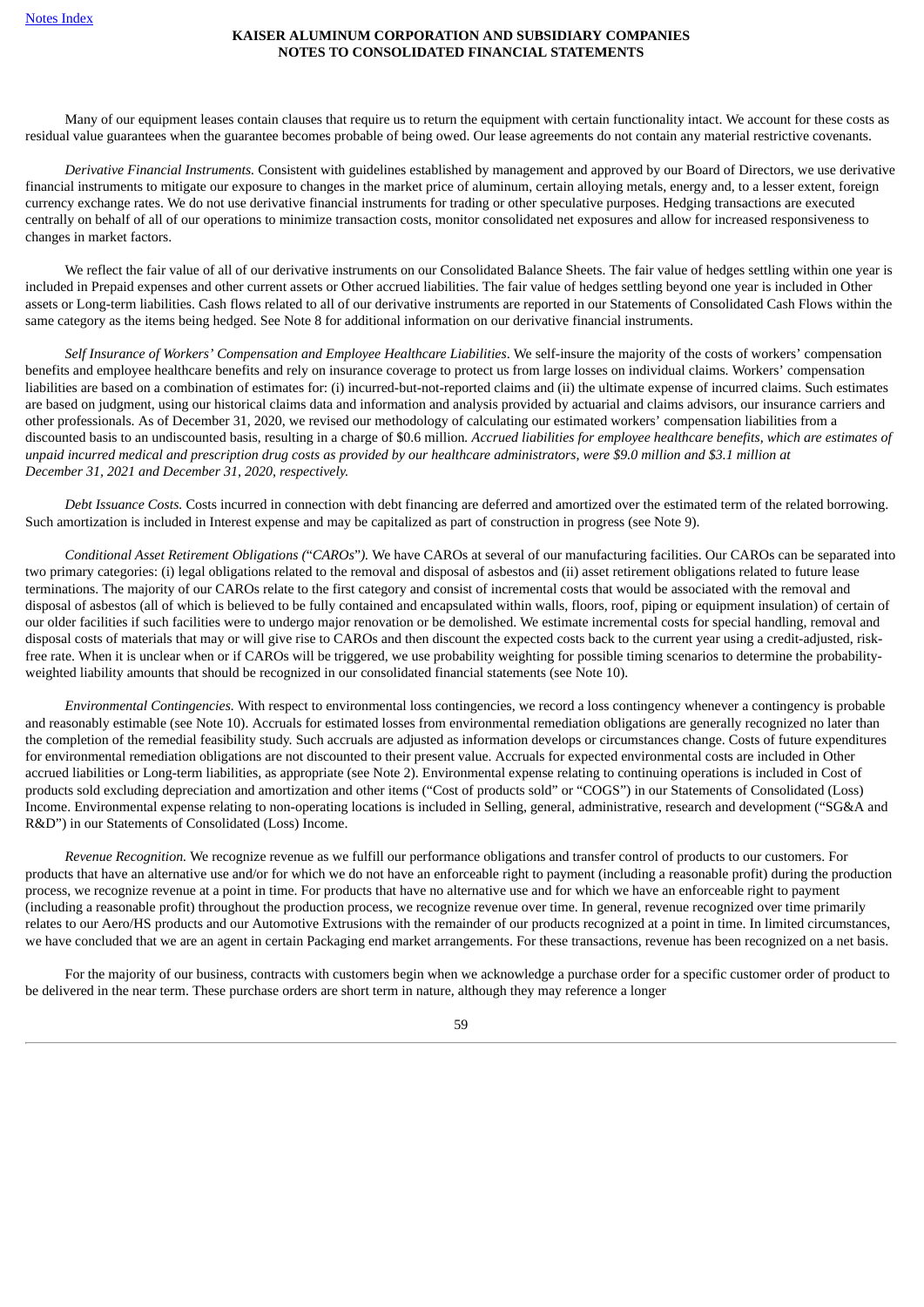Many of our equipment leases contain clauses that require us to return the equipment with certain functionality intact. We account for these costs as residual value guarantees when the guarantee becomes probable of being owed. Our lease agreements do not contain any material restrictive covenants.

*Derivative Financial Instruments.* Consistent with guidelines established by management and approved by our Board of Directors, we use derivative financial instruments to mitigate our exposure to changes in the market price of aluminum, certain alloying metals, energy and, to a lesser extent, foreign currency exchange rates. We do not use derivative financial instruments for trading or other speculative purposes. Hedging transactions are executed centrally on behalf of all of our operations to minimize transaction costs, monitor consolidated net exposures and allow for increased responsiveness to changes in market factors.

We reflect the fair value of all of our derivative instruments on our Consolidated Balance Sheets. The fair value of hedges settling within one year is included in Prepaid expenses and other current assets or Other accrued liabilities. The fair value of hedges settling beyond one year is included in Other assets or Long-term liabilities. Cash flows related to all of our derivative instruments are reported in our Statements of Consolidated Cash Flows within the same category as the items being hedged. See Note 8 for additional information on our derivative financial instruments.

*Self Insurance of Workers' Compensation and Employee Healthcare Liabilities*. We self-insure the majority of the costs of workers' compensation benefits and employee healthcare benefits and rely on insurance coverage to protect us from large losses on individual claims. Workers' compensation liabilities are based on a combination of estimates for: (i) incurred-but-not-reported claims and (ii) the ultimate expense of incurred claims. Such estimates are based on judgment, using our historical claims data and information and analysis provided by actuarial and claims advisors, our insurance carriers and other professionals. As of December 31, 2020, we revised our methodology of calculating our estimated workers' compensation liabilities from a discounted basis to an undiscounted basis, resulting in a charge of $0.6 million. *Accrued liabilities for employee healthcare benefits, which are estimates of unpaid incurred medical and prescription drug costs as provided by our healthcare administrators, were $9.0 million and $3.1 million at December 31, 2021 and December 31, 2020, respectively.*

*Debt Issuance Costs.* Costs incurred in connection with debt financing are deferred and amortized over the estimated term of the related borrowing. Such amortization is included in Interest expense and may be capitalized as part of construction in progress (see Note 9).

*Conditional Asset Retirement Obligations ("CAROs").* We have CAROs at several of our manufacturing facilities. Our CAROs can be separated into two primary categories: (i) legal obligations related to the removal and disposal of asbestos and (ii) asset retirement obligations related to future lease terminations. The majority of our CAROs relate to the first category and consist of incremental costs that would be associated with the removal and disposal of asbestos (all of which is believed to be fully contained and encapsulated within walls, floors, roof, piping or equipment insulation) of certain of our older facilities if such facilities were to undergo major renovation or be demolished. We estimate incremental costs for special handling, removal and disposal costs of materials that may or will give rise to CAROs and then discount the expected costs back to the current year using a credit-adjusted, risk-free rate. When it is unclear when or if CAROs will be triggered, we use probability weighting for possible timing scenarios to determine the probability-weighted liability amounts that should be recognized in our consolidated financial statements (see Note 10).

*Environmental Contingencies.* With respect to environmental loss contingencies, we record a loss contingency whenever a contingency is probable and reasonably estimable (see Note 10). Accruals for estimated losses from environmental remediation obligations are generally recognized no later than the completion of the remedial feasibility study. Such accruals are adjusted as information develops or circumstances change. Costs of future expenditures for environmental remediation obligations are not discounted to their present value. Accruals for expected environmental costs are included in Other accrued liabilities or Long-term liabilities, as appropriate (see Note 2). Environmental expense relating to continuing operations is included in Cost of products sold excluding depreciation and amortization and other items ("Cost of products sold" or "COGS") in our Statements of Consolidated (Loss) Income. Environmental expense relating to non-operating locations is included in Selling, general, administrative, research and development ("SG&A and R&D") in our Statements of Consolidated (Loss) Income.

*Revenue Recognition.* We recognize revenue as we fulfill our performance obligations and transfer control of products to our customers. For products that have an alternative use and/or for which we do not have an enforceable right to payment (including a reasonable profit) during the production process, we recognize revenue at a point in time. For products that have no alternative use and for which we have an enforceable right to payment (including a reasonable profit) throughout the production process, we recognize revenue over time. In general, revenue recognized over time primarily relates to our Aero/HS products and our Automotive Extrusions with the remainder of our products recognized at a point in time. In limited circumstances, we have concluded that we are an agent in certain Packaging end market arrangements. For these transactions, revenue has been recognized on a net basis.

For the majority of our business, contracts with customers begin when we acknowledge a purchase order for a specific customer order of product to be delivered in the near term. These purchase orders are short term in nature, although they may reference a longer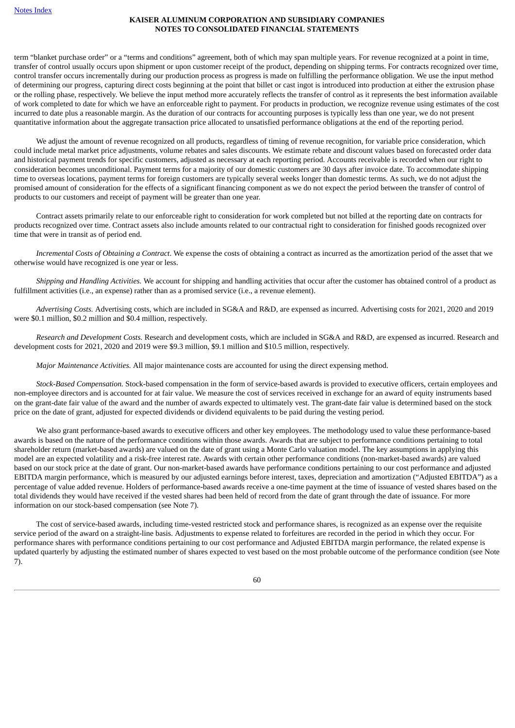term "blanket purchase order" or a "terms and conditions" agreement, both of which may span multiple years. For revenue recognized at a point in time, transfer of control usually occurs upon shipment or upon customer receipt of the product, depending on shipping terms. For contracts recognized over time, control transfer occurs incrementally during our production process as progress is made on fulfilling the performance obligation. We use the input method of determining our progress, capturing direct costs beginning at the point that billet or cast ingot is introduced into production at either the extrusion phase or the rolling phase, respectively. We believe the input method more accurately reflects the transfer of control as it represents the best information available of work completed to date for which we have an enforceable right to payment. For products in production, we recognize revenue using estimates of the cost incurred to date plus a reasonable margin. As the duration of our contracts for accounting purposes is typically less than one year, we do not present quantitative information about the aggregate transaction price allocated to unsatisfied performance obligations at the end of the reporting period.

We adjust the amount of revenue recognized on all products, regardless of timing of revenue recognition, for variable price consideration, which could include metal market price adjustments, volume rebates and sales discounts. We estimate rebate and discount values based on forecasted order data and historical payment trends for specific customers, adjusted as necessary at each reporting period. Accounts receivable is recorded when our right to consideration becomes unconditional. Payment terms for a majority of our domestic customers are 30 days after invoice date. To accommodate shipping time to overseas locations, payment terms for foreign customers are typically several weeks longer than domestic terms. As such, we do not adjust the promised amount of consideration for the effects of a significant financing component as we do not expect the period between the transfer of control of products to our customers and receipt of payment will be greater than one year.

Contract assets primarily relate to our enforceable right to consideration for work completed but not billed at the reporting date on contracts for products recognized over time. Contract assets also include amounts related to our contractual right to consideration for finished goods recognized over time that were in transit as of period end.

*Incremental Costs of Obtaining a Contract*. We expense the costs of obtaining a contract as incurred as the amortization period of the asset that we otherwise would have recognized is one year or less.

*Shipping and Handling Activities.* We account for shipping and handling activities that occur after the customer has obtained control of a product as fulfillment activities (i.e., an expense) rather than as a promised service (i.e., a revenue element).

*Advertising Costs.* Advertising costs, which are included in SG&A and R&D, are expensed as incurred. Advertising costs for 2021, 2020 and 2019 were $0.1 million, $0.2 million and $0.4 million, respectively.

*Research and Development Costs.* Research and development costs, which are included in SG&A and R&D, are expensed as incurred. Research and development costs for 2021, 2020 and 2019 were $9.3 million, $9.1 million and $10.5 million, respectively.

*Major Maintenance Activities.* All major maintenance costs are accounted for using the direct expensing method.

*Stock-Based Compensation.* Stock-based compensation in the form of service-based awards is provided to executive officers, certain employees and non-employee directors and is accounted for at fair value. We measure the cost of services received in exchange for an award of equity instruments based on the grant-date fair value of the award and the number of awards expected to ultimately vest. The grant-date fair value is determined based on the stock price on the date of grant, adjusted for expected dividends or dividend equivalents to be paid during the vesting period.

We also grant performance-based awards to executive officers and other key employees. The methodology used to value these performance-based awards is based on the nature of the performance conditions within those awards. Awards that are subject to performance conditions pertaining to total shareholder return (market-based awards) are valued on the date of grant using a Monte Carlo valuation model. The key assumptions in applying this model are an expected volatility and a risk-free interest rate. Awards with certain other performance conditions (non-market-based awards) are valued based on our stock price at the date of grant. Our non-market-based awards have performance conditions pertaining to our cost performance and adjusted EBITDA margin performance, which is measured by our adjusted earnings before interest, taxes, depreciation and amortization ("Adjusted EBITDA") as a percentage of value added revenue. Holders of performance-based awards receive a one-time payment at the time of issuance of vested shares based on the total dividends they would have received if the vested shares had been held of record from the date of grant through the date of issuance. For more information on our stock-based compensation (see Note 7).

The cost of service-based awards, including time-vested restricted stock and performance shares, is recognized as an expense over the requisite service period of the award on a straight-line basis. Adjustments to expense related to forfeitures are recorded in the period in which they occur. For performance shares with performance conditions pertaining to our cost performance and Adjusted EBITDA margin performance, the related expense is updated quarterly by adjusting the estimated number of shares expected to vest based on the most probable outcome of the performance condition (see Note 7).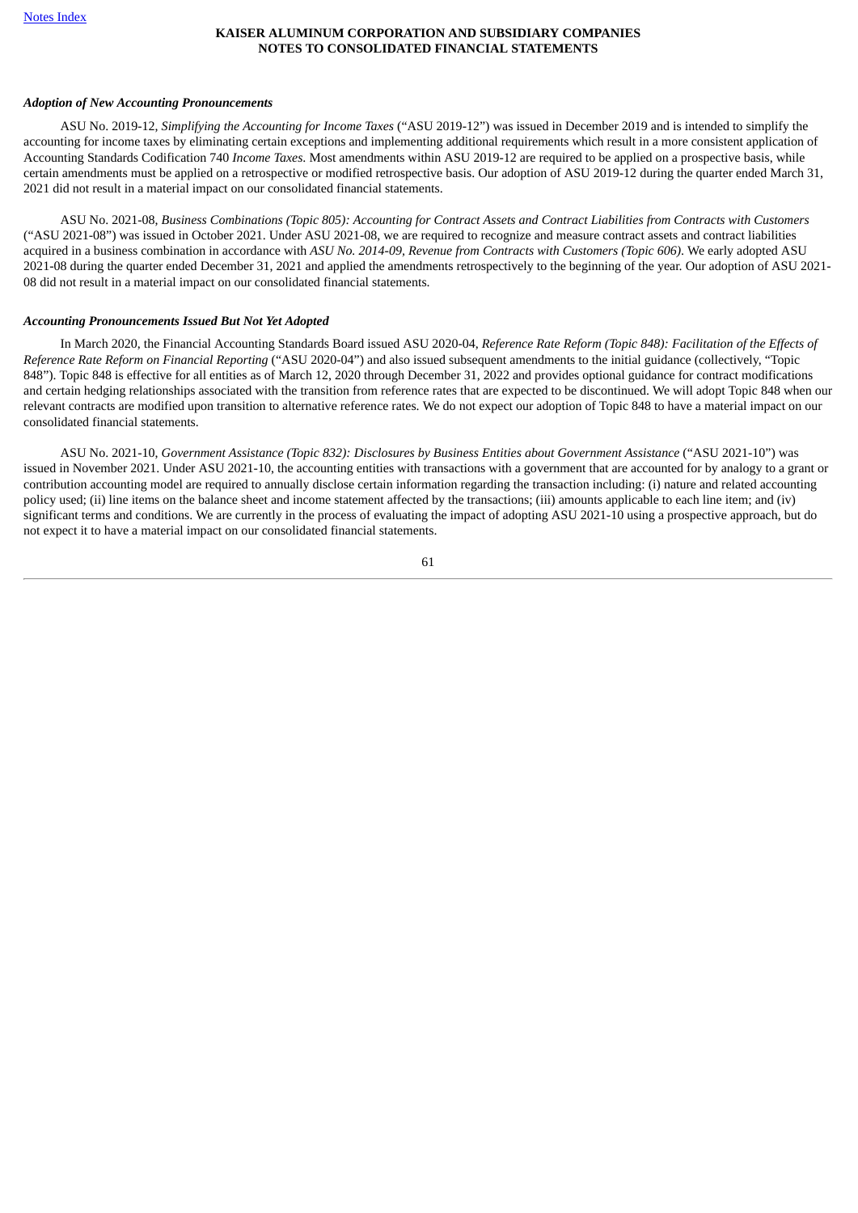***Adoption of New Accounting Pronouncements***

ASU No. 2019-12, *Simplifying the Accounting for Income Taxes* ("ASU 2019-12") was issued in December 2019 and is intended to simplify the accounting for income taxes by eliminating certain exceptions and implementing additional requirements which result in a more consistent application of Accounting Standards Codification 740 *Income Taxes*. Most amendments within ASU 2019-12 are required to be applied on a prospective basis, while certain amendments must be applied on a retrospective or modified retrospective basis. Our adoption of ASU 2019-12 during the quarter ended March 31, 2021 did not result in a material impact on our consolidated financial statements.

ASU No. 2021-08, *Business Combinations (Topic 805): Accounting for Contract Assets and Contract Liabilities from Contracts with Customers* ("ASU 2021-08") was issued in October 2021. Under ASU 2021-08, we are required to recognize and measure contract assets and contract liabilities acquired in a business combination in accordance with *ASU No. 2014-09, Revenue from Contracts with Customers (Topic 606)*. We early adopted ASU 2021-08 during the quarter ended December 31, 2021 and applied the amendments retrospectively to the beginning of the year. Our adoption of ASU 2021-08 did not result in a material impact on our consolidated financial statements.

***Accounting Pronouncements Issued But Not Yet Adopted***

In March 2020, the Financial Accounting Standards Board issued ASU 2020-04, *Reference Rate Reform (Topic 848): Facilitation of the Effects of Reference Rate Reform on Financial Reporting* ("ASU 2020-04") and also issued subsequent amendments to the initial guidance (collectively, "Topic 848"). Topic 848 is effective for all entities as of March 12, 2020 through December 31, 2022 and provides optional guidance for contract modifications and certain hedging relationships associated with the transition from reference rates that are expected to be discontinued. We will adopt Topic 848 when our relevant contracts are modified upon transition to alternative reference rates. We do not expect our adoption of Topic 848 to have a material impact on our consolidated financial statements.

ASU No. 2021-10, *Government Assistance (Topic 832): Disclosures by Business Entities about Government Assistance* ("ASU 2021-10") was issued in November 2021. Under ASU 2021-10, the accounting entities with transactions with a government that are accounted for by analogy to a grant or contribution accounting model are required to annually disclose certain information regarding the transaction including: (i) nature and related accounting policy used; (ii) line items on the balance sheet and income statement affected by the transactions; (iii) amounts applicable to each line item; and (iv) significant terms and conditions. We are currently in the process of evaluating the impact of adopting ASU 2021-10 using a prospective approach, but do not expect it to have a material impact on our consolidated financial statements.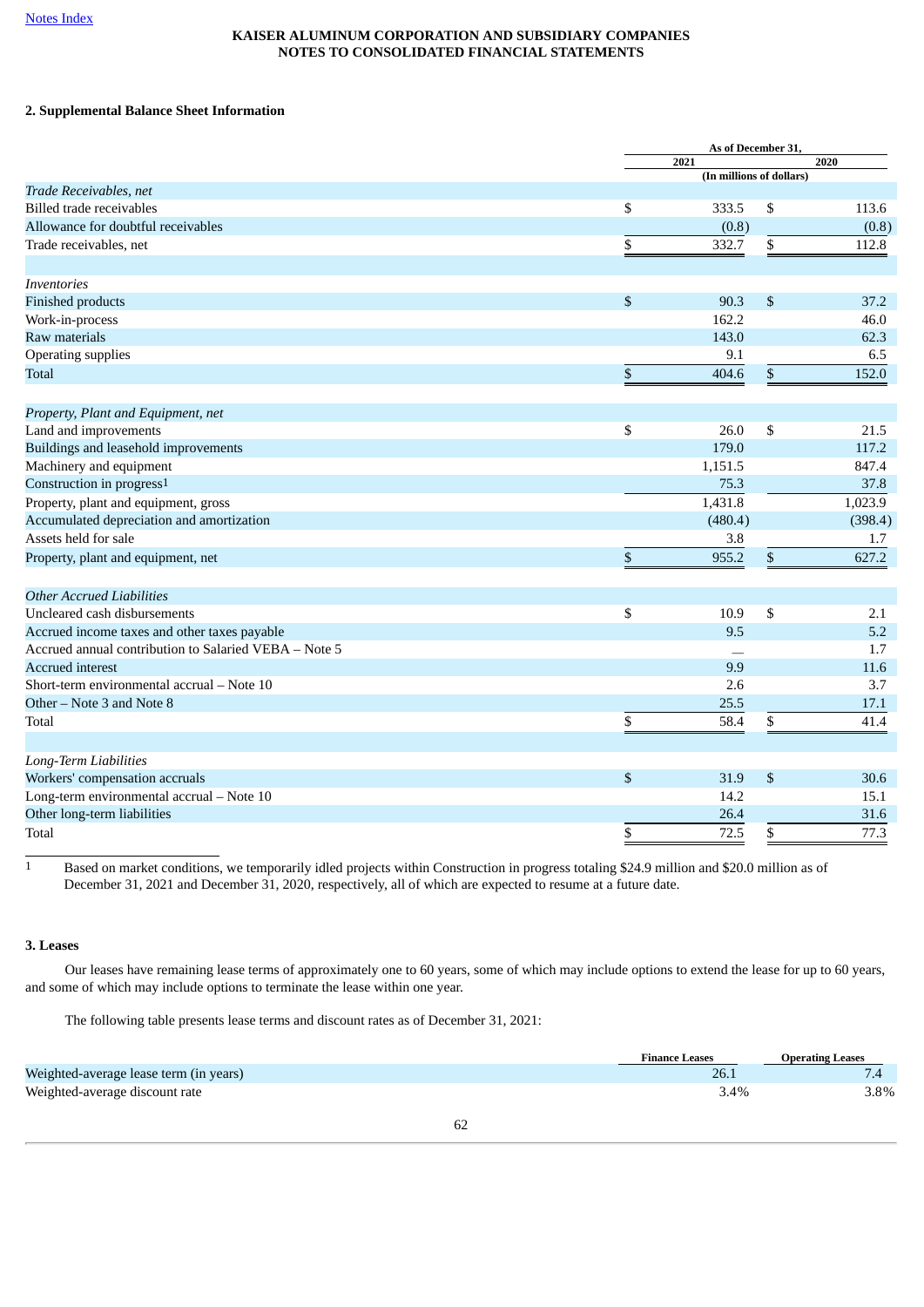[Notes Index](#)

KAISER ALUMINUM CORPORATION AND SUBSIDIARY COMPANIES
NOTES TO CONSOLIDATED FINANCIAL STATEMENTS

## 2. Supplemental Balance Sheet Information

| | As of December 31, | |
|---|---|---|
| | 2021 | 2020 |
| | (In millions of dollars) | |
| *Trade Receivables, net* | | |
| Billed trade receivables | $ 333.5 | $ 113.6 |
| Allowance for doubtful receivables | (0.8) | (0.8) |
| Trade receivables, net | $ 332.7 | $ 112.8 |
| | | |
| *Inventories* | | |
| Finished products | $ 90.3 | $ 37.2 |
| Work-in-process | 162.2 | 46.0 |
| Raw materials | 143.0 | 62.3 |
| Operating supplies | 9.1 | 6.5 |
| Total | $ 404.6 | $ 152.0 |
| | | |
| *Property, Plant and Equipment, net* | | |
| Land and improvements | $ 26.0 | $ 21.5 |
| Buildings and leasehold improvements | 179.0 | 117.2 |
| Machinery and equipment | 1,151.5 | 847.4 |
| Construction in progress[1] | 75.3 | 37.8 |
| Property, plant and equipment, gross | 1,431.8 | 1,023.9 |
| Accumulated depreciation and amortization | (480.4) | (398.4) |
| Assets held for sale | 3.8 | 1.7 |
| Property, plant and equipment, net | $ 955.2 | $ 627.2 |
| | | |
| *Other Accrued Liabilities* | | |
| Uncleared cash disbursements | $ 10.9 | $ 2.1 |
| Accrued income taxes and other taxes payable | 9.5 | 5.2 |
| Accrued annual contribution to Salaried VEBA – Note 5 | — | 1.7 |
| Accrued interest | 9.9 | 11.6 |
| Short-term environmental accrual – Note 10 | 2.6 | 3.7 |
| Other – Note 3 and Note 8 | 25.5 | 17.1 |
| Total | $ 58.4 | $ 41.4 |
| | | |
| *Long-Term Liabilities* | | |
| Workers' compensation accruals | $ 31.9 | $ 30.6 |
| Long-term environmental accrual – Note 10 | 14.2 | 15.1 |
| Other long-term liabilities | 26.4 | 31.6 |
| Total | $ 72.5 | $ 77.3 |

[1] Based on market conditions, we temporarily idled projects within Construction in progress totaling $24.9 million and $20.0 million as of December 31, 2021 and December 31, 2020, respectively, all of which are expected to resume at a future date.

## 3. Leases

Our leases have remaining lease terms of approximately one to 60 years, some of which may include options to extend the lease for up to 60 years, and some of which may include options to terminate the lease within one year.

The following table presents lease terms and discount rates as of December 31, 2021:

| | Finance Leases | Operating Leases |
|---|---|---|
| Weighted-average lease term (in years) | 26.1 | 7.4 |
| Weighted-average discount rate | 3.4% | 3.8% |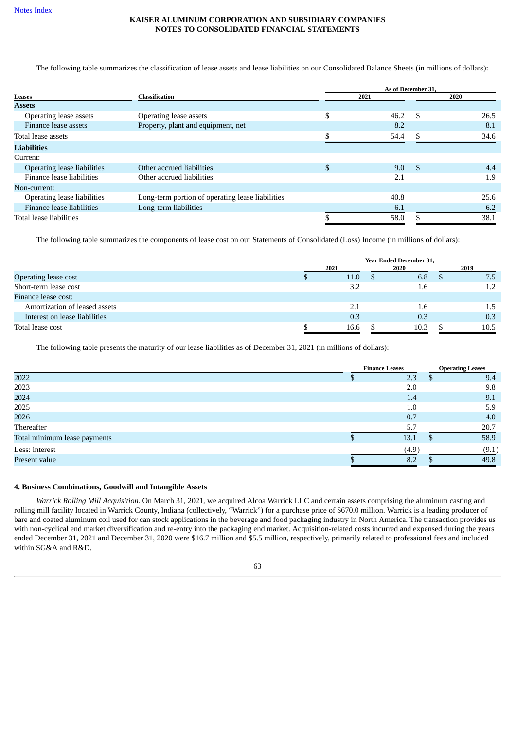The following table summarizes the classification of lease assets and lease liabilities on our Consolidated Balance Sheets (in millions of dollars):

| Leases | Classification | As of December 31, 2021 | As of December 31, 2020 |
|---|---|---|---|
| **Assets** | | | |
| Operating lease assets | Operating lease assets | $ 46.2 | $ 26.5 |
| Finance lease assets | Property, plant and equipment, net | 8.2 | 8.1 |
| Total lease assets | | $ 54.4 | $ 34.6 |
| **Liabilities** | | | |
| Current: | | | |
| Operating lease liabilities | Other accrued liabilities | $ 9.0 | $ 4.4 |
| Finance lease liabilities | Other accrued liabilities | 2.1 | 1.9 |
| Non-current: | | | |
| Operating lease liabilities | Long-term portion of operating lease liabilities | 40.8 | 25.6 |
| Finance lease liabilities | Long-term liabilities | 6.1 | 6.2 |
| Total lease liabilities | | $ 58.0 | $ 38.1 |

The following table summarizes the components of lease cost on our Statements of Consolidated (Loss) Income (in millions of dollars):

| | Year Ended December 31, 2021 | 2020 | 2019 |
|---|---|---|---|
| Operating lease cost | $ 11.0 | $ 6.8 | $ 7.5 |
| Short-term lease cost | 3.2 | 1.6 | 1.2 |
| Finance lease cost: | | | |
| Amortization of leased assets | 2.1 | 1.6 | 1.5 |
| Interest on lease liabilities | 0.3 | 0.3 | 0.3 |
| Total lease cost | $ 16.6 | $ 10.3 | $ 10.5 |

The following table presents the maturity of our lease liabilities as of December 31, 2021 (in millions of dollars):

| | Finance Leases | Operating Leases |
|---|---|---|
| 2022 | $ 2.3 | $ 9.4 |
| 2023 | 2.0 | 9.8 |
| 2024 | 1.4 | 9.1 |
| 2025 | 1.0 | 5.9 |
| 2026 | 0.7 | 4.0 |
| Thereafter | 5.7 | 20.7 |
| Total minimum lease payments | $ 13.1 | $ 58.9 |
| Less: interest | (4.9) | (9.1) |
| Present value | $ 8.2 | $ 49.8 |

## 4. Business Combinations, Goodwill and Intangible Assets

*Warrick Rolling Mill Acquisition.* On March 31, 2021, we acquired Alcoa Warrick LLC and certain assets comprising the aluminum casting and rolling mill facility located in Warrick County, Indiana (collectively, "Warrick") for a purchase price of $670.0 million. Warrick is a leading producer of bare and coated aluminum coil used for can stock applications in the beverage and food packaging industry in North America. The transaction provides us with non-cyclical end market diversification and re-entry into the packaging end market. Acquisition-related costs incurred and expensed during the years ended December 31, 2021 and December 31, 2020 were $16.7 million and $5.5 million, respectively, primarily related to professional fees and included within SG&A and R&D.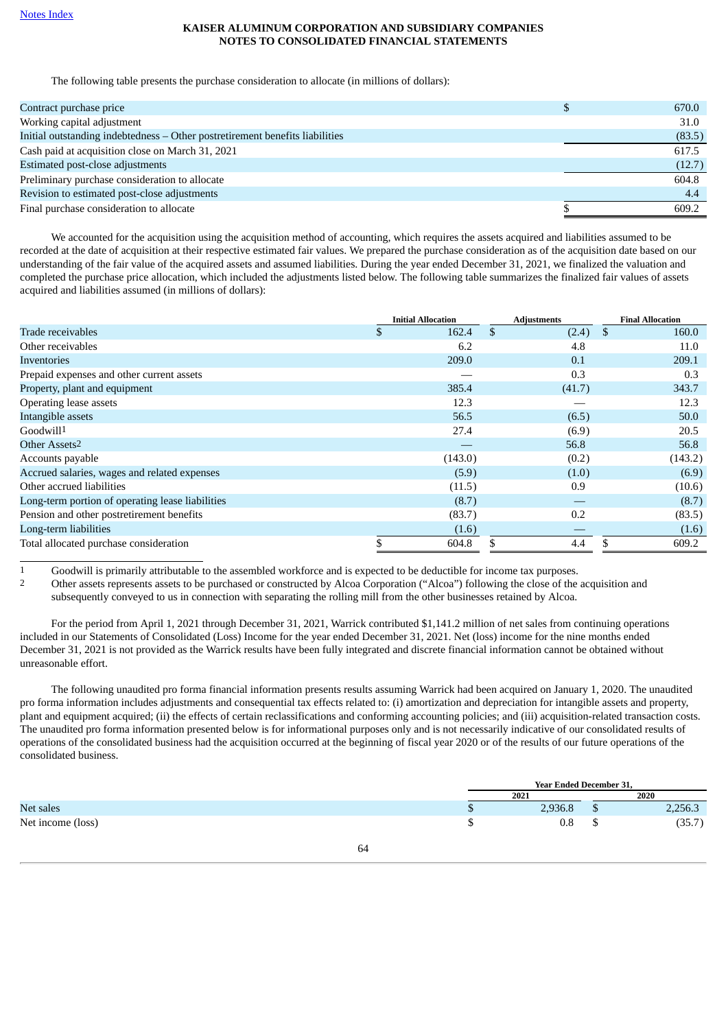The following table presents the purchase consideration to allocate (in millions of dollars):

| | |
|---|---|
| Contract purchase price | $ 670.0 |
| Working capital adjustment | 31.0 |
| Initial outstanding indebtedness – Other postretirement benefits liabilities | (83.5) |
| Cash paid at acquisition close on March 31, 2021 | 617.5 |
| Estimated post-close adjustments | (12.7) |
| Preliminary purchase consideration to allocate | 604.8 |
| Revision to estimated post-close adjustments | 4.4 |
| Final purchase consideration to allocate | $ 609.2 |

We accounted for the acquisition using the acquisition method of accounting, which requires the assets acquired and liabilities assumed to be recorded at the date of acquisition at their respective estimated fair values. We prepared the purchase consideration as of the acquisition date based on our understanding of the fair value of the acquired assets and assumed liabilities. During the year ended December 31, 2021, we finalized the valuation and completed the purchase price allocation, which included the adjustments listed below. The following table summarizes the finalized fair values of assets acquired and liabilities assumed (in millions of dollars):

| | Initial Allocation | Adjustments | Final Allocation |
|---|---|---|---|
| Trade receivables | $ 162.4 | $ (2.4) | $ 160.0 |
| Other receivables | 6.2 | 4.8 | 11.0 |
| Inventories | 209.0 | 0.1 | 209.1 |
| Prepaid expenses and other current assets | — | 0.3 | 0.3 |
| Property, plant and equipment | 385.4 | (41.7) | 343.7 |
| Operating lease assets | 12.3 | — | 12.3 |
| Intangible assets | 56.5 | (6.5) | 50.0 |
| Goodwill[1] | 27.4 | (6.9) | 20.5 |
| Other Assets[2] | — | 56.8 | 56.8 |
| Accounts payable | (143.0) | (0.2) | (143.2) |
| Accrued salaries, wages and related expenses | (5.9) | (1.0) | (6.9) |
| Other accrued liabilities | (11.5) | 0.9 | (10.6) |
| Long-term portion of operating lease liabilities | (8.7) | — | (8.7) |
| Pension and other postretirement benefits | (83.7) | 0.2 | (83.5) |
| Long-term liabilities | (1.6) | — | (1.6) |
| Total allocated purchase consideration | $ 604.8 | $ 4.4 | $ 609.2 |

1 Goodwill is primarily attributable to the assembled workforce and is expected to be deductible for income tax purposes.

2 Other assets represents assets to be purchased or constructed by Alcoa Corporation ("Alcoa") following the close of the acquisition and subsequently conveyed to us in connection with separating the rolling mill from the other businesses retained by Alcoa.

For the period from April 1, 2021 through December 31, 2021, Warrick contributed $1,141.2 million of net sales from continuing operations included in our Statements of Consolidated (Loss) Income for the year ended December 31, 2021. Net (loss) income for the nine months ended December 31, 2021 is not provided as the Warrick results have been fully integrated and discrete financial information cannot be obtained without unreasonable effort.

The following unaudited pro forma financial information presents results assuming Warrick had been acquired on January 1, 2020. The unaudited pro forma information includes adjustments and consequential tax effects related to: (i) amortization and depreciation for intangible assets and property, plant and equipment acquired; (ii) the effects of certain reclassifications and conforming accounting policies; and (iii) acquisition-related transaction costs. The unaudited pro forma information presented below is for informational purposes only and is not necessarily indicative of our consolidated results of operations of the consolidated business had the acquisition occurred at the beginning of fiscal year 2020 or of the results of our future operations of the consolidated business.

| | Year Ended December 31, | |
|---|---|---|
| | 2021 | 2020 |
| Net sales | $ 2,936.8 | $ 2,256.3 |
| Net income (loss) | $ 0.8 | $ (35.7) |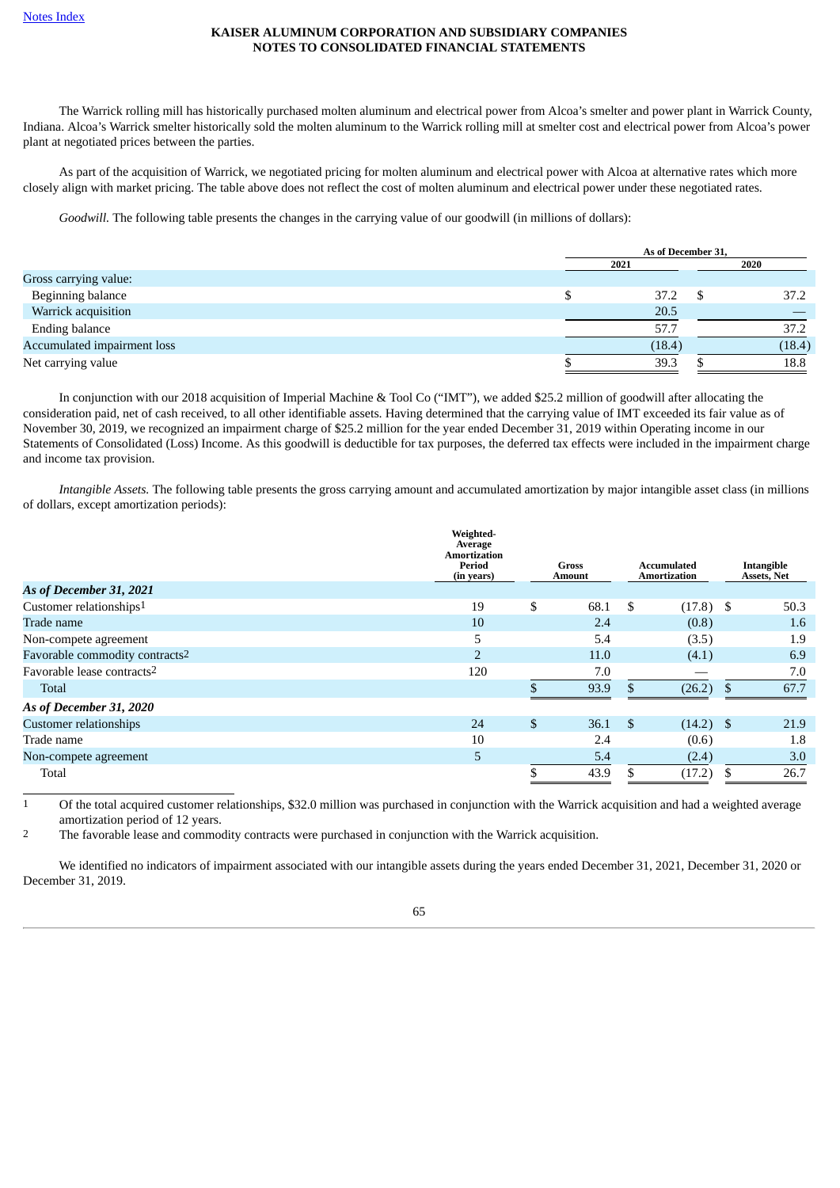The Warrick rolling mill has historically purchased molten aluminum and electrical power from Alcoa's smelter and power plant in Warrick County, Indiana. Alcoa's Warrick smelter historically sold the molten aluminum to the Warrick rolling mill at smelter cost and electrical power from Alcoa's power plant at negotiated prices between the parties.

As part of the acquisition of Warrick, we negotiated pricing for molten aluminum and electrical power with Alcoa at alternative rates which more closely align with market pricing. The table above does not reflect the cost of molten aluminum and electrical power under these negotiated rates.

*Goodwill.* The following table presents the changes in the carrying value of our goodwill (in millions of dollars):

| | As of December 31, | |
|---|---|---|
| | 2021 | 2020 |
| Gross carrying value: | | |
| Beginning balance | $ 37.2 | $ 37.2 |
| Warrick acquisition | 20.5 | — |
| Ending balance | 57.7 | 37.2 |
| Accumulated impairment loss | (18.4) | (18.4) |
| Net carrying value | $ 39.3 | $ 18.8 |

In conjunction with our 2018 acquisition of Imperial Machine & Tool Co ("IMT"), we added $25.2 million of goodwill after allocating the consideration paid, net of cash received, to all other identifiable assets. Having determined that the carrying value of IMT exceeded its fair value as of November 30, 2019, we recognized an impairment charge of $25.2 million for the year ended December 31, 2019 within Operating income in our Statements of Consolidated (Loss) Income. As this goodwill is deductible for tax purposes, the deferred tax effects were included in the impairment charge and income tax provision.

*Intangible Assets.* The following table presents the gross carrying amount and accumulated amortization by major intangible asset class (in millions of dollars, except amortization periods):

| | Weighted-Average Amortization Period (in years) | Gross Amount | Accumulated Amortization | Intangible Assets, Net |
|---|---|---|---|---|
| ***As of December 31, 2021*** | | | | |
| Customer relationships[1] | 19 | $ 68.1 | $ (17.8) | $ 50.3 |
| Trade name | 10 | 2.4 | (0.8) | 1.6 |
| Non-compete agreement | 5 | 5.4 | (3.5) | 1.9 |
| Favorable commodity contracts[2] | 2 | 11.0 | (4.1) | 6.9 |
| Favorable lease contracts[2] | 120 | 7.0 | — | 7.0 |
| Total | | $ 93.9 | $ (26.2) | $ 67.7 |
| ***As of December 31, 2020*** | | | | |
| Customer relationships | 24 | $ 36.1 | $ (14.2) | $ 21.9 |
| Trade name | 10 | 2.4 | (0.6) | 1.8 |
| Non-compete agreement | 5 | 5.4 | (2.4) | 3.0 |
| Total | | $ 43.9 | $ (17.2) | $ 26.7 |

1 Of the total acquired customer relationships, $32.0 million was purchased in conjunction with the Warrick acquisition and had a weighted average amortization period of 12 years.

2 The favorable lease and commodity contracts were purchased in conjunction with the Warrick acquisition.

We identified no indicators of impairment associated with our intangible assets during the years ended December 31, 2021, December 31, 2020 or December 31, 2019.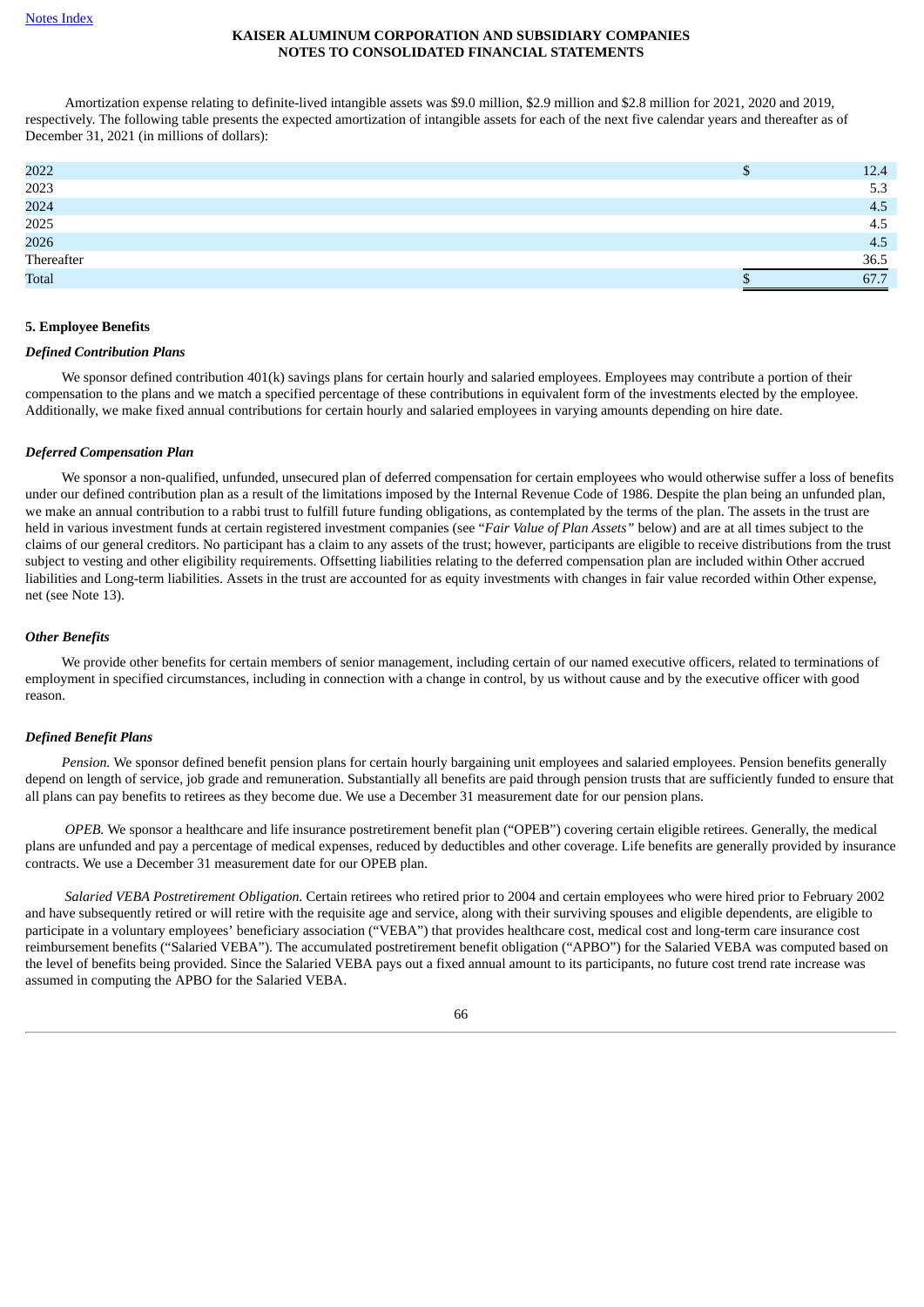Amortization expense relating to definite-lived intangible assets was $9.0 million, $2.9 million and $2.8 million for 2021, 2020 and 2019, respectively. The following table presents the expected amortization of intangible assets for each of the next five calendar years and thereafter as of December 31, 2021 (in millions of dollars):

| | |
|---|---|
| 2022 | $ 12.4 |
| 2023 | 5.3 |
| 2024 | 4.5 |
| 2025 | 4.5 |
| 2026 | 4.5 |
| Thereafter | 36.5 |
| Total | $ 67.7 |

## 5. Employee Benefits

### *Defined Contribution Plans*

We sponsor defined contribution 401(k) savings plans for certain hourly and salaried employees. Employees may contribute a portion of their compensation to the plans and we match a specified percentage of these contributions in equivalent form of the investments elected by the employee. Additionally, we make fixed annual contributions for certain hourly and salaried employees in varying amounts depending on hire date.

### *Deferred Compensation Plan*

We sponsor a non-qualified, unfunded, unsecured plan of deferred compensation for certain employees who would otherwise suffer a loss of benefits under our defined contribution plan as a result of the limitations imposed by the Internal Revenue Code of 1986. Despite the plan being an unfunded plan, we make an annual contribution to a rabbi trust to fulfill future funding obligations, as contemplated by the terms of the plan. The assets in the trust are held in various investment funds at certain registered investment companies (see "*Fair Value of Plan Assets"* below) and are at all times subject to the claims of our general creditors. No participant has a claim to any assets of the trust; however, participants are eligible to receive distributions from the trust subject to vesting and other eligibility requirements. Offsetting liabilities relating to the deferred compensation plan are included within Other accrued liabilities and Long-term liabilities. Assets in the trust are accounted for as equity investments with changes in fair value recorded within Other expense, net (see Note 13).

### *Other Benefits*

We provide other benefits for certain members of senior management, including certain of our named executive officers, related to terminations of employment in specified circumstances, including in connection with a change in control, by us without cause and by the executive officer with good reason.

### *Defined Benefit Plans*

*Pension.* We sponsor defined benefit pension plans for certain hourly bargaining unit employees and salaried employees. Pension benefits generally depend on length of service, job grade and remuneration. Substantially all benefits are paid through pension trusts that are sufficiently funded to ensure that all plans can pay benefits to retirees as they become due. We use a December 31 measurement date for our pension plans.

*OPEB.* We sponsor a healthcare and life insurance postretirement benefit plan ("OPEB") covering certain eligible retirees. Generally, the medical plans are unfunded and pay a percentage of medical expenses, reduced by deductibles and other coverage. Life benefits are generally provided by insurance contracts. We use a December 31 measurement date for our OPEB plan.

*Salaried VEBA Postretirement Obligation.* Certain retirees who retired prior to 2004 and certain employees who were hired prior to February 2002 and have subsequently retired or will retire with the requisite age and service, along with their surviving spouses and eligible dependents, are eligible to participate in a voluntary employees' beneficiary association ("VEBA") that provides healthcare cost, medical cost and long-term care insurance cost reimbursement benefits ("Salaried VEBA"). The accumulated postretirement benefit obligation ("APBO") for the Salaried VEBA was computed based on the level of benefits being provided. Since the Salaried VEBA pays out a fixed annual amount to its participants, no future cost trend rate increase was assumed in computing the APBO for the Salaried VEBA.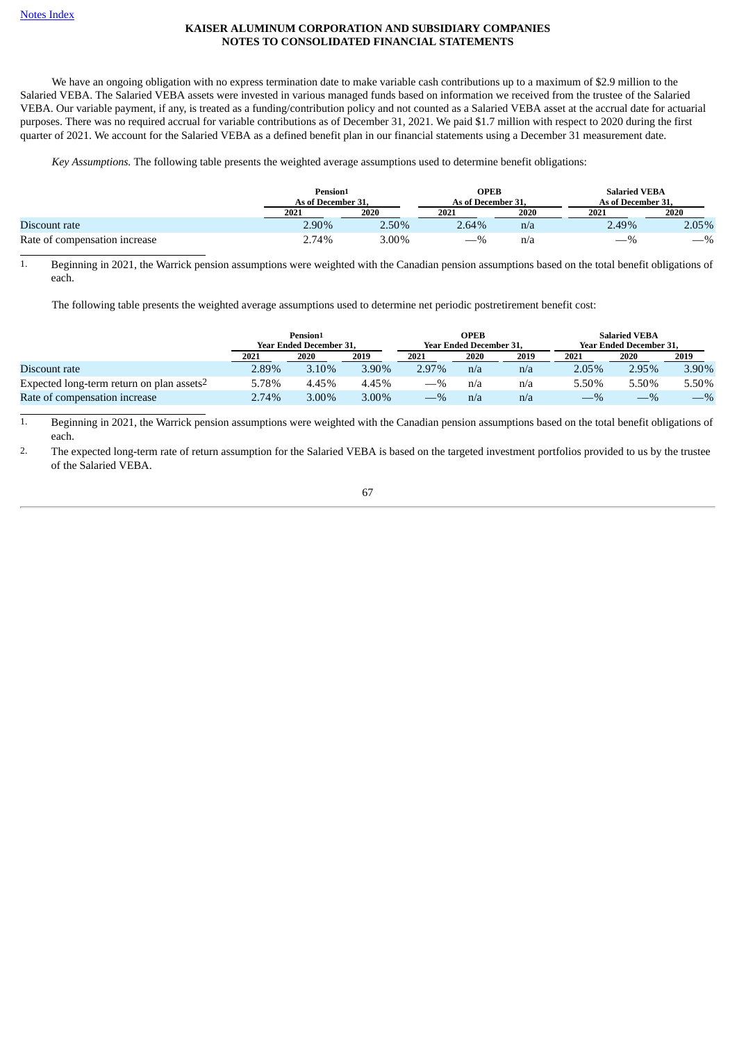Notes Index

**KAISER ALUMINUM CORPORATION AND SUBSIDIARY COMPANIES**
**NOTES TO CONSOLIDATED FINANCIAL STATEMENTS**

We have an ongoing obligation with no express termination date to make variable cash contributions up to a maximum of $2.9 million to the Salaried VEBA. The Salaried VEBA assets were invested in various managed funds based on information we received from the trustee of the Salaried VEBA. Our variable payment, if any, is treated as a funding/contribution policy and not counted as a Salaried VEBA asset at the accrual date for actuarial purposes. There was no required accrual for variable contributions as of December 31, 2021. We paid $1.7 million with respect to 2020 during the first quarter of 2021. We account for the Salaried VEBA as a defined benefit plan in our financial statements using a December 31 measurement date.

*Key Assumptions.* The following table presents the weighted average assumptions used to determine benefit obligations:

| | Pension[1] As of December 31, | | OPEB As of December 31, | | Salaried VEBA As of December 31, | |
|---|---|---|---|---|---|---|
| | 2021 | 2020 | 2021 | 2020 | 2021 | 2020 |
| Discount rate | 2.90% | 2.50% | 2.64% | n/a | 2.49% | 2.05% |
| Rate of compensation increase | 2.74% | 3.00% | —% | n/a | —% | —% |

1. Beginning in 2021, the Warrick pension assumptions were weighted with the Canadian pension assumptions based on the total benefit obligations of each.

The following table presents the weighted average assumptions used to determine net periodic postretirement benefit cost:

| | Pension[1] Year Ended December 31, | | | OPEB Year Ended December 31, | | | Salaried VEBA Year Ended December 31, | | |
|---|---|---|---|---|---|---|---|---|---|
| | 2021 | 2020 | 2019 | 2021 | 2020 | 2019 | 2021 | 2020 | 2019 |
| Discount rate | 2.89% | 3.10% | 3.90% | 2.97% | n/a | n/a | 2.05% | 2.95% | 3.90% |
| Expected long-term return on plan assets[2] | 5.78% | 4.45% | 4.45% | —% | n/a | n/a | 5.50% | 5.50% | 5.50% |
| Rate of compensation increase | 2.74% | 3.00% | 3.00% | —% | n/a | n/a | —% | —% | —% |

1. Beginning in 2021, the Warrick pension assumptions were weighted with the Canadian pension assumptions based on the total benefit obligations of each.
2. The expected long-term rate of return assumption for the Salaried VEBA is based on the targeted investment portfolios provided to us by the trustee of the Salaried VEBA.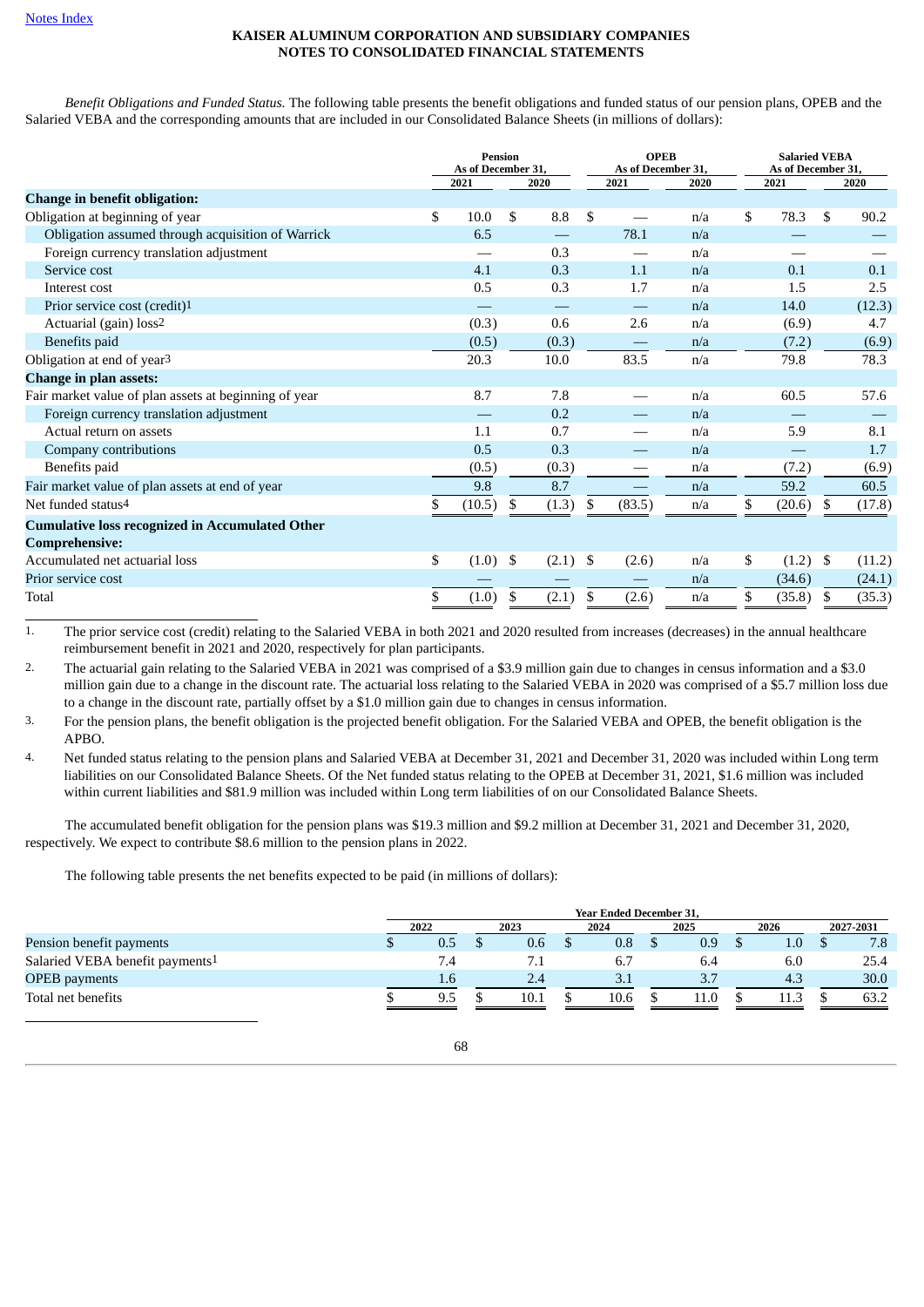Notes Index

**KAISER ALUMINUM CORPORATION AND SUBSIDIARY COMPANIES**
**NOTES TO CONSOLIDATED FINANCIAL STATEMENTS**

*Benefit Obligations and Funded Status.* The following table presents the benefit obligations and funded status of our pension plans, OPEB and the Salaried VEBA and the corresponding amounts that are included in our Consolidated Balance Sheets (in millions of dollars):

| | Pension As of December 31, | | OPEB As of December 31, | | Salaried VEBA As of December 31, | |
|---|---|---|---|---|---|---|
| | 2021 | 2020 | 2021 | 2020 | 2021 | 2020 |
| **Change in benefit obligation:** | | | | | | |
| Obligation at beginning of year | $ 10.0 | $ 8.8 | $ — | n/a | $ 78.3 | $ 90.2 |
| Obligation assumed through acquisition of Warrick | 6.5 | — | 78.1 | n/a | — | — |
| Foreign currency translation adjustment | — | 0.3 | — | n/a | — | — |
| Service cost | 4.1 | 0.3 | 1.1 | n/a | 0.1 | 0.1 |
| Interest cost | 0.5 | 0.3 | 1.7 | n/a | 1.5 | 2.5 |
| Prior service cost (credit)[1] | — | — | — | n/a | 14.0 | (12.3) |
| Actuarial (gain) loss[2] | (0.3) | 0.6 | 2.6 | n/a | (6.9) | 4.7 |
| Benefits paid | (0.5) | (0.3) | — | n/a | (7.2) | (6.9) |
| Obligation at end of year[3] | 20.3 | 10.0 | 83.5 | n/a | 79.8 | 78.3 |
| **Change in plan assets:** | | | | | | |
| Fair market value of plan assets at beginning of year | 8.7 | 7.8 | — | n/a | 60.5 | 57.6 |
| Foreign currency translation adjustment | — | 0.2 | — | n/a | — | — |
| Actual return on assets | 1.1 | 0.7 | — | n/a | 5.9 | 8.1 |
| Company contributions | 0.5 | 0.3 | — | n/a | — | 1.7 |
| Benefits paid | (0.5) | (0.3) | — | n/a | (7.2) | (6.9) |
| Fair market value of plan assets at end of year | 9.8 | 8.7 | — | n/a | 59.2 | 60.5 |
| Net funded status[4] | $ (10.5) | $ (1.3) | $ (83.5) | n/a | $ (20.6) | $ (17.8) |
| **Cumulative loss recognized in Accumulated Other Comprehensive:** | | | | | | |
| Accumulated net actuarial loss | $ (1.0) | $ (2.1) | $ (2.6) | n/a | $ (1.2) | $ (11.2) |
| Prior service cost | — | — | — | n/a | (34.6) | (24.1) |
| Total | $ (1.0) | $ (2.1) | $ (2.6) | n/a | $ (35.8) | $ (35.3) |

1. The prior service cost (credit) relating to the Salaried VEBA in both 2021 and 2020 resulted from increases (decreases) in the annual healthcare reimbursement benefit in 2021 and 2020, respectively for plan participants.
2. The actuarial gain relating to the Salaried VEBA in 2021 was comprised of a $3.9 million gain due to changes in census information and a $3.0 million gain due to a change in the discount rate. The actuarial loss relating to the Salaried VEBA in 2020 was comprised of a $5.7 million loss due to a change in the discount rate, partially offset by a $1.0 million gain due to changes in census information.
3. For the pension plans, the benefit obligation is the projected benefit obligation. For the Salaried VEBA and OPEB, the benefit obligation is the APBO.
4. Net funded status relating to the pension plans and Salaried VEBA at December 31, 2021 and December 31, 2020 was included within Long term liabilities on our Consolidated Balance Sheets. Of the Net funded status relating to the OPEB at December 31, 2021, $1.6 million was included within current liabilities and $81.9 million was included within Long term liabilities of on our Consolidated Balance Sheets.

The accumulated benefit obligation for the pension plans was $19.3 million and $9.2 million at December 31, 2021 and December 31, 2020, respectively. We expect to contribute $8.6 million to the pension plans in 2022.

The following table presents the net benefits expected to be paid (in millions of dollars):

| | Year Ended December 31, | | | | | |
|---|---|---|---|---|---|---|
| | 2022 | 2023 | 2024 | 2025 | 2026 | 2027-2031 |
| Pension benefit payments | $ 0.5 | $ 0.6 | $ 0.8 | $ 0.9 | $ 1.0 | $ 7.8 |
| Salaried VEBA benefit payments[1] | 7.4 | 7.1 | 6.7 | 6.4 | 6.0 | 25.4 |
| OPEB payments | 1.6 | 2.4 | 3.1 | 3.7 | 4.3 | 30.0 |
| Total net benefits | $ 9.5 | $ 10.1 | $ 10.6 | $ 11.0 | $ 11.3 | $ 63.2 |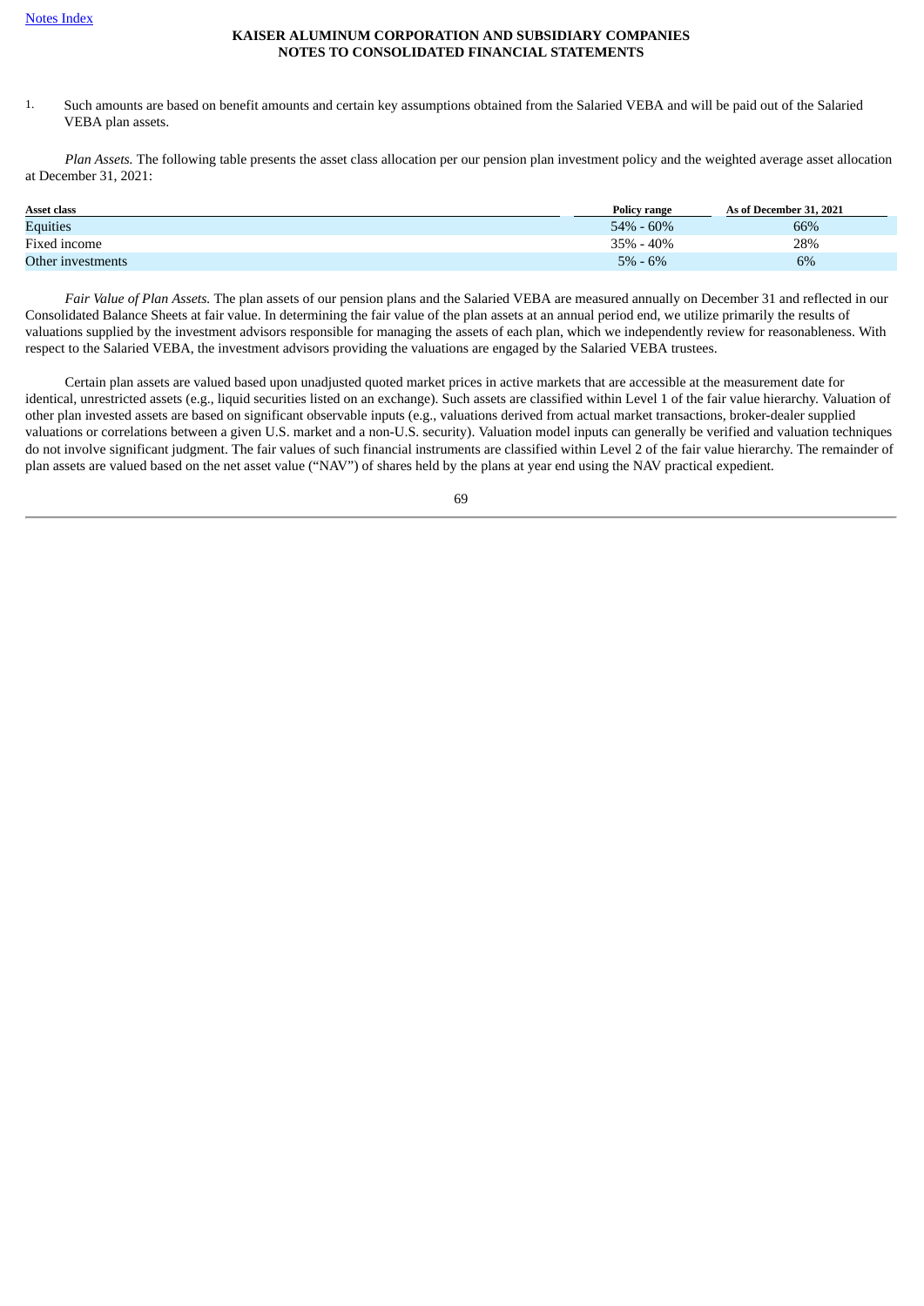Notes Index

**KAISER ALUMINUM CORPORATION AND SUBSIDIARY COMPANIES**
**NOTES TO CONSOLIDATED FINANCIAL STATEMENTS**

1. Such amounts are based on benefit amounts and certain key assumptions obtained from the Salaried VEBA and will be paid out of the Salaried VEBA plan assets.

*Plan Assets.* The following table presents the asset class allocation per our pension plan investment policy and the weighted average asset allocation at December 31, 2021:

| Asset class | Policy range | As of December 31, 2021 |
|---|---|---|
| Equities | 54% - 60% | 66% |
| Fixed income | 35% - 40% | 28% |
| Other investments | 5% - 6% | 6% |

*Fair Value of Plan Assets.* The plan assets of our pension plans and the Salaried VEBA are measured annually on December 31 and reflected in our Consolidated Balance Sheets at fair value. In determining the fair value of the plan assets at an annual period end, we utilize primarily the results of valuations supplied by the investment advisors responsible for managing the assets of each plan, which we independently review for reasonableness. With respect to the Salaried VEBA, the investment advisors providing the valuations are engaged by the Salaried VEBA trustees.

Certain plan assets are valued based upon unadjusted quoted market prices in active markets that are accessible at the measurement date for identical, unrestricted assets (e.g., liquid securities listed on an exchange). Such assets are classified within Level 1 of the fair value hierarchy. Valuation of other plan invested assets are based on significant observable inputs (e.g., valuations derived from actual market transactions, broker-dealer supplied valuations or correlations between a given U.S. market and a non-U.S. security). Valuation model inputs can generally be verified and valuation techniques do not involve significant judgment. The fair values of such financial instruments are classified within Level 2 of the fair value hierarchy. The remainder of plan assets are valued based on the net asset value ("NAV") of shares held by the plans at year end using the NAV practical expedient.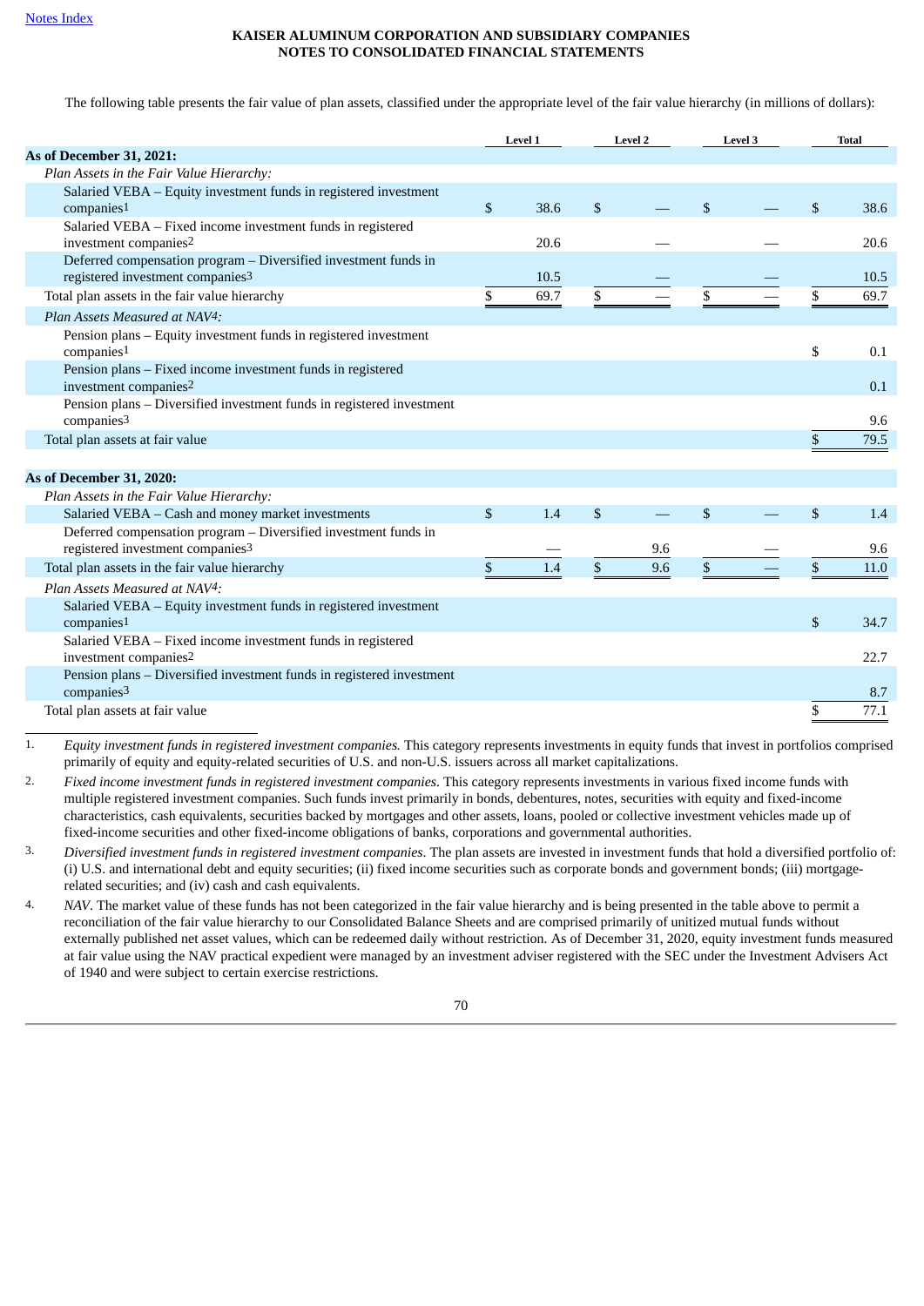[Notes Index](#)

**KAISER ALUMINUM CORPORATION AND SUBSIDIARY COMPANIES**
**NOTES TO CONSOLIDATED FINANCIAL STATEMENTS**

The following table presents the fair value of plan assets, classified under the appropriate level of the fair value hierarchy (in millions of dollars):

| | Level 1 | Level 2 | Level 3 | Total |
|---|---|---|---|---|
| **As of December 31, 2021:** | | | | |
| *Plan Assets in the Fair Value Hierarchy:* | | | | |
| Salaried VEBA – Equity investment funds in registered investment companies[1] | $ 38.6 | $ — | $ — | $ 38.6 |
| Salaried VEBA – Fixed income investment funds in registered investment companies[2] | 20.6 | — | — | 20.6 |
| Deferred compensation program – Diversified investment funds in registered investment companies[3] | 10.5 | — | — | 10.5 |
| Total plan assets in the fair value hierarchy | $ 69.7 | $ — | $ — | $ 69.7 |
| *Plan Assets Measured at NAV[4]:* | | | | |
| Pension plans – Equity investment funds in registered investment companies[1] | | | | $ 0.1 |
| Pension plans – Fixed income investment funds in registered investment companies[2] | | | | 0.1 |
| Pension plans – Diversified investment funds in registered investment companies[3] | | | | 9.6 |
| Total plan assets at fair value | | | | $ 79.5 |
| | | | | |
| **As of December 31, 2020:** | | | | |
| *Plan Assets in the Fair Value Hierarchy:* | | | | |
| Salaried VEBA – Cash and money market investments | $ 1.4 | $ — | $ — | $ 1.4 |
| Deferred compensation program – Diversified investment funds in registered investment companies[3] | — | 9.6 | — | 9.6 |
| Total plan assets in the fair value hierarchy | $ 1.4 | $ 9.6 | $ — | $ 11.0 |
| *Plan Assets Measured at NAV[4]:* | | | | |
| Salaried VEBA – Equity investment funds in registered investment companies[1] | | | | $ 34.7 |
| Salaried VEBA – Fixed income investment funds in registered investment companies[2] | | | | 22.7 |
| Pension plans – Diversified investment funds in registered investment companies[3] | | | | 8.7 |
| Total plan assets at fair value | | | | $ 77.1 |

1. *Equity investment funds in registered investment companies.* This category represents investments in equity funds that invest in portfolios comprised primarily of equity and equity-related securities of U.S. and non-U.S. issuers across all market capitalizations.
2. *Fixed income investment funds in registered investment companies*. This category represents investments in various fixed income funds with multiple registered investment companies. Such funds invest primarily in bonds, debentures, notes, securities with equity and fixed-income characteristics, cash equivalents, securities backed by mortgages and other assets, loans, pooled or collective investment vehicles made up of fixed-income securities and other fixed-income obligations of banks, corporations and governmental authorities.
3. *Diversified investment funds in registered investment companies*. The plan assets are invested in investment funds that hold a diversified portfolio of: (i) U.S. and international debt and equity securities; (ii) fixed income securities such as corporate bonds and government bonds; (iii) mortgage-related securities; and (iv) cash and cash equivalents.
4. *NAV*. The market value of these funds has not been categorized in the fair value hierarchy and is being presented in the table above to permit a reconciliation of the fair value hierarchy to our Consolidated Balance Sheets and are comprised primarily of unitized mutual funds without externally published net asset values, which can be redeemed daily without restriction. As of December 31, 2020, equity investment funds measured at fair value using the NAV practical expedient were managed by an investment adviser registered with the SEC under the Investment Advisers Act of 1940 and were subject to certain exercise restrictions.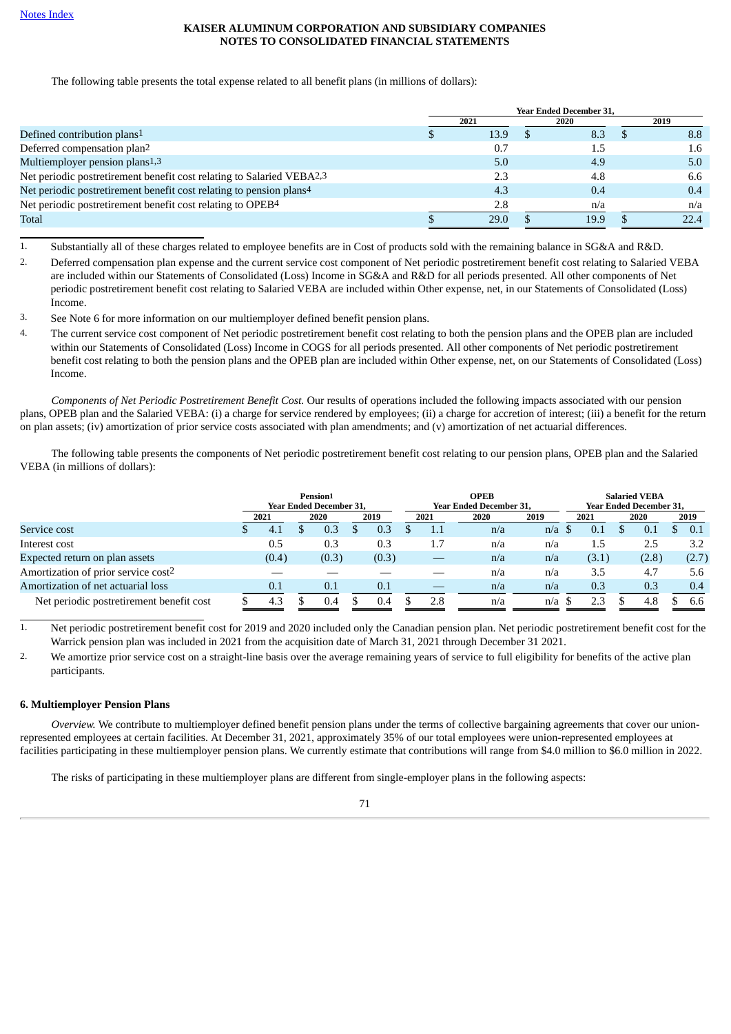The following table presents the total expense related to all benefit plans (in millions of dollars):

| | Year Ended December 31, | | |
|---|---|---|---|
| | 2021 | 2020 | 2019 |
| Defined contribution plans[1] | $ 13.9 | $ 8.3 | $ 8.8 |
| Deferred compensation plan[2] | 0.7 | 1.5 | 1.6 |
| Multiemployer pension plans[1,3] | 5.0 | 4.9 | 5.0 |
| Net periodic postretirement benefit cost relating to Salaried VEBA[2,3] | 2.3 | 4.8 | 6.6 |
| Net periodic postretirement benefit cost relating to pension plans[4] | 4.3 | 0.4 | 0.4 |
| Net periodic postretirement benefit cost relating to OPEB[4] | 2.8 | n/a | n/a |
| Total | $ 29.0 | $ 19.9 | $ 22.4 |

1. Substantially all of these charges related to employee benefits are in Cost of products sold with the remaining balance in SG&A and R&D.
2. Deferred compensation plan expense and the current service cost component of Net periodic postretirement benefit cost relating to Salaried VEBA are included within our Statements of Consolidated (Loss) Income in SG&A and R&D for all periods presented. All other components of Net periodic postretirement benefit cost relating to Salaried VEBA are included within Other expense, net, in our Statements of Consolidated (Loss) Income.
3. See Note 6 for more information on our multiemployer defined benefit pension plans.
4. The current service cost component of Net periodic postretirement benefit cost relating to both the pension plans and the OPEB plan are included within our Statements of Consolidated (Loss) Income in COGS for all periods presented. All other components of Net periodic postretirement benefit cost relating to both the pension plans and the OPEB plan are included within Other expense, net, on our Statements of Consolidated (Loss) Income.

*Components of Net Periodic Postretirement Benefit Cost.* Our results of operations included the following impacts associated with our pension plans, OPEB plan and the Salaried VEBA: (i) a charge for service rendered by employees; (ii) a charge for accretion of interest; (iii) a benefit for the return on plan assets; (iv) amortization of prior service costs associated with plan amendments; and (v) amortization of net actuarial differences.

The following table presents the components of Net periodic postretirement benefit cost relating to our pension plans, OPEB plan and the Salaried VEBA (in millions of dollars):

| | Pension[1] Year Ended December 31, | | | OPEB Year Ended December 31, | | | Salaried VEBA Year Ended December 31, | | |
|---|---|---|---|---|---|---|---|---|---|
| | 2021 | 2020 | 2019 | 2021 | 2020 | 2019 | 2021 | 2020 | 2019 |
| Service cost | $ 4.1 | $ 0.3 | $ 0.3 | $ 1.1 | n/a | n/a | $ 0.1 | $ 0.1 | $ 0.1 |
| Interest cost | 0.5 | 0.3 | 0.3 | 1.7 | n/a | n/a | 1.5 | 2.5 | 3.2 |
| Expected return on plan assets | (0.4) | (0.3) | (0.3) | — | n/a | n/a | (3.1) | (2.8) | (2.7) |
| Amortization of prior service cost[2] | — | — | — | — | n/a | n/a | 3.5 | 4.7 | 5.6 |
| Amortization of net actuarial loss | 0.1 | 0.1 | 0.1 | — | n/a | n/a | 0.3 | 0.3 | 0.4 |
| Net periodic postretirement benefit cost | $ 4.3 | $ 0.4 | $ 0.4 | $ 2.8 | n/a | n/a | $ 2.3 | $ 4.8 | $ 6.6 |

1. Net periodic postretirement benefit cost for 2019 and 2020 included only the Canadian pension plan. Net periodic postretirement benefit cost for the Warrick pension plan was included in 2021 from the acquisition date of March 31, 2021 through December 31 2021.
2. We amortize prior service cost on a straight-line basis over the average remaining years of service to full eligibility for benefits of the active plan participants.

**6. Multiemployer Pension Plans**

*Overview.* We contribute to multiemployer defined benefit pension plans under the terms of collective bargaining agreements that cover our union-represented employees at certain facilities. At December 31, 2021, approximately 35% of our total employees were union-represented employees at facilities participating in these multiemployer pension plans. We currently estimate that contributions will range from $4.0 million to $6.0 million in 2022.

The risks of participating in these multiemployer plans are different from single-employer plans in the following aspects: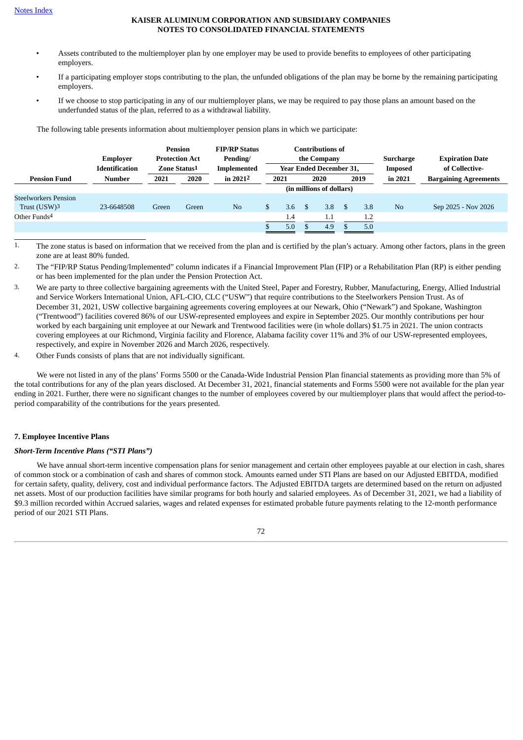[Notes Index](#)

**KAISER ALUMINUM CORPORATION AND SUBSIDIARY COMPANIES**
**NOTES TO CONSOLIDATED FINANCIAL STATEMENTS**

- Assets contributed to the multiemployer plan by one employer may be used to provide benefits to employees of other participating employers.
- If a participating employer stops contributing to the plan, the unfunded obligations of the plan may be borne by the remaining participating employers.
- If we choose to stop participating in any of our multiemployer plans, we may be required to pay those plans an amount based on the underfunded status of the plan, referred to as a withdrawal liability.

The following table presents information about multiemployer pension plans in which we participate:

| Pension Fund | Employer Identification Number | Pension Protection Act Zone Status[1] | | FIP/RP Status Pending/ Implemented in 2021[2] | Contributions of the Company Year Ended December 31, | | | Surcharge Imposed in 2021 | Expiration Date of Collective-Bargaining Agreements |
|---|---|---|---|---|---|---|---|---|---|
| | | 2021 | 2020 | | 2021 | 2020 | 2019 | | |
| | | | | | (in millions of dollars) | | | | |
| Steelworkers Pension Trust (USW)[3] | 23-6648508 | Green | Green | No | $ 3.6 | $ 3.8 | $ 3.8 | No | Sep 2025 - Nov 2026 |
| Other Funds[4] | | | | | 1.4 | 1.1 | 1.2 | | |
| | | | | | $ 5.0 | $ 4.9 | $ 5.0 | | |

1. The zone status is based on information that we received from the plan and is certified by the plan's actuary. Among other factors, plans in the green zone are at least 80% funded.
2. The "FIP/RP Status Pending/Implemented" column indicates if a Financial Improvement Plan (FIP) or a Rehabilitation Plan (RP) is either pending or has been implemented for the plan under the Pension Protection Act.
3. We are party to three collective bargaining agreements with the United Steel, Paper and Forestry, Rubber, Manufacturing, Energy, Allied Industrial and Service Workers International Union, AFL-CIO, CLC ("USW") that require contributions to the Steelworkers Pension Trust. As of December 31, 2021, USW collective bargaining agreements covering employees at our Newark, Ohio ("Newark") and Spokane, Washington ("Trentwood") facilities covered 86% of our USW-represented employees and expire in September 2025. Our monthly contributions per hour worked by each bargaining unit employee at our Newark and Trentwood facilities were (in whole dollars) $1.75 in 2021. The union contracts covering employees at our Richmond, Virginia facility and Florence, Alabama facility cover 11% and 3% of our USW-represented employees, respectively, and expire in November 2026 and March 2026, respectively.
4. Other Funds consists of plans that are not individually significant.

We were not listed in any of the plans' Forms 5500 or the Canada-Wide Industrial Pension Plan financial statements as providing more than 5% of the total contributions for any of the plan years disclosed. At December 31, 2021, financial statements and Forms 5500 were not available for the plan year ending in 2021. Further, there were no significant changes to the number of employees covered by our multiemployer plans that would affect the period-to-period comparability of the contributions for the years presented.

## 7. Employee Incentive Plans

### *Short-Term Incentive Plans ("STI Plans")*

We have annual short-term incentive compensation plans for senior management and certain other employees payable at our election in cash, shares of common stock or a combination of cash and shares of common stock. Amounts earned under STI Plans are based on our Adjusted EBITDA, modified for certain safety, quality, delivery, cost and individual performance factors. The Adjusted EBITDA targets are determined based on the return on adjusted net assets. Most of our production facilities have similar programs for both hourly and salaried employees. As of December 31, 2021, we had a liability of $9.3 million recorded within Accrued salaries, wages and related expenses for estimated probable future payments relating to the 12-month performance period of our 2021 STI Plans.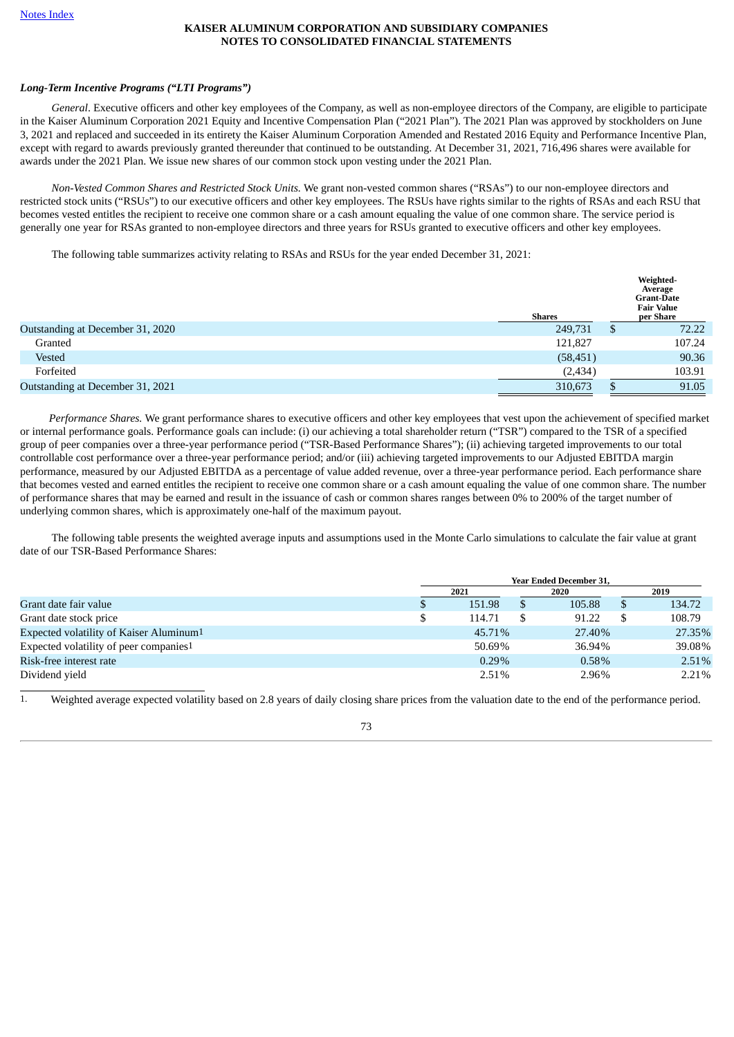*Long-Term Incentive Programs ("LTI Programs")*

*General*. Executive officers and other key employees of the Company, as well as non-employee directors of the Company, are eligible to participate in the Kaiser Aluminum Corporation 2021 Equity and Incentive Compensation Plan ("2021 Plan"). The 2021 Plan was approved by stockholders on June 3, 2021 and replaced and succeeded in its entirety the Kaiser Aluminum Corporation Amended and Restated 2016 Equity and Performance Incentive Plan, except with regard to awards previously granted thereunder that continued to be outstanding. At December 31, 2021, 716,496 shares were available for awards under the 2021 Plan. We issue new shares of our common stock upon vesting under the 2021 Plan.

*Non-Vested Common Shares and Restricted Stock Units.* We grant non-vested common shares ("RSAs") to our non-employee directors and restricted stock units ("RSUs") to our executive officers and other key employees. The RSUs have rights similar to the rights of RSAs and each RSU that becomes vested entitles the recipient to receive one common share or a cash amount equaling the value of one common share. The service period is generally one year for RSAs granted to non-employee directors and three years for RSUs granted to executive officers and other key employees.

The following table summarizes activity relating to RSAs and RSUs for the year ended December 31, 2021:

| | Shares | Weighted-Average Grant-Date Fair Value per Share |
|---|---|---|
| Outstanding at December 31, 2020 | 249,731 | $ 72.22 |
| Granted | 121,827 | 107.24 |
| Vested | (58,451) | 90.36 |
| Forfeited | (2,434) | 103.91 |
| Outstanding at December 31, 2021 | 310,673 | $ 91.05 |

*Performance Shares.* We grant performance shares to executive officers and other key employees that vest upon the achievement of specified market or internal performance goals. Performance goals can include: (i) our achieving a total shareholder return ("TSR") compared to the TSR of a specified group of peer companies over a three-year performance period ("TSR-Based Performance Shares"); (ii) achieving targeted improvements to our total controllable cost performance over a three-year performance period; and/or (iii) achieving targeted improvements to our Adjusted EBITDA margin performance, measured by our Adjusted EBITDA as a percentage of value added revenue, over a three-year performance period. Each performance share that becomes vested and earned entitles the recipient to receive one common share or a cash amount equaling the value of one common share. The number of performance shares that may be earned and result in the issuance of cash or common shares ranges between 0% to 200% of the target number of underlying common shares, which is approximately one-half of the maximum payout.

The following table presents the weighted average inputs and assumptions used in the Monte Carlo simulations to calculate the fair value at grant date of our TSR-Based Performance Shares:

| | Year Ended December 31, | | |
|---|---|---|---|
| | 2021 | 2020 | 2019 |
| Grant date fair value | $ 151.98 | $ 105.88 | $ 134.72 |
| Grant date stock price | $ 114.71 | $ 91.22 | $ 108.79 |
| Expected volatility of Kaiser Aluminum[1] | 45.71% | 27.40% | 27.35% |
| Expected volatility of peer companies[1] | 50.69% | 36.94% | 39.08% |
| Risk-free interest rate | 0.29% | 0.58% | 2.51% |
| Dividend yield | 2.51% | 2.96% | 2.21% |

1. Weighted average expected volatility based on 2.8 years of daily closing share prices from the valuation date to the end of the performance period.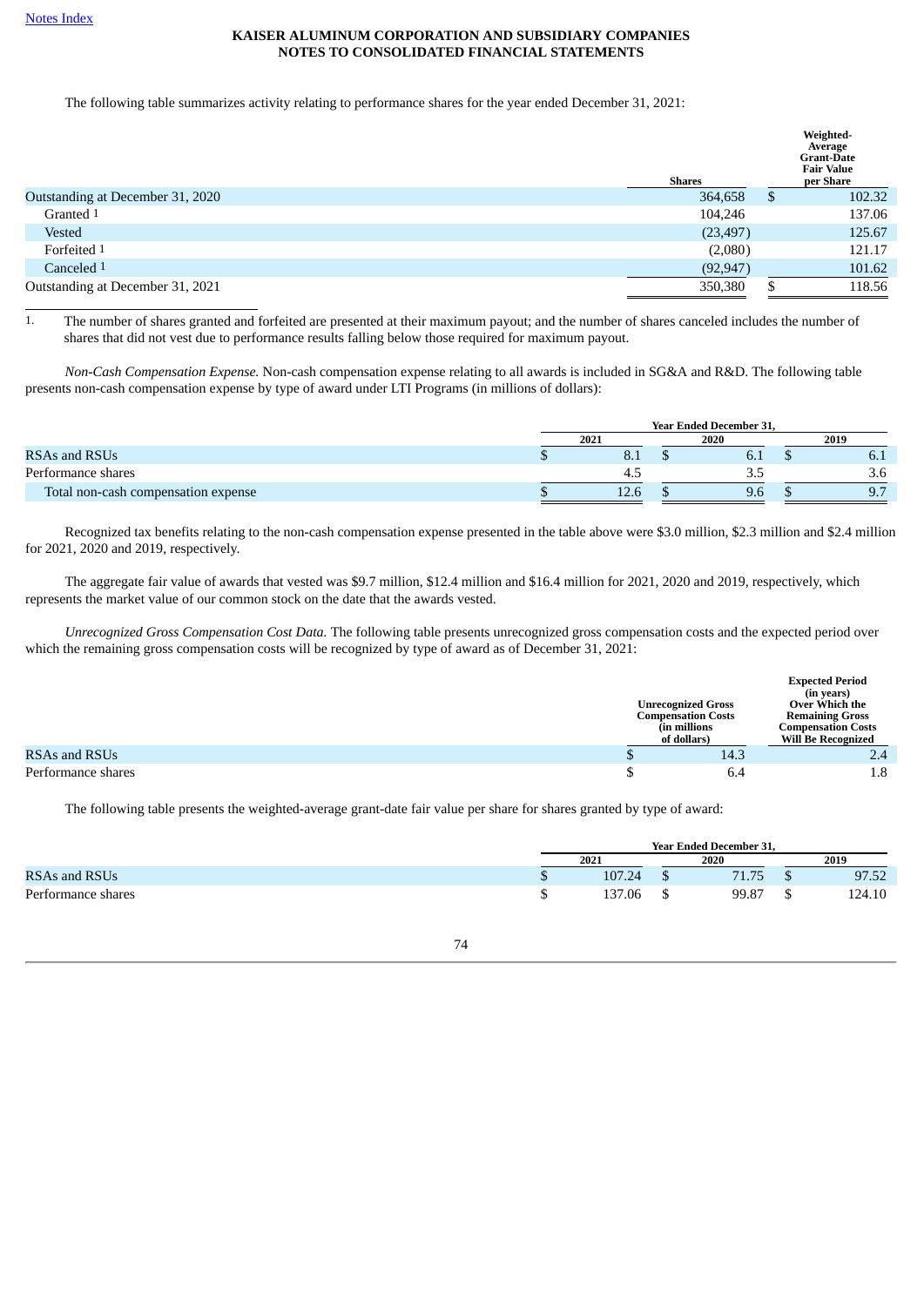Notes Index

**KAISER ALUMINUM CORPORATION AND SUBSIDIARY COMPANIES**
**NOTES TO CONSOLIDATED FINANCIAL STATEMENTS**

The following table summarizes activity relating to performance shares for the year ended December 31, 2021:

| | Shares | Weighted-Average Grant-Date Fair Value per Share |
|---|---|---|
| Outstanding at December 31, 2020 | 364,658 | $ 102.32 |
| Granted [1] | 104,246 | 137.06 |
| Vested | (23,497) | 125.67 |
| Forfeited [1] | (2,080) | 121.17 |
| Canceled [1] | (92,947) | 101.62 |
| Outstanding at December 31, 2021 | 350,380 | $ 118.56 |

1. The number of shares granted and forfeited are presented at their maximum payout; and the number of shares canceled includes the number of shares that did not vest due to performance results falling below those required for maximum payout.

*Non-Cash Compensation Expense.* Non-cash compensation expense relating to all awards is included in SG&A and R&D. The following table presents non-cash compensation expense by type of award under LTI Programs (in millions of dollars):

| | Year Ended December 31, | | |
|---|---|---|---|
| | 2021 | 2020 | 2019 |
| RSAs and RSUs | $ 8.1 | $ 6.1 | $ 6.1 |
| Performance shares | 4.5 | 3.5 | 3.6 |
| Total non-cash compensation expense | $ 12.6 | $ 9.6 | $ 9.7 |

Recognized tax benefits relating to the non-cash compensation expense presented in the table above were $3.0 million, $2.3 million and $2.4 million for 2021, 2020 and 2019, respectively.

The aggregate fair value of awards that vested was $9.7 million, $12.4 million and $16.4 million for 2021, 2020 and 2019, respectively, which represents the market value of our common stock on the date that the awards vested.

*Unrecognized Gross Compensation Cost Data.* The following table presents unrecognized gross compensation costs and the expected period over which the remaining gross compensation costs will be recognized by type of award as of December 31, 2021:

| | Unrecognized Gross Compensation Costs (in millions of dollars) | Expected Period (in years) Over Which the Remaining Gross Compensation Costs Will Be Recognized |
|---|---|---|
| RSAs and RSUs | $ 14.3 | 2.4 |
| Performance shares | $ 6.4 | 1.8 |

The following table presents the weighted-average grant-date fair value per share for shares granted by type of award:

| | Year Ended December 31, | | |
|---|---|---|---|
| | 2021 | 2020 | 2019 |
| RSAs and RSUs | $ 107.24 | $ 71.75 | $ 97.52 |
| Performance shares | $ 137.06 | $ 99.87 | $ 124.10 |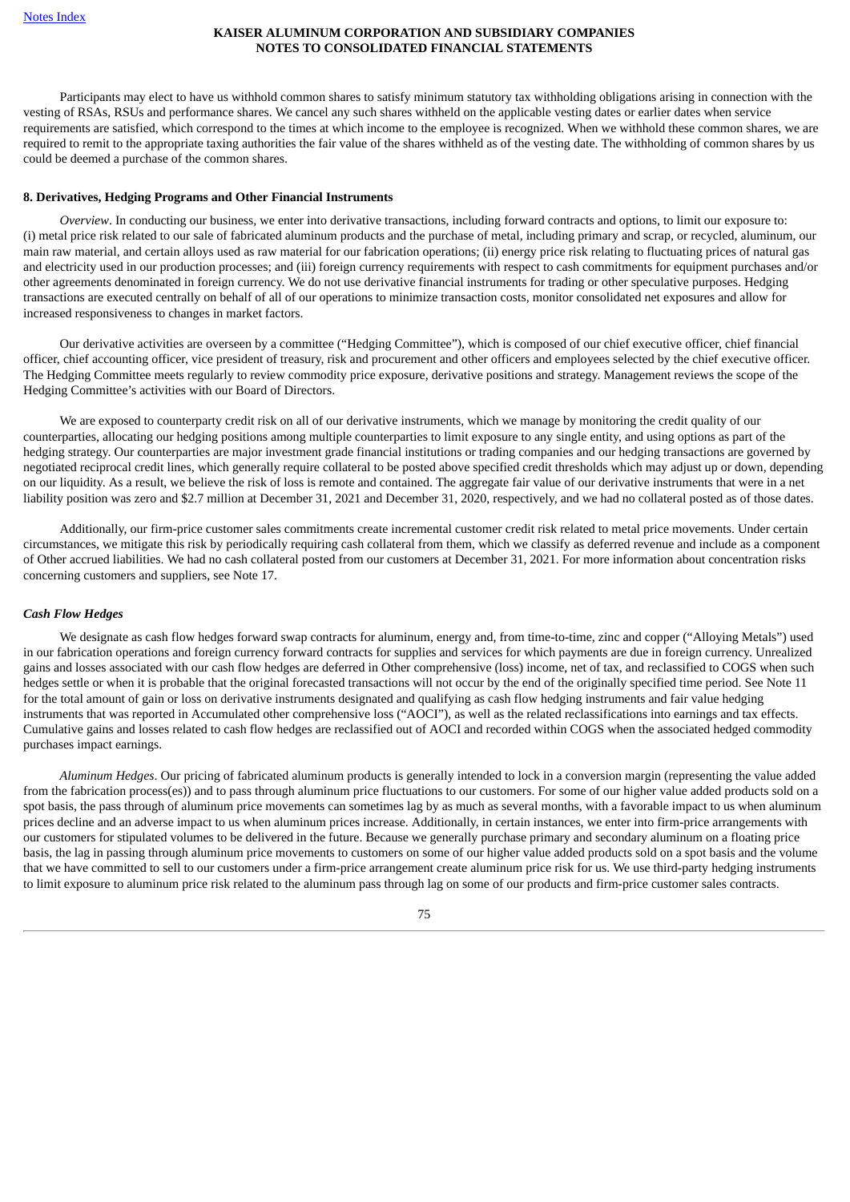Participants may elect to have us withhold common shares to satisfy minimum statutory tax withholding obligations arising in connection with the vesting of RSAs, RSUs and performance shares. We cancel any such shares withheld on the applicable vesting dates or earlier dates when service requirements are satisfied, which correspond to the times at which income to the employee is recognized. When we withhold these common shares, we are required to remit to the appropriate taxing authorities the fair value of the shares withheld as of the vesting date. The withholding of common shares by us could be deemed a purchase of the common shares.

**8. Derivatives, Hedging Programs and Other Financial Instruments**

*Overview*. In conducting our business, we enter into derivative transactions, including forward contracts and options, to limit our exposure to: (i) metal price risk related to our sale of fabricated aluminum products and the purchase of metal, including primary and scrap, or recycled, aluminum, our main raw material, and certain alloys used as raw material for our fabrication operations; (ii) energy price risk relating to fluctuating prices of natural gas and electricity used in our production processes; and (iii) foreign currency requirements with respect to cash commitments for equipment purchases and/or other agreements denominated in foreign currency. We do not use derivative financial instruments for trading or other speculative purposes. Hedging transactions are executed centrally on behalf of all of our operations to minimize transaction costs, monitor consolidated net exposures and allow for increased responsiveness to changes in market factors.

Our derivative activities are overseen by a committee ("Hedging Committee"), which is composed of our chief executive officer, chief financial officer, chief accounting officer, vice president of treasury, risk and procurement and other officers and employees selected by the chief executive officer. The Hedging Committee meets regularly to review commodity price exposure, derivative positions and strategy. Management reviews the scope of the Hedging Committee's activities with our Board of Directors.

We are exposed to counterparty credit risk on all of our derivative instruments, which we manage by monitoring the credit quality of our counterparties, allocating our hedging positions among multiple counterparties to limit exposure to any single entity, and using options as part of the hedging strategy. Our counterparties are major investment grade financial institutions or trading companies and our hedging transactions are governed by negotiated reciprocal credit lines, which generally require collateral to be posted above specified credit thresholds which may adjust up or down, depending on our liquidity. As a result, we believe the risk of loss is remote and contained. The aggregate fair value of our derivative instruments that were in a net liability position was zero and $2.7 million at December 31, 2021 and December 31, 2020, respectively, and we had no collateral posted as of those dates.

Additionally, our firm-price customer sales commitments create incremental customer credit risk related to metal price movements. Under certain circumstances, we mitigate this risk by periodically requiring cash collateral from them, which we classify as deferred revenue and include as a component of Other accrued liabilities. We had no cash collateral posted from our customers at December 31, 2021. For more information about concentration risks concerning customers and suppliers, see Note 17.

***Cash Flow Hedges***

We designate as cash flow hedges forward swap contracts for aluminum, energy and, from time-to-time, zinc and copper ("Alloying Metals") used in our fabrication operations and foreign currency forward contracts for supplies and services for which payments are due in foreign currency. Unrealized gains and losses associated with our cash flow hedges are deferred in Other comprehensive (loss) income, net of tax, and reclassified to COGS when such hedges settle or when it is probable that the original forecasted transactions will not occur by the end of the originally specified time period. See Note 11 for the total amount of gain or loss on derivative instruments designated and qualifying as cash flow hedging instruments and fair value hedging instruments that was reported in Accumulated other comprehensive loss ("AOCI"), as well as the related reclassifications into earnings and tax effects. Cumulative gains and losses related to cash flow hedges are reclassified out of AOCI and recorded within COGS when the associated hedged commodity purchases impact earnings.

*Aluminum Hedges*. Our pricing of fabricated aluminum products is generally intended to lock in a conversion margin (representing the value added from the fabrication process(es)) and to pass through aluminum price fluctuations to our customers. For some of our higher value added products sold on a spot basis, the pass through of aluminum price movements can sometimes lag by as much as several months, with a favorable impact to us when aluminum prices decline and an adverse impact to us when aluminum prices increase. Additionally, in certain instances, we enter into firm-price arrangements with our customers for stipulated volumes to be delivered in the future. Because we generally purchase primary and secondary aluminum on a floating price basis, the lag in passing through aluminum price movements to customers on some of our higher value added products sold on a spot basis and the volume that we have committed to sell to our customers under a firm-price arrangement create aluminum price risk for us. We use third-party hedging instruments to limit exposure to aluminum price risk related to the aluminum pass through lag on some of our products and firm-price customer sales contracts.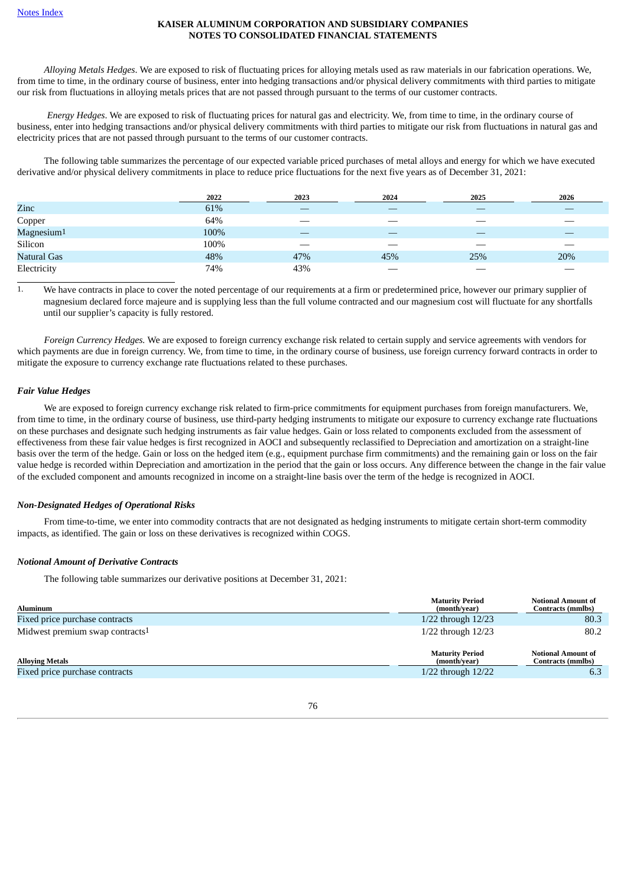*Alloying Metals Hedges*. We are exposed to risk of fluctuating prices for alloying metals used as raw materials in our fabrication operations. We, from time to time, in the ordinary course of business, enter into hedging transactions and/or physical delivery commitments with third parties to mitigate our risk from fluctuations in alloying metals prices that are not passed through pursuant to the terms of our customer contracts.

*Energy Hedges*. We are exposed to risk of fluctuating prices for natural gas and electricity. We, from time to time, in the ordinary course of business, enter into hedging transactions and/or physical delivery commitments with third parties to mitigate our risk from fluctuations in natural gas and electricity prices that are not passed through pursuant to the terms of our customer contracts.

The following table summarizes the percentage of our expected variable priced purchases of metal alloys and energy for which we have executed derivative and/or physical delivery commitments in place to reduce price fluctuations for the next five years as of December 31, 2021:

| | 2022 | 2023 | 2024 | 2025 | 2026 |
|---|---|---|---|---|---|
| Zinc | 61% | — | — | — | — |
| Copper | 64% | — | — | — | — |
| Magnesium[1] | 100% | — | — | — | — |
| Silicon | 100% | — | — | — | — |
| Natural Gas | 48% | 47% | 45% | 25% | 20% |
| Electricity | 74% | 43% | — | — | — |

1. We have contracts in place to cover the noted percentage of our requirements at a firm or predetermined price, however our primary supplier of magnesium declared force majeure and is supplying less than the full volume contracted and our magnesium cost will fluctuate for any shortfalls until our supplier's capacity is fully restored.

*Foreign Currency Hedges.* We are exposed to foreign currency exchange risk related to certain supply and service agreements with vendors for which payments are due in foreign currency. We, from time to time, in the ordinary course of business, use foreign currency forward contracts in order to mitigate the exposure to currency exchange rate fluctuations related to these purchases.

***Fair Value Hedges***

We are exposed to foreign currency exchange risk related to firm-price commitments for equipment purchases from foreign manufacturers. We, from time to time, in the ordinary course of business, use third-party hedging instruments to mitigate our exposure to currency exchange rate fluctuations on these purchases and designate such hedging instruments as fair value hedges. Gain or loss related to components excluded from the assessment of effectiveness from these fair value hedges is first recognized in AOCI and subsequently reclassified to Depreciation and amortization on a straight-line basis over the term of the hedge. Gain or loss on the hedged item (e.g., equipment purchase firm commitments) and the remaining gain or loss on the fair value hedge is recorded within Depreciation and amortization in the period that the gain or loss occurs. Any difference between the change in the fair value of the excluded component and amounts recognized in income on a straight-line basis over the term of the hedge is recognized in AOCI.

***Non-Designated Hedges of Operational Risks***

From time-to-time, we enter into commodity contracts that are not designated as hedging instruments to mitigate certain short-term commodity impacts, as identified. The gain or loss on these derivatives is recognized within COGS.

***Notional Amount of Derivative Contracts***

The following table summarizes our derivative positions at December 31, 2021:

| Aluminum | Maturity Period (month/year) | Notional Amount of Contracts (mmlbs) |
|---|---|---|
| Fixed price purchase contracts | 1/22 through 12/23 | 80.3 |
| Midwest premium swap contracts[1] | 1/22 through 12/23 | 80.2 |

| Alloying Metals | Maturity Period (month/year) | Notional Amount of Contracts (mmlbs) |
|---|---|---|
| Fixed price purchase contracts | 1/22 through 12/22 | 6.3 |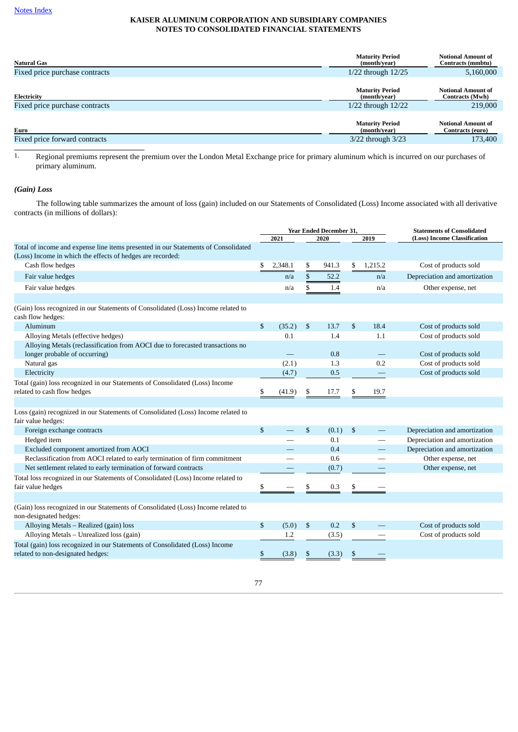Notes Index

**KAISER ALUMINUM CORPORATION AND SUBSIDIARY COMPANIES**
**NOTES TO CONSOLIDATED FINANCIAL STATEMENTS**

| Natural Gas | Maturity Period (month/year) | Notional Amount of Contracts (mmbtu) |
|---|---|---|
| Fixed price purchase contracts | 1/22 through 12/25 | 5,160,000 |

| Electricity | Maturity Period (month/year) | Notional Amount of Contracts (Mwh) |
|---|---|---|
| Fixed price purchase contracts | 1/22 through 12/22 | 219,000 |

| Euro | Maturity Period (month/year) | Notional Amount of Contracts (euro) |
|---|---|---|
| Fixed price forward contracts | 3/22 through 3/23 | 173,400 |

1. Regional premiums represent the premium over the London Metal Exchange price for primary aluminum which is incurred on our purchases of primary aluminum.

### *(Gain) Loss*

The following table summarizes the amount of loss (gain) included on our Statements of Consolidated (Loss) Income associated with all derivative contracts (in millions of dollars):

| | Year Ended December 31, | | | Statements of Consolidated (Loss) Income Classification |
|---|---|---|---|---|
| | 2021 | 2020 | 2019 | |
| Total of income and expense line items presented in our Statements of Consolidated (Loss) Income in which the effects of hedges are recorded: | | | | |
| Cash flow hedges | $ 2,348.1 | $ 941.3 | $ 1,215.2 | Cost of products sold |
| Fair value hedges | n/a | $ 52.2 | n/a | Depreciation and amortization |
| Fair value hedges | n/a | $ 1.4 | n/a | Other expense, net |
| | | | | |
| (Gain) loss recognized in our Statements of Consolidated (Loss) Income related to cash flow hedges: | | | | |
| Aluminum | $ (35.2) | $ 13.7 | $ 18.4 | Cost of products sold |
| Alloying Metals (effective hedges) | 0.1 | 1.4 | 1.1 | Cost of products sold |
| Alloying Metals (reclassification from AOCI due to forecasted transactions no longer probable of occurring) | — | 0.8 | — | Cost of products sold |
| Natural gas | (2.1) | 1.3 | 0.2 | Cost of products sold |
| Electricity | (4.7) | 0.5 | — | Cost of products sold |
| Total (gain) loss recognized in our Statements of Consolidated (Loss) Income related to cash flow hedges | $ (41.9) | $ 17.7 | $ 19.7 | |
| | | | | |
| Loss (gain) recognized in our Statements of Consolidated (Loss) Income related to fair value hedges: | | | | |
| Foreign exchange contracts | $ — | $ (0.1) | $ — | Depreciation and amortization |
| Hedged item | — | 0.1 | — | Depreciation and amortization |
| Excluded component amortized from AOCI | — | 0.4 | — | Depreciation and amortization |
| Reclassification from AOCI related to early termination of firm commitment | — | 0.6 | — | Other expense, net |
| Net settlement related to early termination of forward contracts | — | (0.7) | — | Other expense, net |
| Total loss recognized in our Statements of Consolidated (Loss) Income related to fair value hedges | $ — | $ 0.3 | $ — | |
| | | | | |
| (Gain) loss recognized in our Statements of Consolidated (Loss) Income related to non-designated hedges: | | | | |
| Alloying Metals – Realized (gain) loss | $ (5.0) | $ 0.2 | $ — | Cost of products sold |
| Alloying Metals – Unrealized loss (gain) | 1.2 | (3.5) | — | Cost of products sold |
| Total (gain) loss recognized in our Statements of Consolidated (Loss) Income related to non-designated hedges: | $ (3.8) | $ (3.3) | $ — | |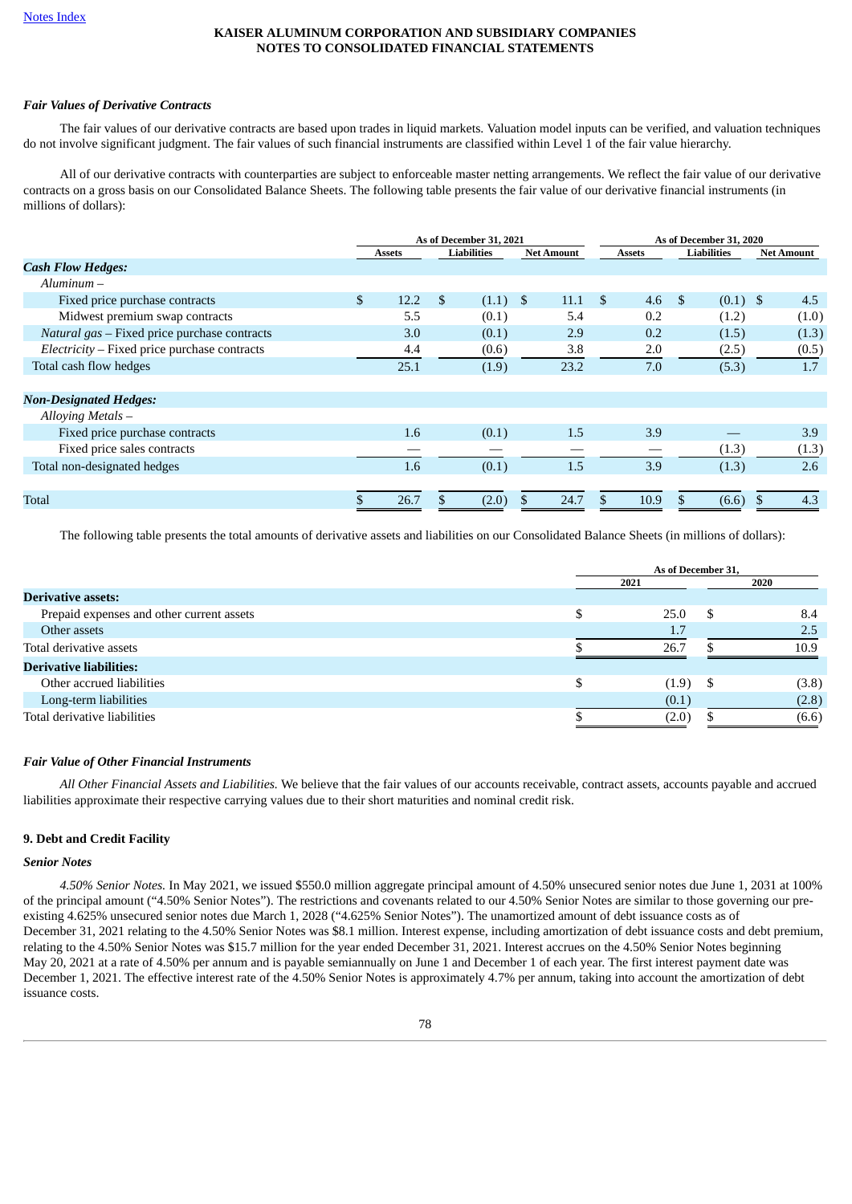#### *Fair Values of Derivative Contracts*

The fair values of our derivative contracts are based upon trades in liquid markets. Valuation model inputs can be verified, and valuation techniques do not involve significant judgment. The fair values of such financial instruments are classified within Level 1 of the fair value hierarchy.

All of our derivative contracts with counterparties are subject to enforceable master netting arrangements. We reflect the fair value of our derivative contracts on a gross basis on our Consolidated Balance Sheets. The following table presents the fair value of our derivative financial instruments (in millions of dollars):

| | As of December 31, 2021 | | | As of December 31, 2020 | | |
|---|---|---|---|---|---|---|
| | Assets | Liabilities | Net Amount | Assets | Liabilities | Net Amount |
| ***Cash Flow Hedges:*** | | | | | | |
| *Aluminum –* | | | | | | |
| Fixed price purchase contracts | $ 12.2 | $ (1.1) | $ 11.1 | $ 4.6 | $ (0.1) | $ 4.5 |
| Midwest premium swap contracts | 5.5 | (0.1) | 5.4 | 0.2 | (1.2) | (1.0) |
| *Natural gas* – Fixed price purchase contracts | 3.0 | (0.1) | 2.9 | 0.2 | (1.5) | (1.3) |
| *Electricity* – Fixed price purchase contracts | 4.4 | (0.6) | 3.8 | 2.0 | (2.5) | (0.5) |
| Total cash flow hedges | 25.1 | (1.9) | 23.2 | 7.0 | (5.3) | 1.7 |
| ***Non-Designated Hedges:*** | | | | | | |
| *Alloying Metals –* | | | | | | |
| Fixed price purchase contracts | 1.6 | (0.1) | 1.5 | 3.9 | — | 3.9 |
| Fixed price sales contracts | — | — | — | — | (1.3) | (1.3) |
| Total non-designated hedges | 1.6 | (0.1) | 1.5 | 3.9 | (1.3) | 2.6 |
| Total | $ 26.7 | $ (2.0) | $ 24.7 | $ 10.9 | $ (6.6) | $ 4.3 |

The following table presents the total amounts of derivative assets and liabilities on our Consolidated Balance Sheets (in millions of dollars):

| | As of December 31, | |
|---|---|---|
| | 2021 | 2020 |
| **Derivative assets:** | | |
| Prepaid expenses and other current assets | $ 25.0 | $ 8.4 |
| Other assets | 1.7 | 2.5 |
| Total derivative assets | $ 26.7 | $ 10.9 |
| **Derivative liabilities:** | | |
| Other accrued liabilities | $ (1.9) | $ (3.8) |
| Long-term liabilities | (0.1) | (2.8) |
| Total derivative liabilities | $ (2.0) | $ (6.6) |

#### *Fair Value of Other Financial Instruments*

*All Other Financial Assets and Liabilities.* We believe that the fair values of our accounts receivable, contract assets, accounts payable and accrued liabilities approximate their respective carrying values due to their short maturities and nominal credit risk.

### 9. Debt and Credit Facility

#### *Senior Notes*

*4.50% Senior Notes.* In May 2021, we issued $550.0 million aggregate principal amount of 4.50% unsecured senior notes due June 1, 2031 at 100% of the principal amount ("4.50% Senior Notes"). The restrictions and covenants related to our 4.50% Senior Notes are similar to those governing our pre-existing 4.625% unsecured senior notes due March 1, 2028 ("4.625% Senior Notes"). The unamortized amount of debt issuance costs as of December 31, 2021 relating to the 4.50% Senior Notes was $8.1 million. Interest expense, including amortization of debt issuance costs and debt premium, relating to the 4.50% Senior Notes was $15.7 million for the year ended December 31, 2021. Interest accrues on the 4.50% Senior Notes beginning May 20, 2021 at a rate of 4.50% per annum and is payable semiannually on June 1 and December 1 of each year. The first interest payment date was December 1, 2021. The effective interest rate of the 4.50% Senior Notes is approximately 4.7% per annum, taking into account the amortization of debt issuance costs.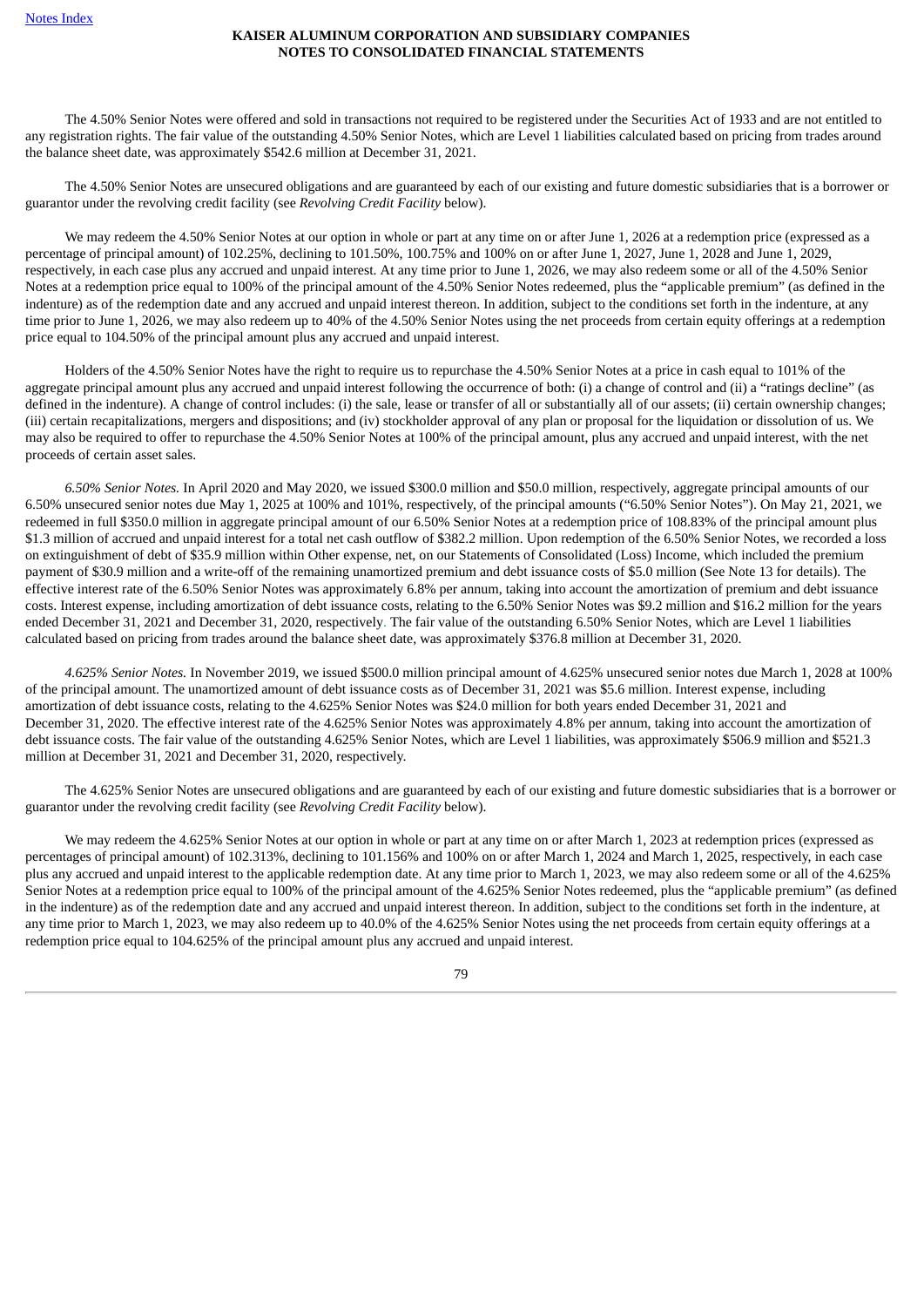The 4.50% Senior Notes were offered and sold in transactions not required to be registered under the Securities Act of 1933 and are not entitled to any registration rights. The fair value of the outstanding 4.50% Senior Notes, which are Level 1 liabilities calculated based on pricing from trades around the balance sheet date, was approximately $542.6 million at December 31, 2021.

The 4.50% Senior Notes are unsecured obligations and are guaranteed by each of our existing and future domestic subsidiaries that is a borrower or guarantor under the revolving credit facility (see *Revolving Credit Facility* below).

We may redeem the 4.50% Senior Notes at our option in whole or part at any time on or after June 1, 2026 at a redemption price (expressed as a percentage of principal amount) of 102.25%, declining to 101.50%, 100.75% and 100% on or after June 1, 2027, June 1, 2028 and June 1, 2029, respectively, in each case plus any accrued and unpaid interest. At any time prior to June 1, 2026, we may also redeem some or all of the 4.50% Senior Notes at a redemption price equal to 100% of the principal amount of the 4.50% Senior Notes redeemed, plus the "applicable premium" (as defined in the indenture) as of the redemption date and any accrued and unpaid interest thereon. In addition, subject to the conditions set forth in the indenture, at any time prior to June 1, 2026, we may also redeem up to 40% of the 4.50% Senior Notes using the net proceeds from certain equity offerings at a redemption price equal to 104.50% of the principal amount plus any accrued and unpaid interest.

Holders of the 4.50% Senior Notes have the right to require us to repurchase the 4.50% Senior Notes at a price in cash equal to 101% of the aggregate principal amount plus any accrued and unpaid interest following the occurrence of both: (i) a change of control and (ii) a "ratings decline" (as defined in the indenture). A change of control includes: (i) the sale, lease or transfer of all or substantially all of our assets; (ii) certain ownership changes; (iii) certain recapitalizations, mergers and dispositions; and (iv) stockholder approval of any plan or proposal for the liquidation or dissolution of us. We may also be required to offer to repurchase the 4.50% Senior Notes at 100% of the principal amount, plus any accrued and unpaid interest, with the net proceeds of certain asset sales.

*6.50% Senior Notes.* In April 2020 and May 2020, we issued $300.0 million and $50.0 million, respectively, aggregate principal amounts of our 6.50% unsecured senior notes due May 1, 2025 at 100% and 101%, respectively, of the principal amounts ("6.50% Senior Notes"). On May 21, 2021, we redeemed in full $350.0 million in aggregate principal amount of our 6.50% Senior Notes at a redemption price of 108.83% of the principal amount plus $1.3 million of accrued and unpaid interest for a total net cash outflow of $382.2 million. Upon redemption of the 6.50% Senior Notes, we recorded a loss on extinguishment of debt of $35.9 million within Other expense, net, on our Statements of Consolidated (Loss) Income, which included the premium payment of $30.9 million and a write-off of the remaining unamortized premium and debt issuance costs of $5.0 million (See Note 13 for details). The effective interest rate of the 6.50% Senior Notes was approximately 6.8% per annum, taking into account the amortization of premium and debt issuance costs. Interest expense, including amortization of debt issuance costs, relating to the 6.50% Senior Notes was $9.2 million and $16.2 million for the years ended December 31, 2021 and December 31, 2020, respectively. The fair value of the outstanding 6.50% Senior Notes, which are Level 1 liabilities calculated based on pricing from trades around the balance sheet date, was approximately $376.8 million at December 31, 2020.

*4.625% Senior Notes.* In November 2019, we issued $500.0 million principal amount of 4.625% unsecured senior notes due March 1, 2028 at 100% of the principal amount. The unamortized amount of debt issuance costs as of December 31, 2021 was $5.6 million. Interest expense, including amortization of debt issuance costs, relating to the 4.625% Senior Notes was $24.0 million for both years ended December 31, 2021 and December 31, 2020. The effective interest rate of the 4.625% Senior Notes was approximately 4.8% per annum, taking into account the amortization of debt issuance costs. The fair value of the outstanding 4.625% Senior Notes, which are Level 1 liabilities, was approximately $506.9 million and $521.3 million at December 31, 2021 and December 31, 2020, respectively.

The 4.625% Senior Notes are unsecured obligations and are guaranteed by each of our existing and future domestic subsidiaries that is a borrower or guarantor under the revolving credit facility (see *Revolving Credit Facility* below).

We may redeem the 4.625% Senior Notes at our option in whole or part at any time on or after March 1, 2023 at redemption prices (expressed as percentages of principal amount) of 102.313%, declining to 101.156% and 100% on or after March 1, 2024 and March 1, 2025, respectively, in each case plus any accrued and unpaid interest to the applicable redemption date. At any time prior to March 1, 2023, we may also redeem some or all of the 4.625% Senior Notes at a redemption price equal to 100% of the principal amount of the 4.625% Senior Notes redeemed, plus the "applicable premium" (as defined in the indenture) as of the redemption date and any accrued and unpaid interest thereon. In addition, subject to the conditions set forth in the indenture, at any time prior to March 1, 2023, we may also redeem up to 40.0% of the 4.625% Senior Notes using the net proceeds from certain equity offerings at a redemption price equal to 104.625% of the principal amount plus any accrued and unpaid interest.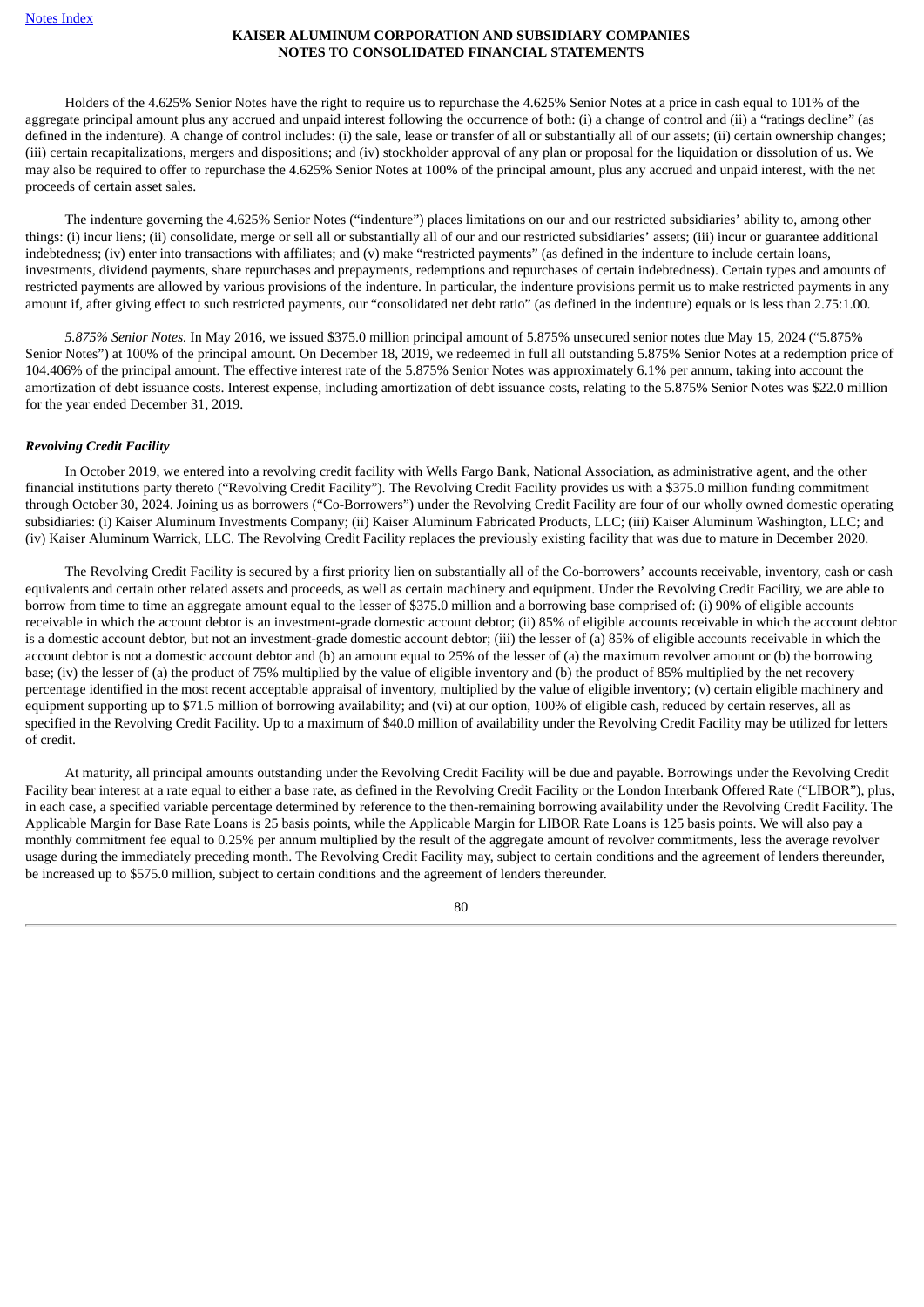Holders of the 4.625% Senior Notes have the right to require us to repurchase the 4.625% Senior Notes at a price in cash equal to 101% of the aggregate principal amount plus any accrued and unpaid interest following the occurrence of both: (i) a change of control and (ii) a "ratings decline" (as defined in the indenture). A change of control includes: (i) the sale, lease or transfer of all or substantially all of our assets; (ii) certain ownership changes; (iii) certain recapitalizations, mergers and dispositions; and (iv) stockholder approval of any plan or proposal for the liquidation or dissolution of us. We may also be required to offer to repurchase the 4.625% Senior Notes at 100% of the principal amount, plus any accrued and unpaid interest, with the net proceeds of certain asset sales.

The indenture governing the 4.625% Senior Notes ("indenture") places limitations on our and our restricted subsidiaries' ability to, among other things: (i) incur liens; (ii) consolidate, merge or sell all or substantially all of our and our restricted subsidiaries' assets; (iii) incur or guarantee additional indebtedness; (iv) enter into transactions with affiliates; and (v) make "restricted payments" (as defined in the indenture to include certain loans, investments, dividend payments, share repurchases and prepayments, redemptions and repurchases of certain indebtedness). Certain types and amounts of restricted payments are allowed by various provisions of the indenture. In particular, the indenture provisions permit us to make restricted payments in any amount if, after giving effect to such restricted payments, our "consolidated net debt ratio" (as defined in the indenture) equals or is less than 2.75:1.00.

*5.875% Senior Notes.* In May 2016, we issued $375.0 million principal amount of 5.875% unsecured senior notes due May 15, 2024 ("5.875% Senior Notes") at 100% of the principal amount. On December 18, 2019, we redeemed in full all outstanding 5.875% Senior Notes at a redemption price of 104.406% of the principal amount. The effective interest rate of the 5.875% Senior Notes was approximately 6.1% per annum, taking into account the amortization of debt issuance costs. Interest expense, including amortization of debt issuance costs, relating to the 5.875% Senior Notes was $22.0 million for the year ended December 31, 2019.

***Revolving Credit Facility***

In October 2019, we entered into a revolving credit facility with Wells Fargo Bank, National Association, as administrative agent, and the other financial institutions party thereto ("Revolving Credit Facility"). The Revolving Credit Facility provides us with a $375.0 million funding commitment through October 30, 2024. Joining us as borrowers ("Co-Borrowers") under the Revolving Credit Facility are four of our wholly owned domestic operating subsidiaries: (i) Kaiser Aluminum Investments Company; (ii) Kaiser Aluminum Fabricated Products, LLC; (iii) Kaiser Aluminum Washington, LLC; and (iv) Kaiser Aluminum Warrick, LLC. The Revolving Credit Facility replaces the previously existing facility that was due to mature in December 2020.

The Revolving Credit Facility is secured by a first priority lien on substantially all of the Co-borrowers' accounts receivable, inventory, cash or cash equivalents and certain other related assets and proceeds, as well as certain machinery and equipment. Under the Revolving Credit Facility, we are able to borrow from time to time an aggregate amount equal to the lesser of $375.0 million and a borrowing base comprised of: (i) 90% of eligible accounts receivable in which the account debtor is an investment-grade domestic account debtor; (ii) 85% of eligible accounts receivable in which the account debtor is a domestic account debtor, but not an investment-grade domestic account debtor; (iii) the lesser of (a) 85% of eligible accounts receivable in which the account debtor is not a domestic account debtor and (b) an amount equal to 25% of the lesser of (a) the maximum revolver amount or (b) the borrowing base; (iv) the lesser of (a) the product of 75% multiplied by the value of eligible inventory and (b) the product of 85% multiplied by the net recovery percentage identified in the most recent acceptable appraisal of inventory, multiplied by the value of eligible inventory; (v) certain eligible machinery and equipment supporting up to $71.5 million of borrowing availability; and (vi) at our option, 100% of eligible cash, reduced by certain reserves, all as specified in the Revolving Credit Facility. Up to a maximum of $40.0 million of availability under the Revolving Credit Facility may be utilized for letters of credit.

At maturity, all principal amounts outstanding under the Revolving Credit Facility will be due and payable. Borrowings under the Revolving Credit Facility bear interest at a rate equal to either a base rate, as defined in the Revolving Credit Facility or the London Interbank Offered Rate ("LIBOR"), plus, in each case, a specified variable percentage determined by reference to the then-remaining borrowing availability under the Revolving Credit Facility. The Applicable Margin for Base Rate Loans is 25 basis points, while the Applicable Margin for LIBOR Rate Loans is 125 basis points. We will also pay a monthly commitment fee equal to 0.25% per annum multiplied by the result of the aggregate amount of revolver commitments, less the average revolver usage during the immediately preceding month. The Revolving Credit Facility may, subject to certain conditions and the agreement of lenders thereunder, be increased up to $575.0 million, subject to certain conditions and the agreement of lenders thereunder.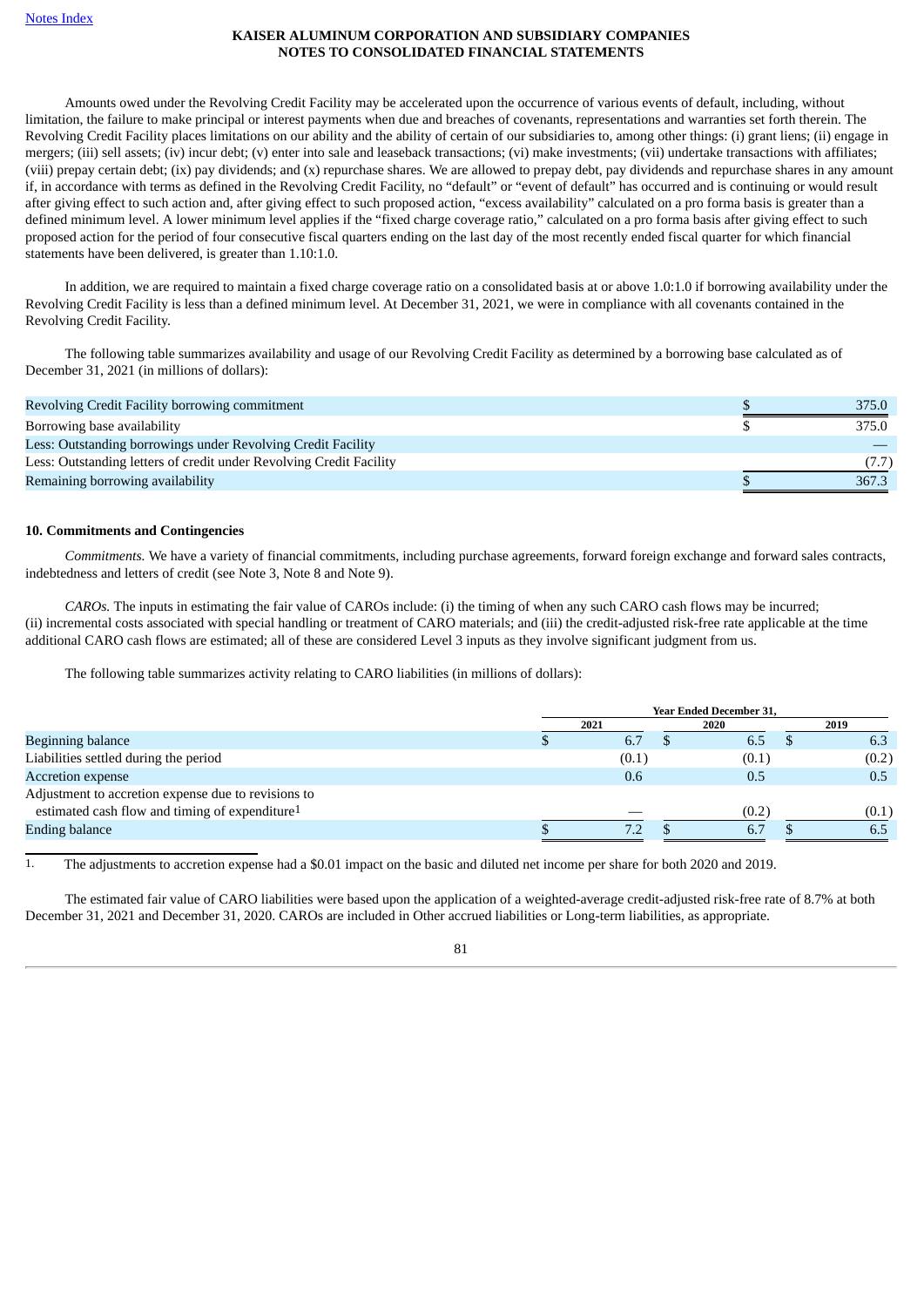Amounts owed under the Revolving Credit Facility may be accelerated upon the occurrence of various events of default, including, without limitation, the failure to make principal or interest payments when due and breaches of covenants, representations and warranties set forth therein. The Revolving Credit Facility places limitations on our ability and the ability of certain of our subsidiaries to, among other things: (i) grant liens; (ii) engage in mergers; (iii) sell assets; (iv) incur debt; (v) enter into sale and leaseback transactions; (vi) make investments; (vii) undertake transactions with affiliates; (viii) prepay certain debt; (ix) pay dividends; and (x) repurchase shares. We are allowed to prepay debt, pay dividends and repurchase shares in any amount if, in accordance with terms as defined in the Revolving Credit Facility, no "default" or "event of default" has occurred and is continuing or would result after giving effect to such action and, after giving effect to such proposed action, "excess availability" calculated on a pro forma basis is greater than a defined minimum level. A lower minimum level applies if the "fixed charge coverage ratio," calculated on a pro forma basis after giving effect to such proposed action for the period of four consecutive fiscal quarters ending on the last day of the most recently ended fiscal quarter for which financial statements have been delivered, is greater than 1.10:1.0.

In addition, we are required to maintain a fixed charge coverage ratio on a consolidated basis at or above 1.0:1.0 if borrowing availability under the Revolving Credit Facility is less than a defined minimum level. At December 31, 2021, we were in compliance with all covenants contained in the Revolving Credit Facility.

The following table summarizes availability and usage of our Revolving Credit Facility as determined by a borrowing base calculated as of December 31, 2021 (in millions of dollars):

| | |
|---|---|
| Revolving Credit Facility borrowing commitment | $ 375.0 |
| Borrowing base availability | $ 375.0 |
| Less: Outstanding borrowings under Revolving Credit Facility | — |
| Less: Outstanding letters of credit under Revolving Credit Facility | (7.7) |
| Remaining borrowing availability | $ 367.3 |

**10. Commitments and Contingencies**

*Commitments.* We have a variety of financial commitments, including purchase agreements, forward foreign exchange and forward sales contracts, indebtedness and letters of credit (see Note 3, Note 8 and Note 9).

*CAROs.* The inputs in estimating the fair value of CAROs include: (i) the timing of when any such CARO cash flows may be incurred; (ii) incremental costs associated with special handling or treatment of CARO materials; and (iii) the credit-adjusted risk-free rate applicable at the time additional CARO cash flows are estimated; all of these are considered Level 3 inputs as they involve significant judgment from us.

The following table summarizes activity relating to CARO liabilities (in millions of dollars):

| | Year Ended December 31, | | |
|---|---|---|---|
| | 2021 | 2020 | 2019 |
| Beginning balance | $ 6.7 | $ 6.5 | $ 6.3 |
| Liabilities settled during the period | (0.1) | (0.1) | (0.2) |
| Accretion expense | 0.6 | 0.5 | 0.5 |
| Adjustment to accretion expense due to revisions to estimated cash flow and timing of expenditure[1] | — | (0.2) | (0.1) |
| Ending balance | $ 7.2 | $ 6.7 | $ 6.5 |

1. The adjustments to accretion expense had a $0.01 impact on the basic and diluted net income per share for both 2020 and 2019.

The estimated fair value of CARO liabilities were based upon the application of a weighted-average credit-adjusted risk-free rate of 8.7% at both December 31, 2021 and December 31, 2020. CAROs are included in Other accrued liabilities or Long-term liabilities, as appropriate.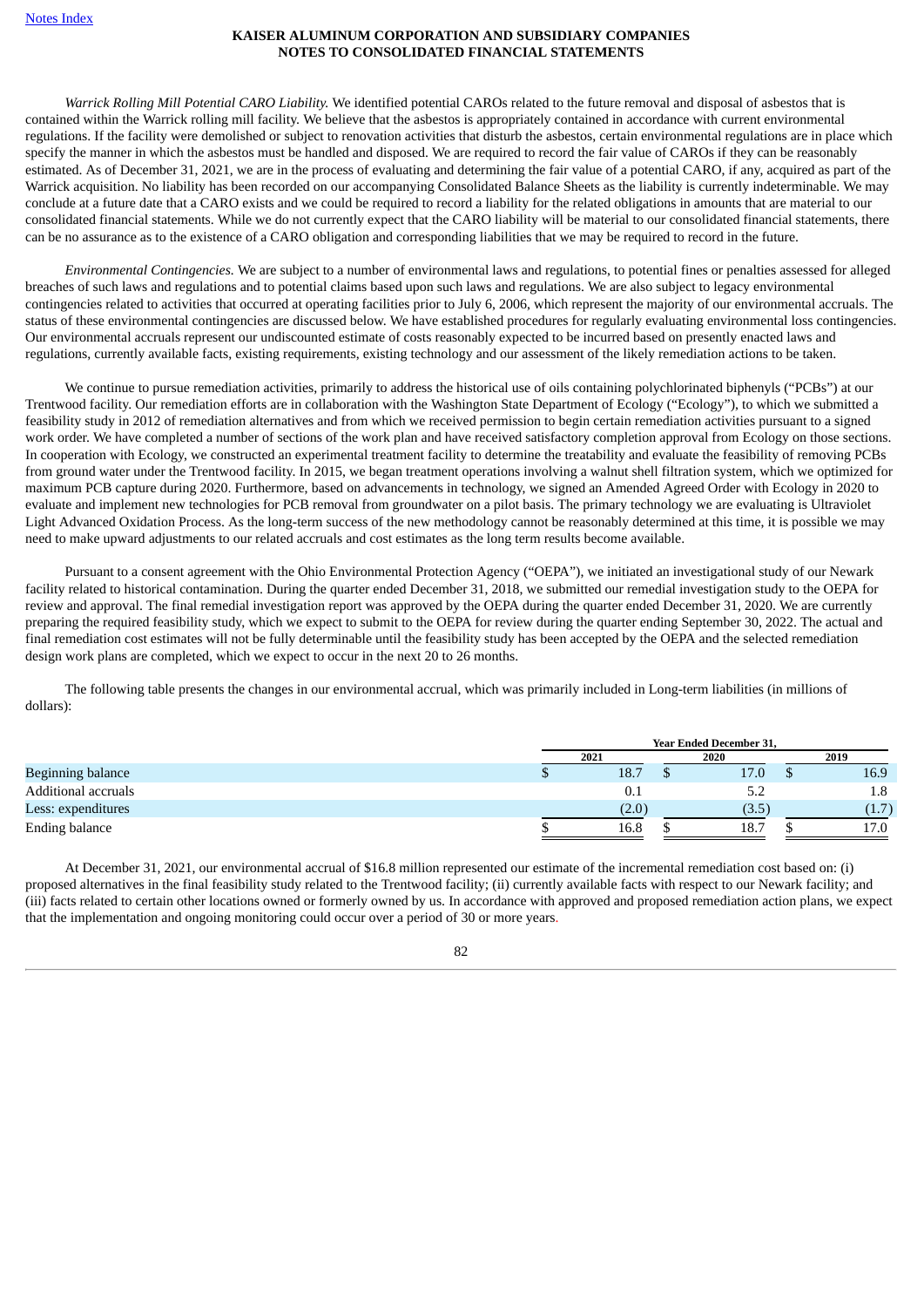*Warrick Rolling Mill Potential CARO Liability.* We identified potential CAROs related to the future removal and disposal of asbestos that is contained within the Warrick rolling mill facility. We believe that the asbestos is appropriately contained in accordance with current environmental regulations. If the facility were demolished or subject to renovation activities that disturb the asbestos, certain environmental regulations are in place which specify the manner in which the asbestos must be handled and disposed. We are required to record the fair value of CAROs if they can be reasonably estimated. As of December 31, 2021, we are in the process of evaluating and determining the fair value of a potential CARO, if any, acquired as part of the Warrick acquisition. No liability has been recorded on our accompanying Consolidated Balance Sheets as the liability is currently indeterminable. We may conclude at a future date that a CARO exists and we could be required to record a liability for the related obligations in amounts that are material to our consolidated financial statements. While we do not currently expect that the CARO liability will be material to our consolidated financial statements, there can be no assurance as to the existence of a CARO obligation and corresponding liabilities that we may be required to record in the future.

*Environmental Contingencies.* We are subject to a number of environmental laws and regulations, to potential fines or penalties assessed for alleged breaches of such laws and regulations and to potential claims based upon such laws and regulations. We are also subject to legacy environmental contingencies related to activities that occurred at operating facilities prior to July 6, 2006, which represent the majority of our environmental accruals. The status of these environmental contingencies are discussed below. We have established procedures for regularly evaluating environmental loss contingencies. Our environmental accruals represent our undiscounted estimate of costs reasonably expected to be incurred based on presently enacted laws and regulations, currently available facts, existing requirements, existing technology and our assessment of the likely remediation actions to be taken.

We continue to pursue remediation activities, primarily to address the historical use of oils containing polychlorinated biphenyls ("PCBs") at our Trentwood facility. Our remediation efforts are in collaboration with the Washington State Department of Ecology ("Ecology"), to which we submitted a feasibility study in 2012 of remediation alternatives and from which we received permission to begin certain remediation activities pursuant to a signed work order. We have completed a number of sections of the work plan and have received satisfactory completion approval from Ecology on those sections. In cooperation with Ecology, we constructed an experimental treatment facility to determine the treatability and evaluate the feasibility of removing PCBs from ground water under the Trentwood facility. In 2015, we began treatment operations involving a walnut shell filtration system, which we optimized for maximum PCB capture during 2020. Furthermore, based on advancements in technology, we signed an Amended Agreed Order with Ecology in 2020 to evaluate and implement new technologies for PCB removal from groundwater on a pilot basis. The primary technology we are evaluating is Ultraviolet Light Advanced Oxidation Process. As the long-term success of the new methodology cannot be reasonably determined at this time, it is possible we may need to make upward adjustments to our related accruals and cost estimates as the long term results become available.

Pursuant to a consent agreement with the Ohio Environmental Protection Agency ("OEPA"), we initiated an investigational study of our Newark facility related to historical contamination. During the quarter ended December 31, 2018, we submitted our remedial investigation study to the OEPA for review and approval. The final remedial investigation report was approved by the OEPA during the quarter ended December 31, 2020. We are currently preparing the required feasibility study, which we expect to submit to the OEPA for review during the quarter ending September 30, 2022. The actual and final remediation cost estimates will not be fully determinable until the feasibility study has been accepted by the OEPA and the selected remediation design work plans are completed, which we expect to occur in the next 20 to 26 months.

The following table presents the changes in our environmental accrual, which was primarily included in Long-term liabilities (in millions of dollars):

| | Year Ended December 31, | | |
|---|---|---|---|
| | 2021 | 2020 | 2019 |
| Beginning balance | $ 18.7 | $ 17.0 | $ 16.9 |
| Additional accruals | 0.1 | 5.2 | 1.8 |
| Less: expenditures | (2.0) | (3.5) | (1.7) |
| Ending balance | $ 16.8 | $ 18.7 | $ 17.0 |

At December 31, 2021, our environmental accrual of $16.8 million represented our estimate of the incremental remediation cost based on: (i) proposed alternatives in the final feasibility study related to the Trentwood facility; (ii) currently available facts with respect to our Newark facility; and (iii) facts related to certain other locations owned or formerly owned by us. In accordance with approved and proposed remediation action plans, we expect that the implementation and ongoing monitoring could occur over a period of 30 or more years.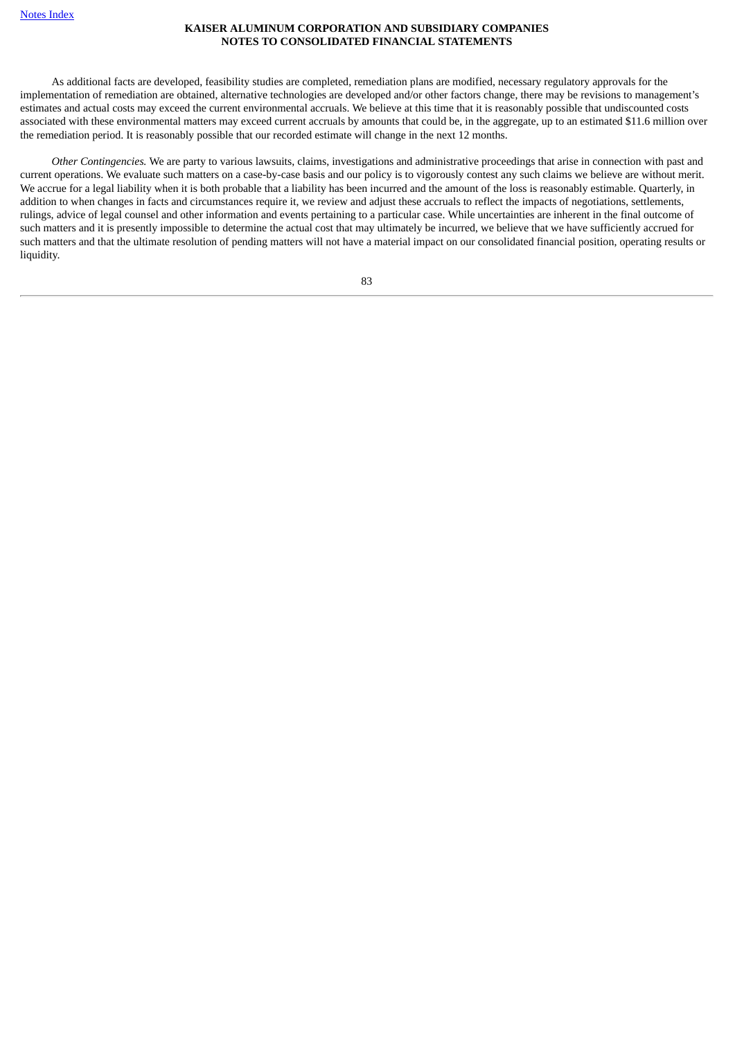As additional facts are developed, feasibility studies are completed, remediation plans are modified, necessary regulatory approvals for the implementation of remediation are obtained, alternative technologies are developed and/or other factors change, there may be revisions to management's estimates and actual costs may exceed the current environmental accruals. We believe at this time that it is reasonably possible that undiscounted costs associated with these environmental matters may exceed current accruals by amounts that could be, in the aggregate, up to an estimated $11.6 million over the remediation period. It is reasonably possible that our recorded estimate will change in the next 12 months.

*Other Contingencies.* We are party to various lawsuits, claims, investigations and administrative proceedings that arise in connection with past and current operations. We evaluate such matters on a case-by-case basis and our policy is to vigorously contest any such claims we believe are without merit. We accrue for a legal liability when it is both probable that a liability has been incurred and the amount of the loss is reasonably estimable. Quarterly, in addition to when changes in facts and circumstances require it, we review and adjust these accruals to reflect the impacts of negotiations, settlements, rulings, advice of legal counsel and other information and events pertaining to a particular case. While uncertainties are inherent in the final outcome of such matters and it is presently impossible to determine the actual cost that may ultimately be incurred, we believe that we have sufficiently accrued for such matters and that the ultimate resolution of pending matters will not have a material impact on our consolidated financial position, operating results or liquidity.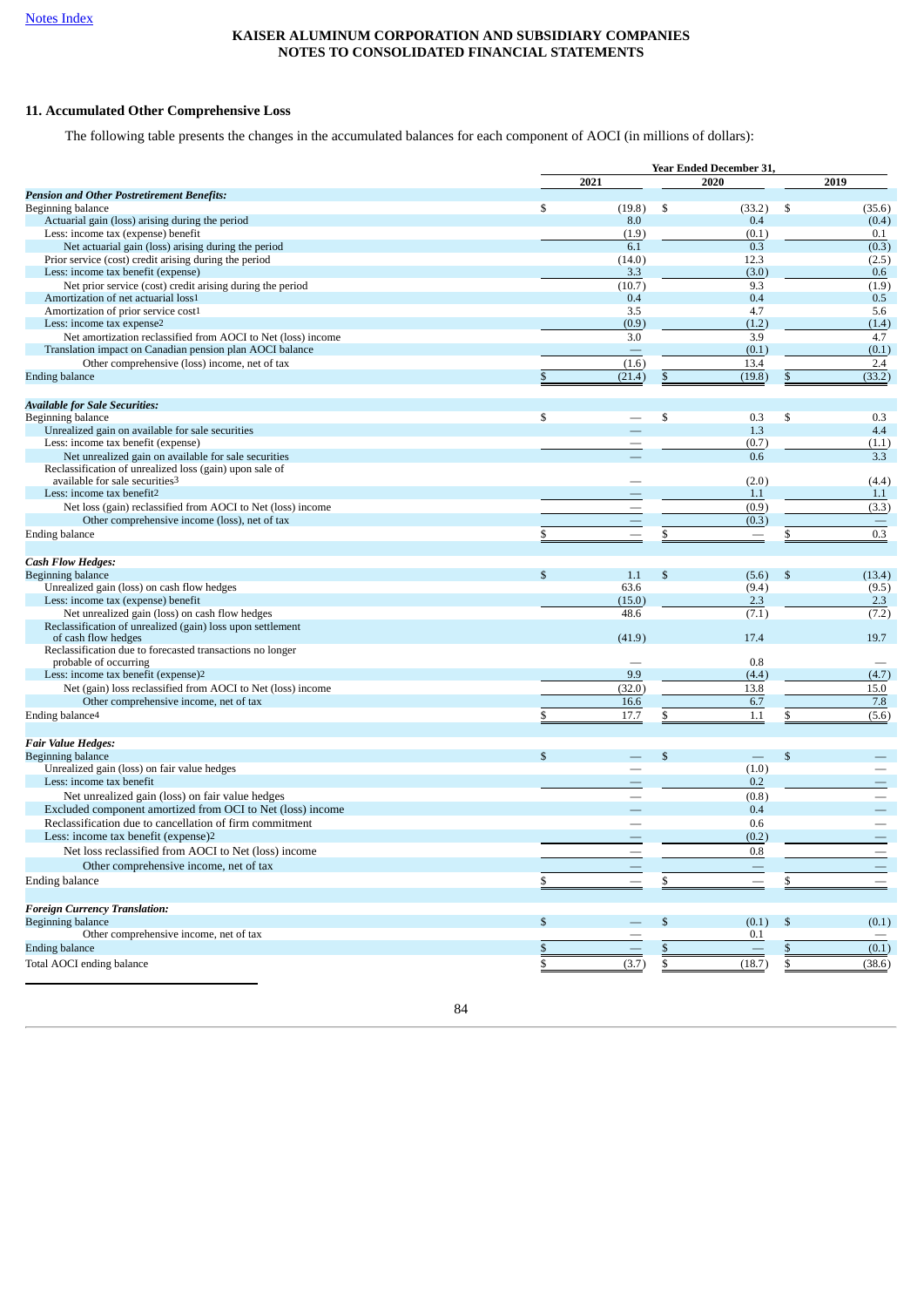Notes Index

**KAISER ALUMINUM CORPORATION AND SUBSIDIARY COMPANIES**
**NOTES TO CONSOLIDATED FINANCIAL STATEMENTS**

### 11. Accumulated Other Comprehensive Loss

The following table presents the changes in the accumulated balances for each component of AOCI (in millions of dollars):

| | Year Ended December 31, | | |
|---|---|---|---|
| | 2021 | 2020 | 2019 |
| ***Pension and Other Postretirement Benefits:*** | | | |
| Beginning balance | $ (19.8) | $ (33.2) | $ (35.6) |
| Actuarial gain (loss) arising during the period | 8.0 | 0.4 | (0.4) |
| Less: income tax (expense) benefit | (1.9) | (0.1) | 0.1 |
| Net actuarial gain (loss) arising during the period | 6.1 | 0.3 | (0.3) |
| Prior service (cost) credit arising during the period | (14.0) | 12.3 | (2.5) |
| Less: income tax benefit (expense) | 3.3 | (3.0) | 0.6 |
| Net prior service (cost) credit arising during the period | (10.7) | 9.3 | (1.9) |
| Amortization of net actuarial loss[1] | 0.4 | 0.4 | 0.5 |
| Amortization of prior service cost[1] | 3.5 | 4.7 | 5.6 |
| Less: income tax expense[2] | (0.9) | (1.2) | (1.4) |
| Net amortization reclassified from AOCI to Net (loss) income | 3.0 | 3.9 | 4.7 |
| Translation impact on Canadian pension plan AOCI balance | — | (0.1) | (0.1) |
| Other comprehensive (loss) income, net of tax | (1.6) | 13.4 | 2.4 |
| Ending balance | $ (21.4) | $ (19.8) | $ (33.2) |
| | | | |
| ***Available for Sale Securities:*** | | | |
| Beginning balance | $ — | $ 0.3 | $ 0.3 |
| Unrealized gain on available for sale securities | — | 1.3 | 4.4 |
| Less: income tax benefit (expense) | — | (0.7) | (1.1) |
| Net unrealized gain on available for sale securities | — | 0.6 | 3.3 |
| Reclassification of unrealized loss (gain) upon sale of available for sale securities[3] | — | (2.0) | (4.4) |
| Less: income tax benefit[2] | — | 1.1 | 1.1 |
| Net loss (gain) reclassified from AOCI to Net (loss) income | — | (0.9) | (3.3) |
| Other comprehensive income (loss), net of tax | — | (0.3) | — |
| Ending balance | $ — | $ — | $ 0.3 |
| | | | |
| ***Cash Flow Hedges:*** | | | |
| Beginning balance | $ 1.1 | $ (5.6) | $ (13.4) |
| Unrealized gain (loss) on cash flow hedges | 63.6 | (9.4) | (9.5) |
| Less: income tax (expense) benefit | (15.0) | 2.3 | 2.3 |
| Net unrealized gain (loss) on cash flow hedges | 48.6 | (7.1) | (7.2) |
| Reclassification of unrealized (gain) loss upon settlement of cash flow hedges | (41.9) | 17.4 | 19.7 |
| Reclassification due to forecasted transactions no longer probable of occurring | — | 0.8 | — |
| Less: income tax benefit (expense)[2] | 9.9 | (4.4) | (4.7) |
| Net (gain) loss reclassified from AOCI to Net (loss) income | (32.0) | 13.8 | 15.0 |
| Other comprehensive income, net of tax | 16.6 | 6.7 | 7.8 |
| Ending balance[4] | $ 17.7 | $ 1.1 | $ (5.6) |
| | | | |
| ***Fair Value Hedges:*** | | | |
| Beginning balance | $ — | $ — | $ — |
| Unrealized gain (loss) on fair value hedges | — | (1.0) | — |
| Less: income tax benefit | — | 0.2 | — |
| Net unrealized gain (loss) on fair value hedges | — | (0.8) | — |
| Excluded component amortized from OCI to Net (loss) income | — | 0.4 | — |
| Reclassification due to cancellation of firm commitment | — | 0.6 | — |
| Less: income tax benefit (expense)[2] | — | (0.2) | — |
| Net loss reclassified from AOCI to Net (loss) income | — | 0.8 | — |
| Other comprehensive income, net of tax | — | — | — |
| Ending balance | $ — | $ — | $ — |
| | | | |
| ***Foreign Currency Translation:*** | | | |
| Beginning balance | $ — | $ (0.1) | $ (0.1) |
| Other comprehensive income, net of tax | — | 0.1 | — |
| Ending balance | $ — | $ — | $ (0.1) |
| Total AOCI ending balance | $ (3.7) | $ (18.7) | $ (38.6) |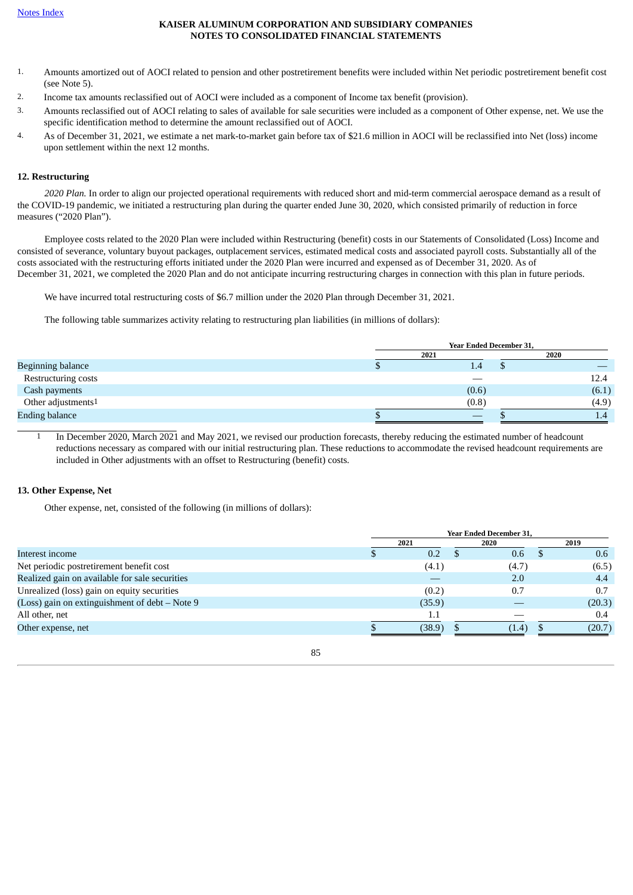1. Amounts amortized out of AOCI related to pension and other postretirement benefits were included within Net periodic postretirement benefit cost (see Note 5).
2. Income tax amounts reclassified out of AOCI were included as a component of Income tax benefit (provision).
3. Amounts reclassified out of AOCI relating to sales of available for sale securities were included as a component of Other expense, net. We use the specific identification method to determine the amount reclassified out of AOCI.
4. As of December 31, 2021, we estimate a net mark-to-market gain before tax of $21.6 million in AOCI will be reclassified into Net (loss) income upon settlement within the next 12 months.

## 12. Restructuring

*2020 Plan.* In order to align our projected operational requirements with reduced short and mid-term commercial aerospace demand as a result of the COVID-19 pandemic, we initiated a restructuring plan during the quarter ended June 30, 2020, which consisted primarily of reduction in force measures ("2020 Plan").

Employee costs related to the 2020 Plan were included within Restructuring (benefit) costs in our Statements of Consolidated (Loss) Income and consisted of severance, voluntary buyout packages, outplacement services, estimated medical costs and associated payroll costs. Substantially all of the costs associated with the restructuring efforts initiated under the 2020 Plan were incurred and expensed as of December 31, 2020. As of December 31, 2021, we completed the 2020 Plan and do not anticipate incurring restructuring charges in connection with this plan in future periods.

We have incurred total restructuring costs of $6.7 million under the 2020 Plan through December 31, 2021.

The following table summarizes activity relating to restructuring plan liabilities (in millions of dollars):

| | Year Ended December 31, | |
|---|---|---|
| | 2021 | 2020 |
| Beginning balance | $ 1.4 | $ — |
| Restructuring costs | — | 12.4 |
| Cash payments | (0.6) | (6.1) |
| Other adjustments[1] | (0.8) | (4.9) |
| Ending balance | $ — | $ 1.4 |

[1] In December 2020, March 2021 and May 2021, we revised our production forecasts, thereby reducing the estimated number of headcount reductions necessary as compared with our initial restructuring plan. These reductions to accommodate the revised headcount requirements are included in Other adjustments with an offset to Restructuring (benefit) costs.

## 13. Other Expense, Net

Other expense, net, consisted of the following (in millions of dollars):

| | Year Ended December 31, | | |
|---|---|---|---|
| | 2021 | 2020 | 2019 |
| Interest income | $ 0.2 | $ 0.6 | $ 0.6 |
| Net periodic postretirement benefit cost | (4.1) | (4.7) | (6.5) |
| Realized gain on available for sale securities | — | 2.0 | 4.4 |
| Unrealized (loss) gain on equity securities | (0.2) | 0.7 | 0.7 |
| (Loss) gain on extinguishment of debt – Note 9 | (35.9) | — | (20.3) |
| All other, net | 1.1 | — | 0.4 |
| Other expense, net | $ (38.9) | $ (1.4) | $ (20.7) |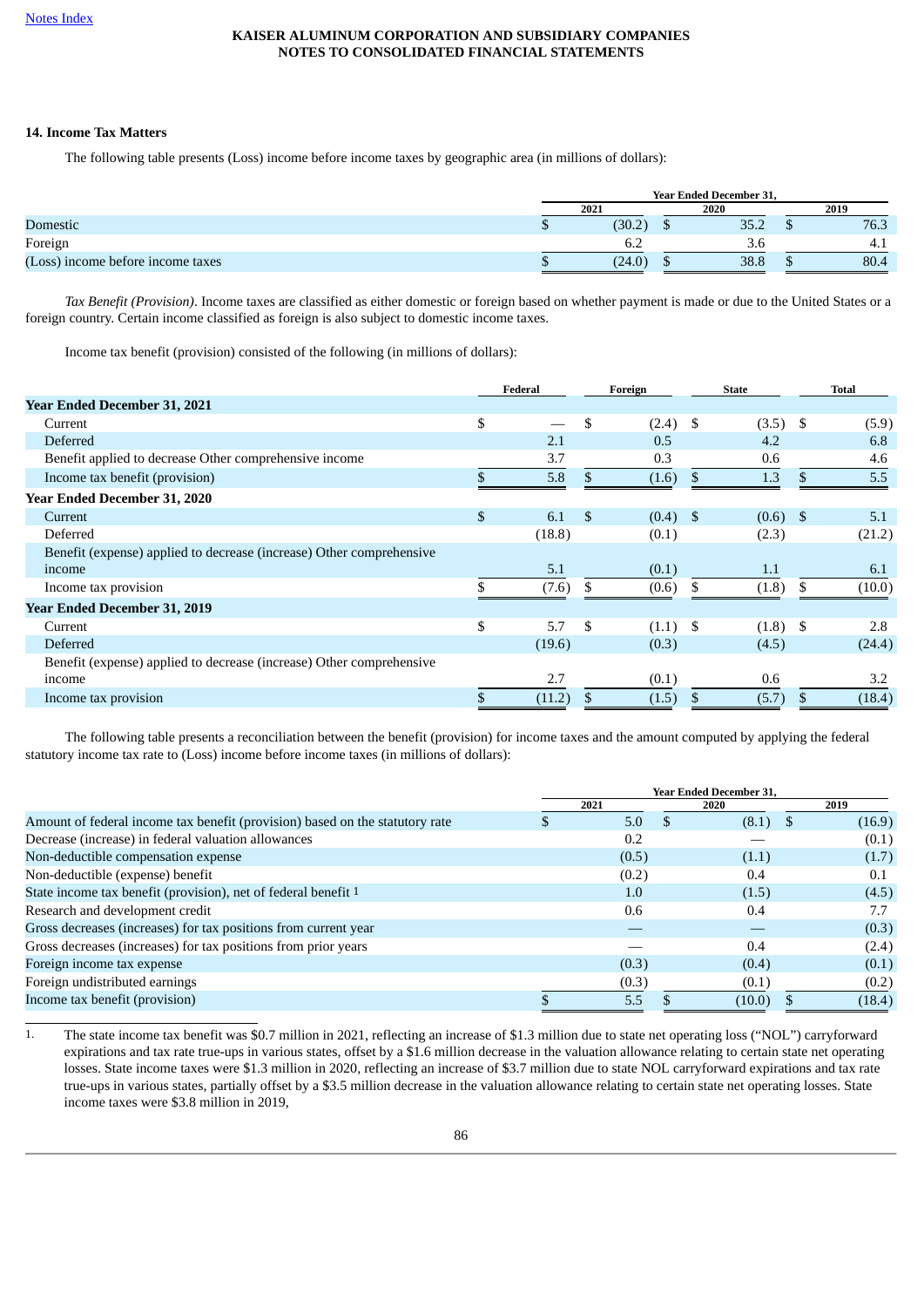Notes Index

**KAISER ALUMINUM CORPORATION AND SUBSIDIARY COMPANIES**
**NOTES TO CONSOLIDATED FINANCIAL STATEMENTS**

### 14. Income Tax Matters

The following table presents (Loss) income before income taxes by geographic area (in millions of dollars):

| | Year Ended December 31, | | |
|---|---|---|---|
| | 2021 | 2020 | 2019 |
| Domestic | $ (30.2) | $ 35.2 | $ 76.3 |
| Foreign | 6.2 | 3.6 | 4.1 |
| (Loss) income before income taxes | $ (24.0) | $ 38.8 | $ 80.4 |

*Tax Benefit (Provision)*. Income taxes are classified as either domestic or foreign based on whether payment is made or due to the United States or a foreign country. Certain income classified as foreign is also subject to domestic income taxes.

Income tax benefit (provision) consisted of the following (in millions of dollars):

| | Federal | Foreign | State | Total |
|---|---|---|---|---|
| **Year Ended December 31, 2021** | | | | |
| Current | $ — | $ (2.4) | $ (3.5) | $ (5.9) |
| Deferred | 2.1 | 0.5 | 4.2 | 6.8 |
| Benefit applied to decrease Other comprehensive income | 3.7 | 0.3 | 0.6 | 4.6 |
| Income tax benefit (provision) | $ 5.8 | $ (1.6) | $ 1.3 | $ 5.5 |
| **Year Ended December 31, 2020** | | | | |
| Current | $ 6.1 | $ (0.4) | $ (0.6) | $ 5.1 |
| Deferred | (18.8) | (0.1) | (2.3) | (21.2) |
| Benefit (expense) applied to decrease (increase) Other comprehensive income | 5.1 | (0.1) | 1.1 | 6.1 |
| Income tax provision | $ (7.6) | $ (0.6) | $ (1.8) | $ (10.0) |
| **Year Ended December 31, 2019** | | | | |
| Current | $ 5.7 | $ (1.1) | $ (1.8) | $ 2.8 |
| Deferred | (19.6) | (0.3) | (4.5) | (24.4) |
| Benefit (expense) applied to decrease (increase) Other comprehensive income | 2.7 | (0.1) | 0.6 | 3.2 |
| Income tax provision | $ (11.2) | $ (1.5) | $ (5.7) | $ (18.4) |

The following table presents a reconciliation between the benefit (provision) for income taxes and the amount computed by applying the federal statutory income tax rate to (Loss) income before income taxes (in millions of dollars):

| | Year Ended December 31, | | |
|---|---|---|---|
| | 2021 | 2020 | 2019 |
| Amount of federal income tax benefit (provision) based on the statutory rate | $ 5.0 | $ (8.1) | $ (16.9) |
| Decrease (increase) in federal valuation allowances | 0.2 | — | (0.1) |
| Non-deductible compensation expense | (0.5) | (1.1) | (1.7) |
| Non-deductible (expense) benefit | (0.2) | 0.4 | 0.1 |
| State income tax benefit (provision), net of federal benefit [1] | 1.0 | (1.5) | (4.5) |
| Research and development credit | 0.6 | 0.4 | 7.7 |
| Gross decreases (increases) for tax positions from current year | — | — | (0.3) |
| Gross decreases (increases) for tax positions from prior years | — | 0.4 | (2.4) |
| Foreign income tax expense | (0.3) | (0.4) | (0.1) |
| Foreign undistributed earnings | (0.3) | (0.1) | (0.2) |
| Income tax benefit (provision) | $ 5.5 | $ (10.0) | $ (18.4) |

1. The state income tax benefit was $0.7 million in 2021, reflecting an increase of $1.3 million due to state net operating loss ("NOL") carryforward expirations and tax rate true-ups in various states, offset by a $1.6 million decrease in the valuation allowance relating to certain state net operating losses. State income taxes were $1.3 million in 2020, reflecting an increase of $3.7 million due to state NOL carryforward expirations and tax rate true-ups in various states, partially offset by a $3.5 million decrease in the valuation allowance relating to certain state net operating losses. State income taxes were $3.8 million in 2019,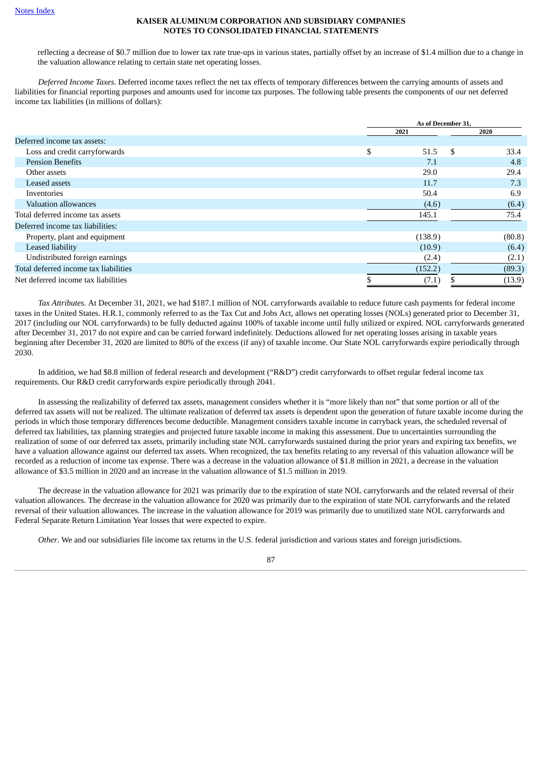reflecting a decrease of $0.7 million due to lower tax rate true-ups in various states, partially offset by an increase of $1.4 million due to a change in the valuation allowance relating to certain state net operating losses.

*Deferred Income Taxes.* Deferred income taxes reflect the net tax effects of temporary differences between the carrying amounts of assets and liabilities for financial reporting purposes and amounts used for income tax purposes. The following table presents the components of our net deferred income tax liabilities (in millions of dollars):

| | As of December 31, | |
|---|---|---|
| | 2021 | 2020 |
| Deferred income tax assets: | | |
| Loss and credit carryforwards | $ 51.5 | $ 33.4 |
| Pension Benefits | 7.1 | 4.8 |
| Other assets | 29.0 | 29.4 |
| Leased assets | 11.7 | 7.3 |
| Inventories | 50.4 | 6.9 |
| Valuation allowances | (4.6) | (6.4) |
| Total deferred income tax assets | 145.1 | 75.4 |
| Deferred income tax liabilities: | | |
| Property, plant and equipment | (138.9) | (80.8) |
| Leased liability | (10.9) | (6.4) |
| Undistributed foreign earnings | (2.4) | (2.1) |
| Total deferred income tax liabilities | (152.2) | (89.3) |
| Net deferred income tax liabilities | $ (7.1) | $ (13.9) |

*Tax Attributes.* At December 31, 2021, we had $187.1 million of NOL carryforwards available to reduce future cash payments for federal income taxes in the United States. H.R.1, commonly referred to as the Tax Cut and Jobs Act, allows net operating losses (NOLs) generated prior to December 31, 2017 (including our NOL carryforwards) to be fully deducted against 100% of taxable income until fully utilized or expired. NOL carryforwards generated after December 31, 2017 do not expire and can be carried forward indefinitely. Deductions allowed for net operating losses arising in taxable years beginning after December 31, 2020 are limited to 80% of the excess (if any) of taxable income. Our State NOL carryforwards expire periodically through 2030.

In addition, we had $8.8 million of federal research and development ("R&D") credit carryforwards to offset regular federal income tax requirements. Our R&D credit carryforwards expire periodically through 2041.

In assessing the realizability of deferred tax assets, management considers whether it is "more likely than not" that some portion or all of the deferred tax assets will not be realized. The ultimate realization of deferred tax assets is dependent upon the generation of future taxable income during the periods in which those temporary differences become deductible. Management considers taxable income in carryback years, the scheduled reversal of deferred tax liabilities, tax planning strategies and projected future taxable income in making this assessment. Due to uncertainties surrounding the realization of some of our deferred tax assets, primarily including state NOL carryforwards sustained during the prior years and expiring tax benefits, we have a valuation allowance against our deferred tax assets. When recognized, the tax benefits relating to any reversal of this valuation allowance will be recorded as a reduction of income tax expense. There was a decrease in the valuation allowance of $1.8 million in 2021, a decrease in the valuation allowance of $3.5 million in 2020 and an increase in the valuation allowance of $1.5 million in 2019.

The decrease in the valuation allowance for 2021 was primarily due to the expiration of state NOL carryforwards and the related reversal of their valuation allowances. The decrease in the valuation allowance for 2020 was primarily due to the expiration of state NOL carryforwards and the related reversal of their valuation allowances. The increase in the valuation allowance for 2019 was primarily due to unutilized state NOL carryforwards and Federal Separate Return Limitation Year losses that were expected to expire.

*Other*. We and our subsidiaries file income tax returns in the U.S. federal jurisdiction and various states and foreign jurisdictions.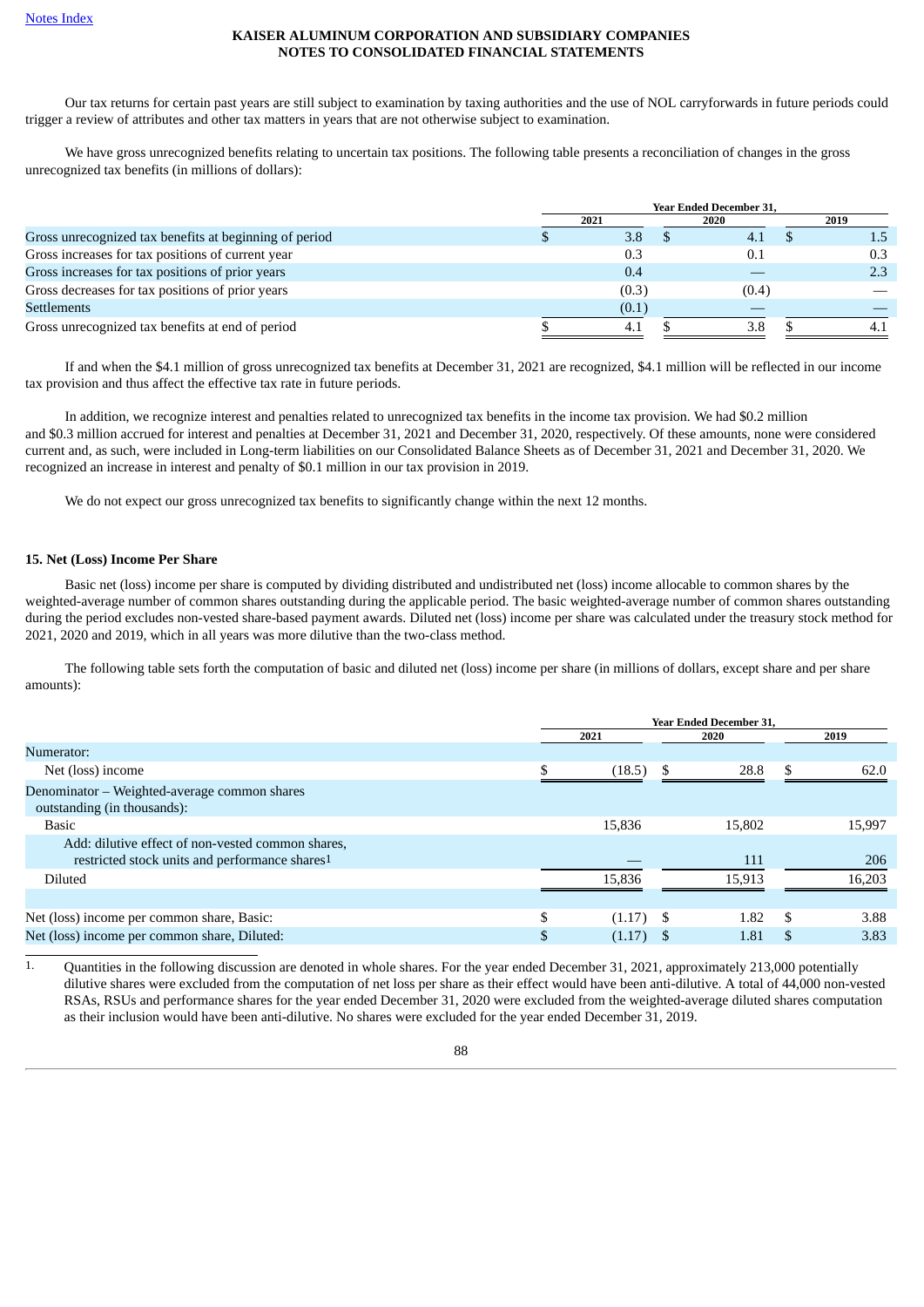Our tax returns for certain past years are still subject to examination by taxing authorities and the use of NOL carryforwards in future periods could trigger a review of attributes and other tax matters in years that are not otherwise subject to examination.

We have gross unrecognized benefits relating to uncertain tax positions. The following table presents a reconciliation of changes in the gross unrecognized tax benefits (in millions of dollars):

| | Year Ended December 31, | | |
|---|---|---|---|
| | 2021 | 2020 | 2019 |
| Gross unrecognized tax benefits at beginning of period | $ 3.8 | $ 4.1 | $ 1.5 |
| Gross increases for tax positions of current year | 0.3 | 0.1 | 0.3 |
| Gross increases for tax positions of prior years | 0.4 | — | 2.3 |
| Gross decreases for tax positions of prior years | (0.3) | (0.4) | — |
| Settlements | (0.1) | — | — |
| Gross unrecognized tax benefits at end of period | $ 4.1 | $ 3.8 | $ 4.1 |

If and when the $4.1 million of gross unrecognized tax benefits at December 31, 2021 are recognized, $4.1 million will be reflected in our income tax provision and thus affect the effective tax rate in future periods.

In addition, we recognize interest and penalties related to unrecognized tax benefits in the income tax provision. We had $0.2 million and $0.3 million accrued for interest and penalties at December 31, 2021 and December 31, 2020, respectively. Of these amounts, none were considered current and, as such, were included in Long-term liabilities on our Consolidated Balance Sheets as of December 31, 2021 and December 31, 2020. We recognized an increase in interest and penalty of $0.1 million in our tax provision in 2019.

We do not expect our gross unrecognized tax benefits to significantly change within the next 12 months.

### 15. Net (Loss) Income Per Share

Basic net (loss) income per share is computed by dividing distributed and undistributed net (loss) income allocable to common shares by the weighted-average number of common shares outstanding during the applicable period. The basic weighted-average number of common shares outstanding during the period excludes non-vested share-based payment awards. Diluted net (loss) income per share was calculated under the treasury stock method for 2021, 2020 and 2019, which in all years was more dilutive than the two-class method.

The following table sets forth the computation of basic and diluted net (loss) income per share (in millions of dollars, except share and per share amounts):

| | Year Ended December 31, | | |
|---|---|---|---|
| | 2021 | 2020 | 2019 |
| Numerator: | | | |
| Net (loss) income | $ (18.5) | $ 28.8 | $ 62.0 |
| Denominator – Weighted-average common shares outstanding (in thousands): | | | |
| Basic | 15,836 | 15,802 | 15,997 |
| Add: dilutive effect of non-vested common shares, restricted stock units and performance shares[1] | — | 111 | 206 |
| Diluted | 15,836 | 15,913 | 16,203 |
| | | | |
| Net (loss) income per common share, Basic: | $ (1.17) | $ 1.82 | $ 3.88 |
| Net (loss) income per common share, Diluted: | $ (1.17) | $ 1.81 | $ 3.83 |

1. Quantities in the following discussion are denoted in whole shares. For the year ended December 31, 2021, approximately 213,000 potentially dilutive shares were excluded from the computation of net loss per share as their effect would have been anti-dilutive. A total of 44,000 non-vested RSAs, RSUs and performance shares for the year ended December 31, 2020 were excluded from the weighted-average diluted shares computation as their inclusion would have been anti-dilutive. No shares were excluded for the year ended December 31, 2019.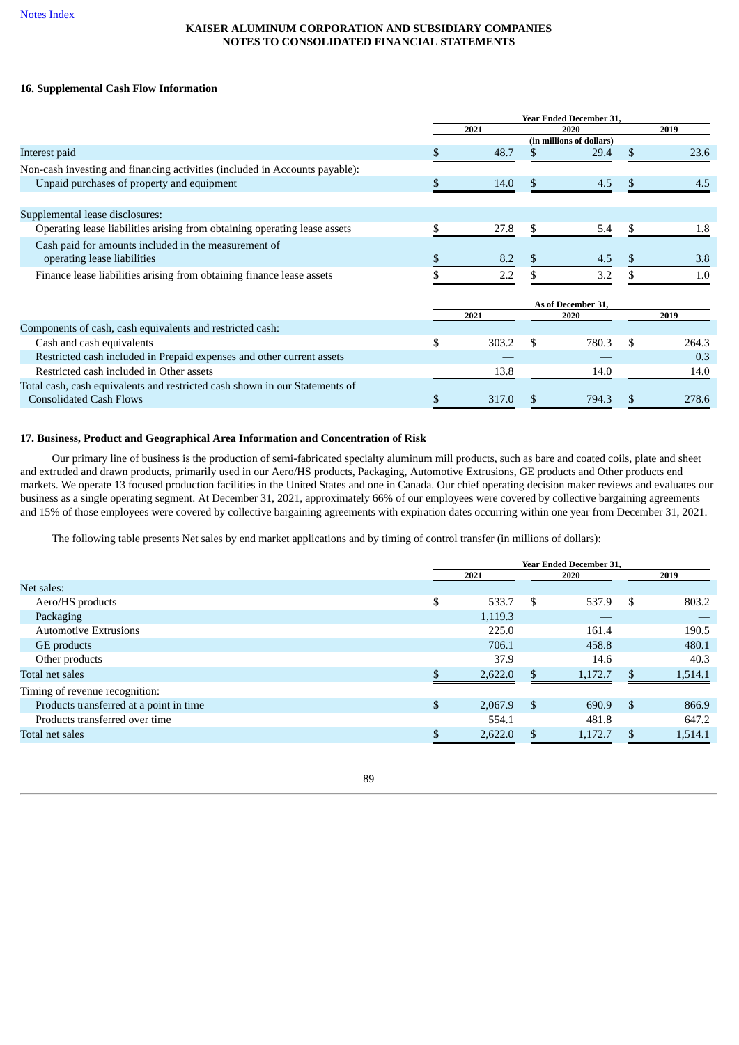[Notes Index](#)

**KAISER ALUMINUM CORPORATION AND SUBSIDIARY COMPANIES**
**NOTES TO CONSOLIDATED FINANCIAL STATEMENTS**

### 16. Supplemental Cash Flow Information

| | Year Ended December 31, | | |
|---|---|---|---|
| | 2021 | 2020 | 2019 |
| | | (in millions of dollars) | |
| Interest paid | $ 48.7 | $ 29.4 | $ 23.6 |
| Non-cash investing and financing activities (included in Accounts payable): | | | |
| Unpaid purchases of property and equipment | $ 14.0 | $ 4.5 | $ 4.5 |
| Supplemental lease disclosures: | | | |
| Operating lease liabilities arising from obtaining operating lease assets | $ 27.8 | $ 5.4 | $ 1.8 |
| Cash paid for amounts included in the measurement of operating lease liabilities | $ 8.2 | $ 4.5 | $ 3.8 |
| Finance lease liabilities arising from obtaining finance lease assets | $ 2.2 | $ 3.2 | $ 1.0 |

| | As of December 31, | | |
|---|---|---|---|
| | 2021 | 2020 | 2019 |
| Components of cash, cash equivalents and restricted cash: | | | |
| Cash and cash equivalents | $ 303.2 | $ 780.3 | $ 264.3 |
| Restricted cash included in Prepaid expenses and other current assets | — | — | 0.3 |
| Restricted cash included in Other assets | 13.8 | 14.0 | 14.0 |
| Total cash, cash equivalents and restricted cash shown in our Statements of Consolidated Cash Flows | $ 317.0 | $ 794.3 | $ 278.6 |

### 17. Business, Product and Geographical Area Information and Concentration of Risk

Our primary line of business is the production of semi-fabricated specialty aluminum mill products, such as bare and coated coils, plate and sheet and extruded and drawn products, primarily used in our Aero/HS products, Packaging, Automotive Extrusions, GE products and Other products end markets. We operate 13 focused production facilities in the United States and one in Canada. Our chief operating decision maker reviews and evaluates our business as a single operating segment. At December 31, 2021, approximately 66% of our employees were covered by collective bargaining agreements and 15% of those employees were covered by collective bargaining agreements with expiration dates occurring within one year from December 31, 2021.

The following table presents Net sales by end market applications and by timing of control transfer (in millions of dollars):

| | Year Ended December 31, | | |
|---|---|---|---|
| | 2021 | 2020 | 2019 |
| Net sales: | | | |
| Aero/HS products | $ 533.7 | $ 537.9 | $ 803.2 |
| Packaging | 1,119.3 | — | — |
| Automotive Extrusions | 225.0 | 161.4 | 190.5 |
| GE products | 706.1 | 458.8 | 480.1 |
| Other products | 37.9 | 14.6 | 40.3 |
| Total net sales | $ 2,622.0 | $ 1,172.7 | $ 1,514.1 |
| Timing of revenue recognition: | | | |
| Products transferred at a point in time | $ 2,067.9 | $ 690.9 | $ 866.9 |
| Products transferred over time | 554.1 | 481.8 | 647.2 |
| Total net sales | $ 2,622.0 | $ 1,172.7 | $ 1,514.1 |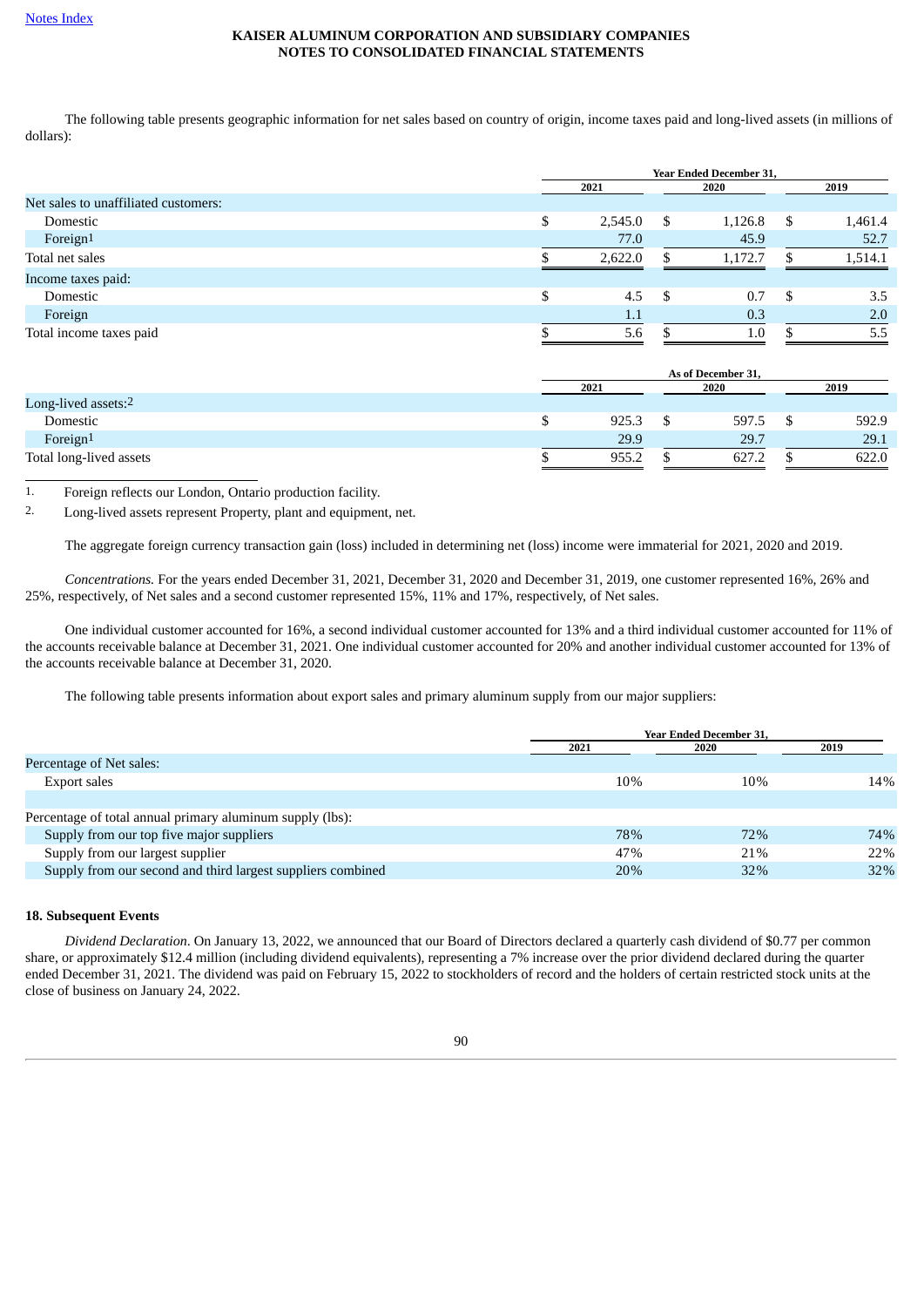The following table presents geographic information for net sales based on country of origin, income taxes paid and long-lived assets (in millions of dollars):

| | Year Ended December 31, | | |
|---|---|---|---|
| | 2021 | 2020 | 2019 |
| Net sales to unaffiliated customers: | | | |
| Domestic | $ 2,545.0 | $ 1,126.8 | $ 1,461.4 |
| Foreign[1] | 77.0 | 45.9 | 52.7 |
| Total net sales | $ 2,622.0 | $ 1,172.7 | $ 1,514.1 |
| Income taxes paid: | | | |
| Domestic | $ 4.5 | $ 0.7 | $ 3.5 |
| Foreign | 1.1 | 0.3 | 2.0 |
| Total income taxes paid | $ 5.6 | $ 1.0 | $ 5.5 |

| | As of December 31, | | |
|---|---|---|---|
| | 2021 | 2020 | 2019 |
| Long-lived assets:[2] | | | |
| Domestic | $ 925.3 | $ 597.5 | $ 592.9 |
| Foreign[1] | 29.9 | 29.7 | 29.1 |
| Total long-lived assets | $ 955.2 | $ 627.2 | $ 622.0 |

1. Foreign reflects our London, Ontario production facility.
2. Long-lived assets represent Property, plant and equipment, net.

The aggregate foreign currency transaction gain (loss) included in determining net (loss) income were immaterial for 2021, 2020 and 2019.

*Concentrations.* For the years ended December 31, 2021, December 31, 2020 and December 31, 2019, one customer represented 16%, 26% and 25%, respectively, of Net sales and a second customer represented 15%, 11% and 17%, respectively, of Net sales.

One individual customer accounted for 16%, a second individual customer accounted for 13% and a third individual customer accounted for 11% of the accounts receivable balance at December 31, 2021. One individual customer accounted for 20% and another individual customer accounted for 13% of the accounts receivable balance at December 31, 2020.

The following table presents information about export sales and primary aluminum supply from our major suppliers:

| | Year Ended December 31, | | |
|---|---|---|---|
| | 2021 | 2020 | 2019 |
| Percentage of Net sales: | | | |
| Export sales | 10% | 10% | 14% |
| | | | |
| Percentage of total annual primary aluminum supply (lbs): | | | |
| Supply from our top five major suppliers | 78% | 72% | 74% |
| Supply from our largest supplier | 47% | 21% | 22% |
| Supply from our second and third largest suppliers combined | 20% | 32% | 32% |

### 18. Subsequent Events

*Dividend Declaration*. On January 13, 2022, we announced that our Board of Directors declared a quarterly cash dividend of $0.77 per common share, or approximately $12.4 million (including dividend equivalents), representing a 7% increase over the prior dividend declared during the quarter ended December 31, 2021. The dividend was paid on February 15, 2022 to stockholders of record and the holders of certain restricted stock units at the close of business on January 24, 2022.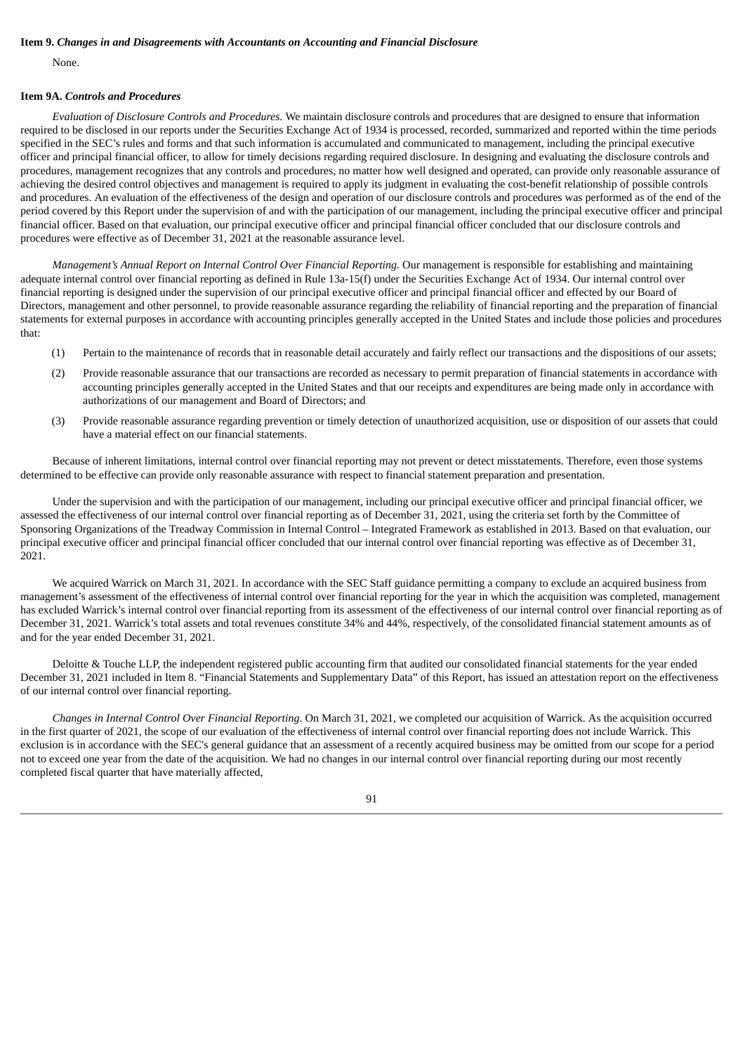**Item 9.** ***Changes in and Disagreements with Accountants on Accounting and Financial Disclosure***

None.

**Item 9A.** ***Controls and Procedures***

*Evaluation of Disclosure Controls and Procedures.* We maintain disclosure controls and procedures that are designed to ensure that information required to be disclosed in our reports under the Securities Exchange Act of 1934 is processed, recorded, summarized and reported within the time periods specified in the SEC's rules and forms and that such information is accumulated and communicated to management, including the principal executive officer and principal financial officer, to allow for timely decisions regarding required disclosure. In designing and evaluating the disclosure controls and procedures, management recognizes that any controls and procedures, no matter how well designed and operated, can provide only reasonable assurance of achieving the desired control objectives and management is required to apply its judgment in evaluating the cost-benefit relationship of possible controls and procedures. An evaluation of the effectiveness of the design and operation of our disclosure controls and procedures was performed as of the end of the period covered by this Report under the supervision of and with the participation of our management, including the principal executive officer and principal financial officer. Based on that evaluation, our principal executive officer and principal financial officer concluded that our disclosure controls and procedures were effective as of December 31, 2021 at the reasonable assurance level.

*Management's Annual Report on Internal Control Over Financial Reporting.* Our management is responsible for establishing and maintaining adequate internal control over financial reporting as defined in Rule 13a-15(f) under the Securities Exchange Act of 1934. Our internal control over financial reporting is designed under the supervision of our principal executive officer and principal financial officer and effected by our Board of Directors, management and other personnel, to provide reasonable assurance regarding the reliability of financial reporting and the preparation of financial statements for external purposes in accordance with accounting principles generally accepted in the United States and include those policies and procedures that:

(1) Pertain to the maintenance of records that in reasonable detail accurately and fairly reflect our transactions and the dispositions of our assets;

(2) Provide reasonable assurance that our transactions are recorded as necessary to permit preparation of financial statements in accordance with accounting principles generally accepted in the United States and that our receipts and expenditures are being made only in accordance with authorizations of our management and Board of Directors; and

(3) Provide reasonable assurance regarding prevention or timely detection of unauthorized acquisition, use or disposition of our assets that could have a material effect on our financial statements.

Because of inherent limitations, internal control over financial reporting may not prevent or detect misstatements. Therefore, even those systems determined to be effective can provide only reasonable assurance with respect to financial statement preparation and presentation.

Under the supervision and with the participation of our management, including our principal executive officer and principal financial officer, we assessed the effectiveness of our internal control over financial reporting as of December 31, 2021, using the criteria set forth by the Committee of Sponsoring Organizations of the Treadway Commission in Internal Control – Integrated Framework as established in 2013. Based on that evaluation, our principal executive officer and principal financial officer concluded that our internal control over financial reporting was effective as of December 31, 2021.

We acquired Warrick on March 31, 2021. In accordance with the SEC Staff guidance permitting a company to exclude an acquired business from management's assessment of the effectiveness of internal control over financial reporting for the year in which the acquisition was completed, management has excluded Warrick's internal control over financial reporting from its assessment of the effectiveness of our internal control over financial reporting as of December 31, 2021. Warrick's total assets and total revenues constitute 34% and 44%, respectively, of the consolidated financial statement amounts as of and for the year ended December 31, 2021.

Deloitte & Touche LLP, the independent registered public accounting firm that audited our consolidated financial statements for the year ended December 31, 2021 included in Item 8. "Financial Statements and Supplementary Data" of this Report, has issued an attestation report on the effectiveness of our internal control over financial reporting.

*Changes in Internal Control Over Financial Reporting*. On March 31, 2021, we completed our acquisition of Warrick. As the acquisition occurred in the first quarter of 2021, the scope of our evaluation of the effectiveness of internal control over financial reporting does not include Warrick. This exclusion is in accordance with the SEC's general guidance that an assessment of a recently acquired business may be omitted from our scope for a period not to exceed one year from the date of the acquisition. We had no changes in our internal control over financial reporting during our most recently completed fiscal quarter that have materially affected,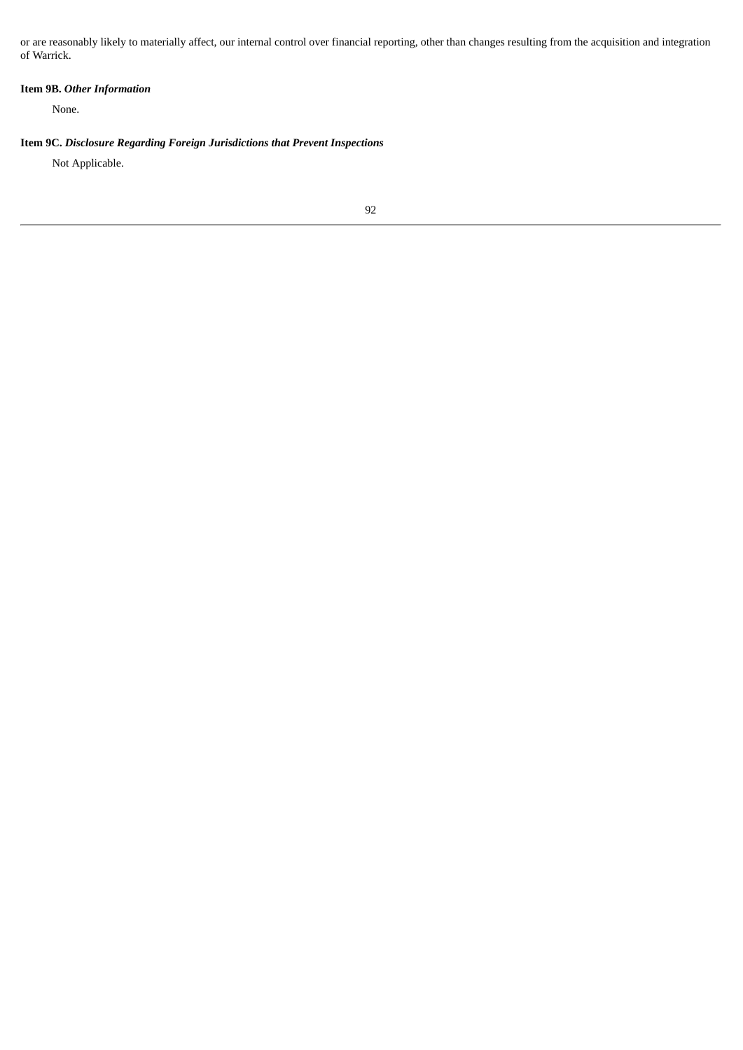or are reasonably likely to materially affect, our internal control over financial reporting, other than changes resulting from the acquisition and integration of Warrick.

**Item 9B.** ***Other Information***

None.

**Item 9C.** ***Disclosure Regarding Foreign Jurisdictions that Prevent Inspections***

Not Applicable.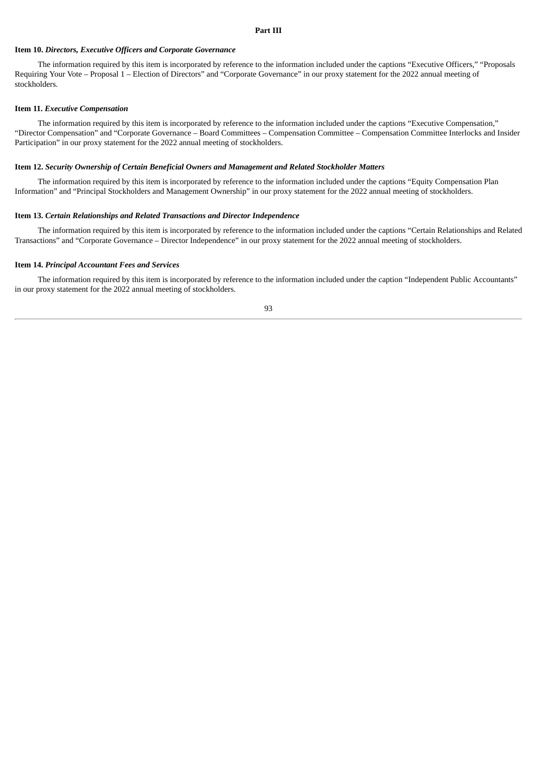# Part III

## Item 10. *Directors, Executive Officers and Corporate Governance*

The information required by this item is incorporated by reference to the information included under the captions "Executive Officers," "Proposals Requiring Your Vote – Proposal 1 – Election of Directors" and "Corporate Governance" in our proxy statement for the 2022 annual meeting of stockholders.

## Item 11. *Executive Compensation*

The information required by this item is incorporated by reference to the information included under the captions "Executive Compensation," "Director Compensation" and "Corporate Governance – Board Committees – Compensation Committee – Compensation Committee Interlocks and Insider Participation" in our proxy statement for the 2022 annual meeting of stockholders.

## Item 12. *Security Ownership of Certain Beneficial Owners and Management and Related Stockholder Matters*

The information required by this item is incorporated by reference to the information included under the captions "Equity Compensation Plan Information" and "Principal Stockholders and Management Ownership" in our proxy statement for the 2022 annual meeting of stockholders.

## Item 13. *Certain Relationships and Related Transactions and Director Independence*

The information required by this item is incorporated by reference to the information included under the captions "Certain Relationships and Related Transactions" and "Corporate Governance – Director Independence" in our proxy statement for the 2022 annual meeting of stockholders.

## Item 14. *Principal Accountant Fees and Services*

The information required by this item is incorporated by reference to the information included under the caption "Independent Public Accountants" in our proxy statement for the 2022 annual meeting of stockholders.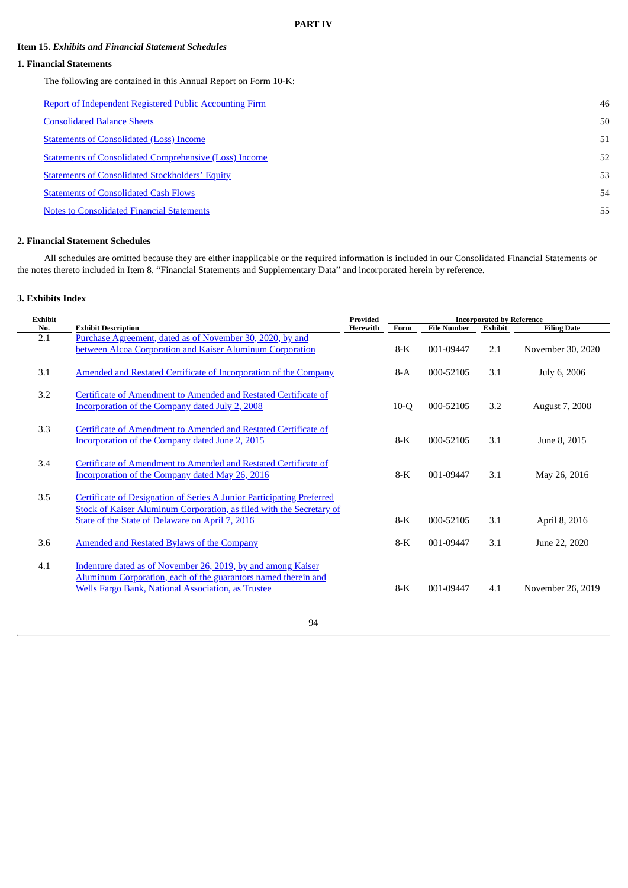# PART IV

**Item 15.** ***Exhibits and Financial Statement Schedules***

**1. Financial Statements**

The following are contained in this Annual Report on Form 10-K:

| | |
|---|---|
| Report of Independent Registered Public Accounting Firm | 46 |
| Consolidated Balance Sheets | 50 |
| Statements of Consolidated (Loss) Income | 51 |
| Statements of Consolidated Comprehensive (Loss) Income | 52 |
| Statements of Consolidated Stockholders' Equity | 53 |
| Statements of Consolidated Cash Flows | 54 |
| Notes to Consolidated Financial Statements | 55 |

**2. Financial Statement Schedules**

All schedules are omitted because they are either inapplicable or the required information is included in our Consolidated Financial Statements or the notes thereto included in Item 8. "Financial Statements and Supplementary Data" and incorporated herein by reference.

**3. Exhibits Index**

| Exhibit No. | Exhibit Description | Provided Herewith | Incorporated by Reference | | | |
|---|---|---|---|---|---|---|
| | | | Form | File Number | Exhibit | Filing Date |
| 2.1 | Purchase Agreement, dated as of November 30, 2020, by and between Alcoa Corporation and Kaiser Aluminum Corporation | | 8-K | 001-09447 | 2.1 | November 30, 2020 |
| 3.1 | Amended and Restated Certificate of Incorporation of the Company | | 8-A | 000-52105 | 3.1 | July 6, 2006 |
| 3.2 | Certificate of Amendment to Amended and Restated Certificate of Incorporation of the Company dated July 2, 2008 | | 10-Q | 000-52105 | 3.2 | August 7, 2008 |
| 3.3 | Certificate of Amendment to Amended and Restated Certificate of Incorporation of the Company dated June 2, 2015 | | 8-K | 000-52105 | 3.1 | June 8, 2015 |
| 3.4 | Certificate of Amendment to Amended and Restated Certificate of Incorporation of the Company dated May 26, 2016 | | 8-K | 001-09447 | 3.1 | May 26, 2016 |
| 3.5 | Certificate of Designation of Series A Junior Participating Preferred Stock of Kaiser Aluminum Corporation, as filed with the Secretary of State of the State of Delaware on April 7, 2016 | | 8-K | 000-52105 | 3.1 | April 8, 2016 |
| 3.6 | Amended and Restated Bylaws of the Company | | 8-K | 001-09447 | 3.1 | June 22, 2020 |
| 4.1 | Indenture dated as of November 26, 2019, by and among Kaiser Aluminum Corporation, each of the guarantors named therein and Wells Fargo Bank, National Association, as Trustee | | 8-K | 001-09447 | 4.1 | November 26, 2019 |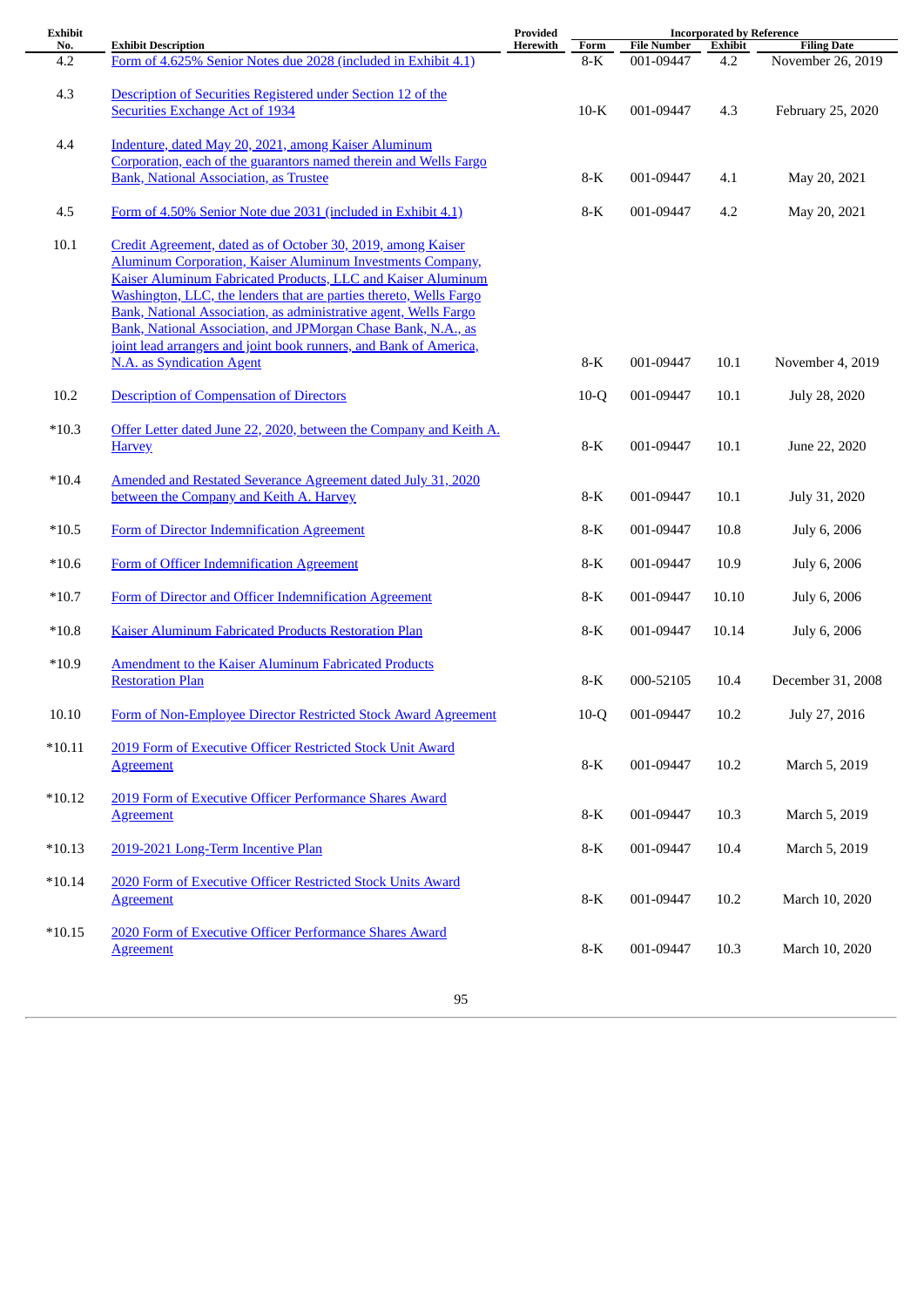| Exhibit No. | Exhibit Description | Provided Herewith | Incorporated by Reference | | | |
|---|---|---|---|---|---|---|
| | | | Form | File Number | Exhibit | Filing Date |
| 4.2 | Form of 4.625% Senior Notes due 2028 (included in Exhibit 4.1) | | 8-K | 001-09447 | 4.2 | November 26, 2019 |
| 4.3 | Description of Securities Registered under Section 12 of the Securities Exchange Act of 1934 | | 10-K | 001-09447 | 4.3 | February 25, 2020 |
| 4.4 | Indenture, dated May 20, 2021, among Kaiser Aluminum Corporation, each of the guarantors named therein and Wells Fargo Bank, National Association, as Trustee | | 8-K | 001-09447 | 4.1 | May 20, 2021 |
| 4.5 | Form of 4.50% Senior Note due 2031 (included in Exhibit 4.1) | | 8-K | 001-09447 | 4.2 | May 20, 2021 |
| 10.1 | Credit Agreement, dated as of October 30, 2019, among Kaiser Aluminum Corporation, Kaiser Aluminum Investments Company, Kaiser Aluminum Fabricated Products, LLC and Kaiser Aluminum Washington, LLC, the lenders that are parties thereto, Wells Fargo Bank, National Association, as administrative agent, Wells Fargo Bank, National Association, and JPMorgan Chase Bank, N.A., as joint lead arrangers and joint book runners, and Bank of America, N.A. as Syndication Agent | | 8-K | 001-09447 | 10.1 | November 4, 2019 |
| 10.2 | Description of Compensation of Directors | | 10-Q | 001-09447 | 10.1 | July 28, 2020 |
| *10.3 | Offer Letter dated June 22, 2020, between the Company and Keith A. Harvey | | 8-K | 001-09447 | 10.1 | June 22, 2020 |
| *10.4 | Amended and Restated Severance Agreement dated July 31, 2020 between the Company and Keith A. Harvey | | 8-K | 001-09447 | 10.1 | July 31, 2020 |
| *10.5 | Form of Director Indemnification Agreement | | 8-K | 001-09447 | 10.8 | July 6, 2006 |
| *10.6 | Form of Officer Indemnification Agreement | | 8-K | 001-09447 | 10.9 | July 6, 2006 |
| *10.7 | Form of Director and Officer Indemnification Agreement | | 8-K | 001-09447 | 10.10 | July 6, 2006 |
| *10.8 | Kaiser Aluminum Fabricated Products Restoration Plan | | 8-K | 001-09447 | 10.14 | July 6, 2006 |
| *10.9 | Amendment to the Kaiser Aluminum Fabricated Products Restoration Plan | | 8-K | 000-52105 | 10.4 | December 31, 2008 |
| 10.10 | Form of Non-Employee Director Restricted Stock Award Agreement | | 10-Q | 001-09447 | 10.2 | July 27, 2016 |
| *10.11 | 2019 Form of Executive Officer Restricted Stock Unit Award Agreement | | 8-K | 001-09447 | 10.2 | March 5, 2019 |
| *10.12 | 2019 Form of Executive Officer Performance Shares Award Agreement | | 8-K | 001-09447 | 10.3 | March 5, 2019 |
| *10.13 | 2019-2021 Long-Term Incentive Plan | | 8-K | 001-09447 | 10.4 | March 5, 2019 |
| *10.14 | 2020 Form of Executive Officer Restricted Stock Units Award Agreement | | 8-K | 001-09447 | 10.2 | March 10, 2020 |
| *10.15 | 2020 Form of Executive Officer Performance Shares Award Agreement | | 8-K | 001-09447 | 10.3 | March 10, 2020 |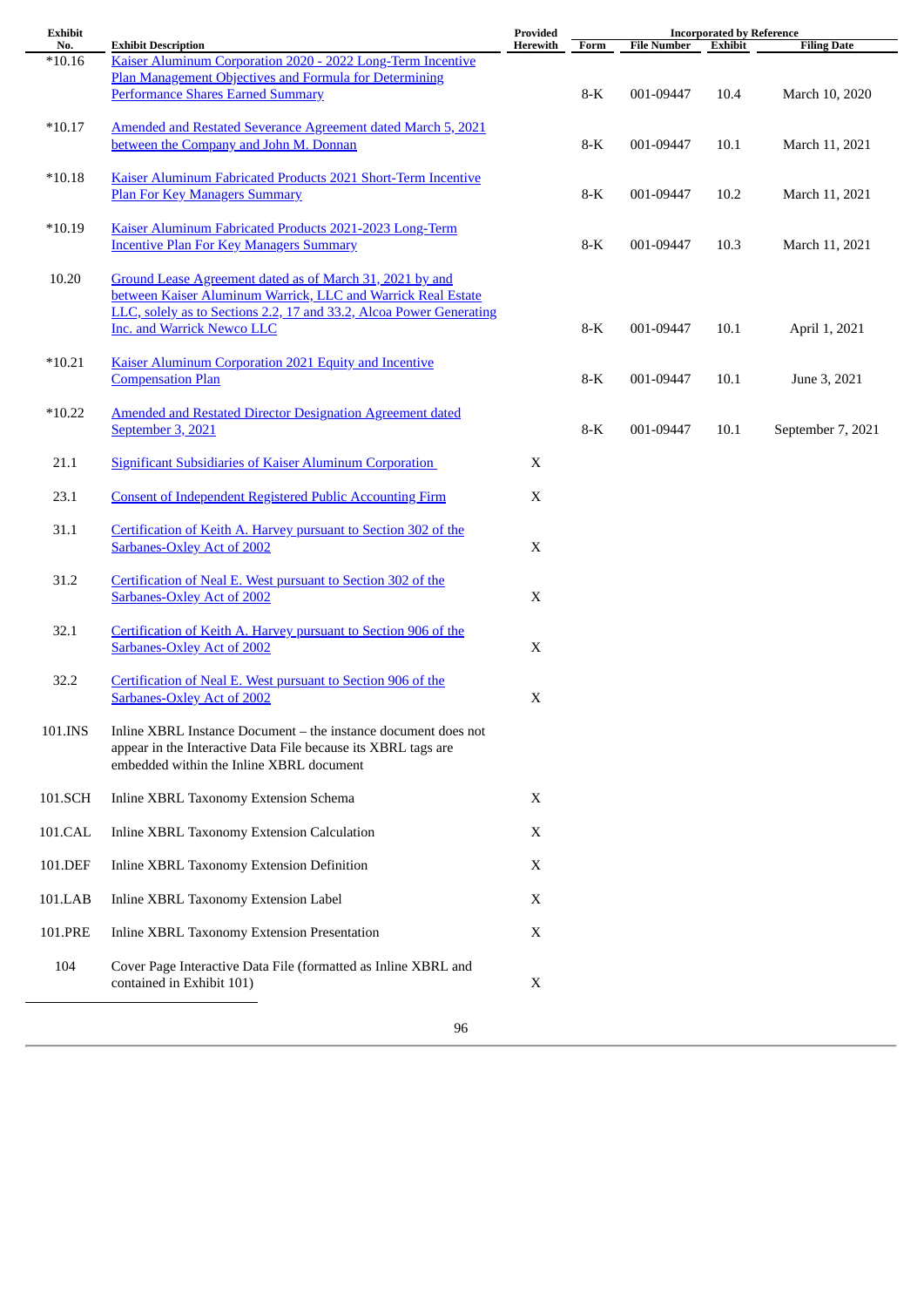| Exhibit No. | Exhibit Description | Provided Herewith | Incorporated by Reference | | | |
|---|---|---|---|---|---|---|
| | | | Form | File Number | Exhibit | Filing Date |
| *10.16 | Kaiser Aluminum Corporation 2020 - 2022 Long-Term Incentive Plan Management Objectives and Formula for Determining Performance Shares Earned Summary | | 8-K | 001-09447 | 10.4 | March 10, 2020 |
| *10.17 | Amended and Restated Severance Agreement dated March 5, 2021 between the Company and John M. Donnan | | 8-K | 001-09447 | 10.1 | March 11, 2021 |
| *10.18 | Kaiser Aluminum Fabricated Products 2021 Short-Term Incentive Plan For Key Managers Summary | | 8-K | 001-09447 | 10.2 | March 11, 2021 |
| *10.19 | Kaiser Aluminum Fabricated Products 2021-2023 Long-Term Incentive Plan For Key Managers Summary | | 8-K | 001-09447 | 10.3 | March 11, 2021 |
| 10.20 | Ground Lease Agreement dated as of March 31, 2021 by and between Kaiser Aluminum Warrick, LLC and Warrick Real Estate LLC, solely as to Sections 2.2, 17 and 33.2, Alcoa Power Generating Inc. and Warrick Newco LLC | | 8-K | 001-09447 | 10.1 | April 1, 2021 |
| *10.21 | Kaiser Aluminum Corporation 2021 Equity and Incentive Compensation Plan | | 8-K | 001-09447 | 10.1 | June 3, 2021 |
| *10.22 | Amended and Restated Director Designation Agreement dated September 3, 2021 | | 8-K | 001-09447 | 10.1 | September 7, 2021 |
| 21.1 | Significant Subsidiaries of Kaiser Aluminum Corporation | X | | | | |
| 23.1 | Consent of Independent Registered Public Accounting Firm | X | | | | |
| 31.1 | Certification of Keith A. Harvey pursuant to Section 302 of the Sarbanes-Oxley Act of 2002 | X | | | | |
| 31.2 | Certification of Neal E. West pursuant to Section 302 of the Sarbanes-Oxley Act of 2002 | X | | | | |
| 32.1 | Certification of Keith A. Harvey pursuant to Section 906 of the Sarbanes-Oxley Act of 2002 | X | | | | |
| 32.2 | Certification of Neal E. West pursuant to Section 906 of the Sarbanes-Oxley Act of 2002 | X | | | | |
| 101.INS | Inline XBRL Instance Document – the instance document does not appear in the Interactive Data File because its XBRL tags are embedded within the Inline XBRL document | | | | | |
| 101.SCH | Inline XBRL Taxonomy Extension Schema | X | | | | |
| 101.CAL | Inline XBRL Taxonomy Extension Calculation | X | | | | |
| 101.DEF | Inline XBRL Taxonomy Extension Definition | X | | | | |
| 101.LAB | Inline XBRL Taxonomy Extension Label | X | | | | |
| 101.PRE | Inline XBRL Taxonomy Extension Presentation | X | | | | |
| 104 | Cover Page Interactive Data File (formatted as Inline XBRL and contained in Exhibit 101) | X | | | | |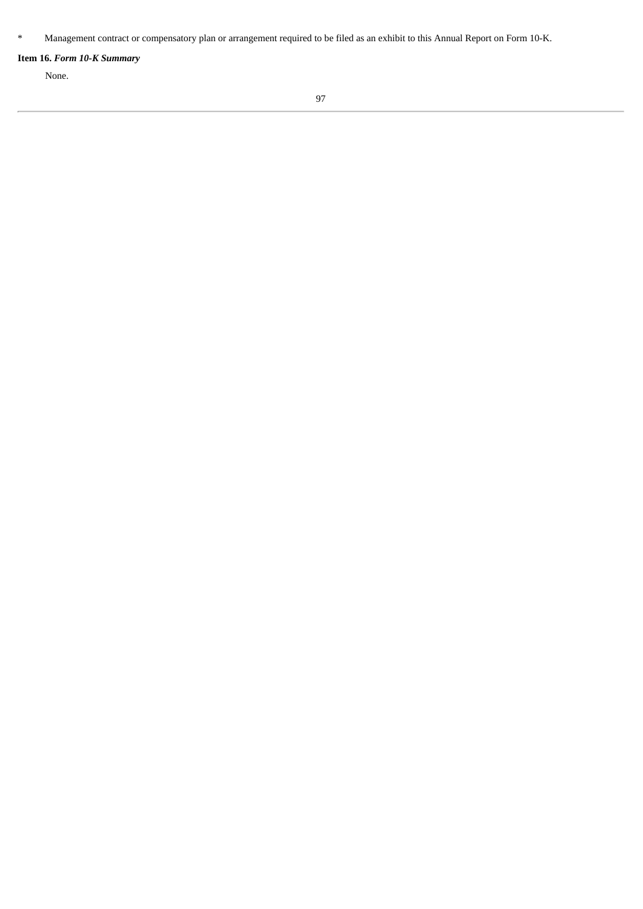* Management contract or compensatory plan or arrangement required to be filed as an exhibit to this Annual Report on Form 10-K.

**Item 16.** ***Form 10-K Summary***

None.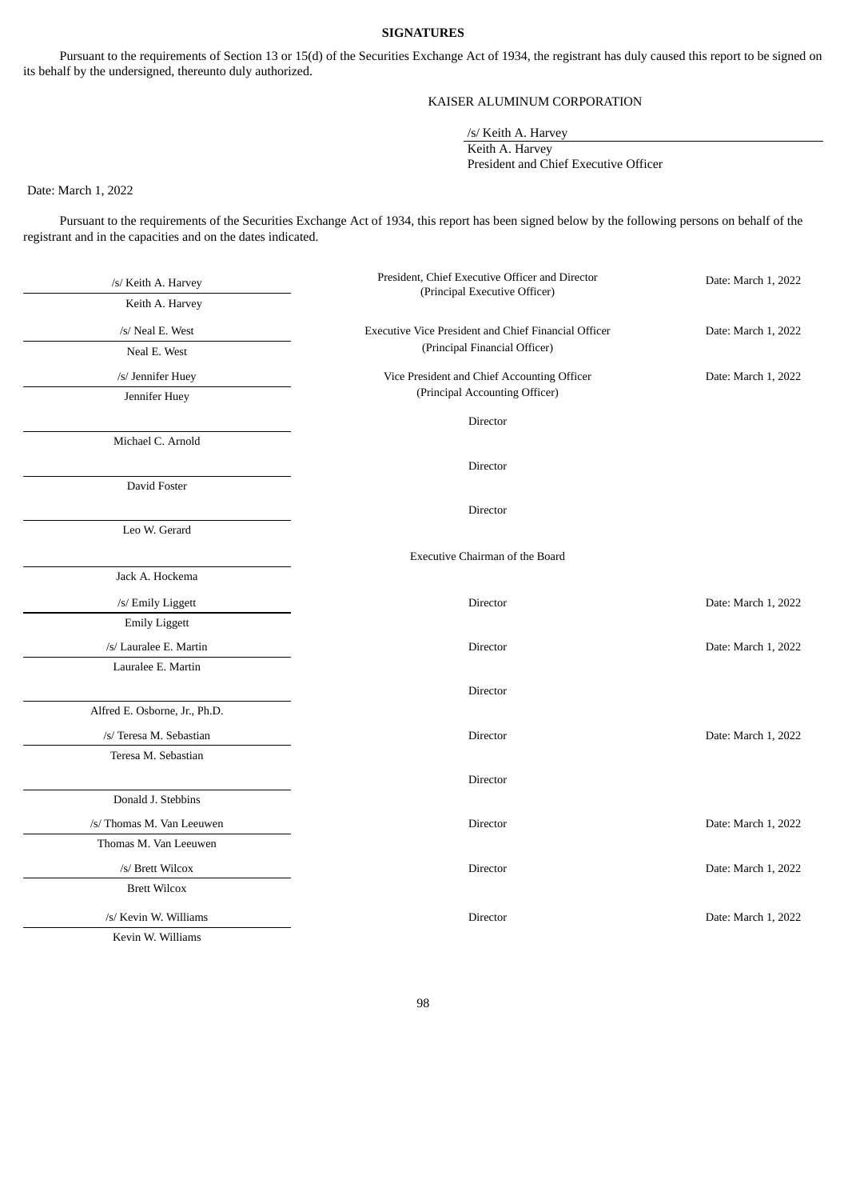**SIGNATURES**

Pursuant to the requirements of Section 13 or 15(d) of the Securities Exchange Act of 1934, the registrant has duly caused this report to be signed on its behalf by the undersigned, thereunto duly authorized.

KAISER ALUMINUM CORPORATION

/s/ Keith A. Harvey
Keith A. Harvey
President and Chief Executive Officer

Date: March 1, 2022

Pursuant to the requirements of the Securities Exchange Act of 1934, this report has been signed below by the following persons on behalf of the registrant and in the capacities and on the dates indicated.

| Signature | Title | Date |
|---|---|---|
| /s/ Keith A. Harvey<br>Keith A. Harvey | President, Chief Executive Officer and Director (Principal Executive Officer) | Date: March 1, 2022 |
| /s/ Neal E. West<br>Neal E. West | Executive Vice President and Chief Financial Officer (Principal Financial Officer) | Date: March 1, 2022 |
| /s/ Jennifer Huey<br>Jennifer Huey | Vice President and Chief Accounting Officer (Principal Accounting Officer) | Date: March 1, 2022 |
| Michael C. Arnold | Director | |
| David Foster | Director | |
| Leo W. Gerard | Director | |
| Jack A. Hockema | Executive Chairman of the Board | |
| /s/ Emily Liggett<br>Emily Liggett | Director | Date: March 1, 2022 |
| /s/ Lauralee E. Martin<br>Lauralee E. Martin | Director | Date: March 1, 2022 |
| Alfred E. Osborne, Jr., Ph.D. | Director | |
| /s/ Teresa M. Sebastian<br>Teresa M. Sebastian | Director | Date: March 1, 2022 |
| Donald J. Stebbins | Director | |
| /s/ Thomas M. Van Leeuwen<br>Thomas M. Van Leeuwen | Director | Date: March 1, 2022 |
| /s/ Brett Wilcox<br>Brett Wilcox | Director | Date: March 1, 2022 |
| /s/ Kevin W. Williams<br>Kevin W. Williams | Director | Date: March 1, 2022 |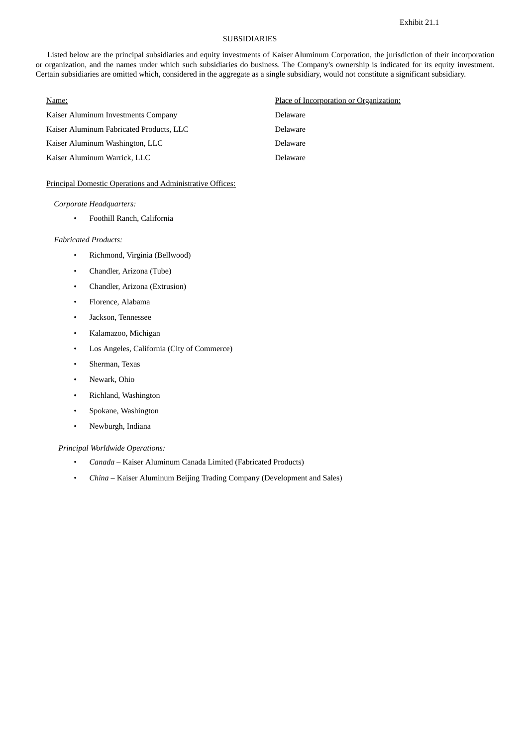Exhibit 21.1

# SUBSIDIARIES

Listed below are the principal subsidiaries and equity investments of Kaiser Aluminum Corporation, the jurisdiction of their incorporation or organization, and the names under which such subsidiaries do business. The Company's ownership is indicated for its equity investment. Certain subsidiaries are omitted which, considered in the aggregate as a single subsidiary, would not constitute a significant subsidiary.

| Name: | Place of Incorporation or Organization: |
|---|---|
| Kaiser Aluminum Investments Company | Delaware |
| Kaiser Aluminum Fabricated Products, LLC | Delaware |
| Kaiser Aluminum Washington, LLC | Delaware |
| Kaiser Aluminum Warrick, LLC | Delaware |

Principal Domestic Operations and Administrative Offices:

*Corporate Headquarters:*

- Foothill Ranch, California

*Fabricated Products:*

- Richmond, Virginia (Bellwood)
- Chandler, Arizona (Tube)
- Chandler, Arizona (Extrusion)
- Florence, Alabama
- Jackson, Tennessee
- Kalamazoo, Michigan
- Los Angeles, California (City of Commerce)
- Sherman, Texas
- Newark, Ohio
- Richland, Washington
- Spokane, Washington
- Newburgh, Indiana

*Principal Worldwide Operations:*

- *Canada* – Kaiser Aluminum Canada Limited (Fabricated Products)
- *China* – Kaiser Aluminum Beijing Trading Company (Development and Sales)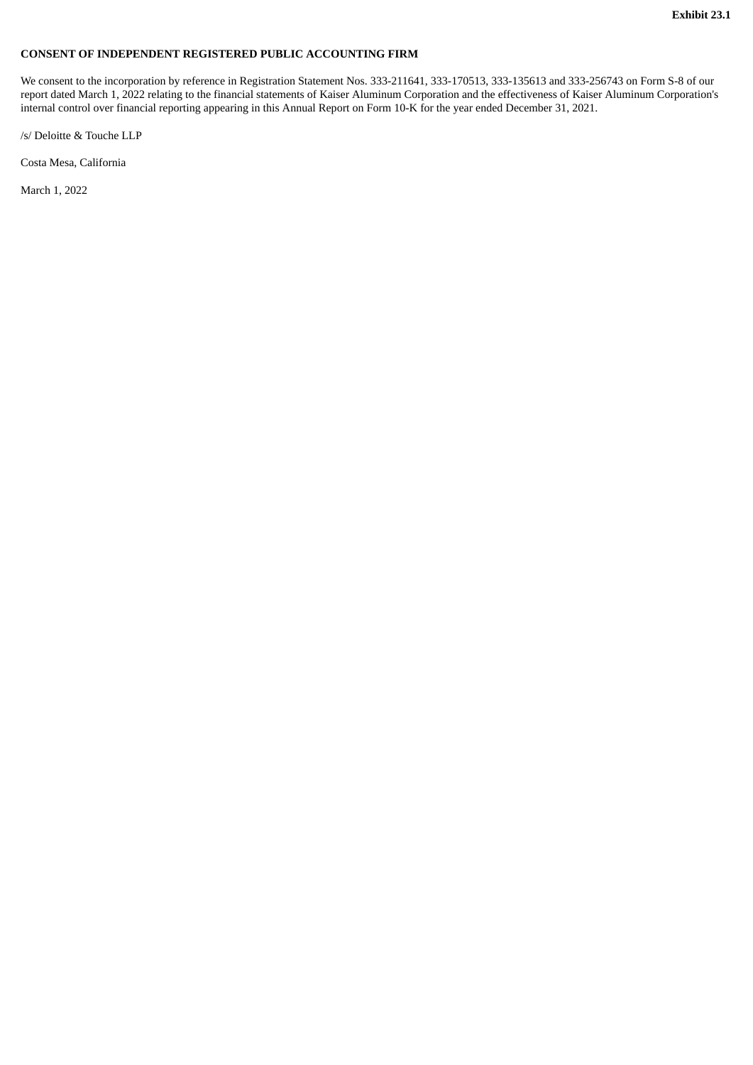**Exhibit 23.1**

**CONSENT OF INDEPENDENT REGISTERED PUBLIC ACCOUNTING FIRM**

We consent to the incorporation by reference in Registration Statement Nos. 333-211641, 333-170513, 333-135613 and 333-256743 on Form S-8 of our report dated March 1, 2022 relating to the financial statements of Kaiser Aluminum Corporation and the effectiveness of Kaiser Aluminum Corporation's internal control over financial reporting appearing in this Annual Report on Form 10-K for the year ended December 31, 2021.

/s/ Deloitte & Touche LLP

Costa Mesa, California

March 1, 2022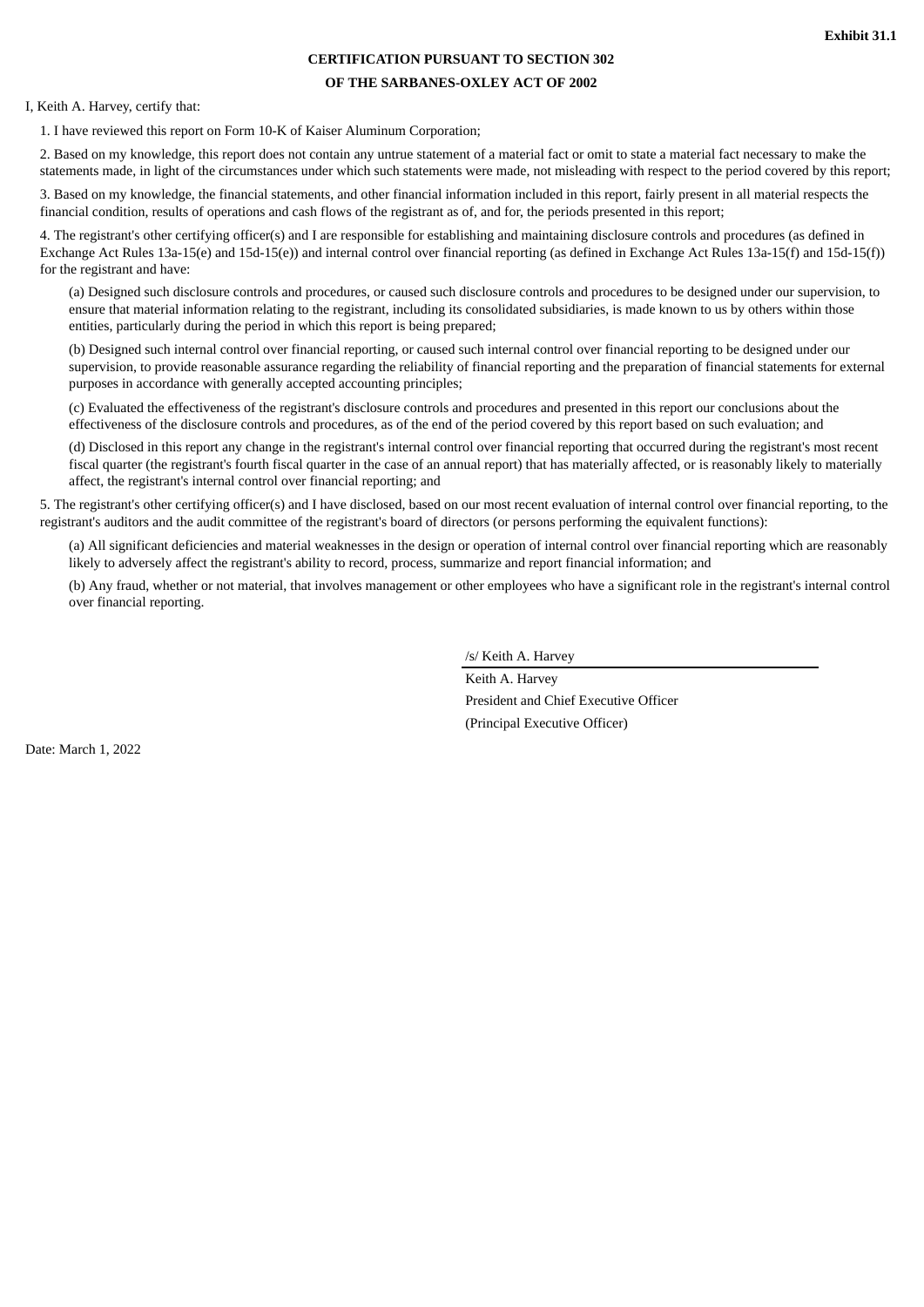**Exhibit 31.1**

**CERTIFICATION PURSUANT TO SECTION 302**

**OF THE SARBANES-OXLEY ACT OF 2002**

I, Keith A. Harvey, certify that:

1. I have reviewed this report on Form 10-K of Kaiser Aluminum Corporation;

2. Based on my knowledge, this report does not contain any untrue statement of a material fact or omit to state a material fact necessary to make the statements made, in light of the circumstances under which such statements were made, not misleading with respect to the period covered by this report;

3. Based on my knowledge, the financial statements, and other financial information included in this report, fairly present in all material respects the financial condition, results of operations and cash flows of the registrant as of, and for, the periods presented in this report;

4. The registrant's other certifying officer(s) and I are responsible for establishing and maintaining disclosure controls and procedures (as defined in Exchange Act Rules 13a-15(e) and 15d-15(e)) and internal control over financial reporting (as defined in Exchange Act Rules 13a-15(f) and 15d-15(f)) for the registrant and have:

(a) Designed such disclosure controls and procedures, or caused such disclosure controls and procedures to be designed under our supervision, to ensure that material information relating to the registrant, including its consolidated subsidiaries, is made known to us by others within those entities, particularly during the period in which this report is being prepared;

(b) Designed such internal control over financial reporting, or caused such internal control over financial reporting to be designed under our supervision, to provide reasonable assurance regarding the reliability of financial reporting and the preparation of financial statements for external purposes in accordance with generally accepted accounting principles;

(c) Evaluated the effectiveness of the registrant's disclosure controls and procedures and presented in this report our conclusions about the effectiveness of the disclosure controls and procedures, as of the end of the period covered by this report based on such evaluation; and

(d) Disclosed in this report any change in the registrant's internal control over financial reporting that occurred during the registrant's most recent fiscal quarter (the registrant's fourth fiscal quarter in the case of an annual report) that has materially affected, or is reasonably likely to materially affect, the registrant's internal control over financial reporting; and

5. The registrant's other certifying officer(s) and I have disclosed, based on our most recent evaluation of internal control over financial reporting, to the registrant's auditors and the audit committee of the registrant's board of directors (or persons performing the equivalent functions):

(a) All significant deficiencies and material weaknesses in the design or operation of internal control over financial reporting which are reasonably likely to adversely affect the registrant's ability to record, process, summarize and report financial information; and

(b) Any fraud, whether or not material, that involves management or other employees who have a significant role in the registrant's internal control over financial reporting.

/s/ Keith A. Harvey

Keith A. Harvey

President and Chief Executive Officer

(Principal Executive Officer)

Date: March 1, 2022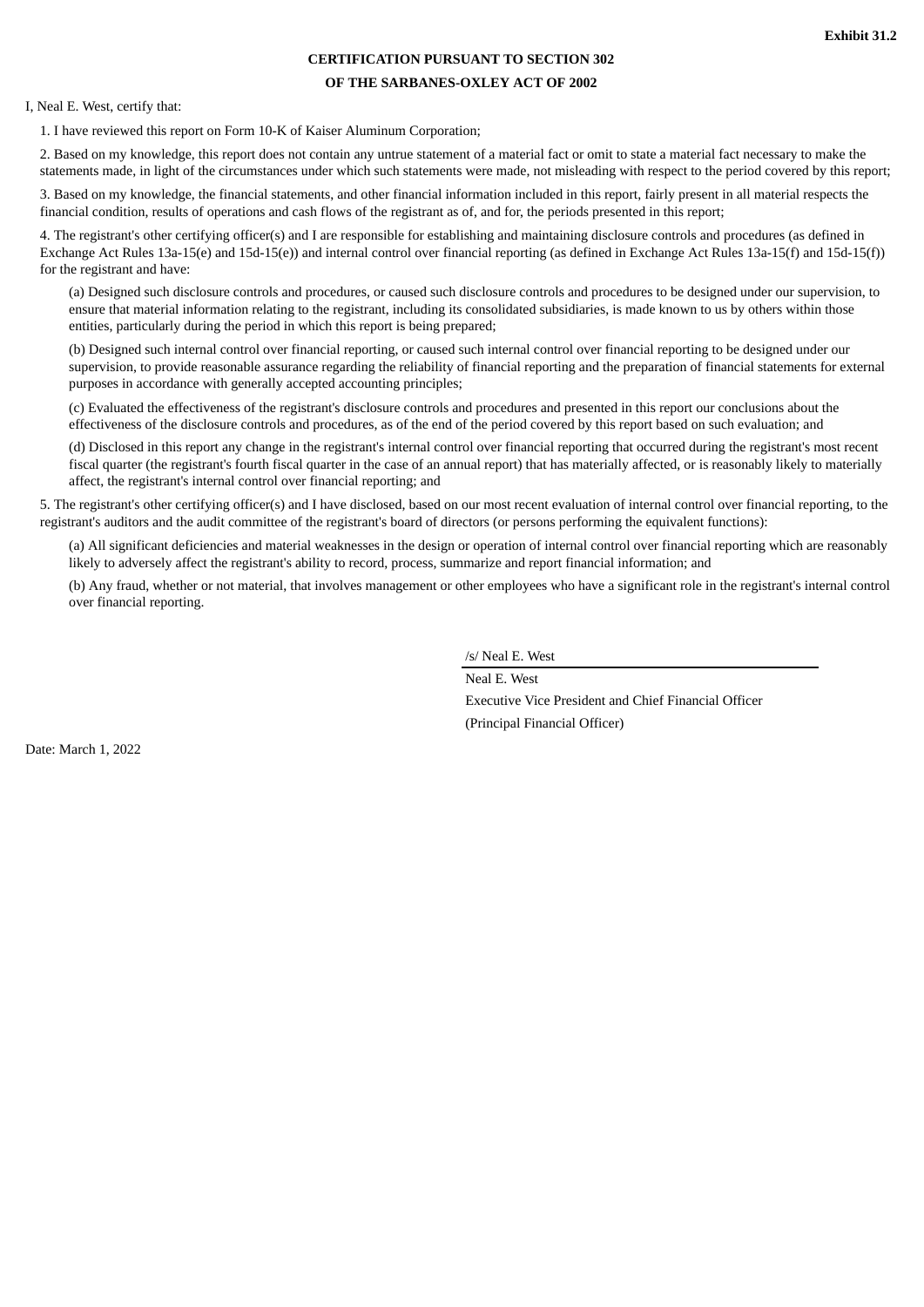**Exhibit 31.2**

**CERTIFICATION PURSUANT TO SECTION 302**

**OF THE SARBANES-OXLEY ACT OF 2002**

I, Neal E. West, certify that:

1. I have reviewed this report on Form 10-K of Kaiser Aluminum Corporation;

2. Based on my knowledge, this report does not contain any untrue statement of a material fact or omit to state a material fact necessary to make the statements made, in light of the circumstances under which such statements were made, not misleading with respect to the period covered by this report;

3. Based on my knowledge, the financial statements, and other financial information included in this report, fairly present in all material respects the financial condition, results of operations and cash flows of the registrant as of, and for, the periods presented in this report;

4. The registrant's other certifying officer(s) and I are responsible for establishing and maintaining disclosure controls and procedures (as defined in Exchange Act Rules 13a-15(e) and 15d-15(e)) and internal control over financial reporting (as defined in Exchange Act Rules 13a-15(f) and 15d-15(f)) for the registrant and have:

(a) Designed such disclosure controls and procedures, or caused such disclosure controls and procedures to be designed under our supervision, to ensure that material information relating to the registrant, including its consolidated subsidiaries, is made known to us by others within those entities, particularly during the period in which this report is being prepared;

(b) Designed such internal control over financial reporting, or caused such internal control over financial reporting to be designed under our supervision, to provide reasonable assurance regarding the reliability of financial reporting and the preparation of financial statements for external purposes in accordance with generally accepted accounting principles;

(c) Evaluated the effectiveness of the registrant's disclosure controls and procedures and presented in this report our conclusions about the effectiveness of the disclosure controls and procedures, as of the end of the period covered by this report based on such evaluation; and

(d) Disclosed in this report any change in the registrant's internal control over financial reporting that occurred during the registrant's most recent fiscal quarter (the registrant's fourth fiscal quarter in the case of an annual report) that has materially affected, or is reasonably likely to materially affect, the registrant's internal control over financial reporting; and

5. The registrant's other certifying officer(s) and I have disclosed, based on our most recent evaluation of internal control over financial reporting, to the registrant's auditors and the audit committee of the registrant's board of directors (or persons performing the equivalent functions):

(a) All significant deficiencies and material weaknesses in the design or operation of internal control over financial reporting which are reasonably likely to adversely affect the registrant's ability to record, process, summarize and report financial information; and

(b) Any fraud, whether or not material, that involves management or other employees who have a significant role in the registrant's internal control over financial reporting.

/s/ Neal E. West

Neal E. West

Executive Vice President and Chief Financial Officer

(Principal Financial Officer)

Date: March 1, 2022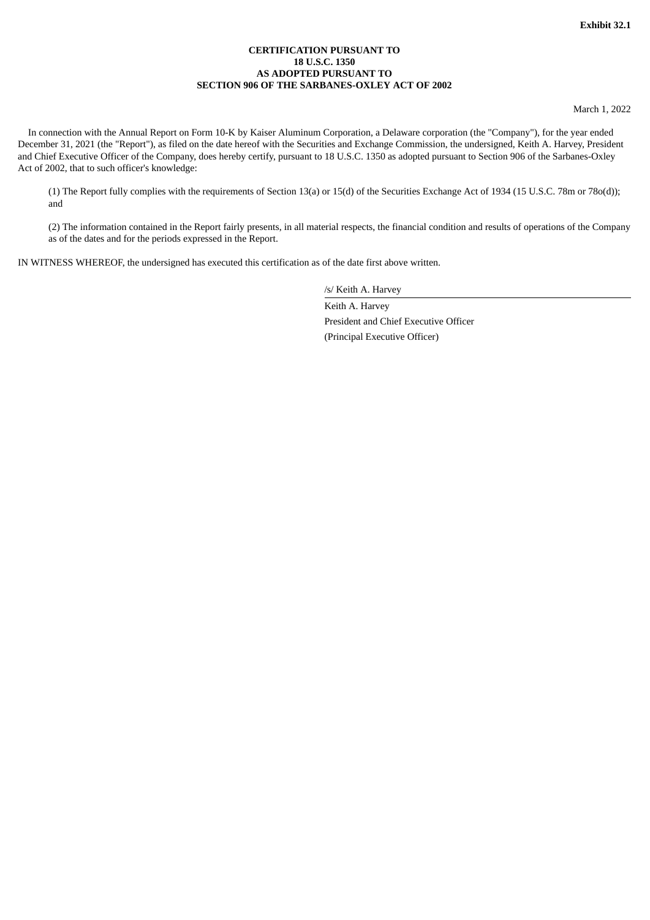**Exhibit 32.1**

**CERTIFICATION PURSUANT TO**
**18 U.S.C. 1350**
**AS ADOPTED PURSUANT TO**
**SECTION 906 OF THE SARBANES-OXLEY ACT OF 2002**

March 1, 2022

In connection with the Annual Report on Form 10-K by Kaiser Aluminum Corporation, a Delaware corporation (the "Company"), for the year ended December 31, 2021 (the "Report"), as filed on the date hereof with the Securities and Exchange Commission, the undersigned, Keith A. Harvey, President and Chief Executive Officer of the Company, does hereby certify, pursuant to 18 U.S.C. 1350 as adopted pursuant to Section 906 of the Sarbanes-Oxley Act of 2002, that to such officer's knowledge:

(1) The Report fully complies with the requirements of Section 13(a) or 15(d) of the Securities Exchange Act of 1934 (15 U.S.C. 78m or 78o(d)); and

(2) The information contained in the Report fairly presents, in all material respects, the financial condition and results of operations of the Company as of the dates and for the periods expressed in the Report.

IN WITNESS WHEREOF, the undersigned has executed this certification as of the date first above written.

/s/ Keith A. Harvey

Keith A. Harvey
President and Chief Executive Officer
(Principal Executive Officer)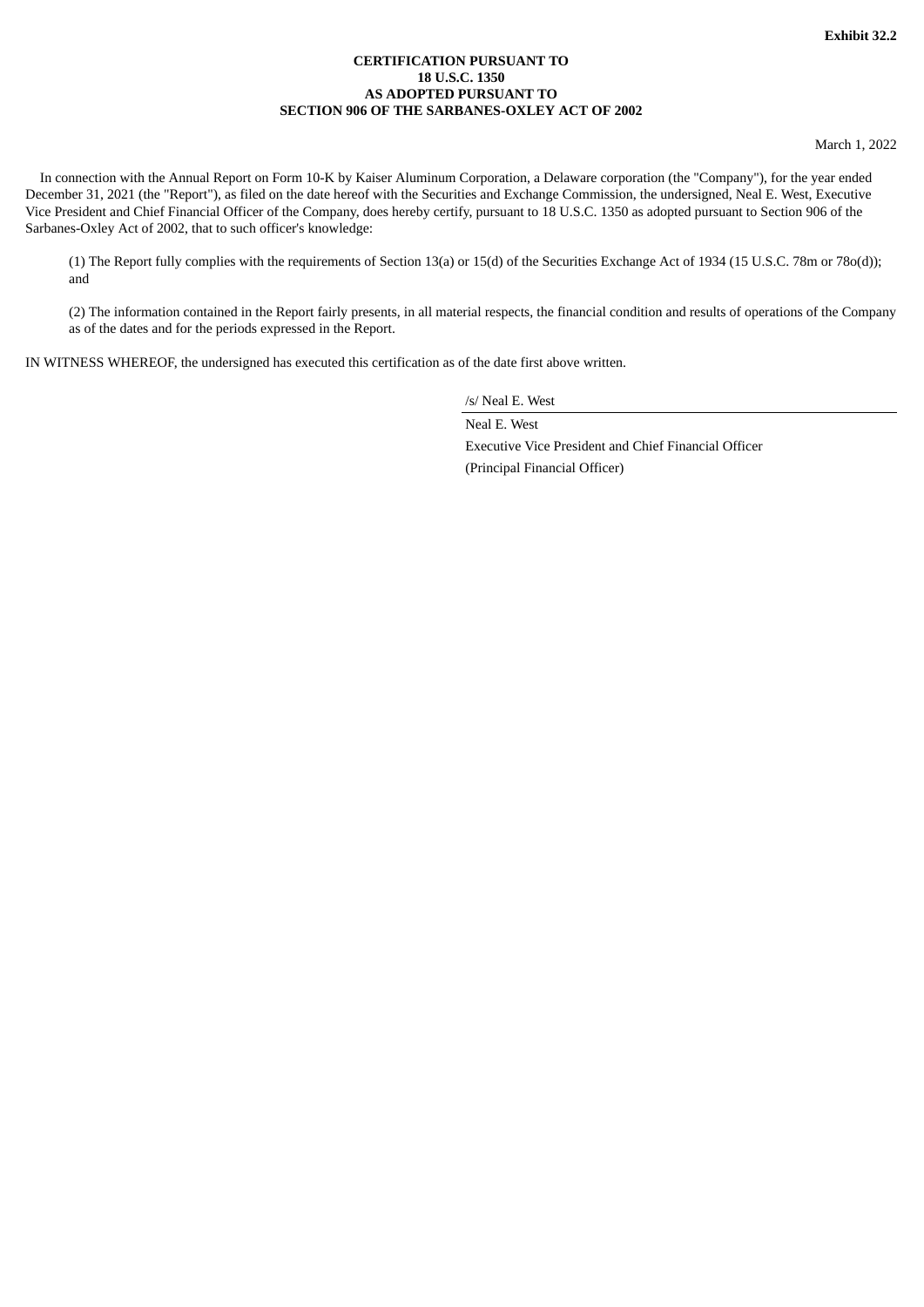**Exhibit 32.2**

**CERTIFICATION PURSUANT TO**
**18 U.S.C. 1350**
**AS ADOPTED PURSUANT TO**
**SECTION 906 OF THE SARBANES-OXLEY ACT OF 2002**

March 1, 2022

In connection with the Annual Report on Form 10-K by Kaiser Aluminum Corporation, a Delaware corporation (the "Company"), for the year ended December 31, 2021 (the "Report"), as filed on the date hereof with the Securities and Exchange Commission, the undersigned, Neal E. West, Executive Vice President and Chief Financial Officer of the Company, does hereby certify, pursuant to 18 U.S.C. 1350 as adopted pursuant to Section 906 of the Sarbanes-Oxley Act of 2002, that to such officer's knowledge:

(1) The Report fully complies with the requirements of Section 13(a) or 15(d) of the Securities Exchange Act of 1934 (15 U.S.C. 78m or 78o(d)); and

(2) The information contained in the Report fairly presents, in all material respects, the financial condition and results of operations of the Company as of the dates and for the periods expressed in the Report.

IN WITNESS WHEREOF, the undersigned has executed this certification as of the date first above written.

/s/ Neal E. West

Neal E. West
Executive Vice President and Chief Financial Officer
(Principal Financial Officer)